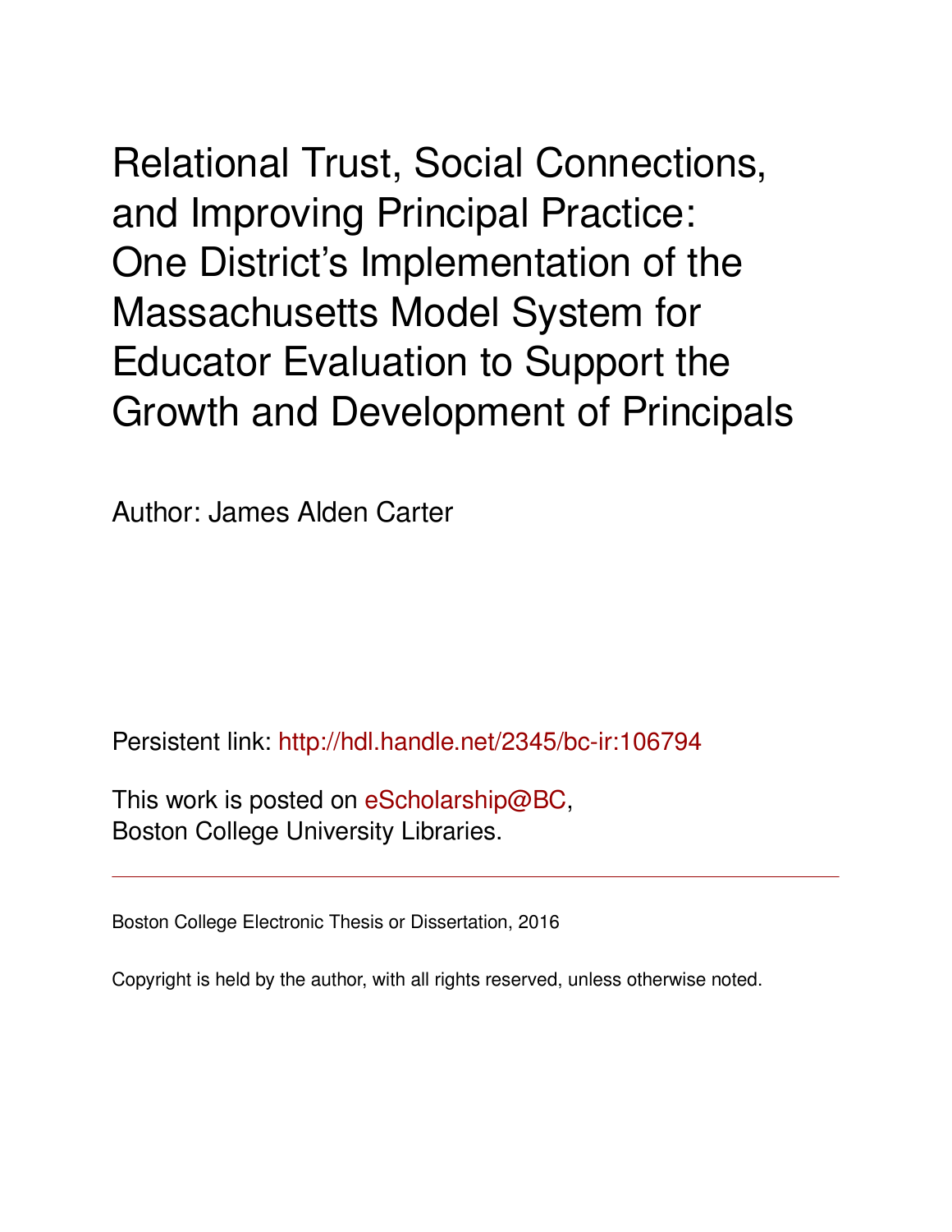# Relational Trust, Social Connections, and Improving Principal Practice: One District's Implementation of the Massachusetts Model System for Educator Evaluation to Support the Growth and Development of Principals

Author: James Alden Carter

Persistent link: http://hdl.handle.net/2345/bc-ir:106794

This work is posted on eScholarship@BC,
Boston College University Libraries.

---

Boston College Electronic Thesis or Dissertation, 2016

Copyright is held by the author, with all rights reserved, unless otherwise noted.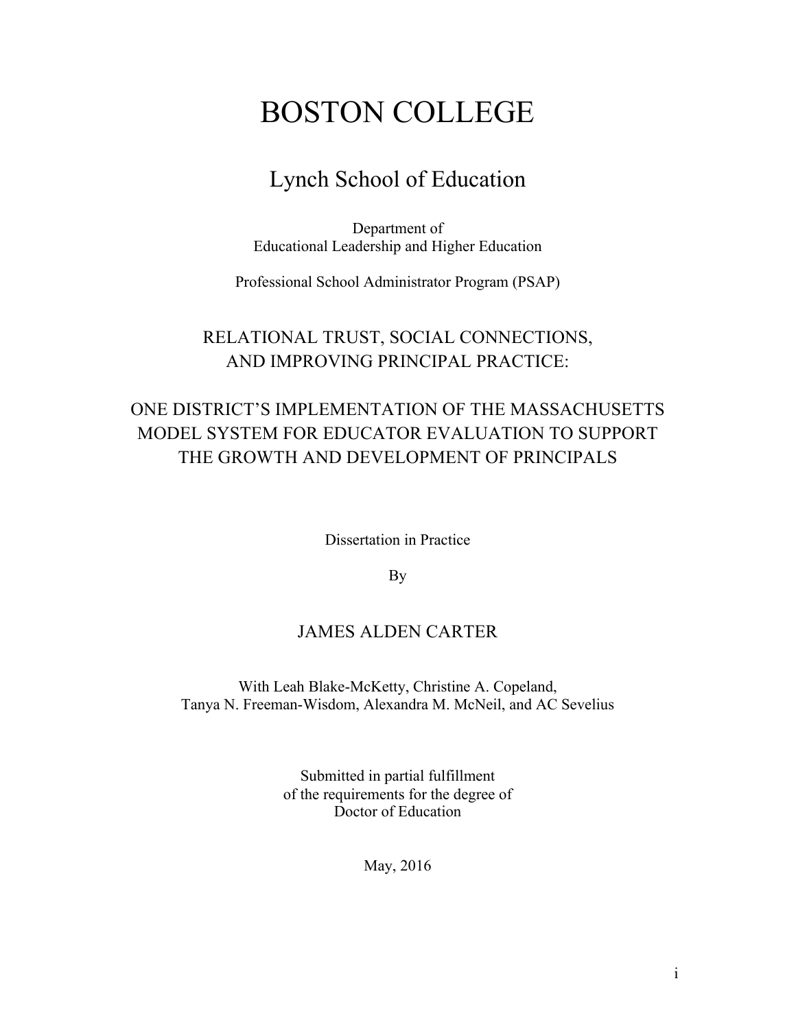# BOSTON COLLEGE

## Lynch School of Education

Department of
Educational Leadership and Higher Education

Professional School Administrator Program (PSAP)

RELATIONAL TRUST, SOCIAL CONNECTIONS,
AND IMPROVING PRINCIPAL PRACTICE:

ONE DISTRICT'S IMPLEMENTATION OF THE MASSACHUSETTS MODEL SYSTEM FOR EDUCATOR EVALUATION TO SUPPORT THE GROWTH AND DEVELOPMENT OF PRINCIPALS

Dissertation in Practice

By

JAMES ALDEN CARTER

With Leah Blake-McKetty, Christine A. Copeland,
Tanya N. Freeman-Wisdom, Alexandra M. McNeil, and AC Sevelius

Submitted in partial fulfillment
of the requirements for the degree of
Doctor of Education

May, 2016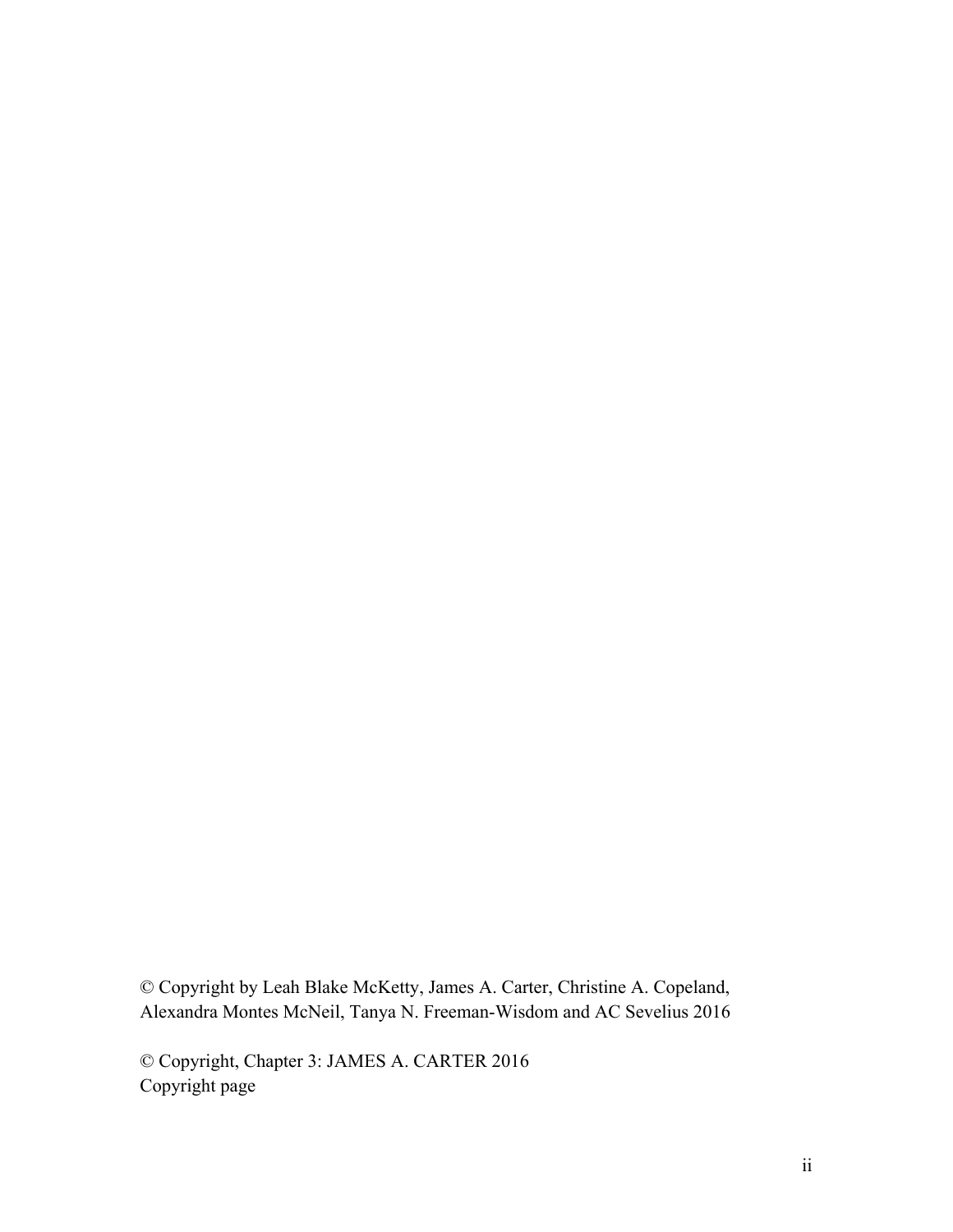© Copyright by Leah Blake McKetty, James A. Carter, Christine A. Copeland, Alexandra Montes McNeil, Tanya N. Freeman-Wisdom and AC Sevelius 2016

© Copyright, Chapter 3: JAMES A. CARTER 2016
Copyright page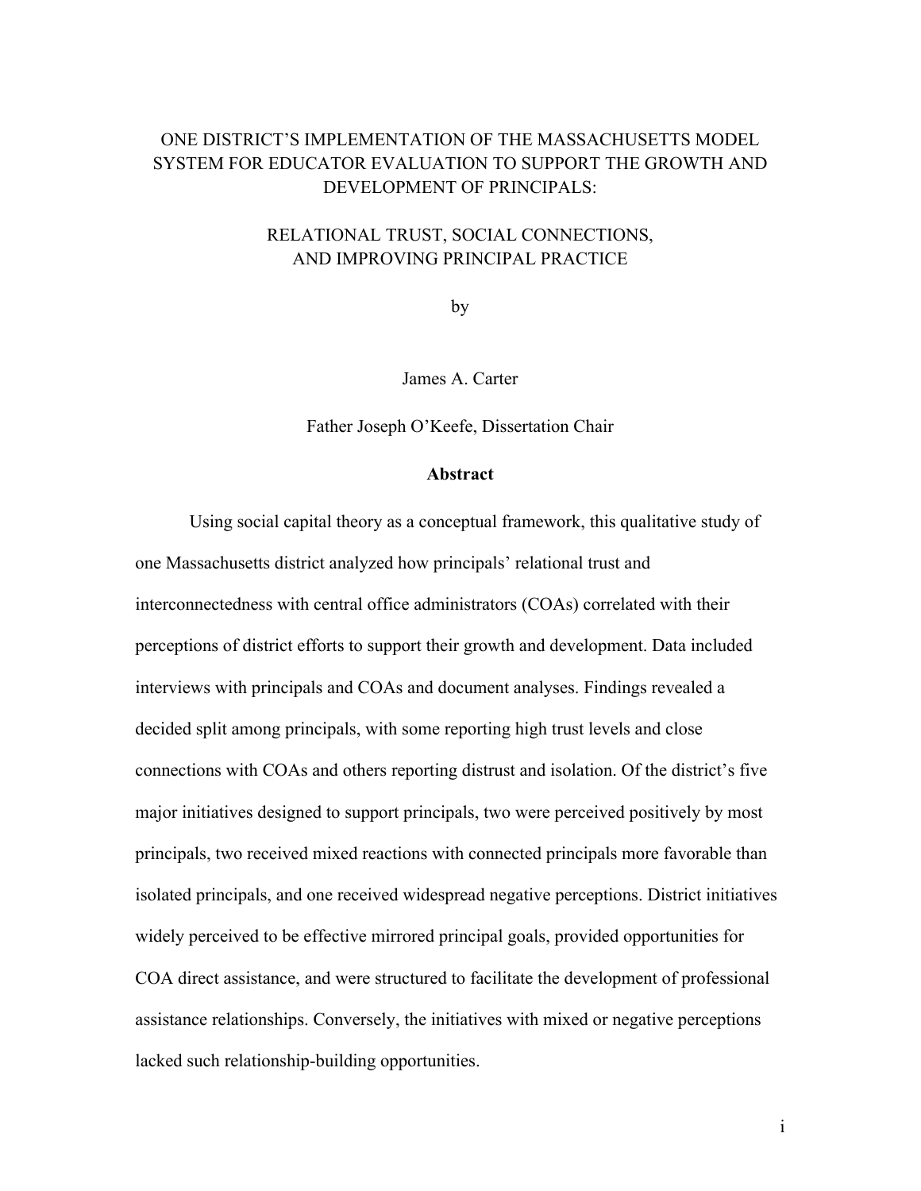ONE DISTRICT'S IMPLEMENTATION OF THE MASSACHUSETTS MODEL SYSTEM FOR EDUCATOR EVALUATION TO SUPPORT THE GROWTH AND DEVELOPMENT OF PRINCIPALS:

RELATIONAL TRUST, SOCIAL CONNECTIONS, AND IMPROVING PRINCIPAL PRACTICE

by

James A. Carter

Father Joseph O'Keefe, Dissertation Chair

## Abstract

Using social capital theory as a conceptual framework, this qualitative study of one Massachusetts district analyzed how principals' relational trust and interconnectedness with central office administrators (COAs) correlated with their perceptions of district efforts to support their growth and development. Data included interviews with principals and COAs and document analyses. Findings revealed a decided split among principals, with some reporting high trust levels and close connections with COAs and others reporting distrust and isolation. Of the district's five major initiatives designed to support principals, two were perceived positively by most principals, two received mixed reactions with connected principals more favorable than isolated principals, and one received widespread negative perceptions. District initiatives widely perceived to be effective mirrored principal goals, provided opportunities for COA direct assistance, and were structured to facilitate the development of professional assistance relationships. Conversely, the initiatives with mixed or negative perceptions lacked such relationship-building opportunities.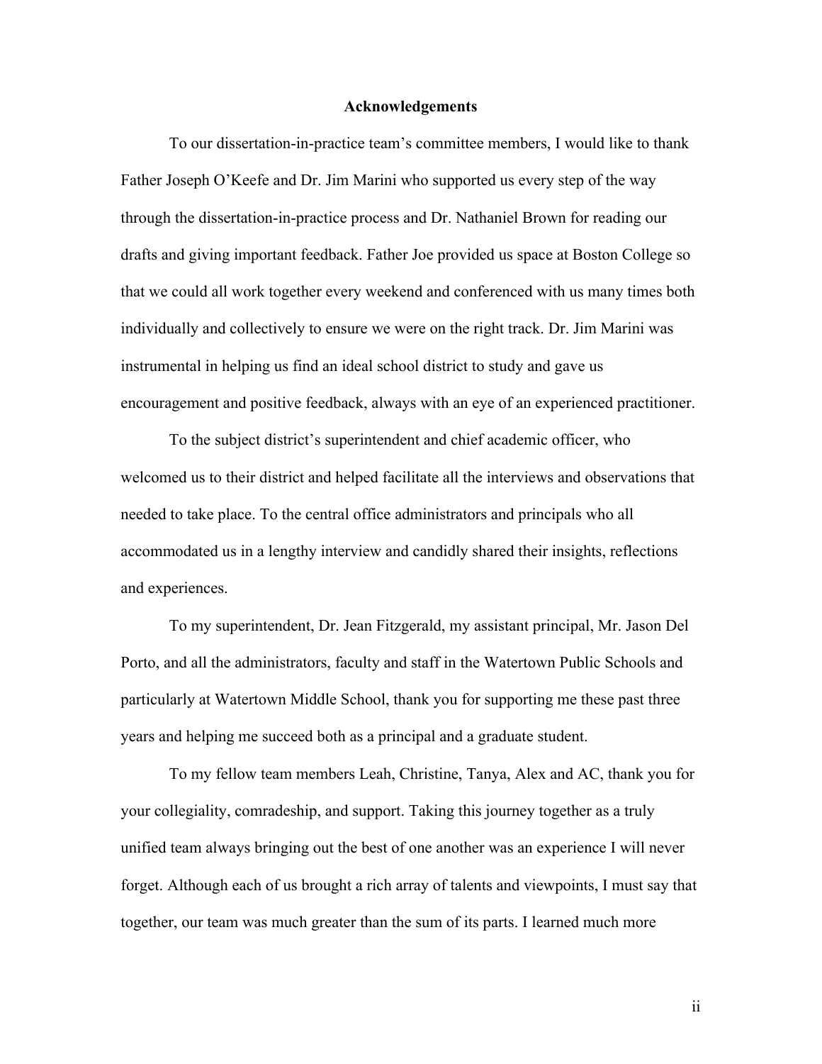## Acknowledgements

To our dissertation-in-practice team's committee members, I would like to thank Father Joseph O'Keefe and Dr. Jim Marini who supported us every step of the way through the dissertation-in-practice process and Dr. Nathaniel Brown for reading our drafts and giving important feedback. Father Joe provided us space at Boston College so that we could all work together every weekend and conferenced with us many times both individually and collectively to ensure we were on the right track. Dr. Jim Marini was instrumental in helping us find an ideal school district to study and gave us encouragement and positive feedback, always with an eye of an experienced practitioner.

To the subject district's superintendent and chief academic officer, who welcomed us to their district and helped facilitate all the interviews and observations that needed to take place. To the central office administrators and principals who all accommodated us in a lengthy interview and candidly shared their insights, reflections and experiences.

To my superintendent, Dr. Jean Fitzgerald, my assistant principal, Mr. Jason Del Porto, and all the administrators, faculty and staff in the Watertown Public Schools and particularly at Watertown Middle School, thank you for supporting me these past three years and helping me succeed both as a principal and a graduate student.

To my fellow team members Leah, Christine, Tanya, Alex and AC, thank you for your collegiality, comradeship, and support. Taking this journey together as a truly unified team always bringing out the best of one another was an experience I will never forget. Although each of us brought a rich array of talents and viewpoints, I must say that together, our team was much greater than the sum of its parts. I learned much more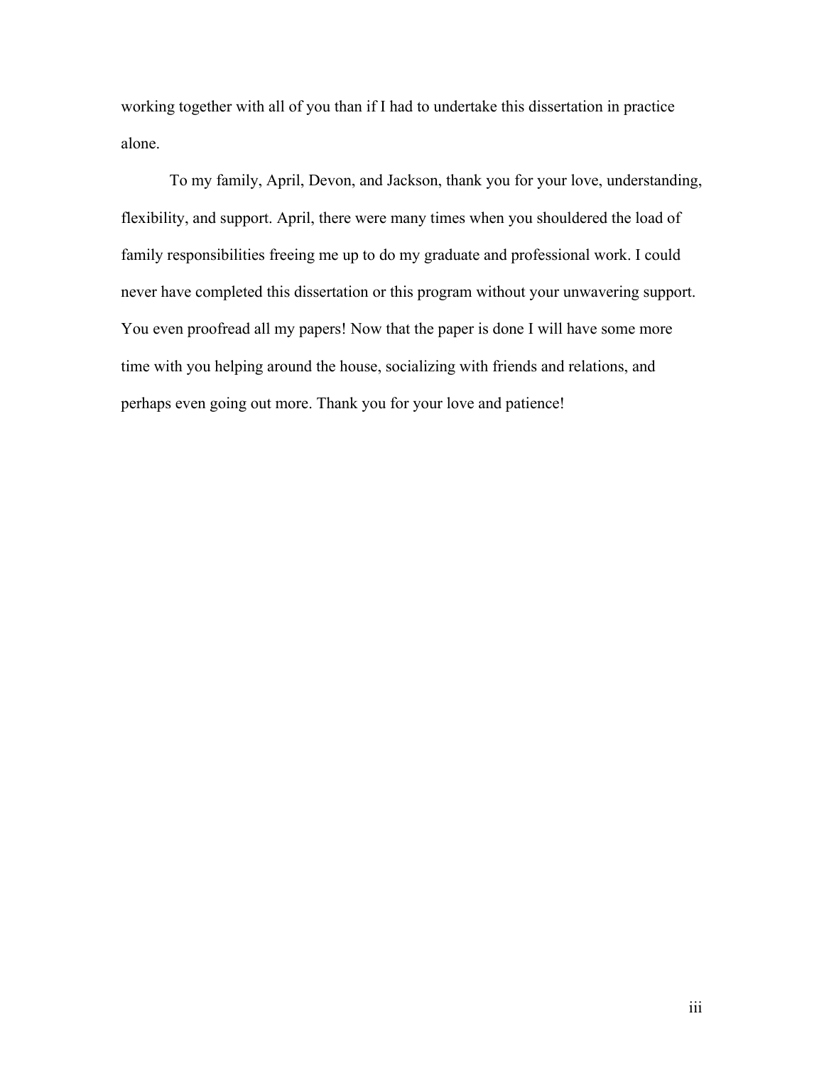working together with all of you than if I had to undertake this dissertation in practice alone.

To my family, April, Devon, and Jackson, thank you for your love, understanding, flexibility, and support. April, there were many times when you shouldered the load of family responsibilities freeing me up to do my graduate and professional work. I could never have completed this dissertation or this program without your unwavering support. You even proofread all my papers! Now that the paper is done I will have some more time with you helping around the house, socializing with friends and relations, and perhaps even going out more. Thank you for your love and patience!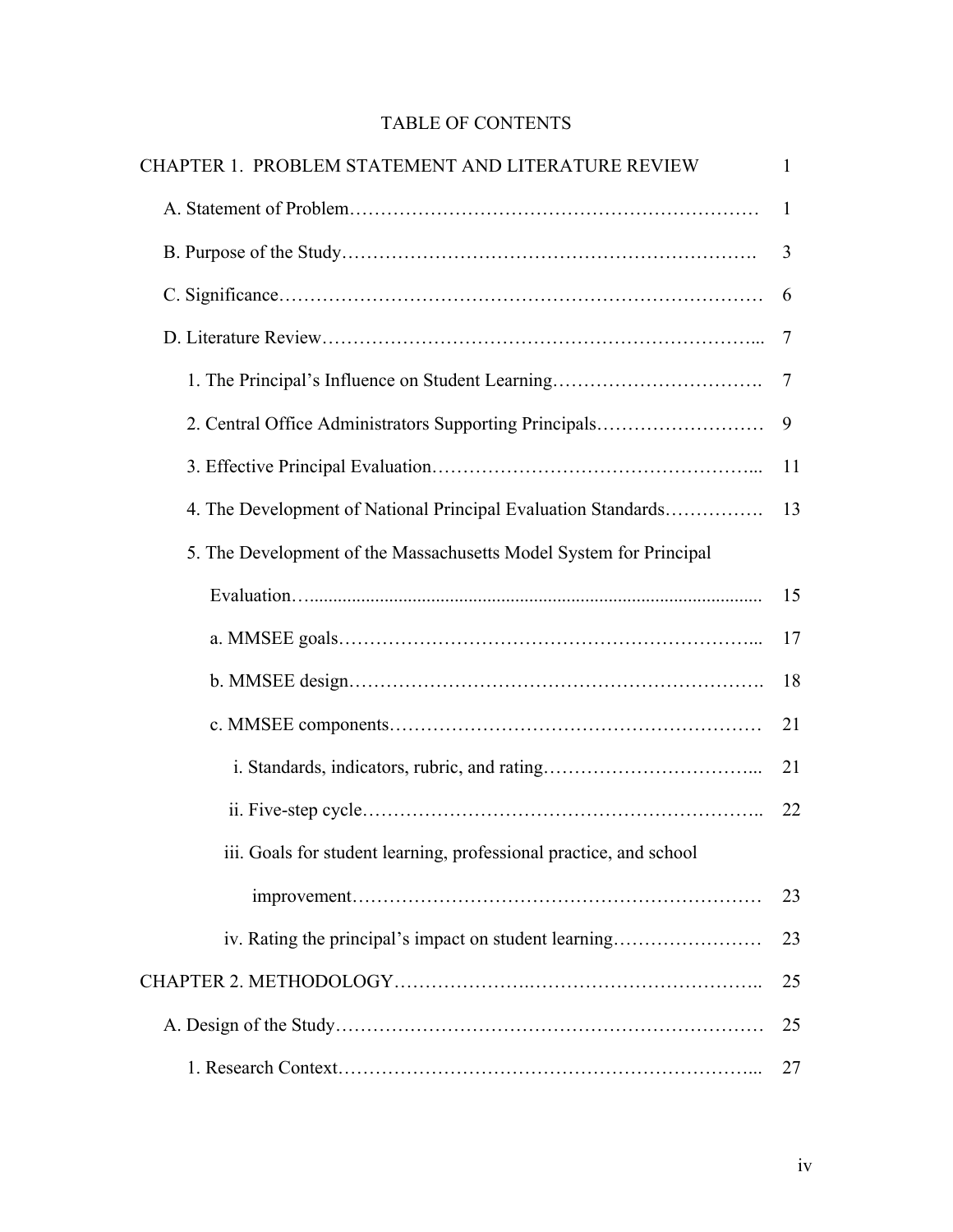# TABLE OF CONTENTS

| | |
|---|---|
| CHAPTER 1. PROBLEM STATEMENT AND LITERATURE REVIEW | 1 |
| A. Statement of Problem | 1 |
| B. Purpose of the Study | 3 |
| C. Significance | 6 |
| D. Literature Review | 7 |
| 1. The Principal's Influence on Student Learning | 7 |
| 2. Central Office Administrators Supporting Principals | 9 |
| 3. Effective Principal Evaluation | 11 |
| 4. The Development of National Principal Evaluation Standards | 13 |
| 5. The Development of the Massachusetts Model System for Principal Evaluation | 15 |
| a. MMSEE goals | 17 |
| b. MMSEE design | 18 |
| c. MMSEE components | 21 |
| i. Standards, indicators, rubric, and rating | 21 |
| ii. Five-step cycle | 22 |
| iii. Goals for student learning, professional practice, and school improvement | 23 |
| iv. Rating the principal's impact on student learning | 23 |
| CHAPTER 2. METHODOLOGY | 25 |
| A. Design of the Study | 25 |
| 1. Research Context | 27 |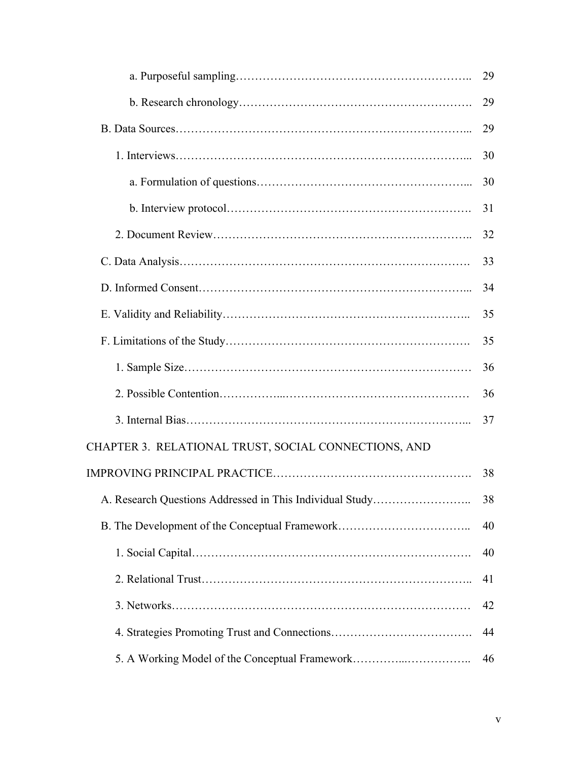a. Purposeful sampling ........................................................ 29

b. Research chronology ........................................................ 29

B. Data Sources ........................................................ 29

1. Interviews ........................................................ 30

a. Formulation of questions ........................................................ 30

b. Interview protocol ........................................................ 31

2. Document Review ........................................................ 32

C. Data Analysis ........................................................ 33

D. Informed Consent ........................................................ 34

E. Validity and Reliability ........................................................ 35

F. Limitations of the Study ........................................................ 35

1. Sample Size ........................................................ 36

2. Possible Contention ........................................................ 36

3. Internal Bias ........................................................ 37

CHAPTER 3. RELATIONAL TRUST, SOCIAL CONNECTIONS, AND IMPROVING PRINCIPAL PRACTICE ........................................................ 38

A. Research Questions Addressed in This Individual Study ........................................................ 38

B. The Development of the Conceptual Framework ........................................................ 40

1. Social Capital ........................................................ 40

2. Relational Trust ........................................................ 41

3. Networks ........................................................ 42

4. Strategies Promoting Trust and Connections ........................................................ 44

5. A Working Model of the Conceptual Framework ........................................................ 46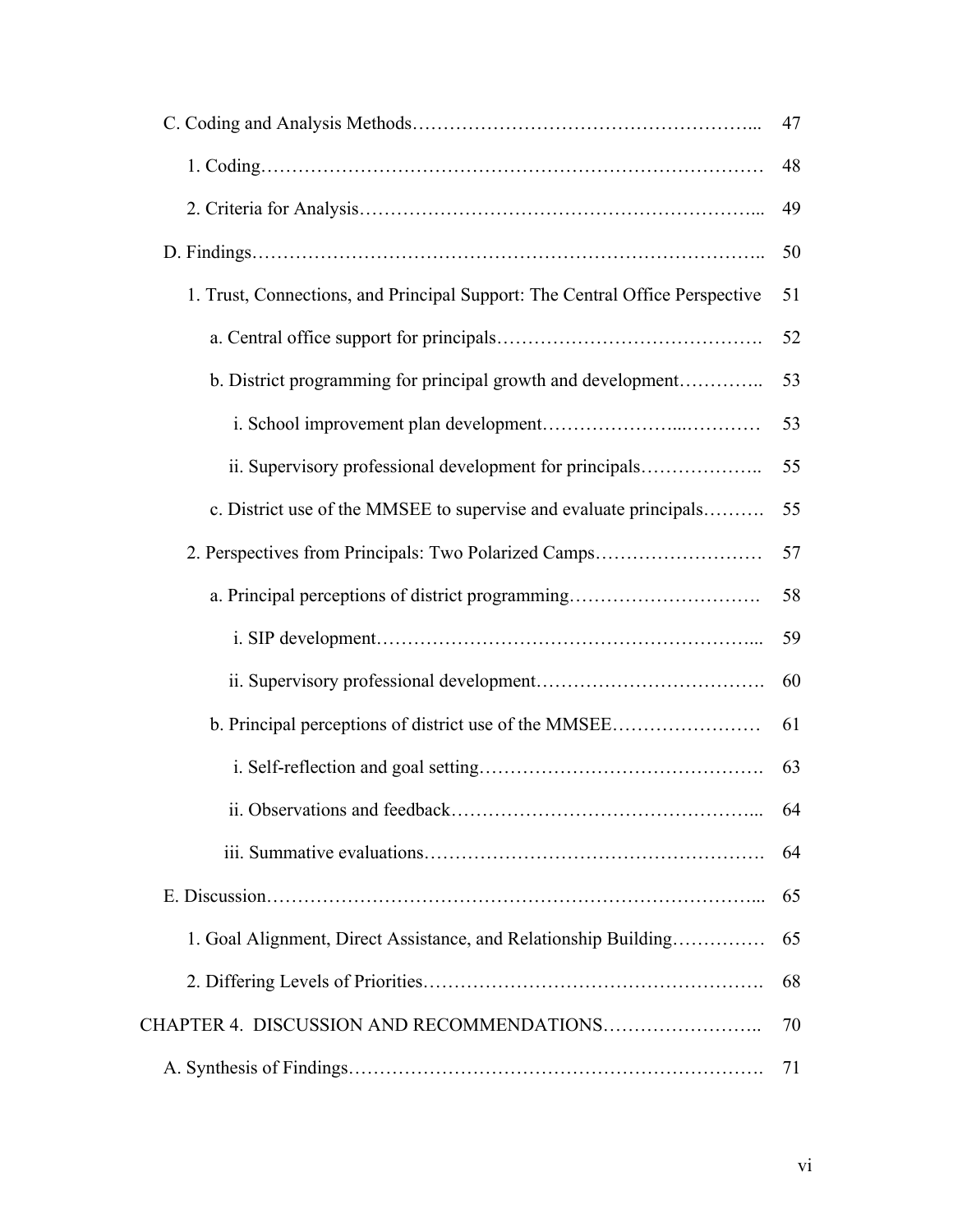C. Coding and Analysis Methods……………………………………………... 47

1. Coding……………………………………………………………………… 48

2. Criteria for Analysis……………………………………………………... 49

D. Findings………………………………………………………………….. 50

1. Trust, Connections, and Principal Support: The Central Office Perspective 51

a. Central office support for principals……………………………………. 52

b. District programming for principal growth and development………….. 53

i. School improvement plan development……………………...………… 53

ii. Supervisory professional development for principals……………….. 55

c. District use of the MMSEE to supervise and evaluate principals………. 55

2. Perspectives from Principals: Two Polarized Camps……………………… 57

a. Principal perceptions of district programming…………………………. 58

i. SIP development…………………………………………………... 59

ii. Supervisory professional development………………………………. 60

b. Principal perceptions of district use of the MMSEE…………………… 61

i. Self-reflection and goal setting………………………………………. 63

ii. Observations and feedback…………………………………………... 64

iii. Summative evaluations……………………………………………. 64

E. Discussion……………………………………………………………….... 65

1. Goal Alignment, Direct Assistance, and Relationship Building…………… 65

2. Differing Levels of Priorities………………………………………………. 68

CHAPTER 4. DISCUSSION AND RECOMMENDATIONS…………………….. 70

A. Synthesis of Findings………………………………………………………. 71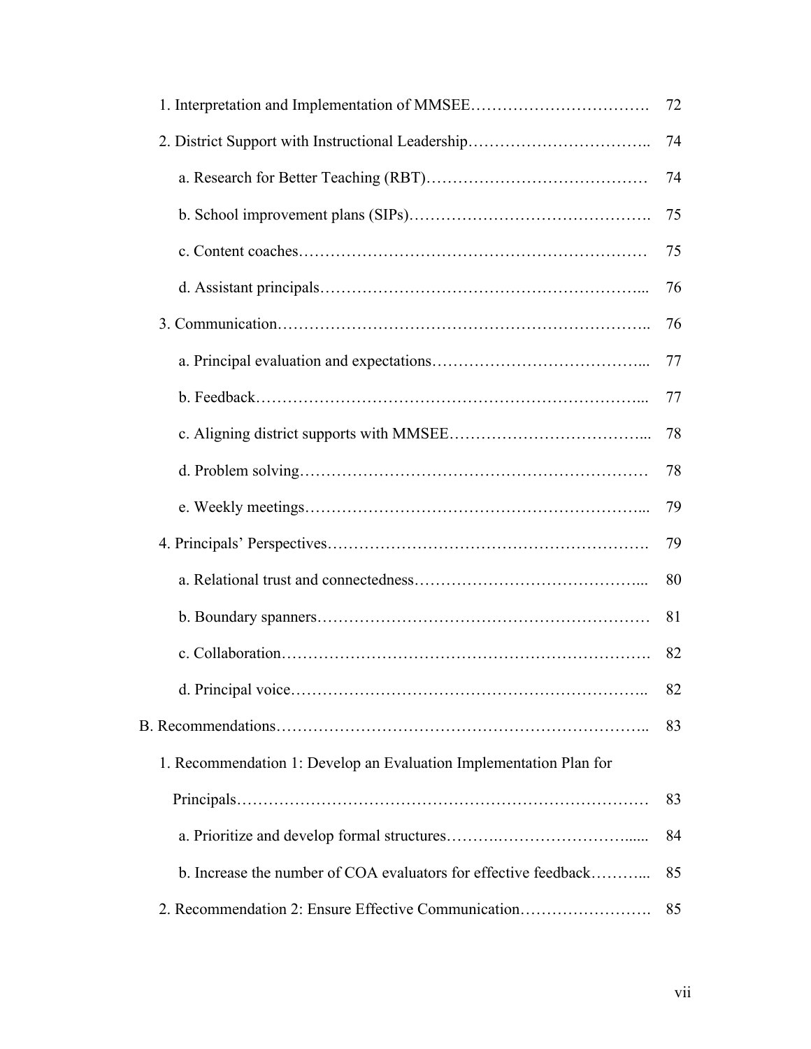1. Interpretation and Implementation of MMSEE……………………………. 72

2. District Support with Instructional Leadership…………………………….. 74

a. Research for Better Teaching (RBT)…………………………………… 74

b. School improvement plans (SIPs)………………………………………. 75

c. Content coaches………………………………………………………… 75

d. Assistant principals……………………………………………………... 76

3. Communication…………………………………………………………….. 76

a. Principal evaluation and expectations…………………………………... 77

b. Feedback……………………………………………………………….... 77

c. Aligning district supports with MMSEE……………………………….... 78

d. Problem solving………………………………………………………… 78

e. Weekly meetings……………………………………………………….... 79

4. Principals' Perspectives……………………………………………………. 79

a. Relational trust and connectedness……………………………………... 80

b. Boundary spanners……………………………………………………… 81

c. Collaboration……………………………………………………………. 82

d. Principal voice………………………………………………………….. 82

B. Recommendations…………………………………………………………….. 83

1. Recommendation 1: Develop an Evaluation Implementation Plan for Principals………………………………………………………………….…. 83

a. Prioritize and develop formal structures……….……………………....... 84

b. Increase the number of COA evaluators for effective feedback………... 85

2. Recommendation 2: Ensure Effective Communication……………………. 85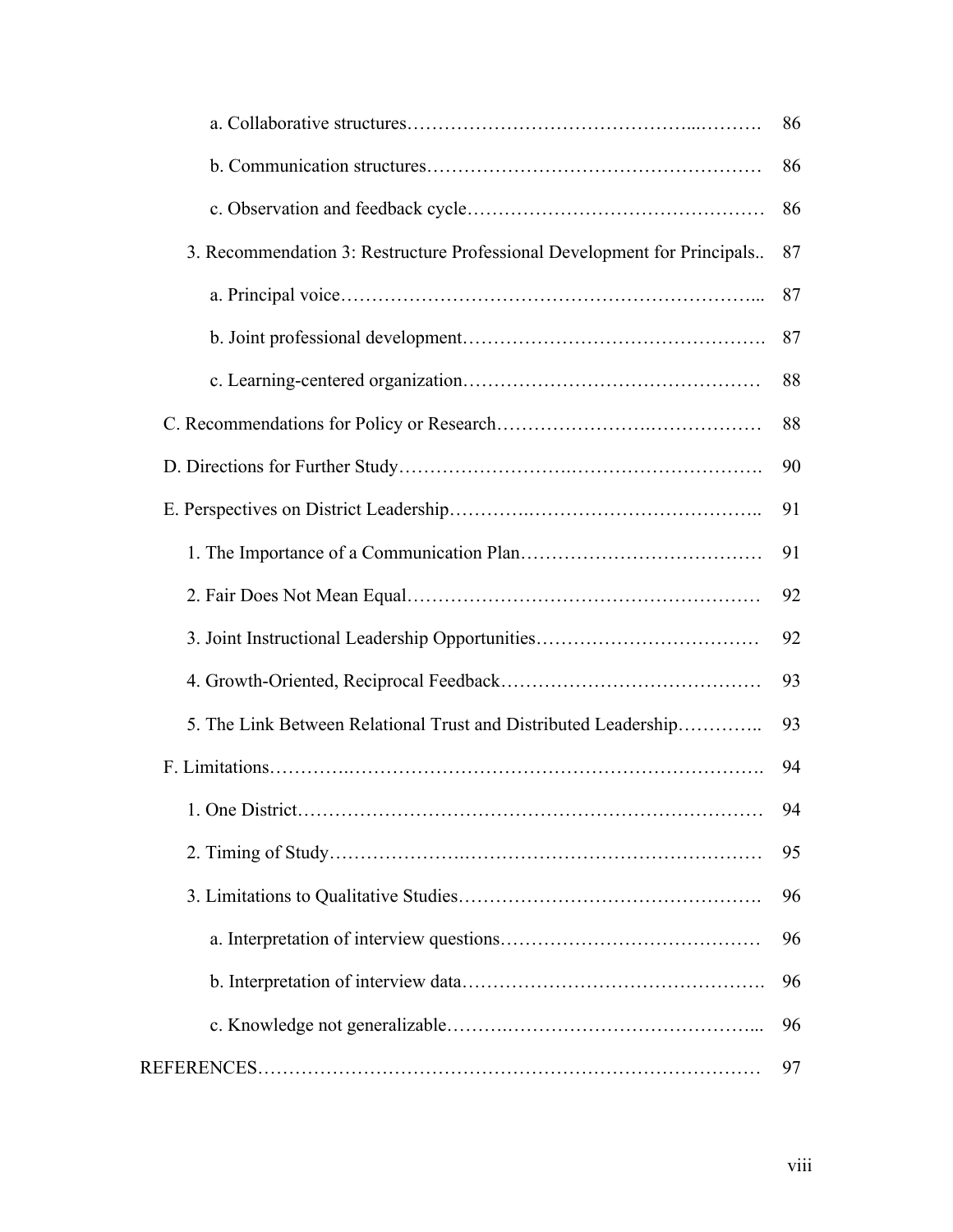| | |
|---|---|
| a. Collaborative structures | 86 |
| b. Communication structures | 86 |
| c. Observation and feedback cycle | 86 |
| 3. Recommendation 3: Restructure Professional Development for Principals | 87 |
| a. Principal voice | 87 |
| b. Joint professional development | 87 |
| c. Learning-centered organization | 88 |
| C. Recommendations for Policy or Research | 88 |
| D. Directions for Further Study | 90 |
| E. Perspectives on District Leadership | 91 |
| 1. The Importance of a Communication Plan | 91 |
| 2. Fair Does Not Mean Equal | 92 |
| 3. Joint Instructional Leadership Opportunities | 92 |
| 4. Growth-Oriented, Reciprocal Feedback | 93 |
| 5. The Link Between Relational Trust and Distributed Leadership | 93 |
| F. Limitations | 94 |
| 1. One District | 94 |
| 2. Timing of Study | 95 |
| 3. Limitations to Qualitative Studies | 96 |
| a. Interpretation of interview questions | 96 |
| b. Interpretation of interview data | 96 |
| c. Knowledge not generalizable | 96 |
| REFERENCES | 97 |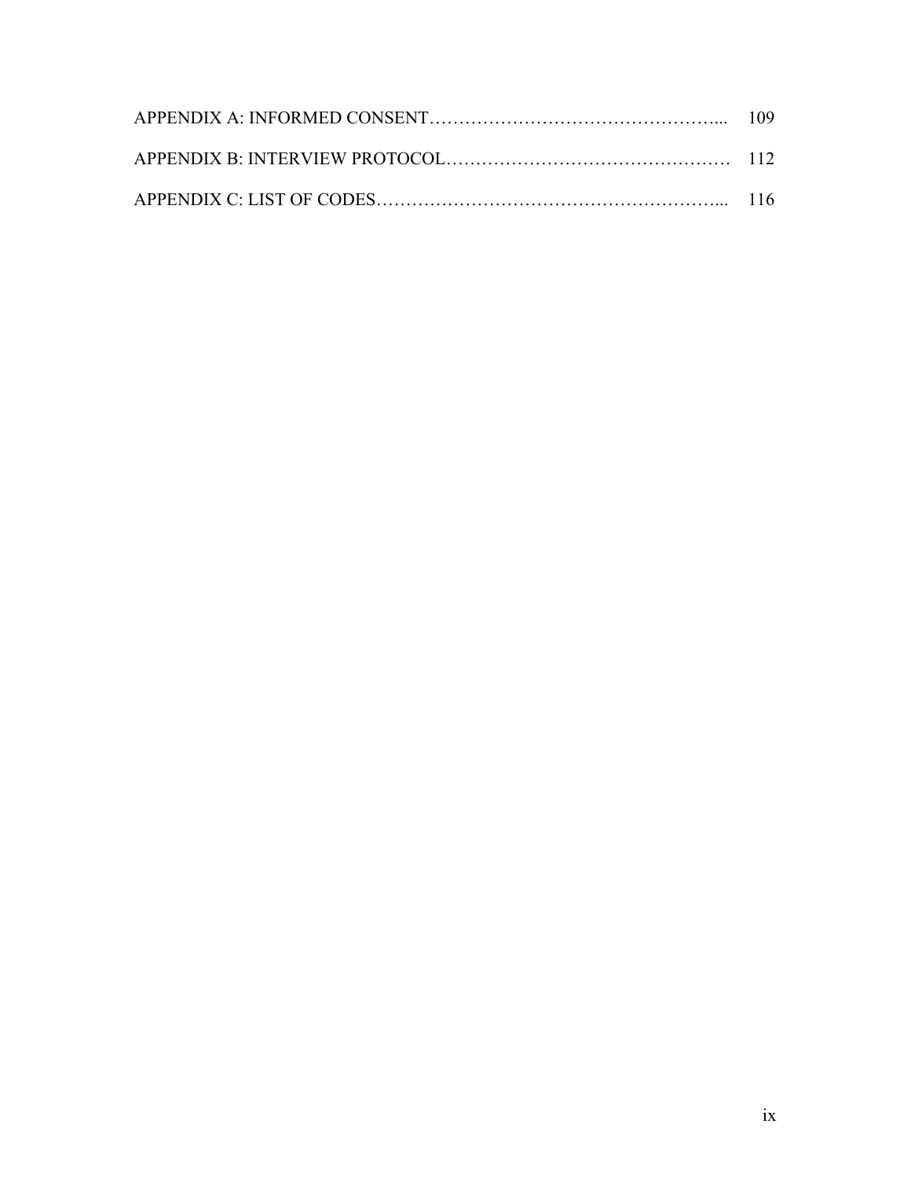APPENDIX A: INFORMED CONSENT………………………………………….... 109

APPENDIX B: INTERVIEW PROTOCOL……………………………………… 112

APPENDIX C: LIST OF CODES……………………………………………….... 116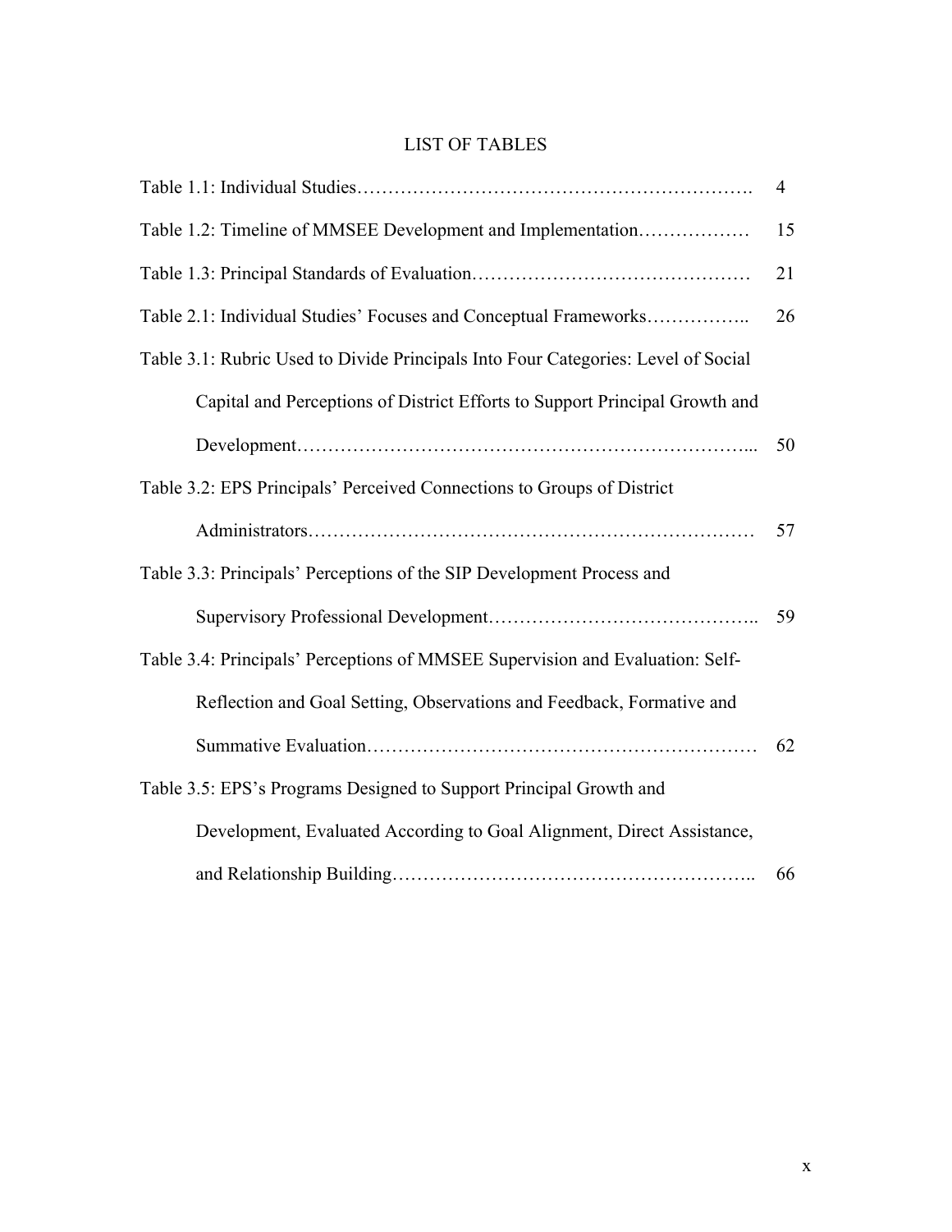# LIST OF TABLES

Table 1.1: Individual Studies……………………………………………………. 4

Table 1.2: Timeline of MMSEE Development and Implementation……………… 15

Table 1.3: Principal Standards of Evaluation……………………………………… 21

Table 2.1: Individual Studies' Focuses and Conceptual Frameworks…………….. 26

Table 3.1: Rubric Used to Divide Principals Into Four Categories: Level of Social Capital and Perceptions of District Efforts to Support Principal Growth and Development……………………………………………………………... 50

Table 3.2: EPS Principals' Perceived Connections to Groups of District Administrators…………………………………………………………… 57

Table 3.3: Principals' Perceptions of the SIP Development Process and Supervisory Professional Development………………………………….. 59

Table 3.4: Principals' Perceptions of MMSEE Supervision and Evaluation: Self-Reflection and Goal Setting, Observations and Feedback, Formative and Summative Evaluation…………………………………………………… 62

Table 3.5: EPS's Programs Designed to Support Principal Growth and Development, Evaluated According to Goal Alignment, Direct Assistance, and Relationship Building……………………………………………….. 66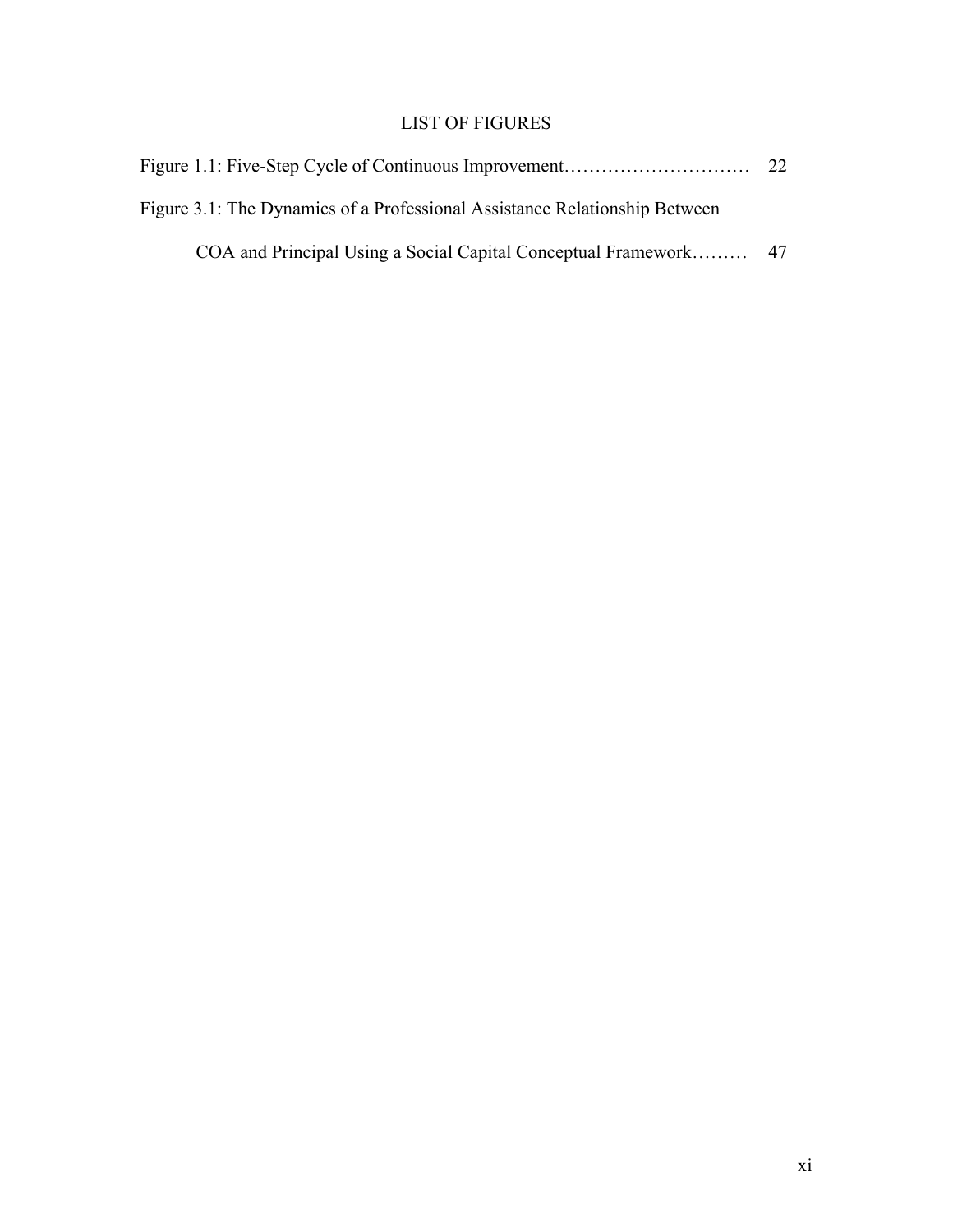# LIST OF FIGURES

Figure 1.1: Five-Step Cycle of Continuous Improvement………………………… 22

Figure 3.1: The Dynamics of a Professional Assistance Relationship Between COA and Principal Using a Social Capital Conceptual Framework……… 47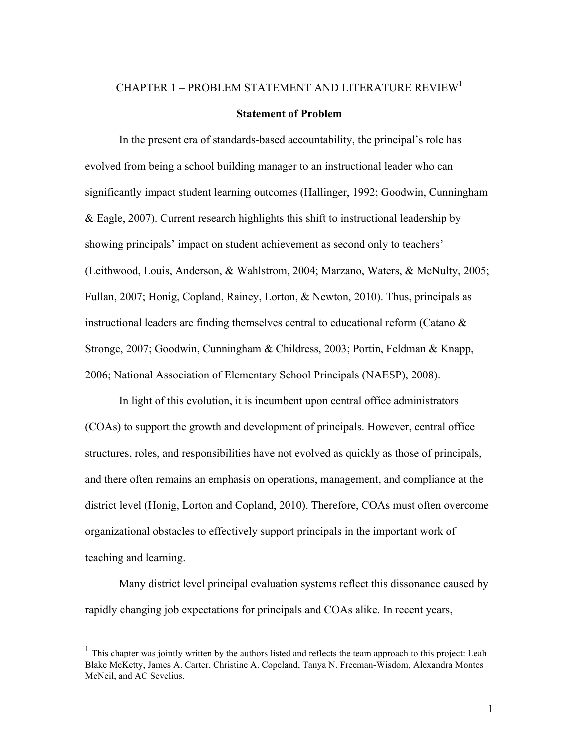# CHAPTER 1 – PROBLEM STATEMENT AND LITERATURE REVIEW[1]

## Statement of Problem

In the present era of standards-based accountability, the principal's role has evolved from being a school building manager to an instructional leader who can significantly impact student learning outcomes (Hallinger, 1992; Goodwin, Cunningham & Eagle, 2007). Current research highlights this shift to instructional leadership by showing principals' impact on student achievement as second only to teachers' (Leithwood, Louis, Anderson, & Wahlstrom, 2004; Marzano, Waters, & McNulty, 2005; Fullan, 2007; Honig, Copland, Rainey, Lorton, & Newton, 2010). Thus, principals as instructional leaders are finding themselves central to educational reform (Catano & Stronge, 2007; Goodwin, Cunningham & Childress, 2003; Portin, Feldman & Knapp, 2006; National Association of Elementary School Principals (NAESP), 2008).

In light of this evolution, it is incumbent upon central office administrators (COAs) to support the growth and development of principals. However, central office structures, roles, and responsibilities have not evolved as quickly as those of principals, and there often remains an emphasis on operations, management, and compliance at the district level (Honig, Lorton and Copland, 2010). Therefore, COAs must often overcome organizational obstacles to effectively support principals in the important work of teaching and learning.

Many district level principal evaluation systems reflect this dissonance caused by rapidly changing job expectations for principals and COAs alike. In recent years,

---

[1] This chapter was jointly written by the authors listed and reflects the team approach to this project: Leah Blake McKetty, James A. Carter, Christine A. Copeland, Tanya N. Freeman-Wisdom, Alexandra Montes McNeil, and AC Sevelius.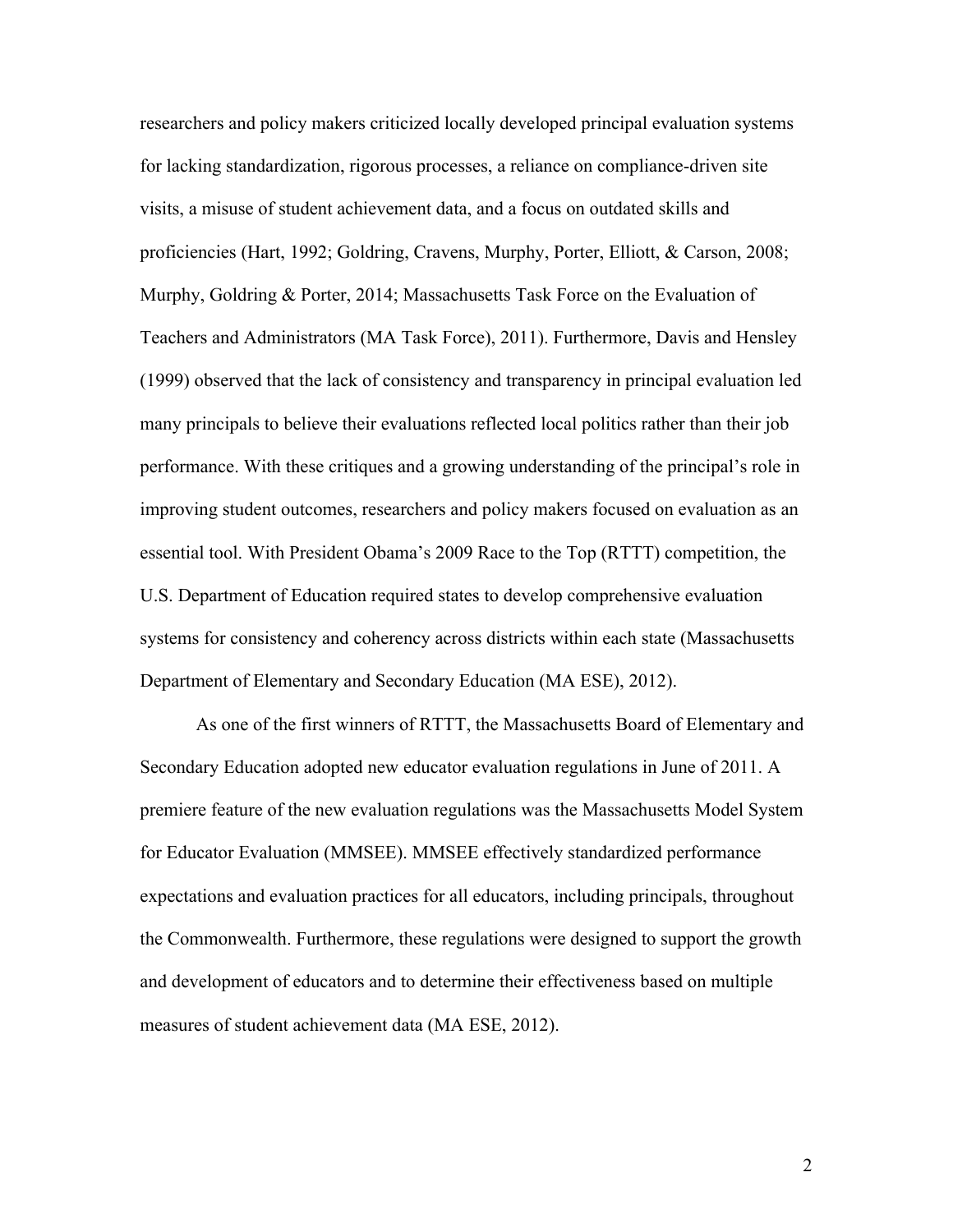researchers and policy makers criticized locally developed principal evaluation systems for lacking standardization, rigorous processes, a reliance on compliance-driven site visits, a misuse of student achievement data, and a focus on outdated skills and proficiencies (Hart, 1992; Goldring, Cravens, Murphy, Porter, Elliott, & Carson, 2008; Murphy, Goldring & Porter, 2014; Massachusetts Task Force on the Evaluation of Teachers and Administrators (MA Task Force), 2011). Furthermore, Davis and Hensley (1999) observed that the lack of consistency and transparency in principal evaluation led many principals to believe their evaluations reflected local politics rather than their job performance. With these critiques and a growing understanding of the principal's role in improving student outcomes, researchers and policy makers focused on evaluation as an essential tool. With President Obama's 2009 Race to the Top (RTTT) competition, the U.S. Department of Education required states to develop comprehensive evaluation systems for consistency and coherency across districts within each state (Massachusetts Department of Elementary and Secondary Education (MA ESE), 2012).

As one of the first winners of RTTT, the Massachusetts Board of Elementary and Secondary Education adopted new educator evaluation regulations in June of 2011. A premiere feature of the new evaluation regulations was the Massachusetts Model System for Educator Evaluation (MMSEE). MMSEE effectively standardized performance expectations and evaluation practices for all educators, including principals, throughout the Commonwealth. Furthermore, these regulations were designed to support the growth and development of educators and to determine their effectiveness based on multiple measures of student achievement data (MA ESE, 2012).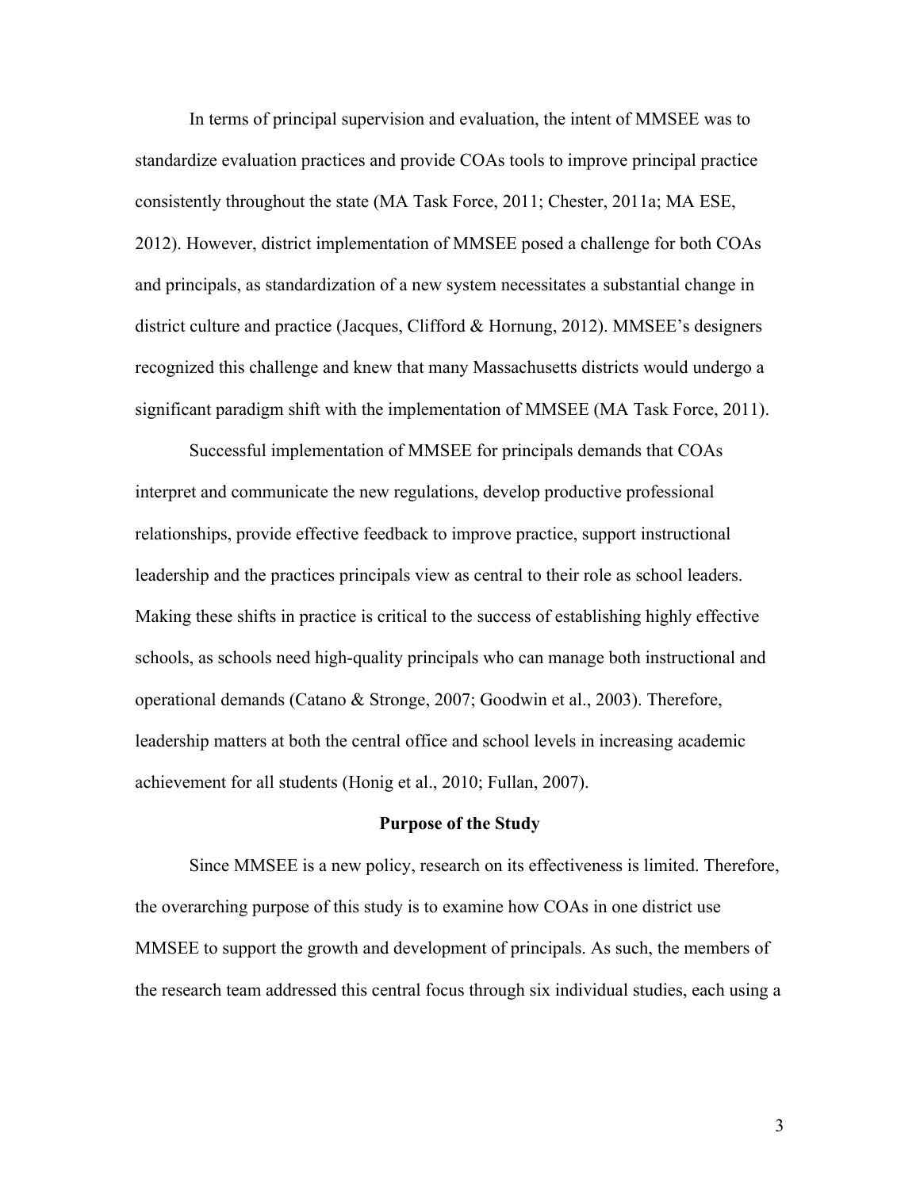In terms of principal supervision and evaluation, the intent of MMSEE was to standardize evaluation practices and provide COAs tools to improve principal practice consistently throughout the state (MA Task Force, 2011; Chester, 2011a; MA ESE, 2012). However, district implementation of MMSEE posed a challenge for both COAs and principals, as standardization of a new system necessitates a substantial change in district culture and practice (Jacques, Clifford & Hornung, 2012). MMSEE's designers recognized this challenge and knew that many Massachusetts districts would undergo a significant paradigm shift with the implementation of MMSEE (MA Task Force, 2011).

Successful implementation of MMSEE for principals demands that COAs interpret and communicate the new regulations, develop productive professional relationships, provide effective feedback to improve practice, support instructional leadership and the practices principals view as central to their role as school leaders. Making these shifts in practice is critical to the success of establishing highly effective schools, as schools need high-quality principals who can manage both instructional and operational demands (Catano & Stronge, 2007; Goodwin et al., 2003). Therefore, leadership matters at both the central office and school levels in increasing academic achievement for all students (Honig et al., 2010; Fullan, 2007).

## Purpose of the Study

Since MMSEE is a new policy, research on its effectiveness is limited. Therefore, the overarching purpose of this study is to examine how COAs in one district use MMSEE to support the growth and development of principals. As such, the members of the research team addressed this central focus through six individual studies, each using a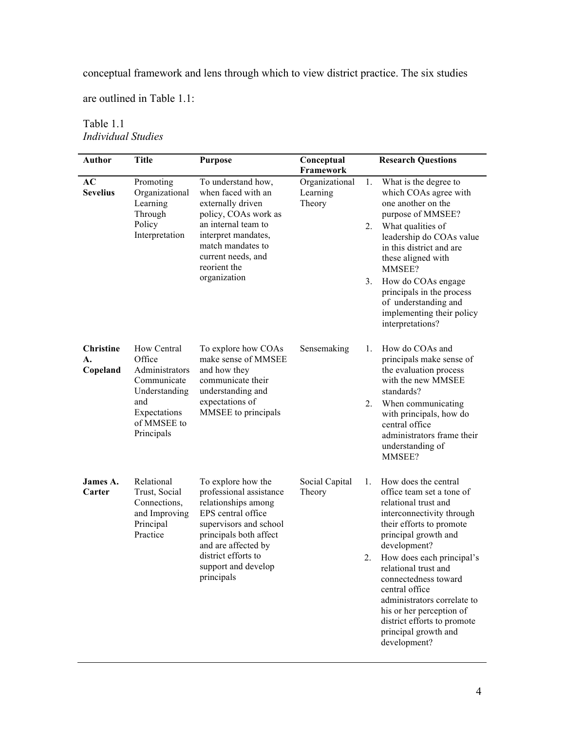conceptual framework and lens through which to view district practice. The six studies are outlined in Table 1.1:

Table 1.1
*Individual Studies*

| Author | Title | Purpose | Conceptual Framework | Research Questions |
|---|---|---|---|---|
| **AC Sevelius** | Promoting Organizational Learning Through Policy Interpretation | To understand how, when faced with an externally driven policy, COAs work as an internal team to interpret mandates, match mandates to current needs, and reorient the organization | Organizational Learning Theory | 1. What is the degree to which COAs agree with one another on the purpose of MMSEE? 2. What qualities of leadership do COAs value in this district and are these aligned with MMSEE? 3. How do COAs engage principals in the process of understanding and implementing their policy interpretations? |
| **Christine A. Copeland** | How Central Office Administrators Communicate Understanding and Expectations of MMSEE to Principals | To explore how COAs make sense of MMSEE and how they communicate their understanding and expectations of MMSEE to principals | Sensemaking | 1. How do COAs and principals make sense of the evaluation process with the new MMSEE standards? 2. When communicating with principals, how do central office administrators frame their understanding of MMSEE? |
| **James A. Carter** | Relational Trust, Social Connections, and Improving Principal Practice | To explore how the professional assistance relationships among EPS central office supervisors and school principals both affect and are affected by district efforts to support and develop principals | Social Capital Theory | 1. How does the central office team set a tone of relational trust and interconnectivity through their efforts to promote principal growth and development? 2. How does each principal's relational trust and connectedness toward central office administrators correlate to his or her perception of district efforts to promote principal growth and development? |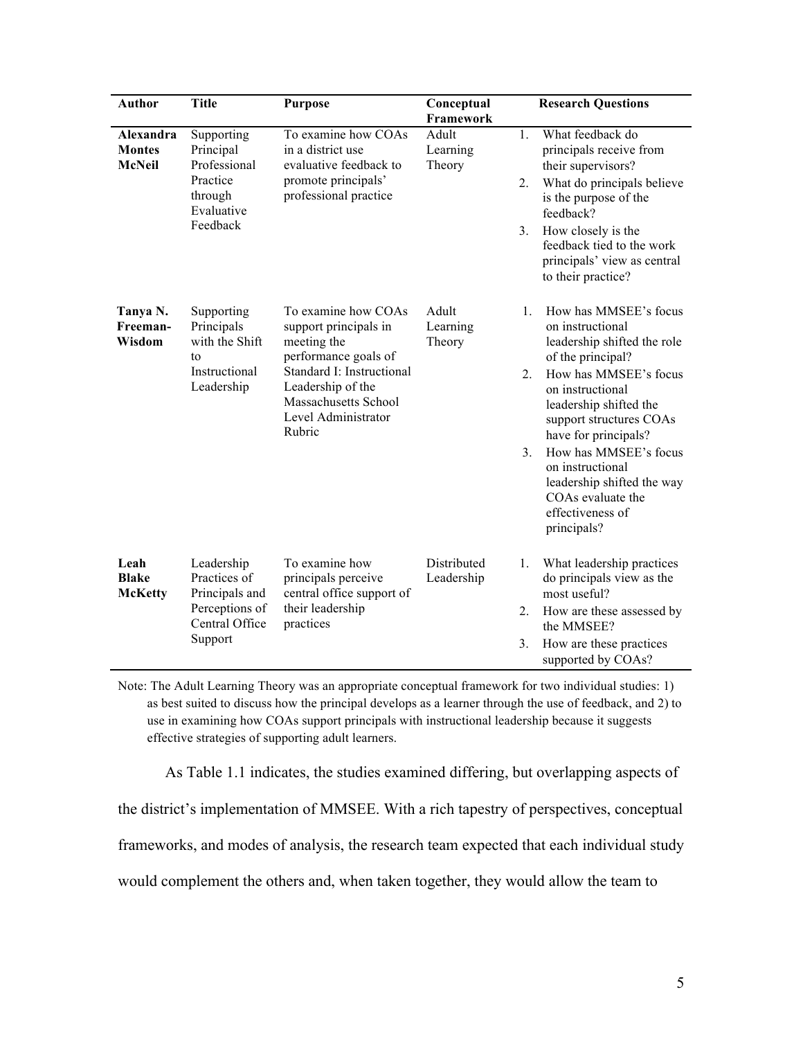| Author | Title | Purpose | Conceptual Framework | Research Questions |
|---|---|---|---|---|
| **Alexandra Montes McNeil** | Supporting Principal Professional Practice through Evaluative Feedback | To examine how COAs in a district use evaluative feedback to promote principals' professional practice | Adult Learning Theory | 1. What feedback do principals receive from their supervisors? 2. What do principals believe is the purpose of the feedback? 3. How closely is the feedback tied to the work principals' view as central to their practice? |
| **Tanya N. Freeman-Wisdom** | Supporting Principals with the Shift to Instructional Leadership | To examine how COAs support principals in meeting the performance goals of Standard I: Instructional Leadership of the Massachusetts School Level Administrator Rubric | Adult Learning Theory | 1. How has MMSEE's focus on instructional leadership shifted the role of the principal? 2. How has MMSEE's focus on instructional leadership shifted the support structures COAs have for principals? 3. How has MMSEE's focus on instructional leadership shifted the way COAs evaluate the effectiveness of principals? |
| **Leah Blake McKetty** | Leadership Practices of Principals and Perceptions of Central Office Support | To examine how principals perceive central office support of their leadership practices | Distributed Leadership | 1. What leadership practices do principals view as the most useful? 2. How are these assessed by the MMSEE? 3. How are these practices supported by COAs? |

Note: The Adult Learning Theory was an appropriate conceptual framework for two individual studies: 1) as best suited to discuss how the principal develops as a learner through the use of feedback, and 2) to use in examining how COAs support principals with instructional leadership because it suggests effective strategies of supporting adult learners.

As Table 1.1 indicates, the studies examined differing, but overlapping aspects of the district's implementation of MMSEE. With a rich tapestry of perspectives, conceptual frameworks, and modes of analysis, the research team expected that each individual study would complement the others and, when taken together, they would allow the team to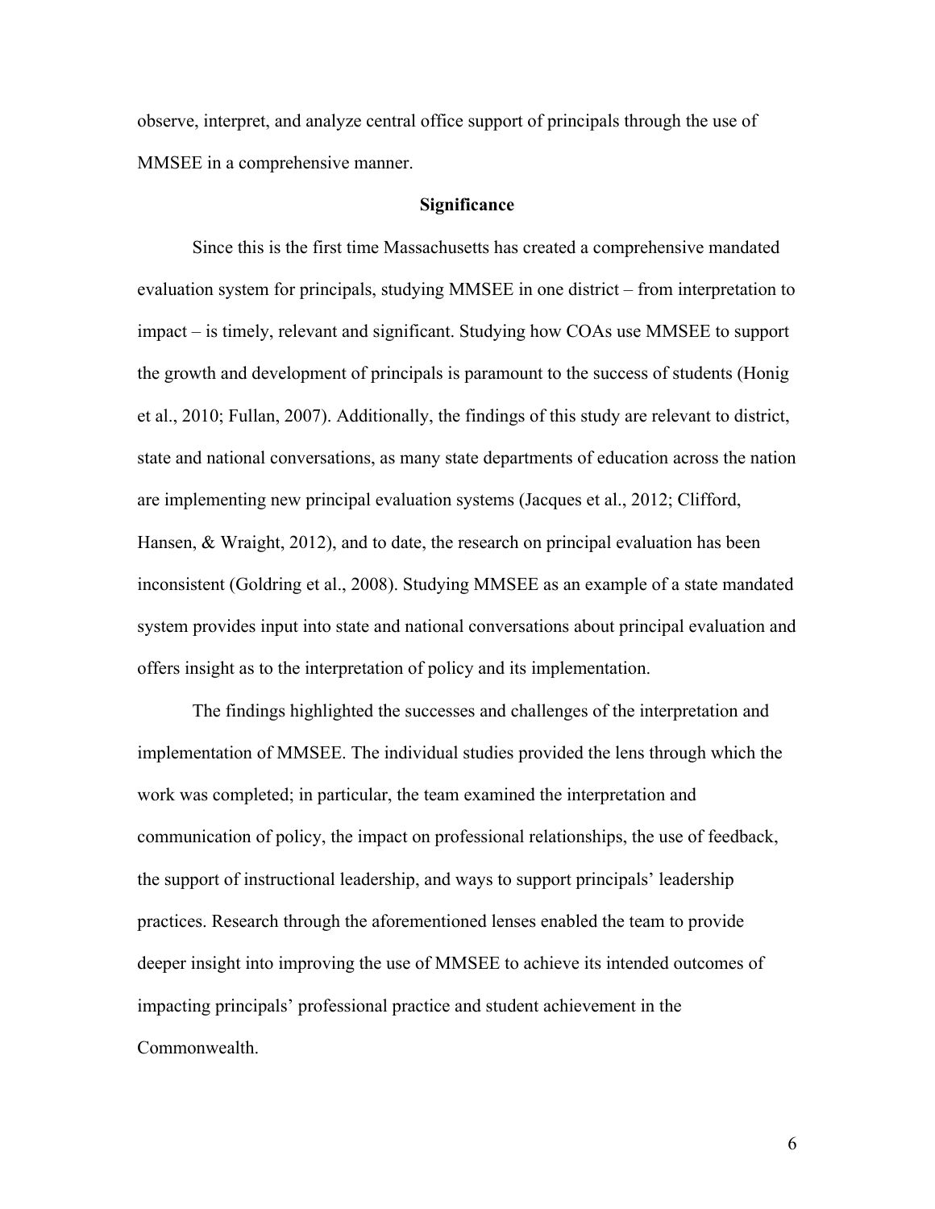observe, interpret, and analyze central office support of principals through the use of MMSEE in a comprehensive manner.

## Significance

Since this is the first time Massachusetts has created a comprehensive mandated evaluation system for principals, studying MMSEE in one district – from interpretation to impact – is timely, relevant and significant. Studying how COAs use MMSEE to support the growth and development of principals is paramount to the success of students (Honig et al., 2010; Fullan, 2007). Additionally, the findings of this study are relevant to district, state and national conversations, as many state departments of education across the nation are implementing new principal evaluation systems (Jacques et al., 2012; Clifford, Hansen, & Wraight, 2012), and to date, the research on principal evaluation has been inconsistent (Goldring et al., 2008). Studying MMSEE as an example of a state mandated system provides input into state and national conversations about principal evaluation and offers insight as to the interpretation of policy and its implementation.

The findings highlighted the successes and challenges of the interpretation and implementation of MMSEE. The individual studies provided the lens through which the work was completed; in particular, the team examined the interpretation and communication of policy, the impact on professional relationships, the use of feedback, the support of instructional leadership, and ways to support principals' leadership practices. Research through the aforementioned lenses enabled the team to provide deeper insight into improving the use of MMSEE to achieve its intended outcomes of impacting principals' professional practice and student achievement in the Commonwealth.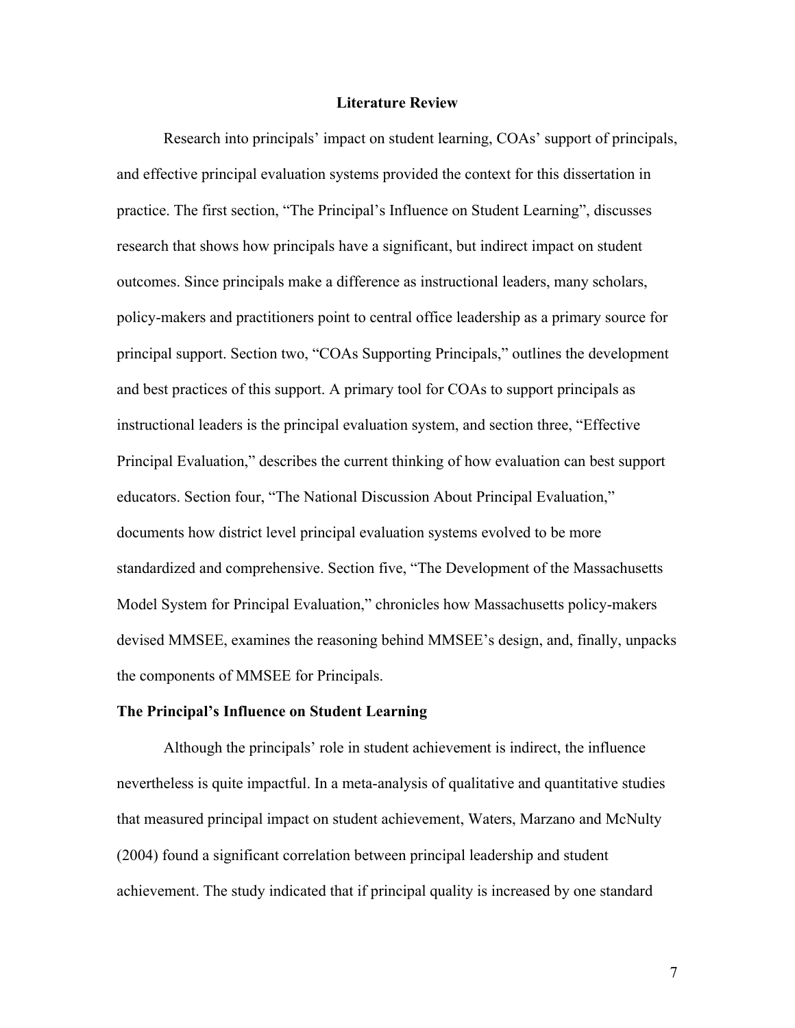## Literature Review

Research into principals' impact on student learning, COAs' support of principals, and effective principal evaluation systems provided the context for this dissertation in practice. The first section, "The Principal's Influence on Student Learning", discusses research that shows how principals have a significant, but indirect impact on student outcomes. Since principals make a difference as instructional leaders, many scholars, policy-makers and practitioners point to central office leadership as a primary source for principal support. Section two, "COAs Supporting Principals," outlines the development and best practices of this support. A primary tool for COAs to support principals as instructional leaders is the principal evaluation system, and section three, "Effective Principal Evaluation," describes the current thinking of how evaluation can best support educators. Section four, "The National Discussion About Principal Evaluation," documents how district level principal evaluation systems evolved to be more standardized and comprehensive. Section five, "The Development of the Massachusetts Model System for Principal Evaluation," chronicles how Massachusetts policy-makers devised MMSEE, examines the reasoning behind MMSEE's design, and, finally, unpacks the components of MMSEE for Principals.

### The Principal's Influence on Student Learning

Although the principals' role in student achievement is indirect, the influence nevertheless is quite impactful. In a meta-analysis of qualitative and quantitative studies that measured principal impact on student achievement, Waters, Marzano and McNulty (2004) found a significant correlation between principal leadership and student achievement. The study indicated that if principal quality is increased by one standard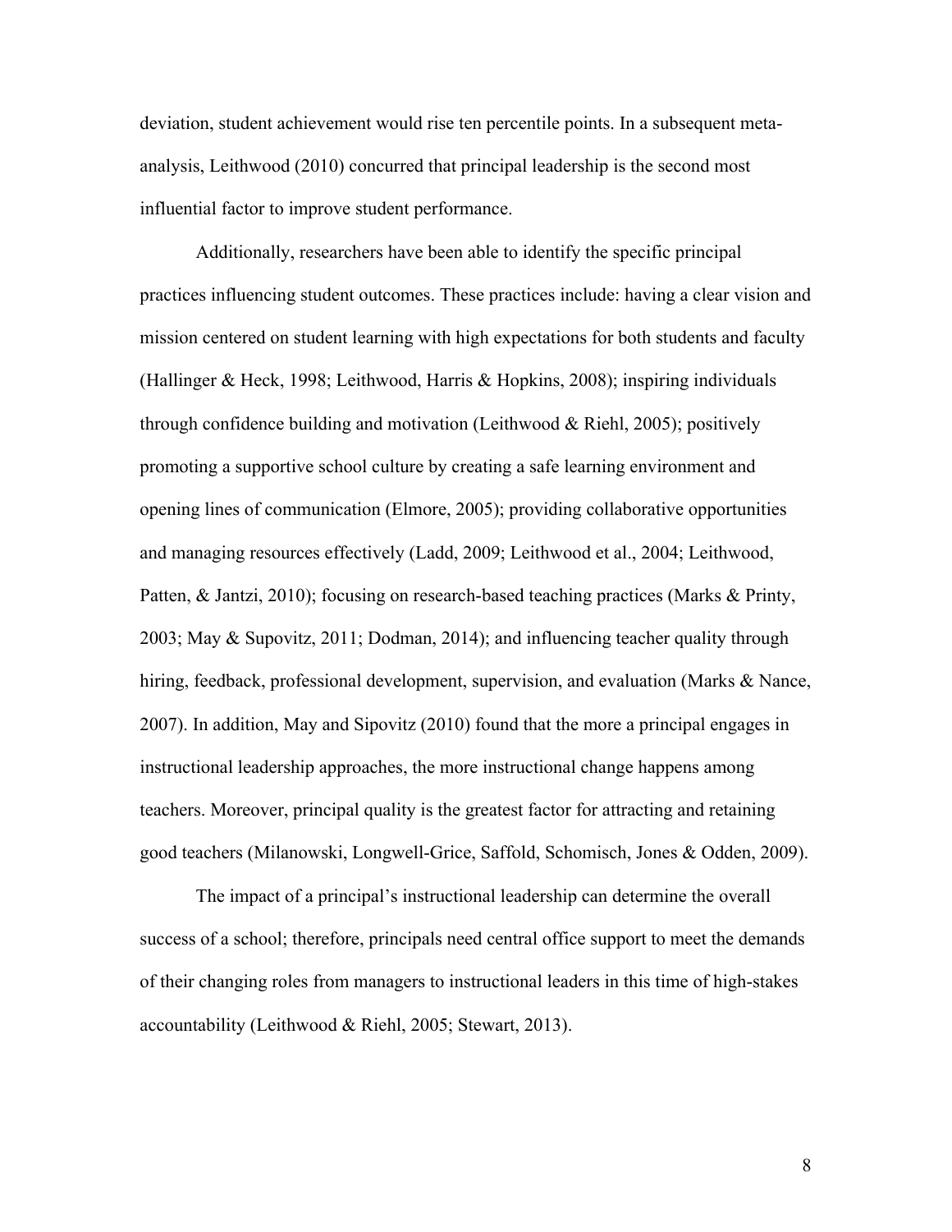deviation, student achievement would rise ten percentile points. In a subsequent meta-analysis, Leithwood (2010) concurred that principal leadership is the second most influential factor to improve student performance.

Additionally, researchers have been able to identify the specific principal practices influencing student outcomes. These practices include: having a clear vision and mission centered on student learning with high expectations for both students and faculty (Hallinger & Heck, 1998; Leithwood, Harris & Hopkins, 2008); inspiring individuals through confidence building and motivation (Leithwood & Riehl, 2005); positively promoting a supportive school culture by creating a safe learning environment and opening lines of communication (Elmore, 2005); providing collaborative opportunities and managing resources effectively (Ladd, 2009; Leithwood et al., 2004; Leithwood, Patten, & Jantzi, 2010); focusing on research-based teaching practices (Marks & Printy, 2003; May & Supovitz, 2011; Dodman, 2014); and influencing teacher quality through hiring, feedback, professional development, supervision, and evaluation (Marks & Nance, 2007). In addition, May and Sipovitz (2010) found that the more a principal engages in instructional leadership approaches, the more instructional change happens among teachers. Moreover, principal quality is the greatest factor for attracting and retaining good teachers (Milanowski, Longwell-Grice, Saffold, Schomisch, Jones & Odden, 2009).

The impact of a principal's instructional leadership can determine the overall success of a school; therefore, principals need central office support to meet the demands of their changing roles from managers to instructional leaders in this time of high-stakes accountability (Leithwood & Riehl, 2005; Stewart, 2013).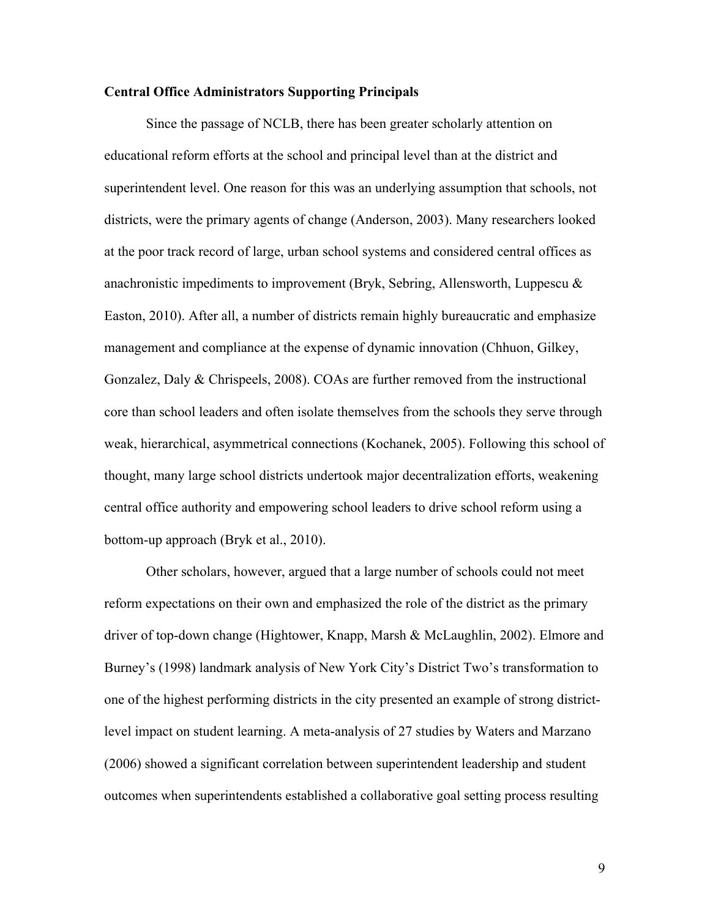**Central Office Administrators Supporting Principals**

Since the passage of NCLB, there has been greater scholarly attention on educational reform efforts at the school and principal level than at the district and superintendent level. One reason for this was an underlying assumption that schools, not districts, were the primary agents of change (Anderson, 2003). Many researchers looked at the poor track record of large, urban school systems and considered central offices as anachronistic impediments to improvement (Bryk, Sebring, Allensworth, Luppescu & Easton, 2010). After all, a number of districts remain highly bureaucratic and emphasize management and compliance at the expense of dynamic innovation (Chhuon, Gilkey, Gonzalez, Daly & Chrispeels, 2008). COAs are further removed from the instructional core than school leaders and often isolate themselves from the schools they serve through weak, hierarchical, asymmetrical connections (Kochanek, 2005). Following this school of thought, many large school districts undertook major decentralization efforts, weakening central office authority and empowering school leaders to drive school reform using a bottom-up approach (Bryk et al., 2010).

Other scholars, however, argued that a large number of schools could not meet reform expectations on their own and emphasized the role of the district as the primary driver of top-down change (Hightower, Knapp, Marsh & McLaughlin, 2002). Elmore and Burney's (1998) landmark analysis of New York City's District Two's transformation to one of the highest performing districts in the city presented an example of strong district-level impact on student learning. A meta-analysis of 27 studies by Waters and Marzano (2006) showed a significant correlation between superintendent leadership and student outcomes when superintendents established a collaborative goal setting process resulting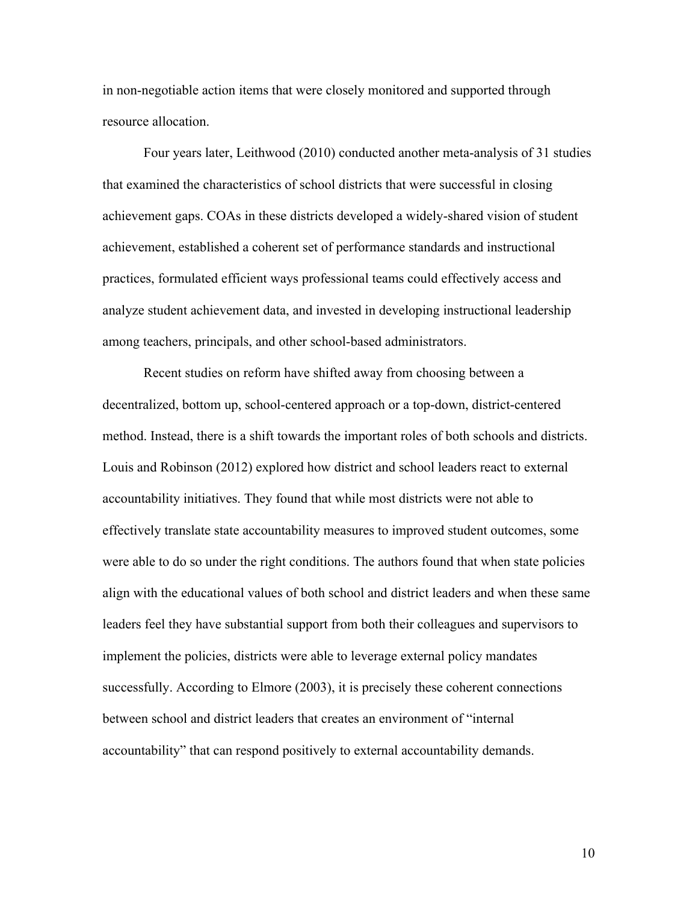in non-negotiable action items that were closely monitored and supported through resource allocation.

Four years later, Leithwood (2010) conducted another meta-analysis of 31 studies that examined the characteristics of school districts that were successful in closing achievement gaps. COAs in these districts developed a widely-shared vision of student achievement, established a coherent set of performance standards and instructional practices, formulated efficient ways professional teams could effectively access and analyze student achievement data, and invested in developing instructional leadership among teachers, principals, and other school-based administrators.

Recent studies on reform have shifted away from choosing between a decentralized, bottom up, school-centered approach or a top-down, district-centered method. Instead, there is a shift towards the important roles of both schools and districts. Louis and Robinson (2012) explored how district and school leaders react to external accountability initiatives. They found that while most districts were not able to effectively translate state accountability measures to improved student outcomes, some were able to do so under the right conditions. The authors found that when state policies align with the educational values of both school and district leaders and when these same leaders feel they have substantial support from both their colleagues and supervisors to implement the policies, districts were able to leverage external policy mandates successfully. According to Elmore (2003), it is precisely these coherent connections between school and district leaders that creates an environment of "internal accountability" that can respond positively to external accountability demands.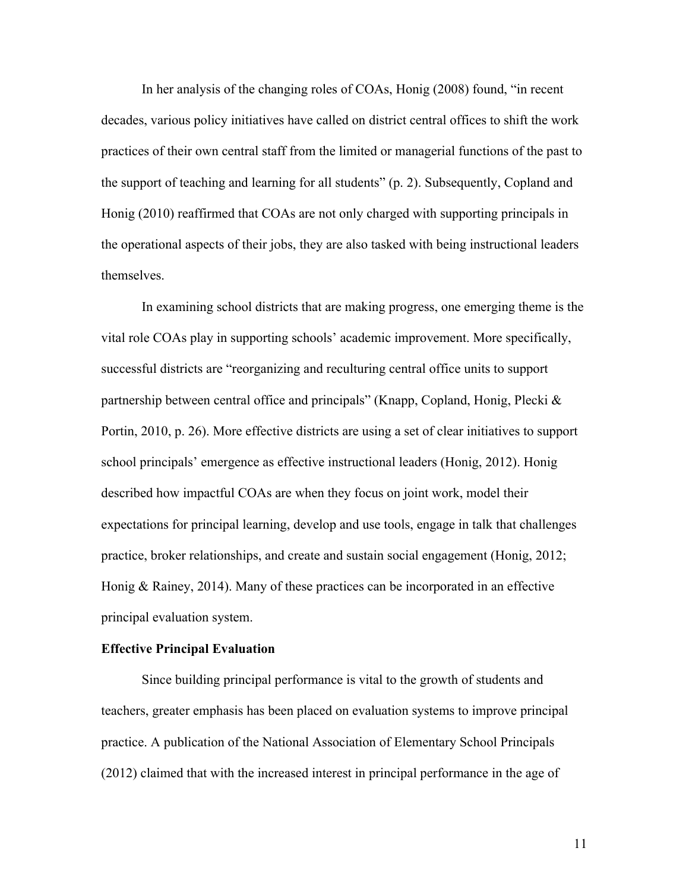In her analysis of the changing roles of COAs, Honig (2008) found, "in recent decades, various policy initiatives have called on district central offices to shift the work practices of their own central staff from the limited or managerial functions of the past to the support of teaching and learning for all students" (p. 2). Subsequently, Copland and Honig (2010) reaffirmed that COAs are not only charged with supporting principals in the operational aspects of their jobs, they are also tasked with being instructional leaders themselves.

In examining school districts that are making progress, one emerging theme is the vital role COAs play in supporting schools' academic improvement. More specifically, successful districts are "reorganizing and reculturing central office units to support partnership between central office and principals" (Knapp, Copland, Honig, Plecki & Portin, 2010, p. 26). More effective districts are using a set of clear initiatives to support school principals' emergence as effective instructional leaders (Honig, 2012). Honig described how impactful COAs are when they focus on joint work, model their expectations for principal learning, develop and use tools, engage in talk that challenges practice, broker relationships, and create and sustain social engagement (Honig, 2012; Honig & Rainey, 2014). Many of these practices can be incorporated in an effective principal evaluation system.

**Effective Principal Evaluation**

Since building principal performance is vital to the growth of students and teachers, greater emphasis has been placed on evaluation systems to improve principal practice. A publication of the National Association of Elementary School Principals (2012) claimed that with the increased interest in principal performance in the age of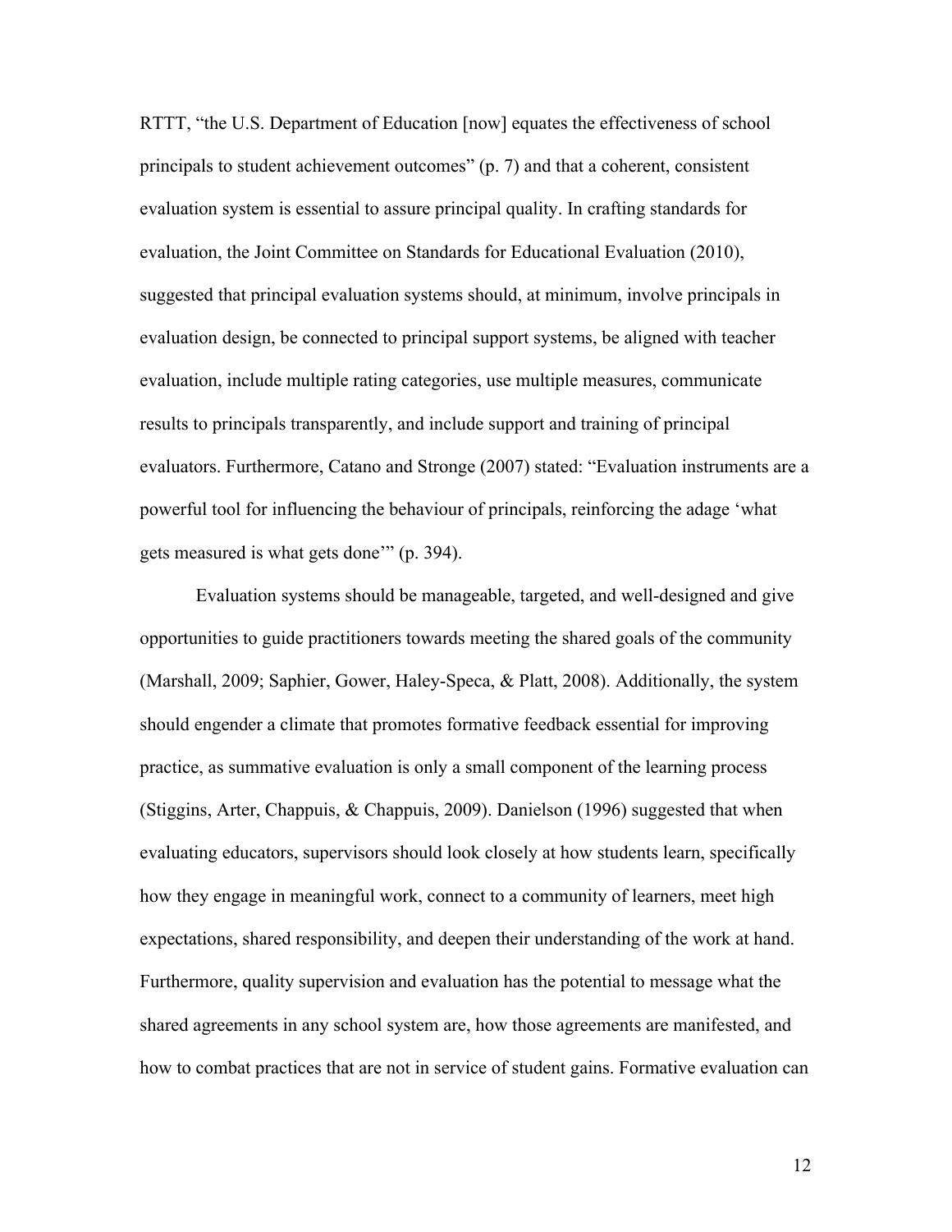RTTT, “the U.S. Department of Education [now] equates the effectiveness of school principals to student achievement outcomes” (p. 7) and that a coherent, consistent evaluation system is essential to assure principal quality. In crafting standards for evaluation, the Joint Committee on Standards for Educational Evaluation (2010), suggested that principal evaluation systems should, at minimum, involve principals in evaluation design, be connected to principal support systems, be aligned with teacher evaluation, include multiple rating categories, use multiple measures, communicate results to principals transparently, and include support and training of principal evaluators. Furthermore, Catano and Stronge (2007) stated: “Evaluation instruments are a powerful tool for influencing the behaviour of principals, reinforcing the adage ‘what gets measured is what gets done’” (p. 394).

Evaluation systems should be manageable, targeted, and well-designed and give opportunities to guide practitioners towards meeting the shared goals of the community (Marshall, 2009; Saphier, Gower, Haley-Speca, & Platt, 2008). Additionally, the system should engender a climate that promotes formative feedback essential for improving practice, as summative evaluation is only a small component of the learning process (Stiggins, Arter, Chappuis, & Chappuis, 2009). Danielson (1996) suggested that when evaluating educators, supervisors should look closely at how students learn, specifically how they engage in meaningful work, connect to a community of learners, meet high expectations, shared responsibility, and deepen their understanding of the work at hand. Furthermore, quality supervision and evaluation has the potential to message what the shared agreements in any school system are, how those agreements are manifested, and how to combat practices that are not in service of student gains. Formative evaluation can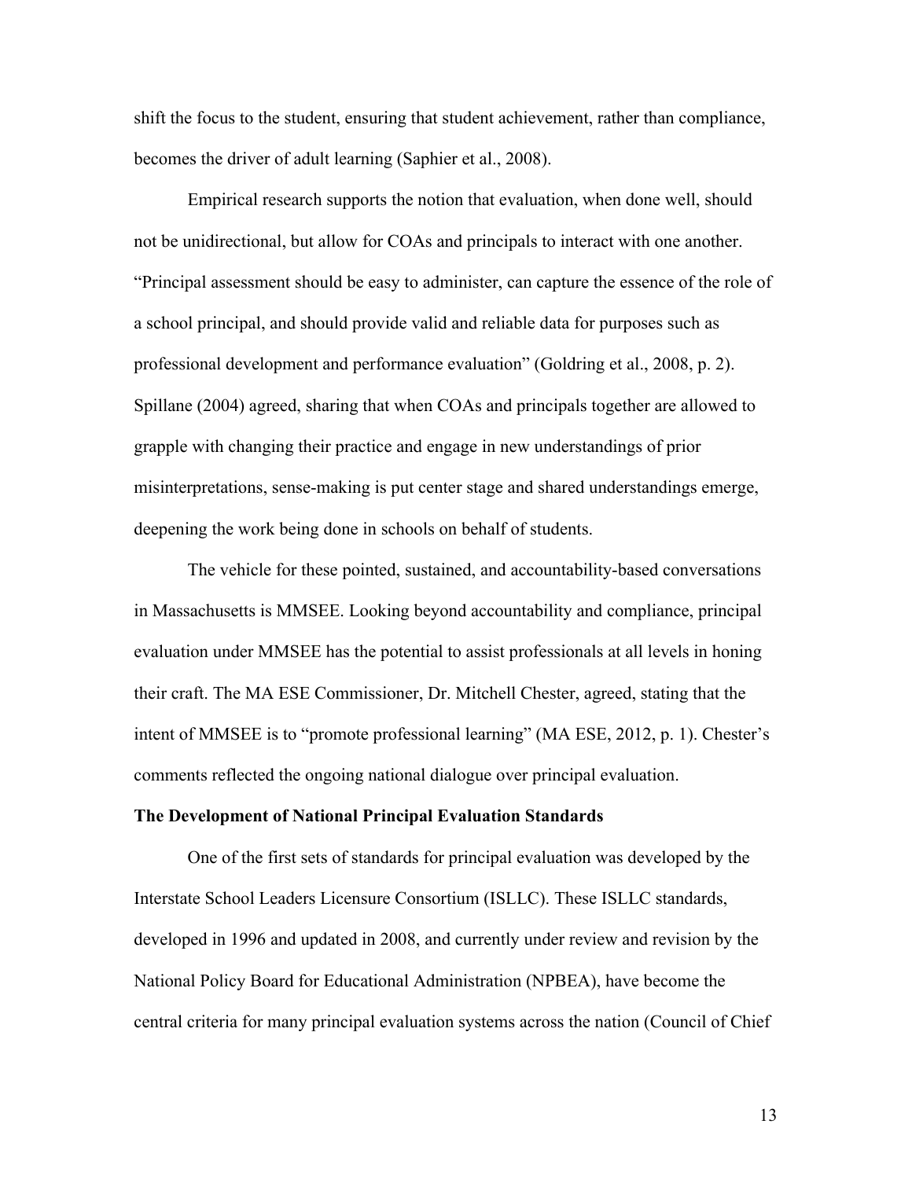shift the focus to the student, ensuring that student achievement, rather than compliance, becomes the driver of adult learning (Saphier et al., 2008).

Empirical research supports the notion that evaluation, when done well, should not be unidirectional, but allow for COAs and principals to interact with one another. "Principal assessment should be easy to administer, can capture the essence of the role of a school principal, and should provide valid and reliable data for purposes such as professional development and performance evaluation" (Goldring et al., 2008, p. 2). Spillane (2004) agreed, sharing that when COAs and principals together are allowed to grapple with changing their practice and engage in new understandings of prior misinterpretations, sense-making is put center stage and shared understandings emerge, deepening the work being done in schools on behalf of students.

The vehicle for these pointed, sustained, and accountability-based conversations in Massachusetts is MMSEE. Looking beyond accountability and compliance, principal evaluation under MMSEE has the potential to assist professionals at all levels in honing their craft. The MA ESE Commissioner, Dr. Mitchell Chester, agreed, stating that the intent of MMSEE is to "promote professional learning" (MA ESE, 2012, p. 1). Chester's comments reflected the ongoing national dialogue over principal evaluation.

**The Development of National Principal Evaluation Standards**

One of the first sets of standards for principal evaluation was developed by the Interstate School Leaders Licensure Consortium (ISLLC). These ISLLC standards, developed in 1996 and updated in 2008, and currently under review and revision by the National Policy Board for Educational Administration (NPBEA), have become the central criteria for many principal evaluation systems across the nation (Council of Chief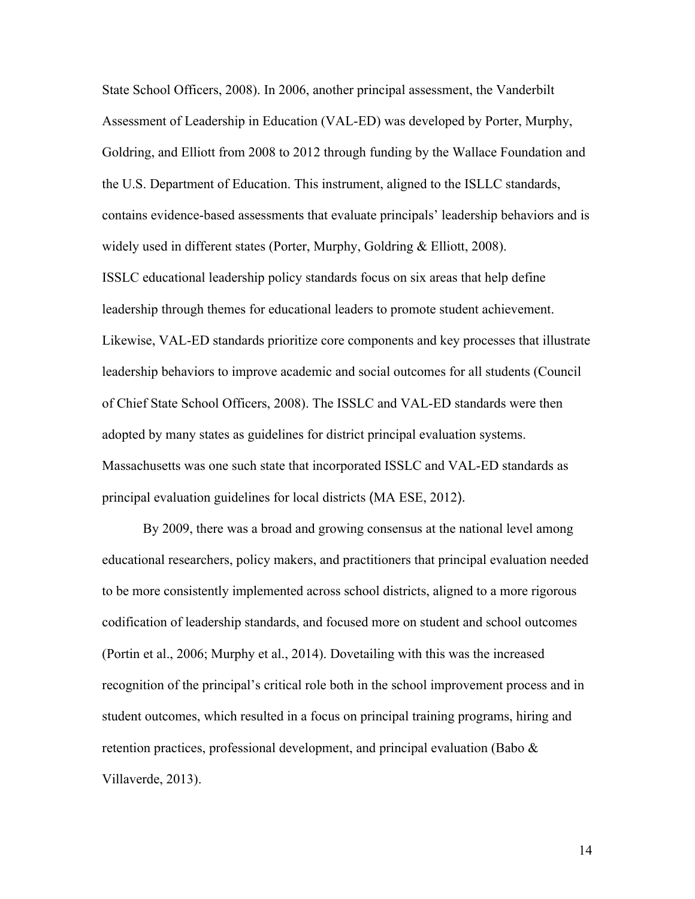State School Officers, 2008). In 2006, another principal assessment, the Vanderbilt Assessment of Leadership in Education (VAL-ED) was developed by Porter, Murphy, Goldring, and Elliott from 2008 to 2012 through funding by the Wallace Foundation and the U.S. Department of Education. This instrument, aligned to the ISLLC standards, contains evidence-based assessments that evaluate principals' leadership behaviors and is widely used in different states (Porter, Murphy, Goldring & Elliott, 2008). ISSLC educational leadership policy standards focus on six areas that help define leadership through themes for educational leaders to promote student achievement. Likewise, VAL-ED standards prioritize core components and key processes that illustrate leadership behaviors to improve academic and social outcomes for all students (Council of Chief State School Officers, 2008). The ISSLC and VAL-ED standards were then adopted by many states as guidelines for district principal evaluation systems. Massachusetts was one such state that incorporated ISSLC and VAL-ED standards as principal evaluation guidelines for local districts (MA ESE, 2012).

By 2009, there was a broad and growing consensus at the national level among educational researchers, policy makers, and practitioners that principal evaluation needed to be more consistently implemented across school districts, aligned to a more rigorous codification of leadership standards, and focused more on student and school outcomes (Portin et al., 2006; Murphy et al., 2014). Dovetailing with this was the increased recognition of the principal's critical role both in the school improvement process and in student outcomes, which resulted in a focus on principal training programs, hiring and retention practices, professional development, and principal evaluation (Babo & Villaverde, 2013).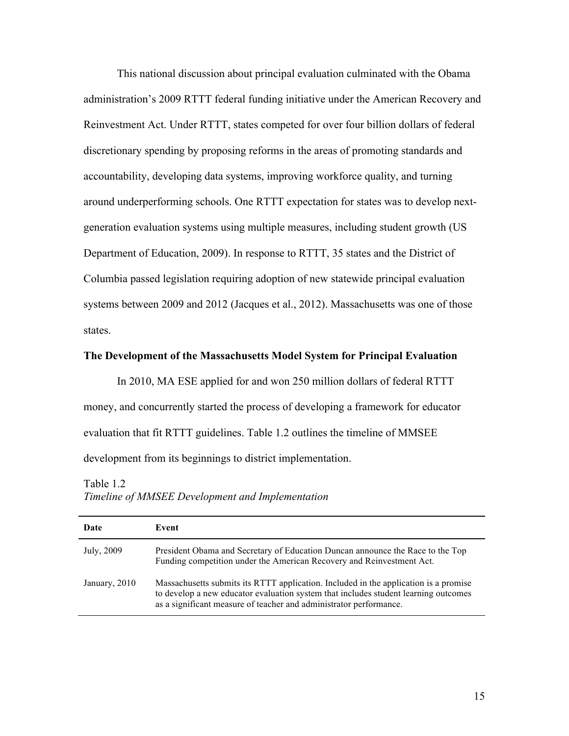This national discussion about principal evaluation culminated with the Obama administration's 2009 RTTT federal funding initiative under the American Recovery and Reinvestment Act. Under RTTT, states competed for over four billion dollars of federal discretionary spending by proposing reforms in the areas of promoting standards and accountability, developing data systems, improving workforce quality, and turning around underperforming schools. One RTTT expectation for states was to develop next-generation evaluation systems using multiple measures, including student growth (US Department of Education, 2009). In response to RTTT, 35 states and the District of Columbia passed legislation requiring adoption of new statewide principal evaluation systems between 2009 and 2012 (Jacques et al., 2012). Massachusetts was one of those states.

**The Development of the Massachusetts Model System for Principal Evaluation**

In 2010, MA ESE applied for and won 250 million dollars of federal RTTT money, and concurrently started the process of developing a framework for educator evaluation that fit RTTT guidelines. Table 1.2 outlines the timeline of MMSEE development from its beginnings to district implementation.

Table 1.2
*Timeline of MMSEE Development and Implementation*

| Date | Event |
|---|---|
| July, 2009 | President Obama and Secretary of Education Duncan announce the Race to the Top Funding competition under the American Recovery and Reinvestment Act. |
| January, 2010 | Massachusetts submits its RTTT application. Included in the application is a promise to develop a new educator evaluation system that includes student learning outcomes as a significant measure of teacher and administrator performance. |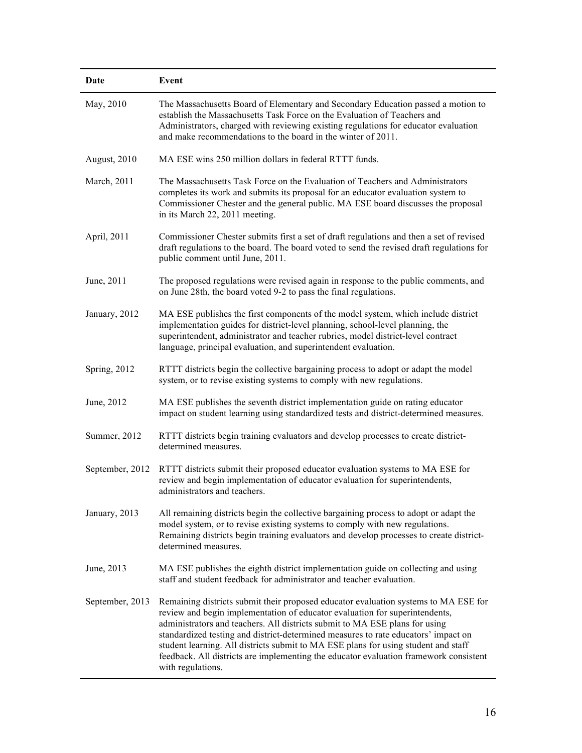| Date | Event |
|---|---|
| May, 2010 | The Massachusetts Board of Elementary and Secondary Education passed a motion to establish the Massachusetts Task Force on the Evaluation of Teachers and Administrators, charged with reviewing existing regulations for educator evaluation and make recommendations to the board in the winter of 2011. |
| August, 2010 | MA ESE wins 250 million dollars in federal RTTT funds. |
| March, 2011 | The Massachusetts Task Force on the Evaluation of Teachers and Administrators completes its work and submits its proposal for an educator evaluation system to Commissioner Chester and the general public. MA ESE board discusses the proposal in its March 22, 2011 meeting. |
| April, 2011 | Commissioner Chester submits first a set of draft regulations and then a set of revised draft regulations to the board. The board voted to send the revised draft regulations for public comment until June, 2011. |
| June, 2011 | The proposed regulations were revised again in response to the public comments, and on June 28th, the board voted 9-2 to pass the final regulations. |
| January, 2012 | MA ESE publishes the first components of the model system, which include district implementation guides for district-level planning, school-level planning, the superintendent, administrator and teacher rubrics, model district-level contract language, principal evaluation, and superintendent evaluation. |
| Spring, 2012 | RTTT districts begin the collective bargaining process to adopt or adapt the model system, or to revise existing systems to comply with new regulations. |
| June, 2012 | MA ESE publishes the seventh district implementation guide on rating educator impact on student learning using standardized tests and district-determined measures. |
| Summer, 2012 | RTTT districts begin training evaluators and develop processes to create district-determined measures. |
| September, 2012 | RTTT districts submit their proposed educator evaluation systems to MA ESE for review and begin implementation of educator evaluation for superintendents, administrators and teachers. |
| January, 2013 | All remaining districts begin the collective bargaining process to adopt or adapt the model system, or to revise existing systems to comply with new regulations. Remaining districts begin training evaluators and develop processes to create district-determined measures. |
| June, 2013 | MA ESE publishes the eighth district implementation guide on collecting and using staff and student feedback for administrator and teacher evaluation. |
| September, 2013 | Remaining districts submit their proposed educator evaluation systems to MA ESE for review and begin implementation of educator evaluation for superintendents, administrators and teachers. All districts submit to MA ESE plans for using standardized testing and district-determined measures to rate educators' impact on student learning. All districts submit to MA ESE plans for using student and staff feedback. All districts are implementing the educator evaluation framework consistent with regulations. |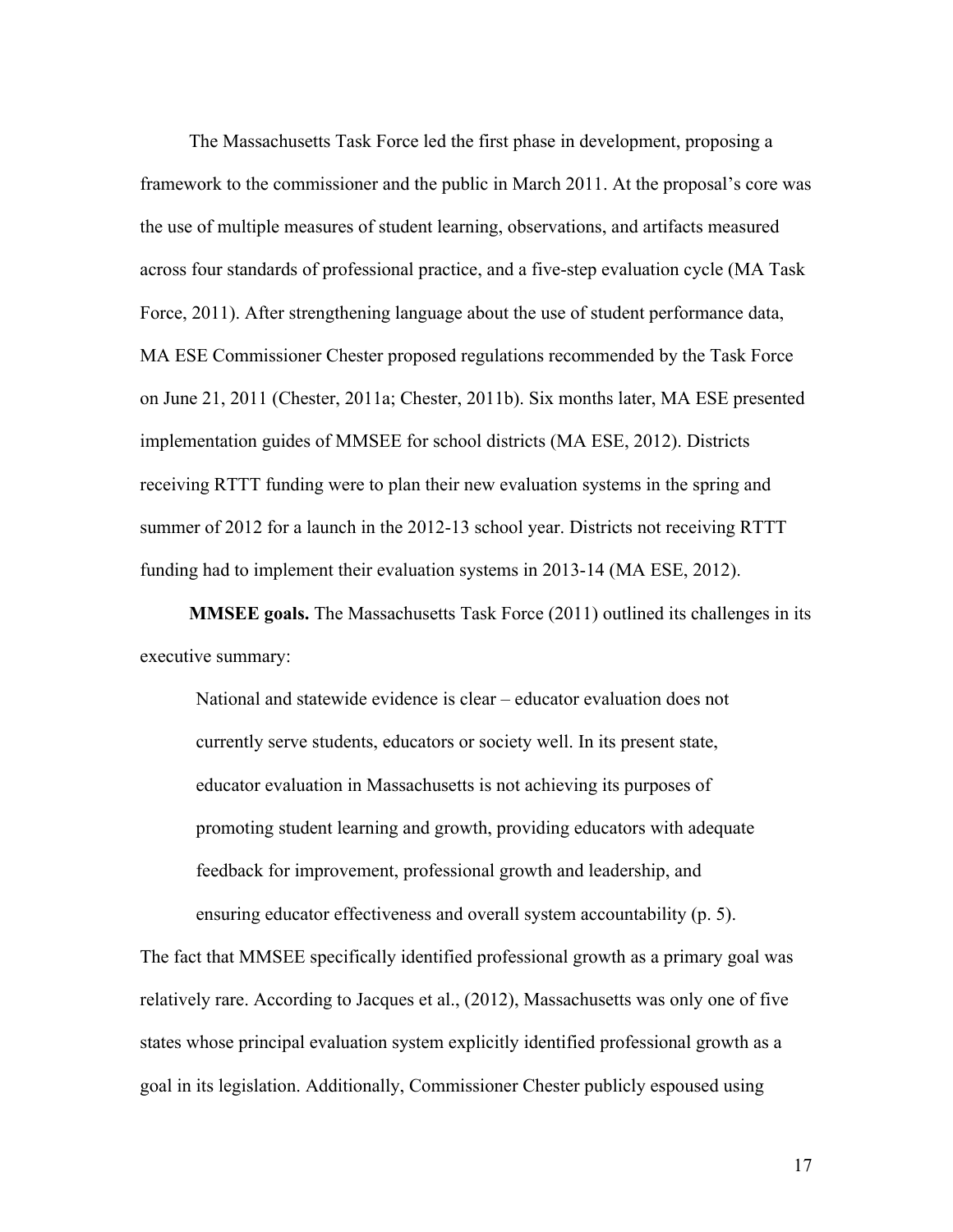The Massachusetts Task Force led the first phase in development, proposing a framework to the commissioner and the public in March 2011. At the proposal's core was the use of multiple measures of student learning, observations, and artifacts measured across four standards of professional practice, and a five-step evaluation cycle (MA Task Force, 2011). After strengthening language about the use of student performance data, MA ESE Commissioner Chester proposed regulations recommended by the Task Force on June 21, 2011 (Chester, 2011a; Chester, 2011b). Six months later, MA ESE presented implementation guides of MMSEE for school districts (MA ESE, 2012). Districts receiving RTTT funding were to plan their new evaluation systems in the spring and summer of 2012 for a launch in the 2012-13 school year. Districts not receiving RTTT funding had to implement their evaluation systems in 2013-14 (MA ESE, 2012).

**MMSEE goals.** The Massachusetts Task Force (2011) outlined its challenges in its executive summary:

> National and statewide evidence is clear – educator evaluation does not currently serve students, educators or society well. In its present state, educator evaluation in Massachusetts is not achieving its purposes of promoting student learning and growth, providing educators with adequate feedback for improvement, professional growth and leadership, and ensuring educator effectiveness and overall system accountability (p. 5).

The fact that MMSEE specifically identified professional growth as a primary goal was relatively rare. According to Jacques et al., (2012), Massachusetts was only one of five states whose principal evaluation system explicitly identified professional growth as a goal in its legislation. Additionally, Commissioner Chester publicly espoused using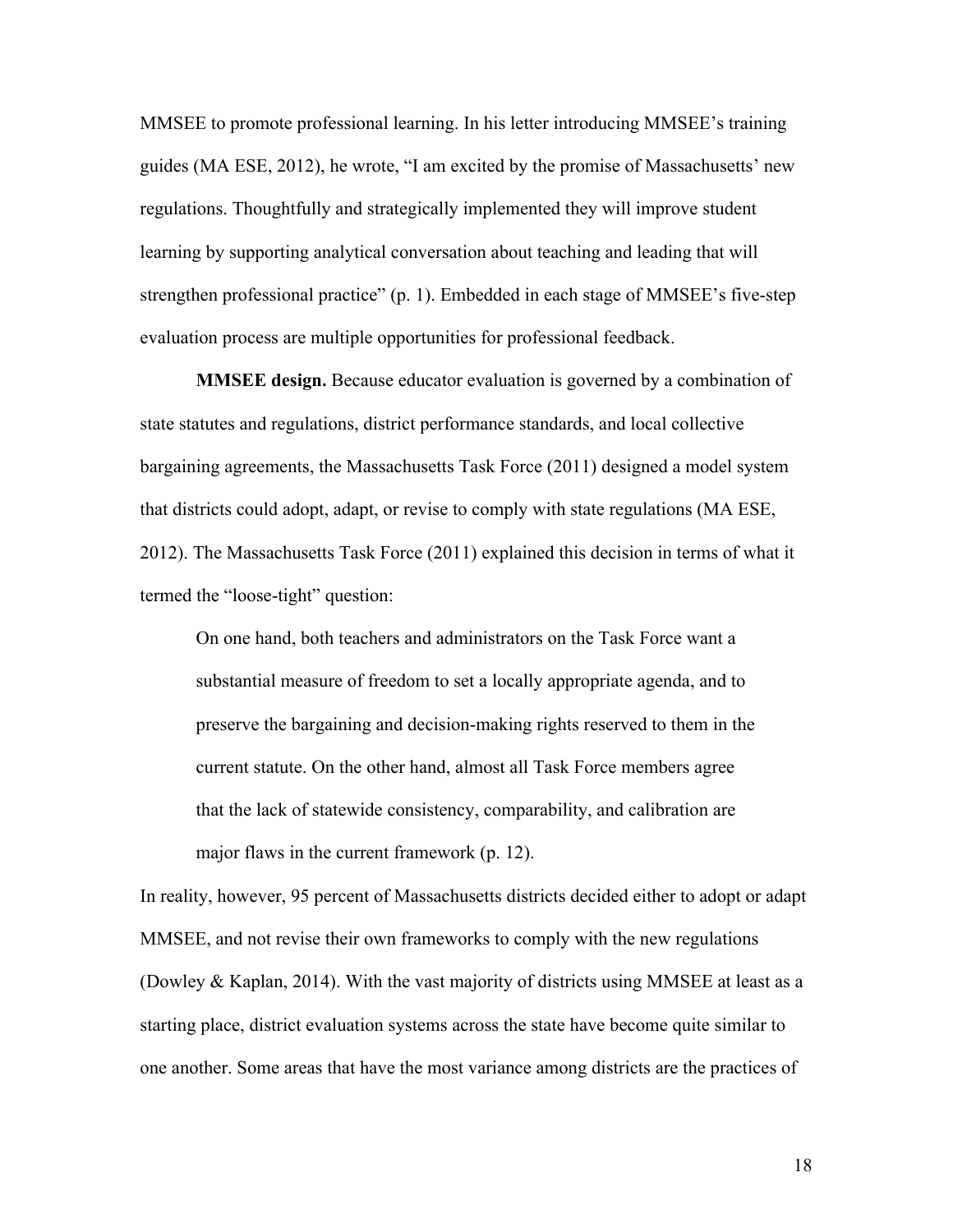MMSEE to promote professional learning. In his letter introducing MMSEE's training guides (MA ESE, 2012), he wrote, "I am excited by the promise of Massachusetts' new regulations. Thoughtfully and strategically implemented they will improve student learning by supporting analytical conversation about teaching and leading that will strengthen professional practice" (p. 1). Embedded in each stage of MMSEE's five-step evaluation process are multiple opportunities for professional feedback.

**MMSEE design.** Because educator evaluation is governed by a combination of state statutes and regulations, district performance standards, and local collective bargaining agreements, the Massachusetts Task Force (2011) designed a model system that districts could adopt, adapt, or revise to comply with state regulations (MA ESE, 2012). The Massachusetts Task Force (2011) explained this decision in terms of what it termed the "loose-tight" question:

> On one hand, both teachers and administrators on the Task Force want a substantial measure of freedom to set a locally appropriate agenda, and to preserve the bargaining and decision-making rights reserved to them in the current statute. On the other hand, almost all Task Force members agree that the lack of statewide consistency, comparability, and calibration are major flaws in the current framework (p. 12).

In reality, however, 95 percent of Massachusetts districts decided either to adopt or adapt MMSEE, and not revise their own frameworks to comply with the new regulations (Dowley & Kaplan, 2014). With the vast majority of districts using MMSEE at least as a starting place, district evaluation systems across the state have become quite similar to one another. Some areas that have the most variance among districts are the practices of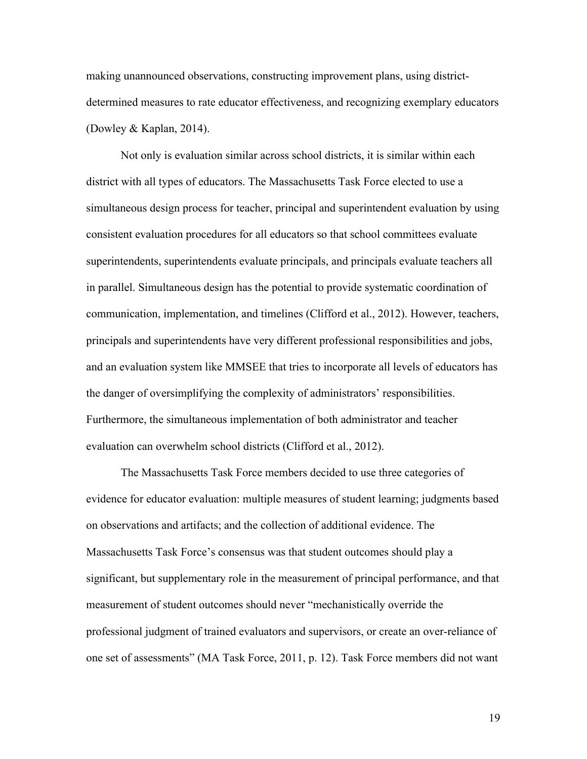making unannounced observations, constructing improvement plans, using district-determined measures to rate educator effectiveness, and recognizing exemplary educators (Dowley & Kaplan, 2014).

Not only is evaluation similar across school districts, it is similar within each district with all types of educators. The Massachusetts Task Force elected to use a simultaneous design process for teacher, principal and superintendent evaluation by using consistent evaluation procedures for all educators so that school committees evaluate superintendents, superintendents evaluate principals, and principals evaluate teachers all in parallel. Simultaneous design has the potential to provide systematic coordination of communication, implementation, and timelines (Clifford et al., 2012). However, teachers, principals and superintendents have very different professional responsibilities and jobs, and an evaluation system like MMSEE that tries to incorporate all levels of educators has the danger of oversimplifying the complexity of administrators' responsibilities. Furthermore, the simultaneous implementation of both administrator and teacher evaluation can overwhelm school districts (Clifford et al., 2012).

The Massachusetts Task Force members decided to use three categories of evidence for educator evaluation: multiple measures of student learning; judgments based on observations and artifacts; and the collection of additional evidence. The Massachusetts Task Force's consensus was that student outcomes should play a significant, but supplementary role in the measurement of principal performance, and that measurement of student outcomes should never "mechanistically override the professional judgment of trained evaluators and supervisors, or create an over-reliance of one set of assessments" (MA Task Force, 2011, p. 12). Task Force members did not want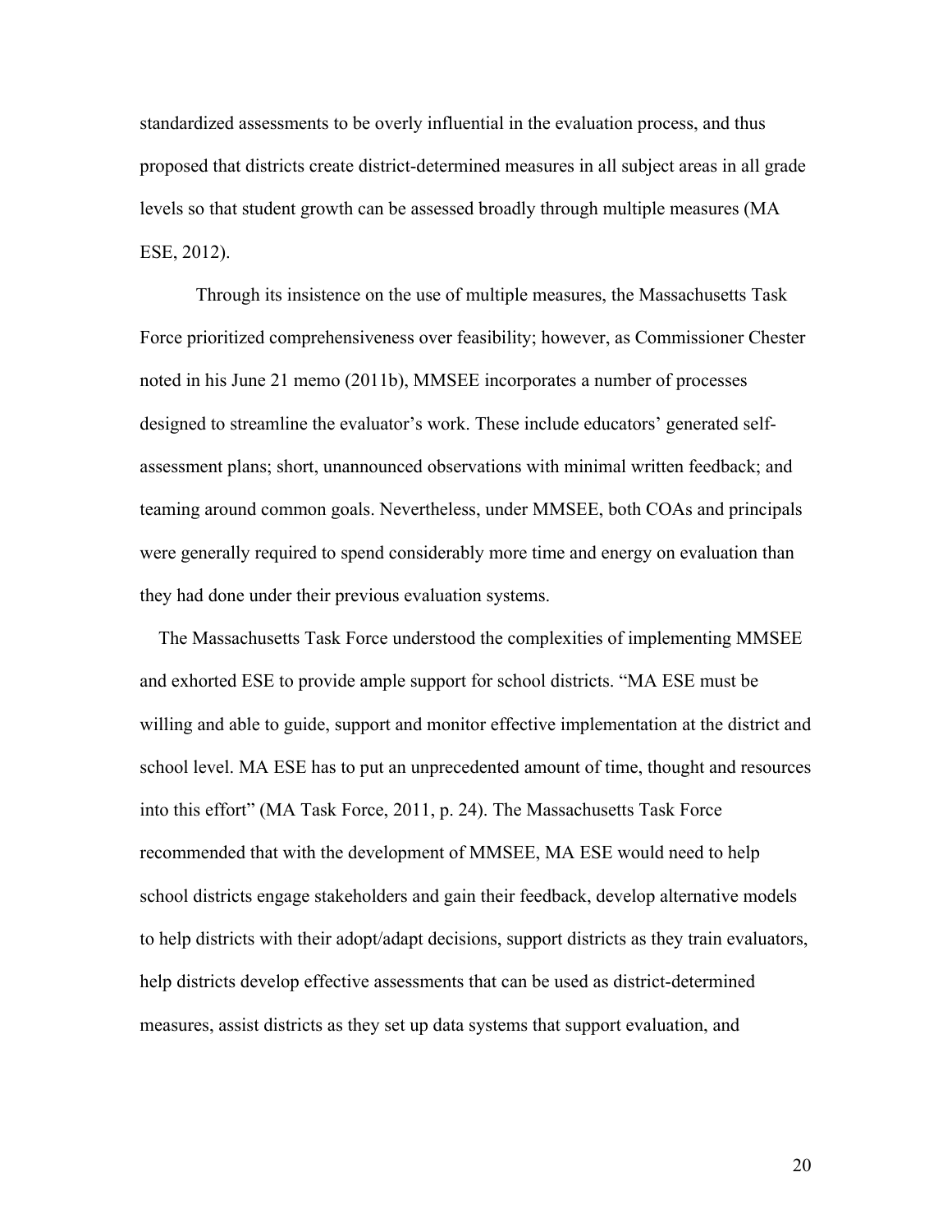standardized assessments to be overly influential in the evaluation process, and thus proposed that districts create district-determined measures in all subject areas in all grade levels so that student growth can be assessed broadly through multiple measures (MA ESE, 2012).

Through its insistence on the use of multiple measures, the Massachusetts Task Force prioritized comprehensiveness over feasibility; however, as Commissioner Chester noted in his June 21 memo (2011b), MMSEE incorporates a number of processes designed to streamline the evaluator's work. These include educators' generated self-assessment plans; short, unannounced observations with minimal written feedback; and teaming around common goals. Nevertheless, under MMSEE, both COAs and principals were generally required to spend considerably more time and energy on evaluation than they had done under their previous evaluation systems.

The Massachusetts Task Force understood the complexities of implementing MMSEE and exhorted ESE to provide ample support for school districts. "MA ESE must be willing and able to guide, support and monitor effective implementation at the district and school level. MA ESE has to put an unprecedented amount of time, thought and resources into this effort" (MA Task Force, 2011, p. 24). The Massachusetts Task Force recommended that with the development of MMSEE, MA ESE would need to help school districts engage stakeholders and gain their feedback, develop alternative models to help districts with their adopt/adapt decisions, support districts as they train evaluators, help districts develop effective assessments that can be used as district-determined measures, assist districts as they set up data systems that support evaluation, and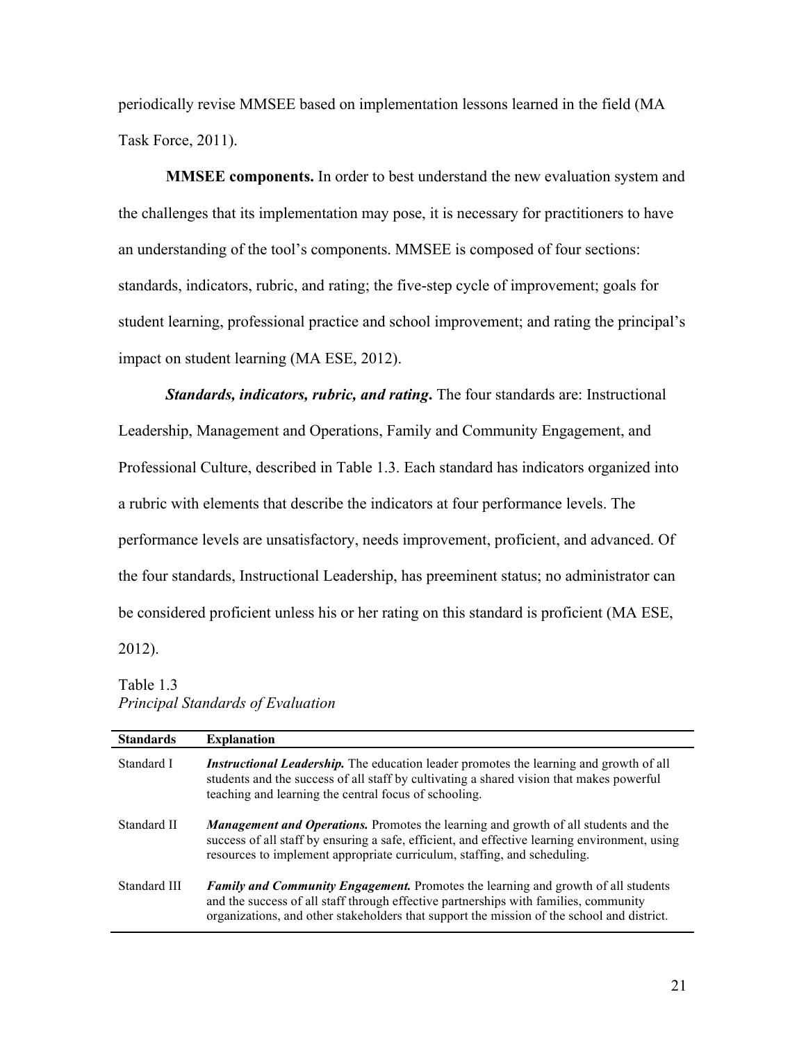periodically revise MMSEE based on implementation lessons learned in the field (MA Task Force, 2011).

**MMSEE components.** In order to best understand the new evaluation system and the challenges that its implementation may pose, it is necessary for practitioners to have an understanding of the tool's components. MMSEE is composed of four sections: standards, indicators, rubric, and rating; the five-step cycle of improvement; goals for student learning, professional practice and school improvement; and rating the principal's impact on student learning (MA ESE, 2012).

***Standards, indicators, rubric, and rating*.** The four standards are: Instructional Leadership, Management and Operations, Family and Community Engagement, and Professional Culture, described in Table 1.3. Each standard has indicators organized into a rubric with elements that describe the indicators at four performance levels. The performance levels are unsatisfactory, needs improvement, proficient, and advanced. Of the four standards, Instructional Leadership, has preeminent status; no administrator can be considered proficient unless his or her rating on this standard is proficient (MA ESE, 2012).

Table 1.3
*Principal Standards of Evaluation*

| **Standards** | **Explanation** |
|---|---|
| Standard I | ***Instructional Leadership.*** The education leader promotes the learning and growth of all students and the success of all staff by cultivating a shared vision that makes powerful teaching and learning the central focus of schooling. |
| Standard II | ***Management and Operations.*** Promotes the learning and growth of all students and the success of all staff by ensuring a safe, efficient, and effective learning environment, using resources to implement appropriate curriculum, staffing, and scheduling. |
| Standard III | ***Family and Community Engagement.*** Promotes the learning and growth of all students and the success of all staff through effective partnerships with families, community organizations, and other stakeholders that support the mission of the school and district. |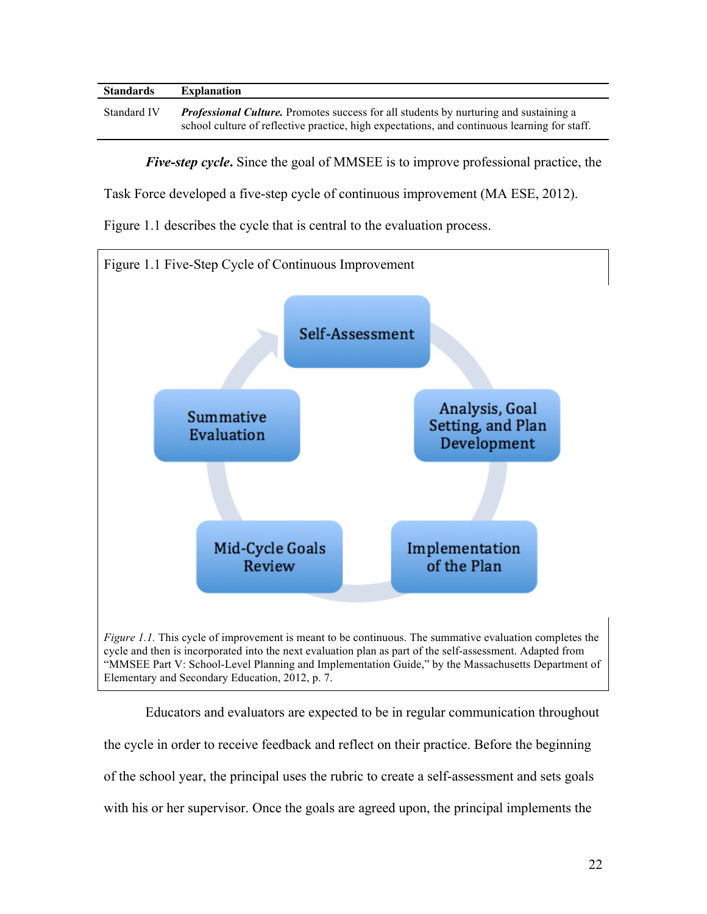| Standards | Explanation |
| --- | --- |
| Standard IV | ***Professional Culture.*** Promotes success for all students by nurturing and sustaining a school culture of reflective practice, high expectations, and continuous learning for staff. |

***Five-step cycle*.** Since the goal of MMSEE is to improve professional practice, the Task Force developed a five-step cycle of continuous improvement (MA ESE, 2012). Figure 1.1 describes the cycle that is central to the evaluation process.

Figure 1.1 Five-Step Cycle of Continuous Improvement

Self-Assessment → Analysis, Goal Setting, and Plan Development → Implementation of the Plan → Mid-Cycle Goals Review → Summative Evaluation

*Figure 1.1.* This cycle of improvement is meant to be continuous. The summative evaluation completes the cycle and then is incorporated into the next evaluation plan as part of the self-assessment. Adapted from "MMSEE Part V: School-Level Planning and Implementation Guide," by the Massachusetts Department of Elementary and Secondary Education, 2012, p. 7.

Educators and evaluators are expected to be in regular communication throughout the cycle in order to receive feedback and reflect on their practice. Before the beginning of the school year, the principal uses the rubric to create a self-assessment and sets goals with his or her supervisor. Once the goals are agreed upon, the principal implements the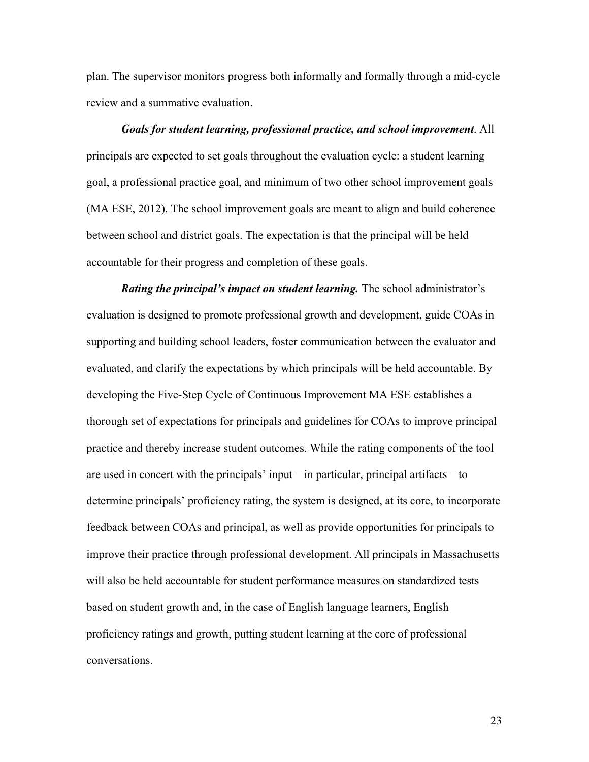plan. The supervisor monitors progress both informally and formally through a mid-cycle review and a summative evaluation.

***Goals for student learning, professional practice, and school improvement***. All principals are expected to set goals throughout the evaluation cycle: a student learning goal, a professional practice goal, and minimum of two other school improvement goals (MA ESE, 2012). The school improvement goals are meant to align and build coherence between school and district goals. The expectation is that the principal will be held accountable for their progress and completion of these goals.

***Rating the principal's impact on student learning.*** The school administrator's evaluation is designed to promote professional growth and development, guide COAs in supporting and building school leaders, foster communication between the evaluator and evaluated, and clarify the expectations by which principals will be held accountable. By developing the Five-Step Cycle of Continuous Improvement MA ESE establishes a thorough set of expectations for principals and guidelines for COAs to improve principal practice and thereby increase student outcomes. While the rating components of the tool are used in concert with the principals' input – in particular, principal artifacts – to determine principals' proficiency rating, the system is designed, at its core, to incorporate feedback between COAs and principal, as well as provide opportunities for principals to improve their practice through professional development. All principals in Massachusetts will also be held accountable for student performance measures on standardized tests based on student growth and, in the case of English language learners, English proficiency ratings and growth, putting student learning at the core of professional conversations.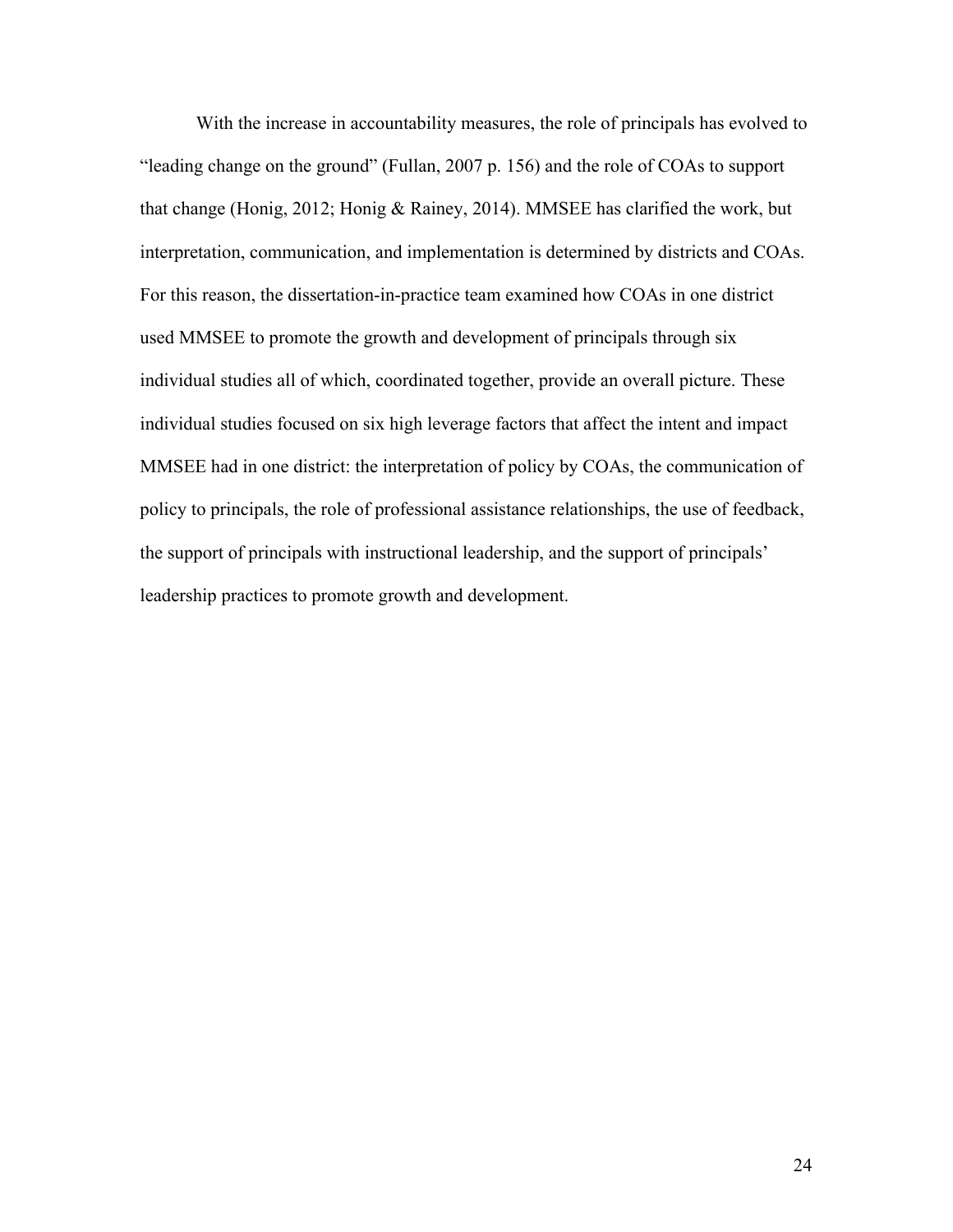With the increase in accountability measures, the role of principals has evolved to "leading change on the ground" (Fullan, 2007 p. 156) and the role of COAs to support that change (Honig, 2012; Honig & Rainey, 2014). MMSEE has clarified the work, but interpretation, communication, and implementation is determined by districts and COAs. For this reason, the dissertation-in-practice team examined how COAs in one district used MMSEE to promote the growth and development of principals through six individual studies all of which, coordinated together, provide an overall picture. These individual studies focused on six high leverage factors that affect the intent and impact MMSEE had in one district: the interpretation of policy by COAs, the communication of policy to principals, the role of professional assistance relationships, the use of feedback, the support of principals with instructional leadership, and the support of principals' leadership practices to promote growth and development.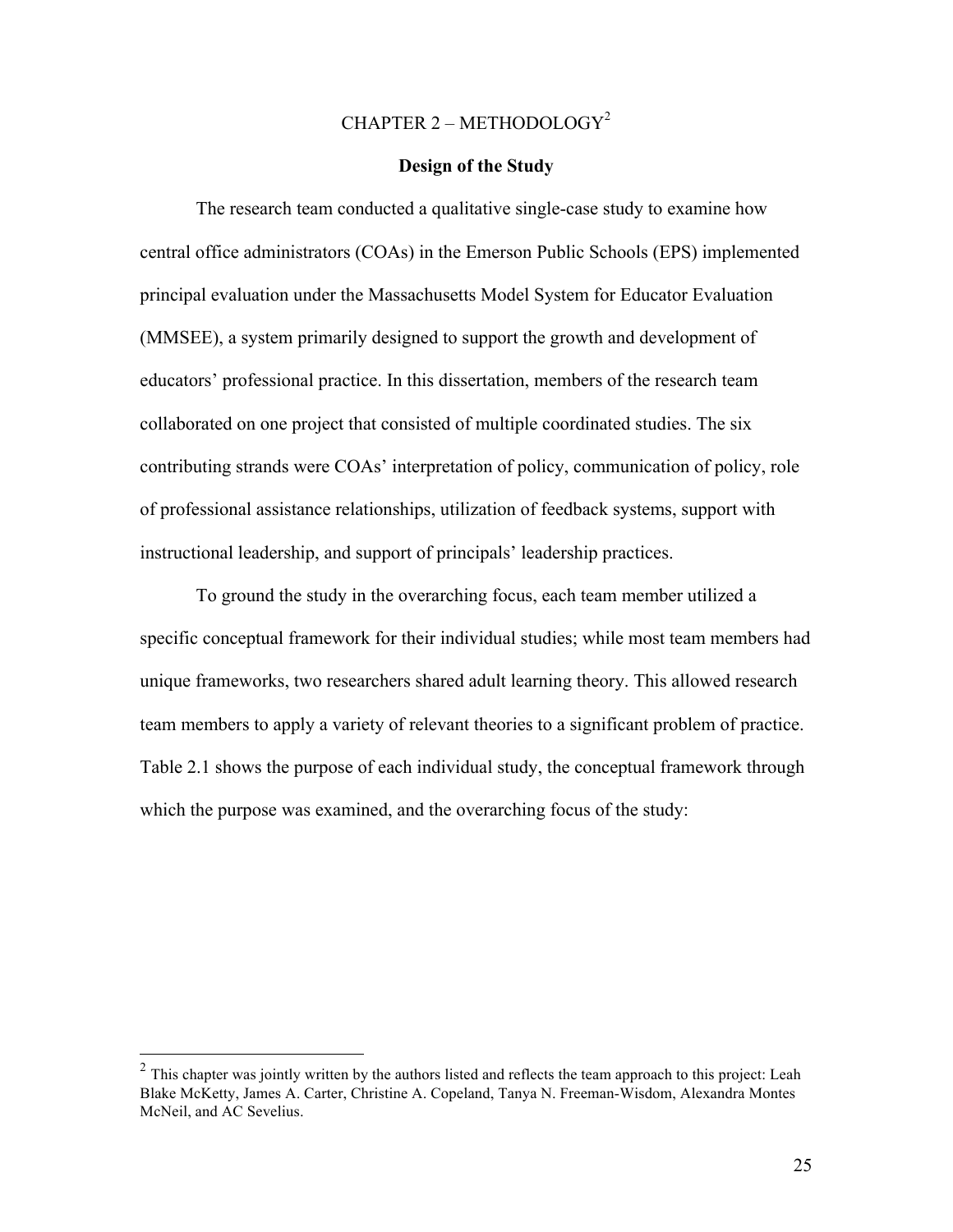# CHAPTER 2 – METHODOLOGY[2]

## Design of the Study

The research team conducted a qualitative single-case study to examine how central office administrators (COAs) in the Emerson Public Schools (EPS) implemented principal evaluation under the Massachusetts Model System for Educator Evaluation (MMSEE), a system primarily designed to support the growth and development of educators' professional practice. In this dissertation, members of the research team collaborated on one project that consisted of multiple coordinated studies. The six contributing strands were COAs' interpretation of policy, communication of policy, role of professional assistance relationships, utilization of feedback systems, support with instructional leadership, and support of principals' leadership practices.

To ground the study in the overarching focus, each team member utilized a specific conceptual framework for their individual studies; while most team members had unique frameworks, two researchers shared adult learning theory. This allowed research team members to apply a variety of relevant theories to a significant problem of practice. Table 2.1 shows the purpose of each individual study, the conceptual framework through which the purpose was examined, and the overarching focus of the study:

---

[2] This chapter was jointly written by the authors listed and reflects the team approach to this project: Leah Blake McKetty, James A. Carter, Christine A. Copeland, Tanya N. Freeman-Wisdom, Alexandra Montes McNeil, and AC Sevelius.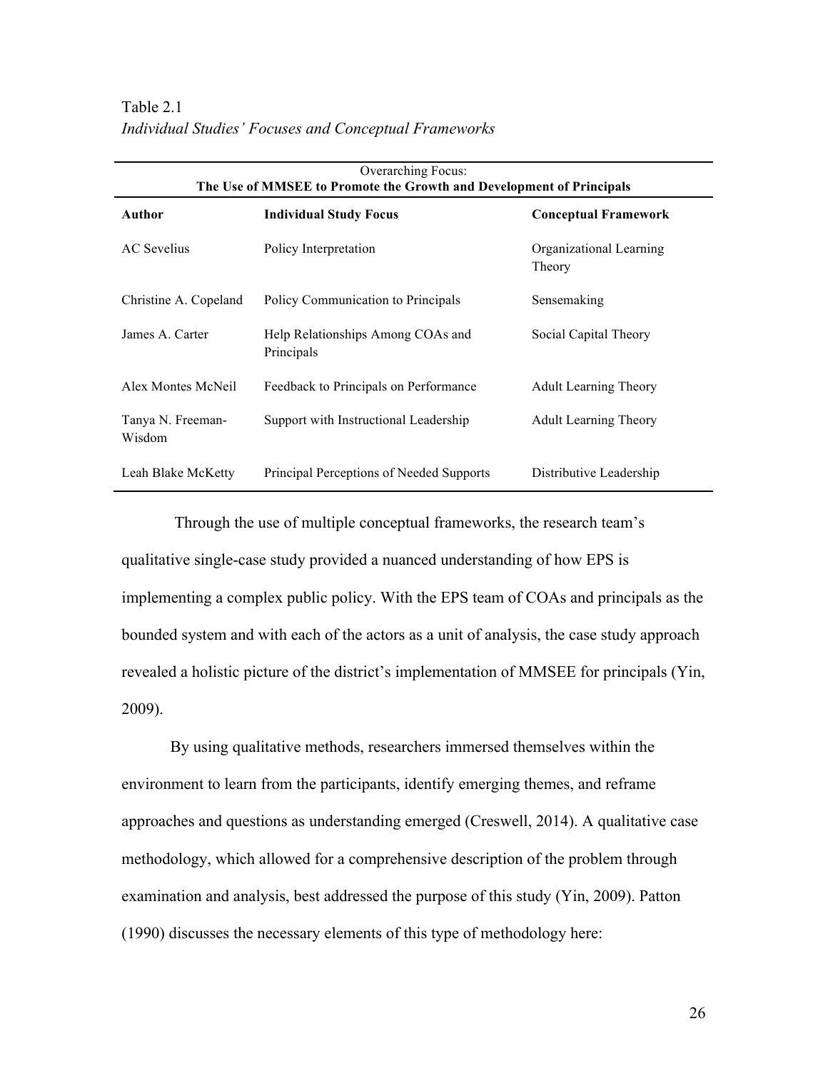Table 2.1
*Individual Studies' Focuses and Conceptual Frameworks*

| Overarching Focus: **The Use of MMSEE to Promote the Growth and Development of Principals** | | |
|---|---|---|
| **Author** | **Individual Study Focus** | **Conceptual Framework** |
| AC Sevelius | Policy Interpretation | Organizational Learning Theory |
| Christine A. Copeland | Policy Communication to Principals | Sensemaking |
| James A. Carter | Help Relationships Among COAs and Principals | Social Capital Theory |
| Alex Montes McNeil | Feedback to Principals on Performance | Adult Learning Theory |
| Tanya N. Freeman-Wisdom | Support with Instructional Leadership | Adult Learning Theory |
| Leah Blake McKetty | Principal Perceptions of Needed Supports | Distributive Leadership |

Through the use of multiple conceptual frameworks, the research team's qualitative single-case study provided a nuanced understanding of how EPS is implementing a complex public policy. With the EPS team of COAs and principals as the bounded system and with each of the actors as a unit of analysis, the case study approach revealed a holistic picture of the district's implementation of MMSEE for principals (Yin, 2009).

By using qualitative methods, researchers immersed themselves within the environment to learn from the participants, identify emerging themes, and reframe approaches and questions as understanding emerged (Creswell, 2014). A qualitative case methodology, which allowed for a comprehensive description of the problem through examination and analysis, best addressed the purpose of this study (Yin, 2009). Patton (1990) discusses the necessary elements of this type of methodology here: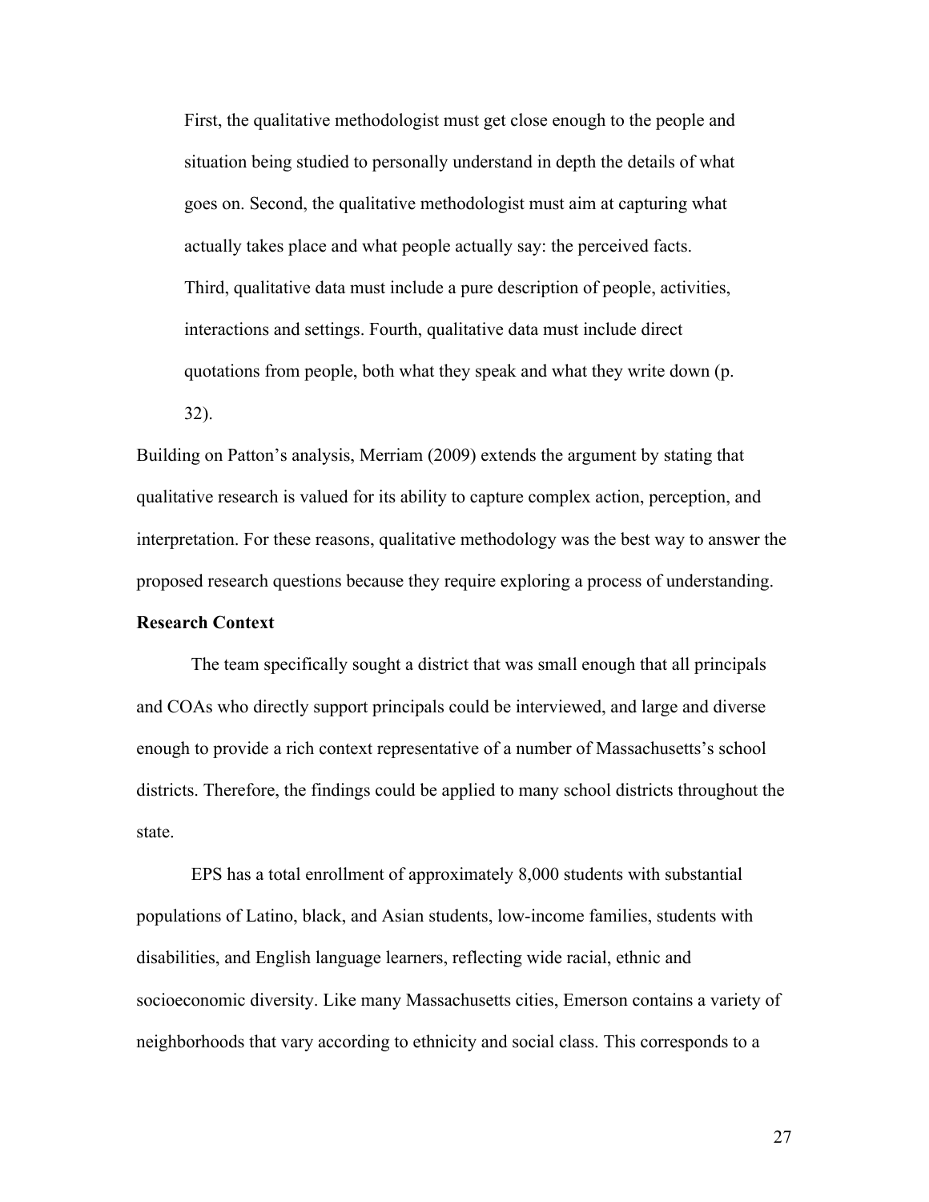> First, the qualitative methodologist must get close enough to the people and situation being studied to personally understand in depth the details of what goes on. Second, the qualitative methodologist must aim at capturing what actually takes place and what people actually say: the perceived facts. Third, qualitative data must include a pure description of people, activities, interactions and settings. Fourth, qualitative data must include direct quotations from people, both what they speak and what they write down (p. 32).

Building on Patton's analysis, Merriam (2009) extends the argument by stating that qualitative research is valued for its ability to capture complex action, perception, and interpretation. For these reasons, qualitative methodology was the best way to answer the proposed research questions because they require exploring a process of understanding.

**Research Context**

The team specifically sought a district that was small enough that all principals and COAs who directly support principals could be interviewed, and large and diverse enough to provide a rich context representative of a number of Massachusetts's school districts. Therefore, the findings could be applied to many school districts throughout the state.

EPS has a total enrollment of approximately 8,000 students with substantial populations of Latino, black, and Asian students, low-income families, students with disabilities, and English language learners, reflecting wide racial, ethnic and socioeconomic diversity. Like many Massachusetts cities, Emerson contains a variety of neighborhoods that vary according to ethnicity and social class. This corresponds to a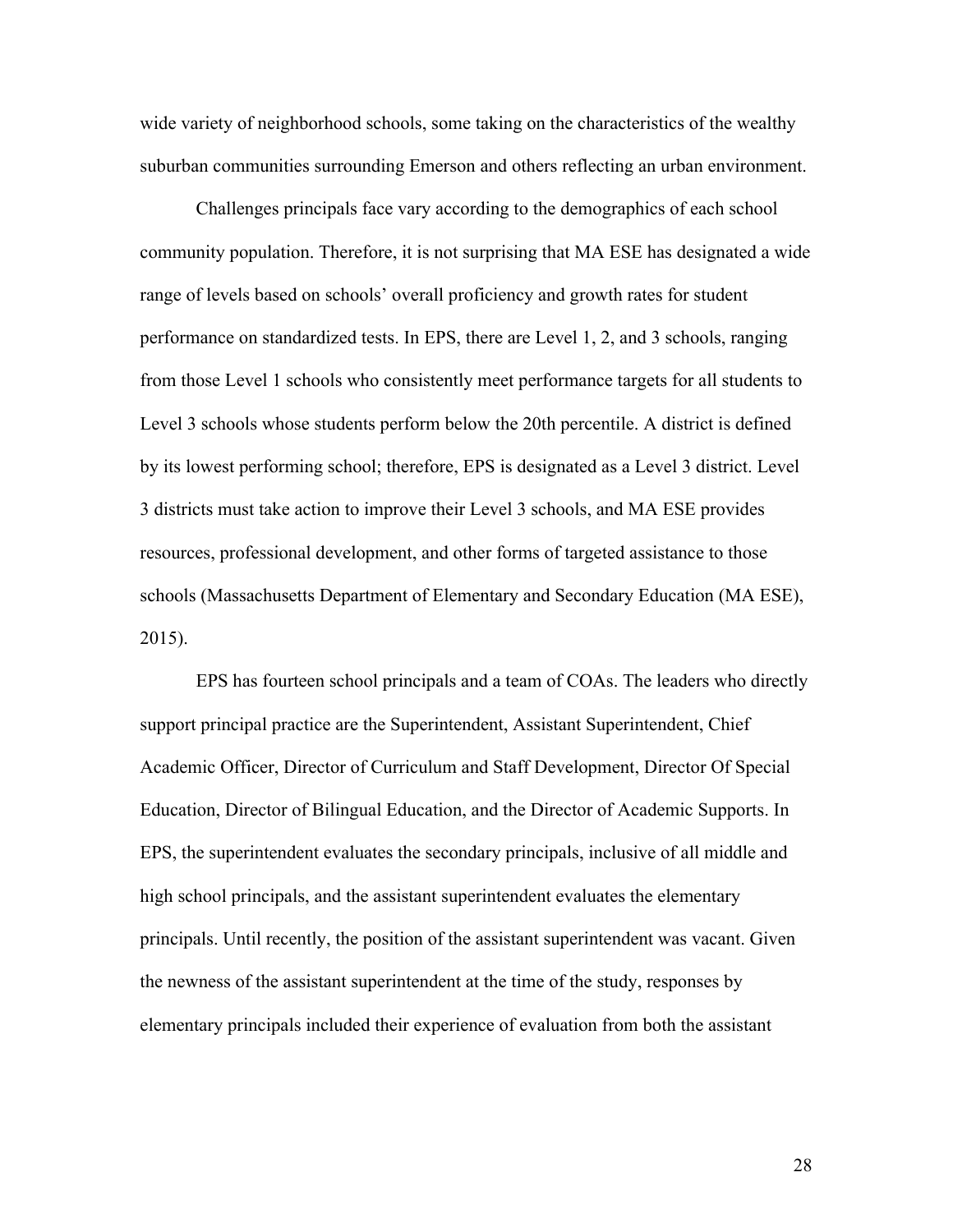wide variety of neighborhood schools, some taking on the characteristics of the wealthy suburban communities surrounding Emerson and others reflecting an urban environment.

Challenges principals face vary according to the demographics of each school community population. Therefore, it is not surprising that MA ESE has designated a wide range of levels based on schools' overall proficiency and growth rates for student performance on standardized tests. In EPS, there are Level 1, 2, and 3 schools, ranging from those Level 1 schools who consistently meet performance targets for all students to Level 3 schools whose students perform below the 20th percentile. A district is defined by its lowest performing school; therefore, EPS is designated as a Level 3 district. Level 3 districts must take action to improve their Level 3 schools, and MA ESE provides resources, professional development, and other forms of targeted assistance to those schools (Massachusetts Department of Elementary and Secondary Education (MA ESE), 2015).

EPS has fourteen school principals and a team of COAs. The leaders who directly support principal practice are the Superintendent, Assistant Superintendent, Chief Academic Officer, Director of Curriculum and Staff Development, Director Of Special Education, Director of Bilingual Education, and the Director of Academic Supports. In EPS, the superintendent evaluates the secondary principals, inclusive of all middle and high school principals, and the assistant superintendent evaluates the elementary principals. Until recently, the position of the assistant superintendent was vacant. Given the newness of the assistant superintendent at the time of the study, responses by elementary principals included their experience of evaluation from both the assistant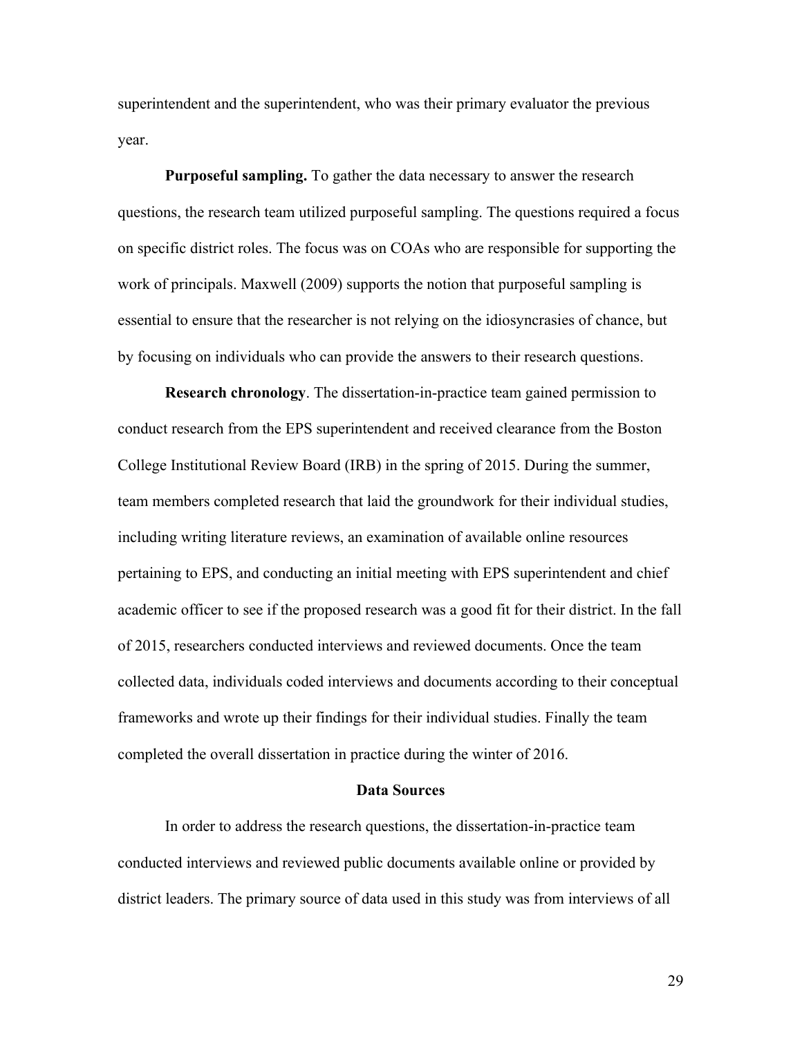superintendent and the superintendent, who was their primary evaluator the previous year.

**Purposeful sampling.** To gather the data necessary to answer the research questions, the research team utilized purposeful sampling. The questions required a focus on specific district roles. The focus was on COAs who are responsible for supporting the work of principals. Maxwell (2009) supports the notion that purposeful sampling is essential to ensure that the researcher is not relying on the idiosyncrasies of chance, but by focusing on individuals who can provide the answers to their research questions.

**Research chronology**. The dissertation-in-practice team gained permission to conduct research from the EPS superintendent and received clearance from the Boston College Institutional Review Board (IRB) in the spring of 2015. During the summer, team members completed research that laid the groundwork for their individual studies, including writing literature reviews, an examination of available online resources pertaining to EPS, and conducting an initial meeting with EPS superintendent and chief academic officer to see if the proposed research was a good fit for their district. In the fall of 2015, researchers conducted interviews and reviewed documents. Once the team collected data, individuals coded interviews and documents according to their conceptual frameworks and wrote up their findings for their individual studies. Finally the team completed the overall dissertation in practice during the winter of 2016.

## Data Sources

In order to address the research questions, the dissertation-in-practice team conducted interviews and reviewed public documents available online or provided by district leaders. The primary source of data used in this study was from interviews of all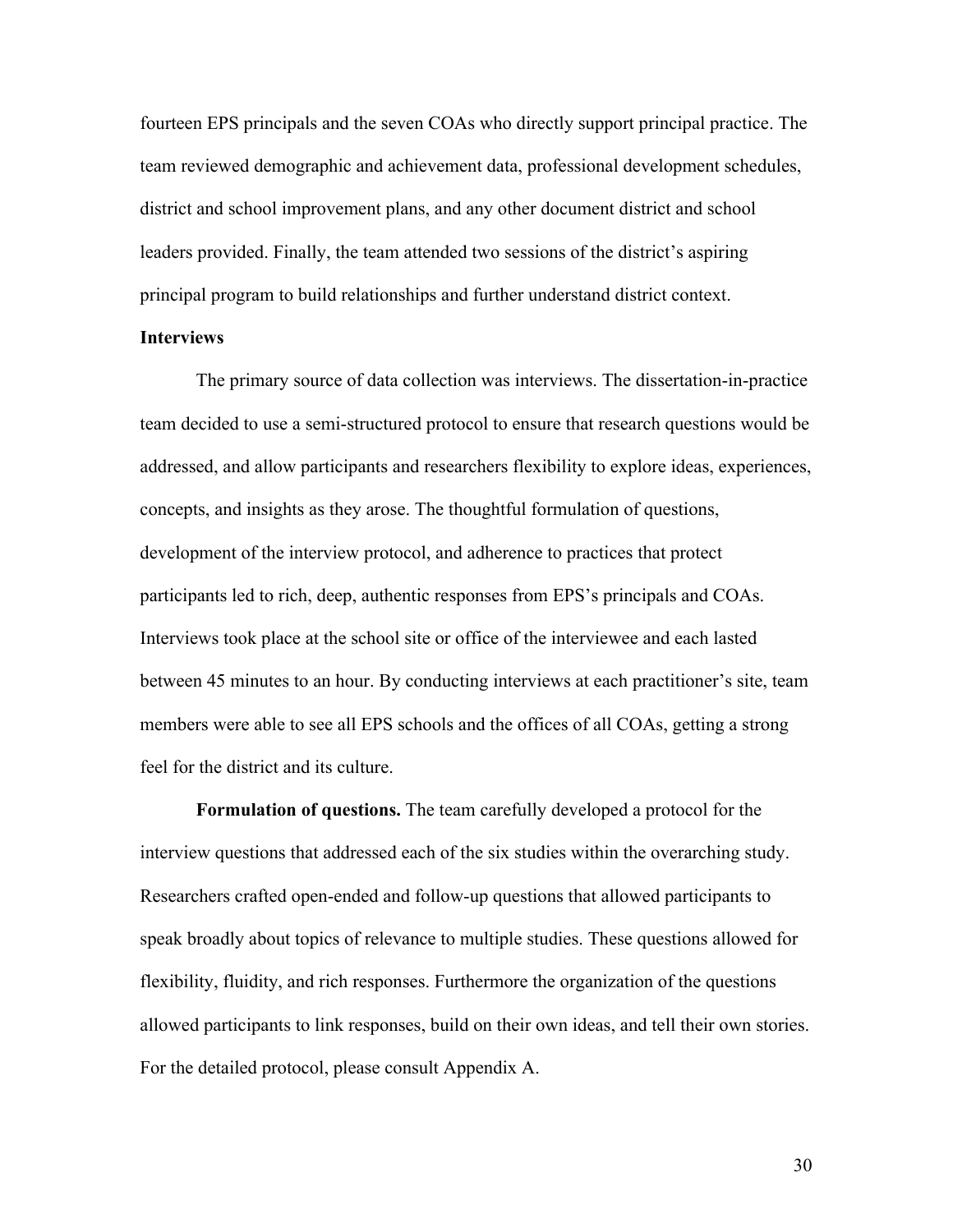fourteen EPS principals and the seven COAs who directly support principal practice. The team reviewed demographic and achievement data, professional development schedules, district and school improvement plans, and any other document district and school leaders provided. Finally, the team attended two sessions of the district's aspiring principal program to build relationships and further understand district context.

### Interviews

The primary source of data collection was interviews. The dissertation-in-practice team decided to use a semi-structured protocol to ensure that research questions would be addressed, and allow participants and researchers flexibility to explore ideas, experiences, concepts, and insights as they arose. The thoughtful formulation of questions, development of the interview protocol, and adherence to practices that protect participants led to rich, deep, authentic responses from EPS's principals and COAs. Interviews took place at the school site or office of the interviewee and each lasted between 45 minutes to an hour. By conducting interviews at each practitioner's site, team members were able to see all EPS schools and the offices of all COAs, getting a strong feel for the district and its culture.

**Formulation of questions.** The team carefully developed a protocol for the interview questions that addressed each of the six studies within the overarching study. Researchers crafted open-ended and follow-up questions that allowed participants to speak broadly about topics of relevance to multiple studies. These questions allowed for flexibility, fluidity, and rich responses. Furthermore the organization of the questions allowed participants to link responses, build on their own ideas, and tell their own stories. For the detailed protocol, please consult Appendix A.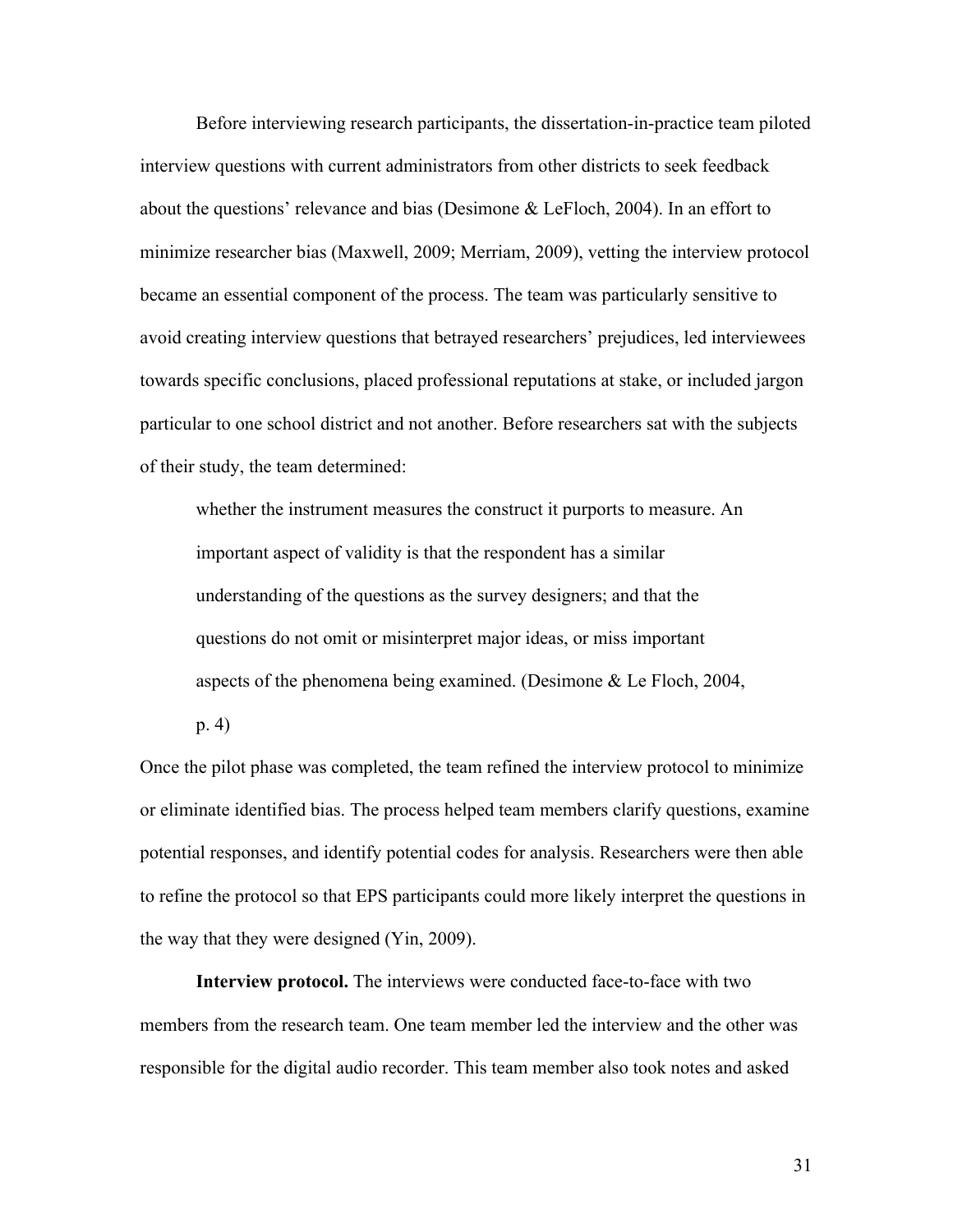Before interviewing research participants, the dissertation-in-practice team piloted interview questions with current administrators from other districts to seek feedback about the questions' relevance and bias (Desimone & LeFloch, 2004). In an effort to minimize researcher bias (Maxwell, 2009; Merriam, 2009), vetting the interview protocol became an essential component of the process. The team was particularly sensitive to avoid creating interview questions that betrayed researchers' prejudices, led interviewees towards specific conclusions, placed professional reputations at stake, or included jargon particular to one school district and not another. Before researchers sat with the subjects of their study, the team determined:

> whether the instrument measures the construct it purports to measure. An important aspect of validity is that the respondent has a similar understanding of the questions as the survey designers; and that the questions do not omit or misinterpret major ideas, or miss important aspects of the phenomena being examined. (Desimone & Le Floch, 2004, p. 4)

Once the pilot phase was completed, the team refined the interview protocol to minimize or eliminate identified bias. The process helped team members clarify questions, examine potential responses, and identify potential codes for analysis. Researchers were then able to refine the protocol so that EPS participants could more likely interpret the questions in the way that they were designed (Yin, 2009).

**Interview protocol.** The interviews were conducted face-to-face with two members from the research team. One team member led the interview and the other was responsible for the digital audio recorder. This team member also took notes and asked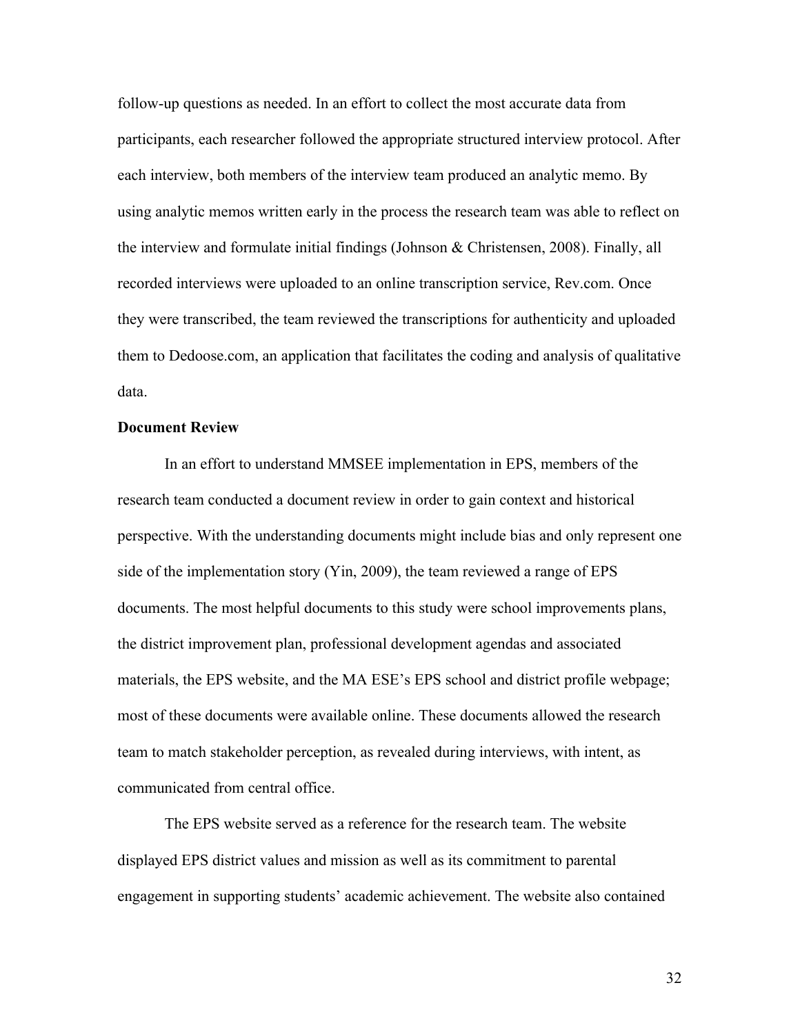follow-up questions as needed. In an effort to collect the most accurate data from participants, each researcher followed the appropriate structured interview protocol. After each interview, both members of the interview team produced an analytic memo. By using analytic memos written early in the process the research team was able to reflect on the interview and formulate initial findings (Johnson & Christensen, 2008). Finally, all recorded interviews were uploaded to an online transcription service, Rev.com. Once they were transcribed, the team reviewed the transcriptions for authenticity and uploaded them to Dedoose.com, an application that facilitates the coding and analysis of qualitative data.

**Document Review**

In an effort to understand MMSEE implementation in EPS, members of the research team conducted a document review in order to gain context and historical perspective. With the understanding documents might include bias and only represent one side of the implementation story (Yin, 2009), the team reviewed a range of EPS documents. The most helpful documents to this study were school improvements plans, the district improvement plan, professional development agendas and associated materials, the EPS website, and the MA ESE's EPS school and district profile webpage; most of these documents were available online. These documents allowed the research team to match stakeholder perception, as revealed during interviews, with intent, as communicated from central office.

The EPS website served as a reference for the research team. The website displayed EPS district values and mission as well as its commitment to parental engagement in supporting students' academic achievement. The website also contained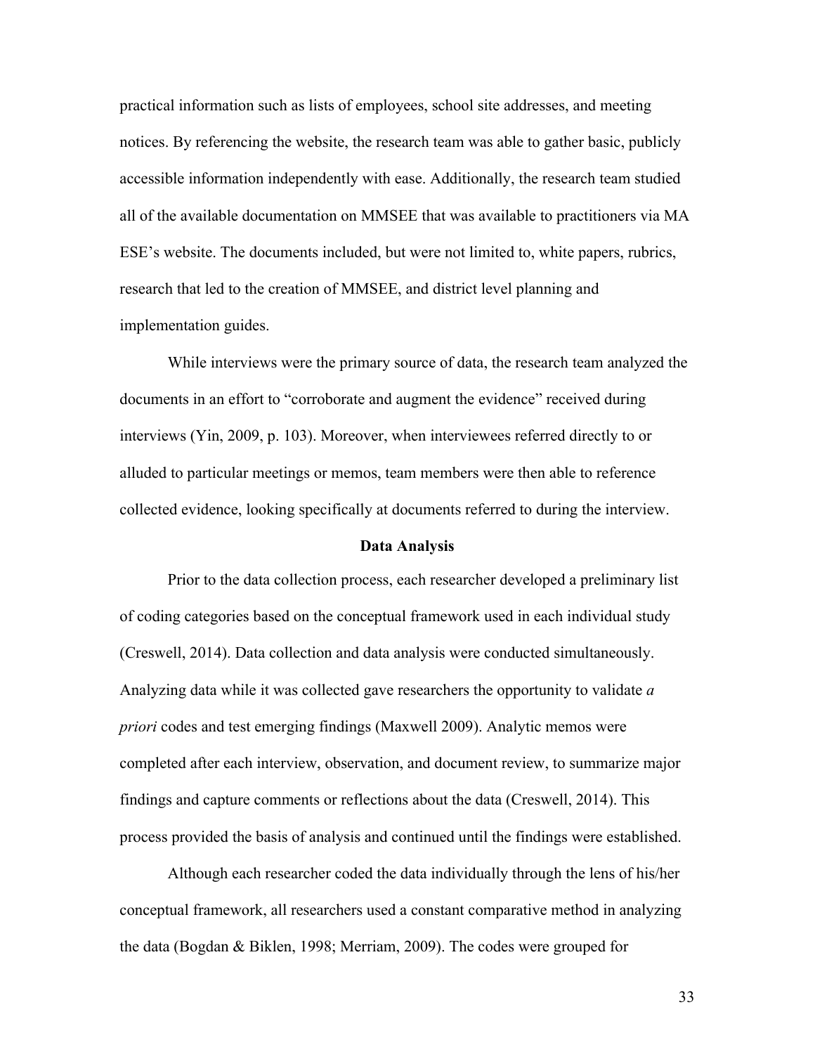practical information such as lists of employees, school site addresses, and meeting notices. By referencing the website, the research team was able to gather basic, publicly accessible information independently with ease. Additionally, the research team studied all of the available documentation on MMSEE that was available to practitioners via MA ESE's website. The documents included, but were not limited to, white papers, rubrics, research that led to the creation of MMSEE, and district level planning and implementation guides.

While interviews were the primary source of data, the research team analyzed the documents in an effort to "corroborate and augment the evidence" received during interviews (Yin, 2009, p. 103). Moreover, when interviewees referred directly to or alluded to particular meetings or memos, team members were then able to reference collected evidence, looking specifically at documents referred to during the interview.

## Data Analysis

Prior to the data collection process, each researcher developed a preliminary list of coding categories based on the conceptual framework used in each individual study (Creswell, 2014). Data collection and data analysis were conducted simultaneously. Analyzing data while it was collected gave researchers the opportunity to validate *a priori* codes and test emerging findings (Maxwell 2009). Analytic memos were completed after each interview, observation, and document review, to summarize major findings and capture comments or reflections about the data (Creswell, 2014). This process provided the basis of analysis and continued until the findings were established.

Although each researcher coded the data individually through the lens of his/her conceptual framework, all researchers used a constant comparative method in analyzing the data (Bogdan & Biklen, 1998; Merriam, 2009). The codes were grouped for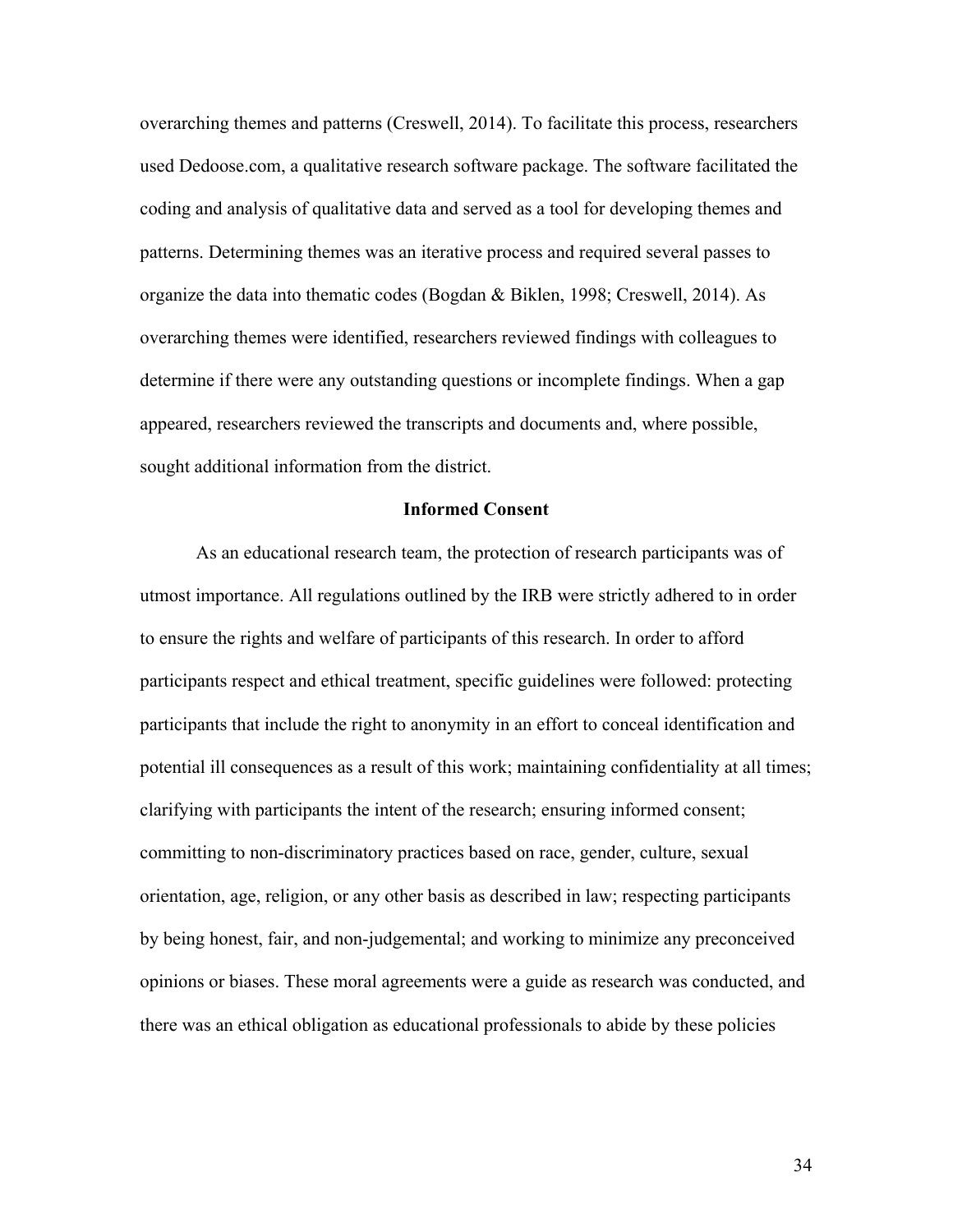overarching themes and patterns (Creswell, 2014). To facilitate this process, researchers used Dedoose.com, a qualitative research software package. The software facilitated the coding and analysis of qualitative data and served as a tool for developing themes and patterns. Determining themes was an iterative process and required several passes to organize the data into thematic codes (Bogdan & Biklen, 1998; Creswell, 2014). As overarching themes were identified, researchers reviewed findings with colleagues to determine if there were any outstanding questions or incomplete findings. When a gap appeared, researchers reviewed the transcripts and documents and, where possible, sought additional information from the district.

## Informed Consent

As an educational research team, the protection of research participants was of utmost importance. All regulations outlined by the IRB were strictly adhered to in order to ensure the rights and welfare of participants of this research. In order to afford participants respect and ethical treatment, specific guidelines were followed: protecting participants that include the right to anonymity in an effort to conceal identification and potential ill consequences as a result of this work; maintaining confidentiality at all times; clarifying with participants the intent of the research; ensuring informed consent; committing to non-discriminatory practices based on race, gender, culture, sexual orientation, age, religion, or any other basis as described in law; respecting participants by being honest, fair, and non-judgemental; and working to minimize any preconceived opinions or biases. These moral agreements were a guide as research was conducted, and there was an ethical obligation as educational professionals to abide by these policies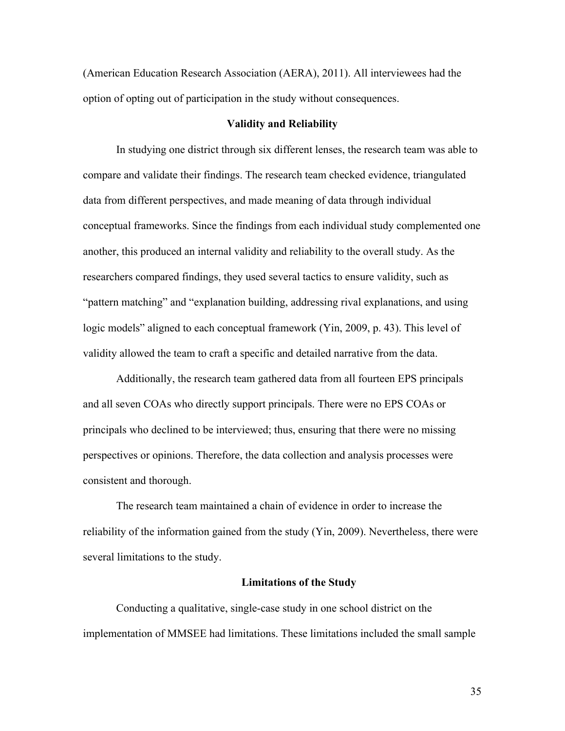(American Education Research Association (AERA), 2011). All interviewees had the option of opting out of participation in the study without consequences.

## Validity and Reliability

In studying one district through six different lenses, the research team was able to compare and validate their findings. The research team checked evidence, triangulated data from different perspectives, and made meaning of data through individual conceptual frameworks. Since the findings from each individual study complemented one another, this produced an internal validity and reliability to the overall study. As the researchers compared findings, they used several tactics to ensure validity, such as "pattern matching" and "explanation building, addressing rival explanations, and using logic models" aligned to each conceptual framework (Yin, 2009, p. 43). This level of validity allowed the team to craft a specific and detailed narrative from the data.

Additionally, the research team gathered data from all fourteen EPS principals and all seven COAs who directly support principals. There were no EPS COAs or principals who declined to be interviewed; thus, ensuring that there were no missing perspectives or opinions. Therefore, the data collection and analysis processes were consistent and thorough.

The research team maintained a chain of evidence in order to increase the reliability of the information gained from the study (Yin, 2009). Nevertheless, there were several limitations to the study.

## Limitations of the Study

Conducting a qualitative, single-case study in one school district on the implementation of MMSEE had limitations. These limitations included the small sample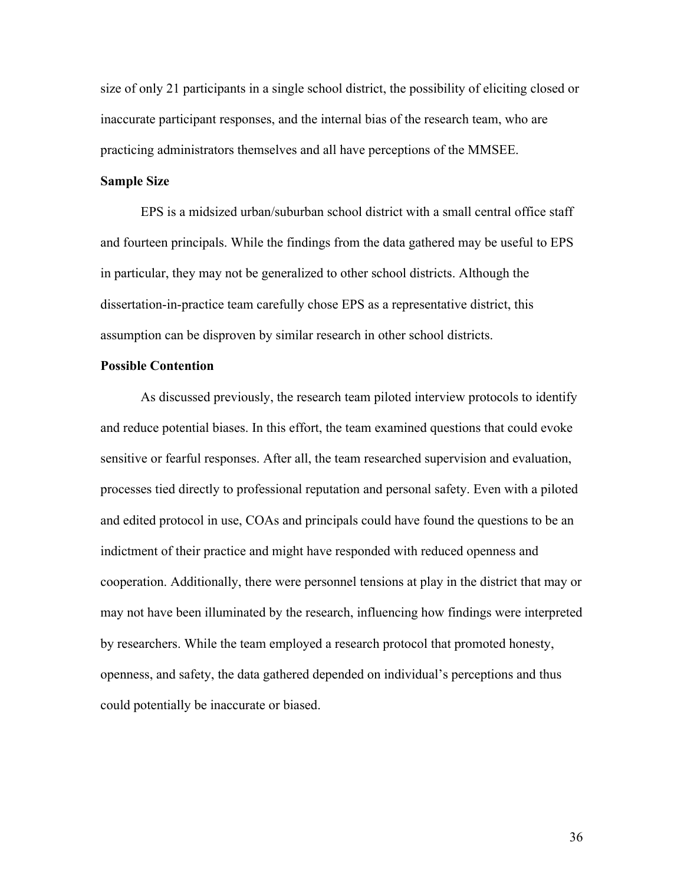size of only 21 participants in a single school district, the possibility of eliciting closed or inaccurate participant responses, and the internal bias of the research team, who are practicing administrators themselves and all have perceptions of the MMSEE.

**Sample Size**

EPS is a midsized urban/suburban school district with a small central office staff and fourteen principals. While the findings from the data gathered may be useful to EPS in particular, they may not be generalized to other school districts. Although the dissertation-in-practice team carefully chose EPS as a representative district, this assumption can be disproven by similar research in other school districts.

**Possible Contention**

As discussed previously, the research team piloted interview protocols to identify and reduce potential biases. In this effort, the team examined questions that could evoke sensitive or fearful responses. After all, the team researched supervision and evaluation, processes tied directly to professional reputation and personal safety. Even with a piloted and edited protocol in use, COAs and principals could have found the questions to be an indictment of their practice and might have responded with reduced openness and cooperation. Additionally, there were personnel tensions at play in the district that may or may not have been illuminated by the research, influencing how findings were interpreted by researchers. While the team employed a research protocol that promoted honesty, openness, and safety, the data gathered depended on individual's perceptions and thus could potentially be inaccurate or biased.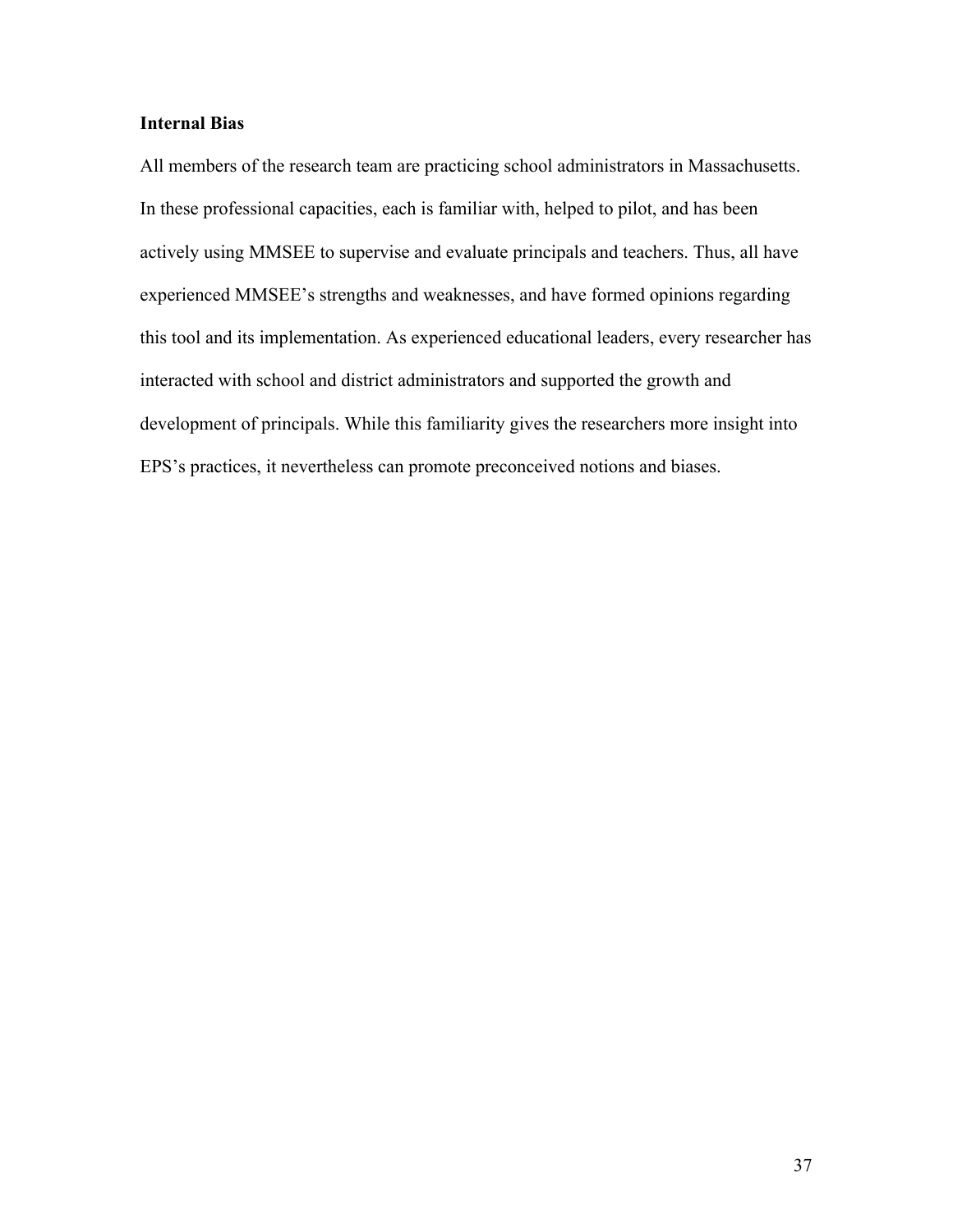### Internal Bias

All members of the research team are practicing school administrators in Massachusetts. In these professional capacities, each is familiar with, helped to pilot, and has been actively using MMSEE to supervise and evaluate principals and teachers. Thus, all have experienced MMSEE's strengths and weaknesses, and have formed opinions regarding this tool and its implementation. As experienced educational leaders, every researcher has interacted with school and district administrators and supported the growth and development of principals. While this familiarity gives the researchers more insight into EPS's practices, it nevertheless can promote preconceived notions and biases.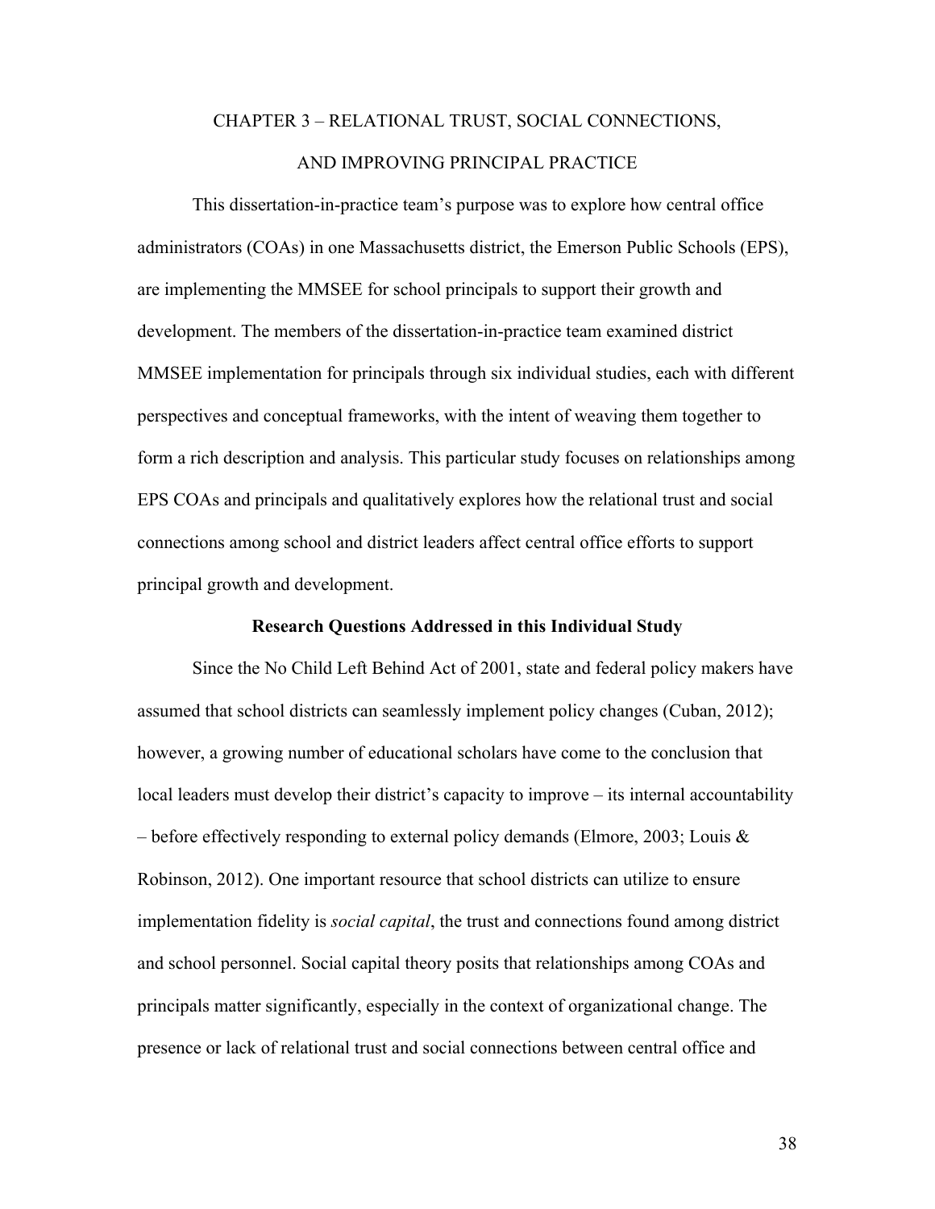# CHAPTER 3 – RELATIONAL TRUST, SOCIAL CONNECTIONS, AND IMPROVING PRINCIPAL PRACTICE

This dissertation-in-practice team's purpose was to explore how central office administrators (COAs) in one Massachusetts district, the Emerson Public Schools (EPS), are implementing the MMSEE for school principals to support their growth and development. The members of the dissertation-in-practice team examined district MMSEE implementation for principals through six individual studies, each with different perspectives and conceptual frameworks, with the intent of weaving them together to form a rich description and analysis. This particular study focuses on relationships among EPS COAs and principals and qualitatively explores how the relational trust and social connections among school and district leaders affect central office efforts to support principal growth and development.

## Research Questions Addressed in this Individual Study

Since the No Child Left Behind Act of 2001, state and federal policy makers have assumed that school districts can seamlessly implement policy changes (Cuban, 2012); however, a growing number of educational scholars have come to the conclusion that local leaders must develop their district's capacity to improve – its internal accountability – before effectively responding to external policy demands (Elmore, 2003; Louis & Robinson, 2012). One important resource that school districts can utilize to ensure implementation fidelity is *social capital*, the trust and connections found among district and school personnel. Social capital theory posits that relationships among COAs and principals matter significantly, especially in the context of organizational change. The presence or lack of relational trust and social connections between central office and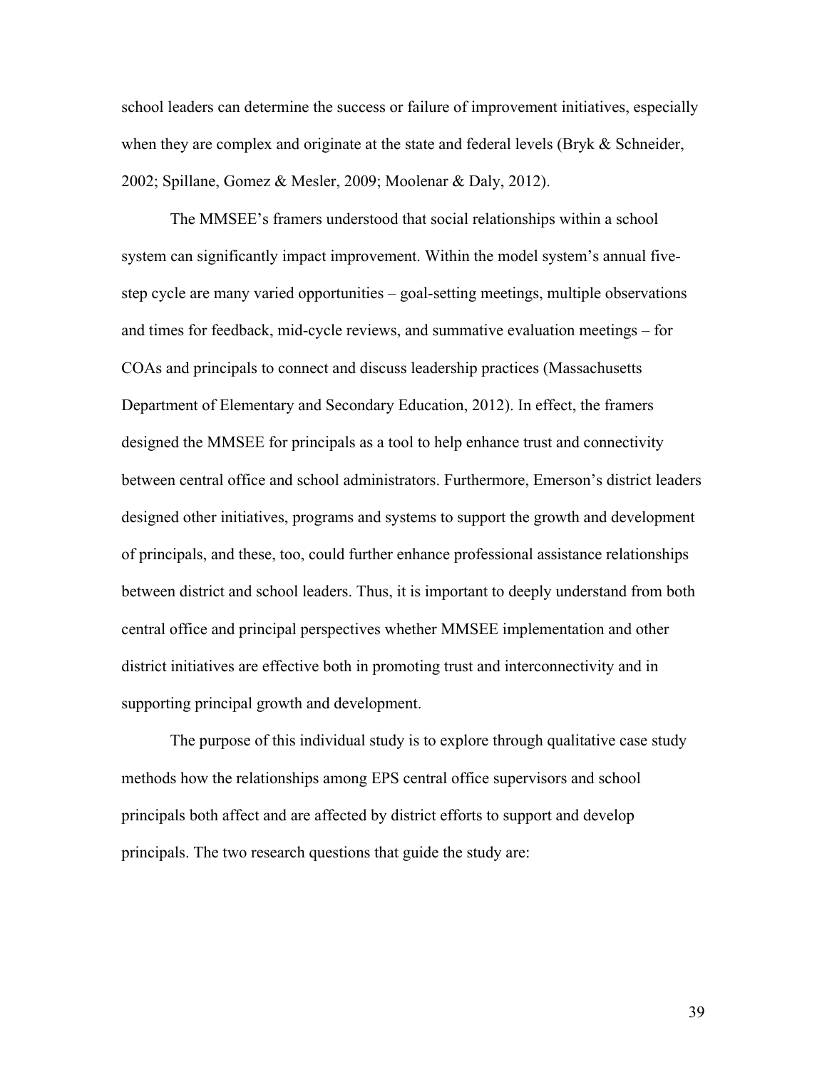school leaders can determine the success or failure of improvement initiatives, especially when they are complex and originate at the state and federal levels (Bryk & Schneider, 2002; Spillane, Gomez & Mesler, 2009; Moolenar & Daly, 2012).

The MMSEE's framers understood that social relationships within a school system can significantly impact improvement. Within the model system's annual five-step cycle are many varied opportunities – goal-setting meetings, multiple observations and times for feedback, mid-cycle reviews, and summative evaluation meetings – for COAs and principals to connect and discuss leadership practices (Massachusetts Department of Elementary and Secondary Education, 2012). In effect, the framers designed the MMSEE for principals as a tool to help enhance trust and connectivity between central office and school administrators. Furthermore, Emerson's district leaders designed other initiatives, programs and systems to support the growth and development of principals, and these, too, could further enhance professional assistance relationships between district and school leaders. Thus, it is important to deeply understand from both central office and principal perspectives whether MMSEE implementation and other district initiatives are effective both in promoting trust and interconnectivity and in supporting principal growth and development.

The purpose of this individual study is to explore through qualitative case study methods how the relationships among EPS central office supervisors and school principals both affect and are affected by district efforts to support and develop principals. The two research questions that guide the study are: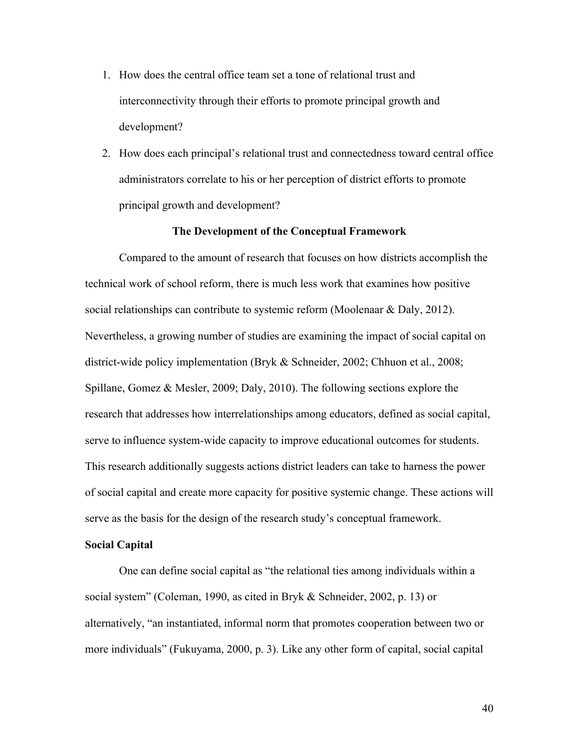1. How does the central office team set a tone of relational trust and interconnectivity through their efforts to promote principal growth and development?
2. How does each principal's relational trust and connectedness toward central office administrators correlate to his or her perception of district efforts to promote principal growth and development?

## The Development of the Conceptual Framework

Compared to the amount of research that focuses on how districts accomplish the technical work of school reform, there is much less work that examines how positive social relationships can contribute to systemic reform (Moolenaar & Daly, 2012). Nevertheless, a growing number of studies are examining the impact of social capital on district-wide policy implementation (Bryk & Schneider, 2002; Chhuon et al., 2008; Spillane, Gomez & Mesler, 2009; Daly, 2010). The following sections explore the research that addresses how interrelationships among educators, defined as social capital, serve to influence system-wide capacity to improve educational outcomes for students. This research additionally suggests actions district leaders can take to harness the power of social capital and create more capacity for positive systemic change. These actions will serve as the basis for the design of the research study's conceptual framework.

### Social Capital

One can define social capital as "the relational ties among individuals within a social system" (Coleman, 1990, as cited in Bryk & Schneider, 2002, p. 13) or alternatively, "an instantiated, informal norm that promotes cooperation between two or more individuals" (Fukuyama, 2000, p. 3). Like any other form of capital, social capital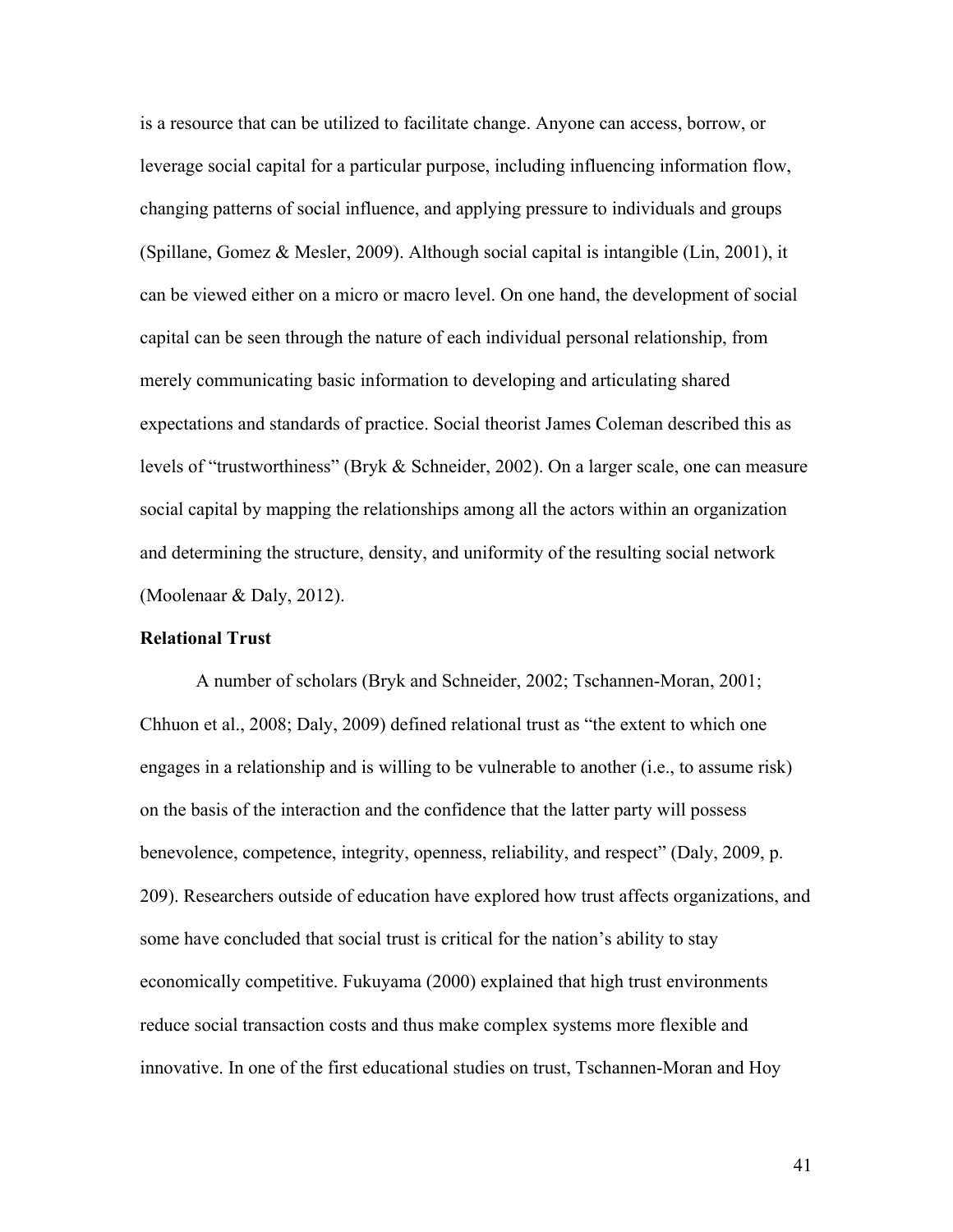is a resource that can be utilized to facilitate change. Anyone can access, borrow, or leverage social capital for a particular purpose, including influencing information flow, changing patterns of social influence, and applying pressure to individuals and groups (Spillane, Gomez & Mesler, 2009). Although social capital is intangible (Lin, 2001), it can be viewed either on a micro or macro level. On one hand, the development of social capital can be seen through the nature of each individual personal relationship, from merely communicating basic information to developing and articulating shared expectations and standards of practice. Social theorist James Coleman described this as levels of "trustworthiness" (Bryk & Schneider, 2002). On a larger scale, one can measure social capital by mapping the relationships among all the actors within an organization and determining the structure, density, and uniformity of the resulting social network (Moolenaar & Daly, 2012).

**Relational Trust**

A number of scholars (Bryk and Schneider, 2002; Tschannen-Moran, 2001; Chhuon et al., 2008; Daly, 2009) defined relational trust as "the extent to which one engages in a relationship and is willing to be vulnerable to another (i.e., to assume risk) on the basis of the interaction and the confidence that the latter party will possess benevolence, competence, integrity, openness, reliability, and respect" (Daly, 2009, p. 209). Researchers outside of education have explored how trust affects organizations, and some have concluded that social trust is critical for the nation's ability to stay economically competitive. Fukuyama (2000) explained that high trust environments reduce social transaction costs and thus make complex systems more flexible and innovative. In one of the first educational studies on trust, Tschannen-Moran and Hoy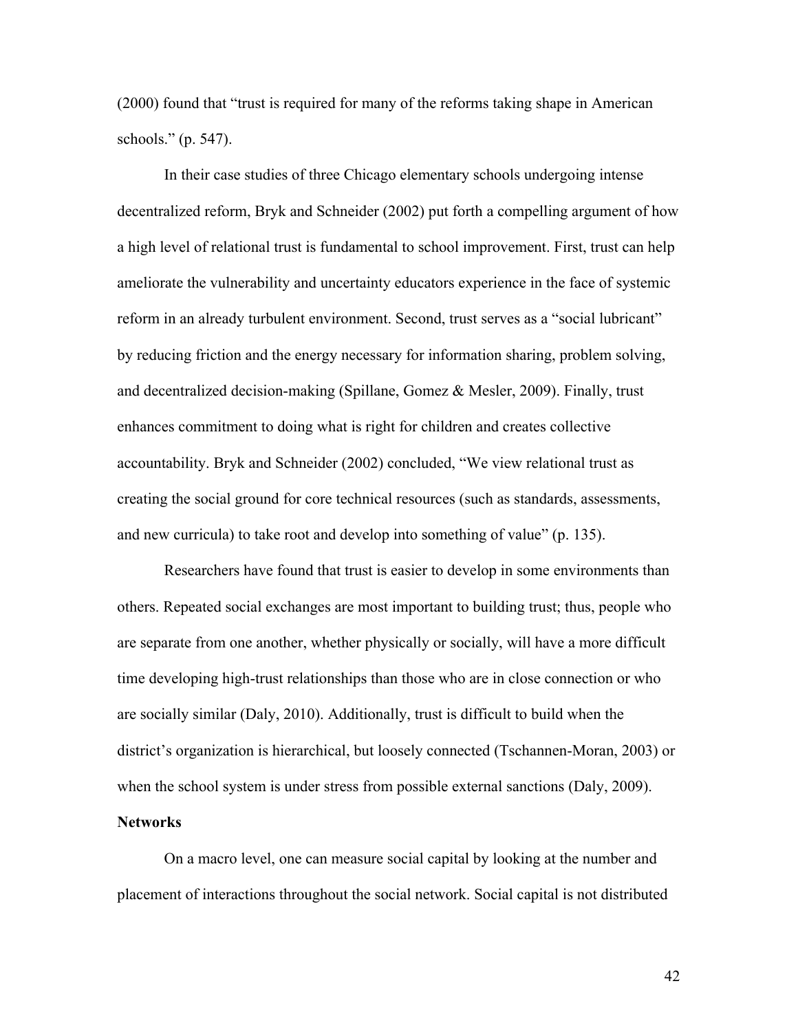(2000) found that "trust is required for many of the reforms taking shape in American schools." (p. 547).

In their case studies of three Chicago elementary schools undergoing intense decentralized reform, Bryk and Schneider (2002) put forth a compelling argument of how a high level of relational trust is fundamental to school improvement. First, trust can help ameliorate the vulnerability and uncertainty educators experience in the face of systemic reform in an already turbulent environment. Second, trust serves as a "social lubricant" by reducing friction and the energy necessary for information sharing, problem solving, and decentralized decision-making (Spillane, Gomez & Mesler, 2009). Finally, trust enhances commitment to doing what is right for children and creates collective accountability. Bryk and Schneider (2002) concluded, "We view relational trust as creating the social ground for core technical resources (such as standards, assessments, and new curricula) to take root and develop into something of value" (p. 135).

Researchers have found that trust is easier to develop in some environments than others. Repeated social exchanges are most important to building trust; thus, people who are separate from one another, whether physically or socially, will have a more difficult time developing high-trust relationships than those who are in close connection or who are socially similar (Daly, 2010). Additionally, trust is difficult to build when the district's organization is hierarchical, but loosely connected (Tschannen-Moran, 2003) or when the school system is under stress from possible external sanctions (Daly, 2009).

**Networks**

On a macro level, one can measure social capital by looking at the number and placement of interactions throughout the social network. Social capital is not distributed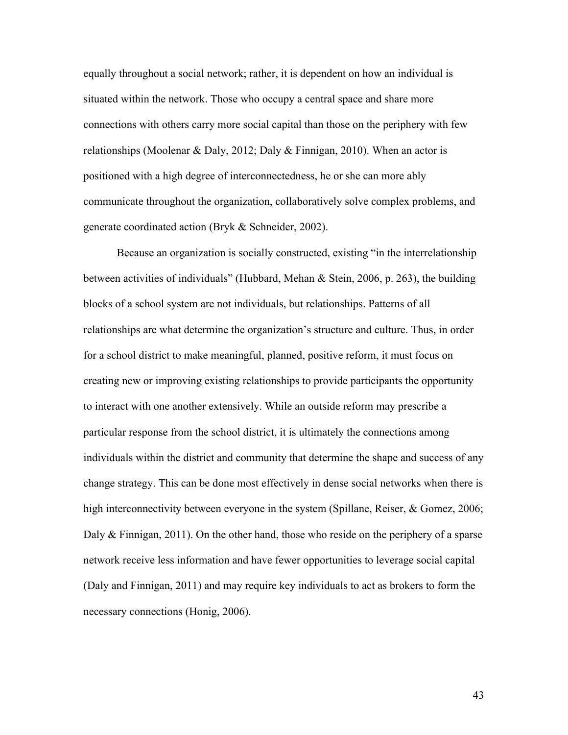equally throughout a social network; rather, it is dependent on how an individual is situated within the network. Those who occupy a central space and share more connections with others carry more social capital than those on the periphery with few relationships (Moolenar & Daly, 2012; Daly & Finnigan, 2010). When an actor is positioned with a high degree of interconnectedness, he or she can more ably communicate throughout the organization, collaboratively solve complex problems, and generate coordinated action (Bryk & Schneider, 2002).

Because an organization is socially constructed, existing "in the interrelationship between activities of individuals" (Hubbard, Mehan & Stein, 2006, p. 263), the building blocks of a school system are not individuals, but relationships. Patterns of all relationships are what determine the organization's structure and culture. Thus, in order for a school district to make meaningful, planned, positive reform, it must focus on creating new or improving existing relationships to provide participants the opportunity to interact with one another extensively. While an outside reform may prescribe a particular response from the school district, it is ultimately the connections among individuals within the district and community that determine the shape and success of any change strategy. This can be done most effectively in dense social networks when there is high interconnectivity between everyone in the system (Spillane, Reiser, & Gomez, 2006; Daly & Finnigan, 2011). On the other hand, those who reside on the periphery of a sparse network receive less information and have fewer opportunities to leverage social capital (Daly and Finnigan, 2011) and may require key individuals to act as brokers to form the necessary connections (Honig, 2006).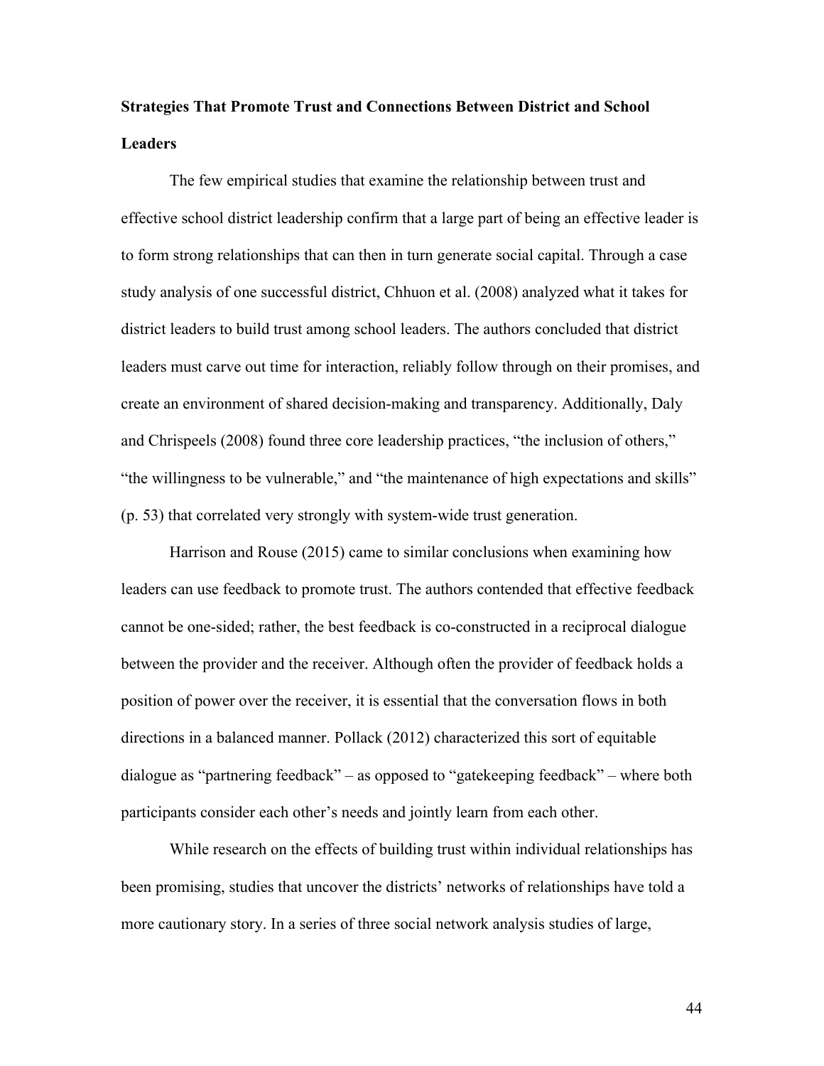**Strategies That Promote Trust and Connections Between District and School Leaders**

The few empirical studies that examine the relationship between trust and effective school district leadership confirm that a large part of being an effective leader is to form strong relationships that can then in turn generate social capital. Through a case study analysis of one successful district, Chhuon et al. (2008) analyzed what it takes for district leaders to build trust among school leaders. The authors concluded that district leaders must carve out time for interaction, reliably follow through on their promises, and create an environment of shared decision-making and transparency. Additionally, Daly and Chrispeels (2008) found three core leadership practices, "the inclusion of others," "the willingness to be vulnerable," and "the maintenance of high expectations and skills" (p. 53) that correlated very strongly with system-wide trust generation.

Harrison and Rouse (2015) came to similar conclusions when examining how leaders can use feedback to promote trust. The authors contended that effective feedback cannot be one-sided; rather, the best feedback is co-constructed in a reciprocal dialogue between the provider and the receiver. Although often the provider of feedback holds a position of power over the receiver, it is essential that the conversation flows in both directions in a balanced manner. Pollack (2012) characterized this sort of equitable dialogue as "partnering feedback" – as opposed to "gatekeeping feedback" – where both participants consider each other's needs and jointly learn from each other.

While research on the effects of building trust within individual relationships has been promising, studies that uncover the districts' networks of relationships have told a more cautionary story. In a series of three social network analysis studies of large,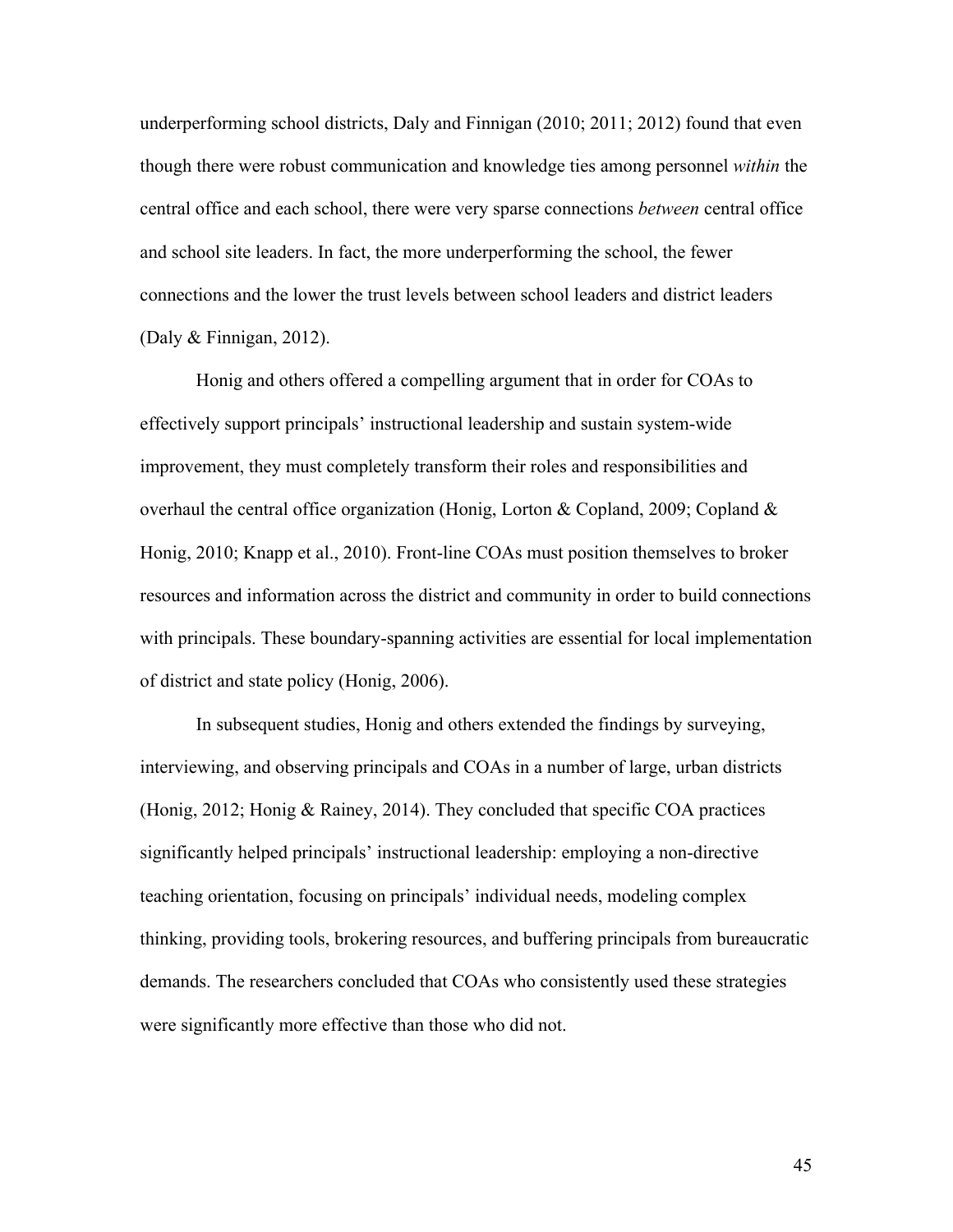underperforming school districts, Daly and Finnigan (2010; 2011; 2012) found that even though there were robust communication and knowledge ties among personnel *within* the central office and each school, there were very sparse connections *between* central office and school site leaders. In fact, the more underperforming the school, the fewer connections and the lower the trust levels between school leaders and district leaders (Daly & Finnigan, 2012).

Honig and others offered a compelling argument that in order for COAs to effectively support principals' instructional leadership and sustain system-wide improvement, they must completely transform their roles and responsibilities and overhaul the central office organization (Honig, Lorton & Copland, 2009; Copland & Honig, 2010; Knapp et al., 2010). Front-line COAs must position themselves to broker resources and information across the district and community in order to build connections with principals. These boundary-spanning activities are essential for local implementation of district and state policy (Honig, 2006).

In subsequent studies, Honig and others extended the findings by surveying, interviewing, and observing principals and COAs in a number of large, urban districts (Honig, 2012; Honig & Rainey, 2014). They concluded that specific COA practices significantly helped principals' instructional leadership: employing a non-directive teaching orientation, focusing on principals' individual needs, modeling complex thinking, providing tools, brokering resources, and buffering principals from bureaucratic demands. The researchers concluded that COAs who consistently used these strategies were significantly more effective than those who did not.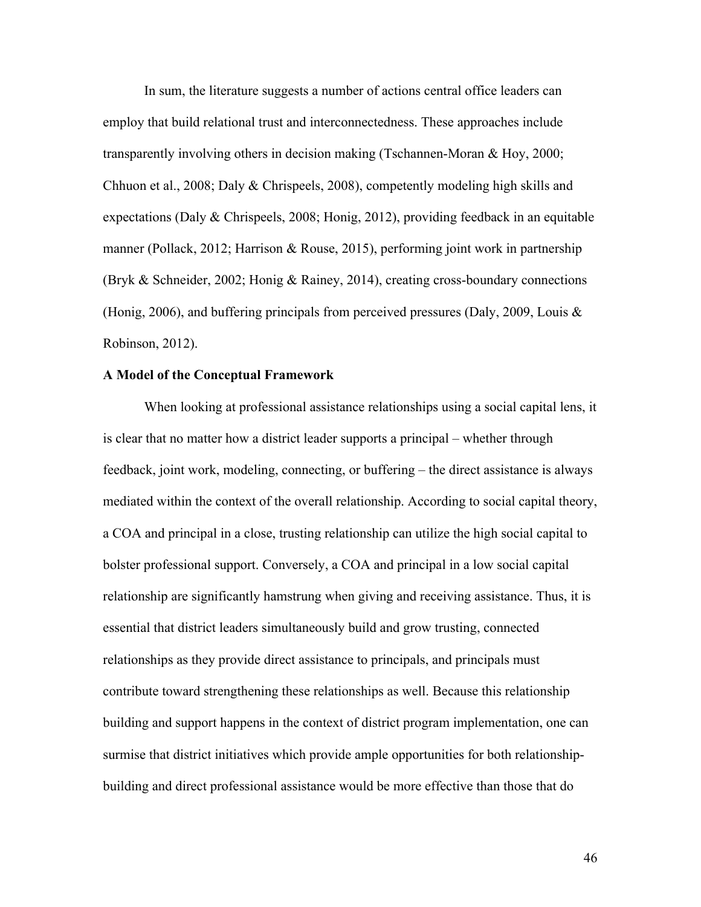In sum, the literature suggests a number of actions central office leaders can employ that build relational trust and interconnectedness. These approaches include transparently involving others in decision making (Tschannen-Moran & Hoy, 2000; Chhuon et al., 2008; Daly & Chrispeels, 2008), competently modeling high skills and expectations (Daly & Chrispeels, 2008; Honig, 2012), providing feedback in an equitable manner (Pollack, 2012; Harrison & Rouse, 2015), performing joint work in partnership (Bryk & Schneider, 2002; Honig & Rainey, 2014), creating cross-boundary connections (Honig, 2006), and buffering principals from perceived pressures (Daly, 2009, Louis & Robinson, 2012).

**A Model of the Conceptual Framework**

When looking at professional assistance relationships using a social capital lens, it is clear that no matter how a district leader supports a principal – whether through feedback, joint work, modeling, connecting, or buffering – the direct assistance is always mediated within the context of the overall relationship. According to social capital theory, a COA and principal in a close, trusting relationship can utilize the high social capital to bolster professional support. Conversely, a COA and principal in a low social capital relationship are significantly hamstrung when giving and receiving assistance. Thus, it is essential that district leaders simultaneously build and grow trusting, connected relationships as they provide direct assistance to principals, and principals must contribute toward strengthening these relationships as well. Because this relationship building and support happens in the context of district program implementation, one can surmise that district initiatives which provide ample opportunities for both relationship-building and direct professional assistance would be more effective than those that do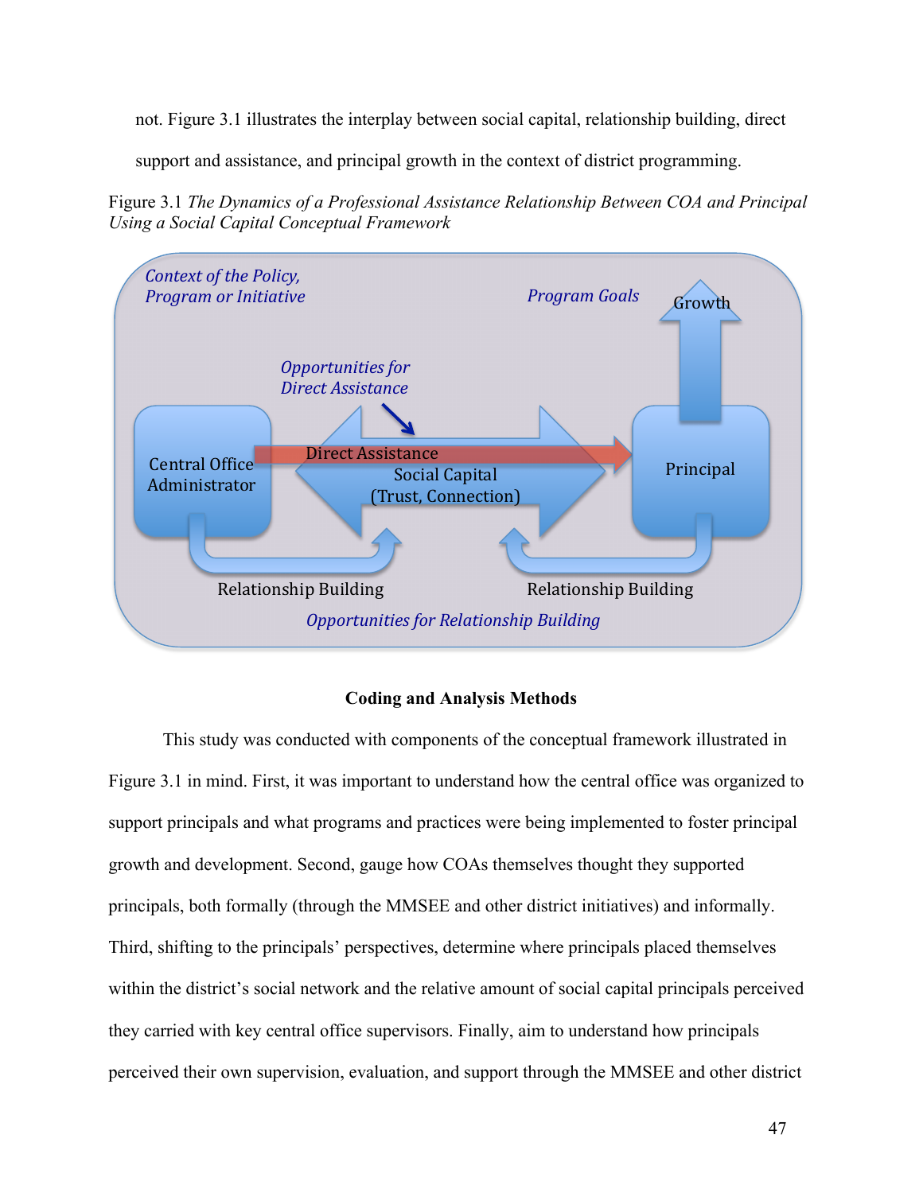not. Figure 3.1 illustrates the interplay between social capital, relationship building, direct support and assistance, and principal growth in the context of district programming.

Figure 3.1 *The Dynamics of a Professional Assistance Relationship Between COA and Principal Using a Social Capital Conceptual Framework*

## Coding and Analysis Methods

This study was conducted with components of the conceptual framework illustrated in Figure 3.1 in mind. First, it was important to understand how the central office was organized to support principals and what programs and practices were being implemented to foster principal growth and development. Second, gauge how COAs themselves thought they supported principals, both formally (through the MMSEE and other district initiatives) and informally. Third, shifting to the principals' perspectives, determine where principals placed themselves within the district's social network and the relative amount of social capital principals perceived they carried with key central office supervisors. Finally, aim to understand how principals perceived their own supervision, evaluation, and support through the MMSEE and other district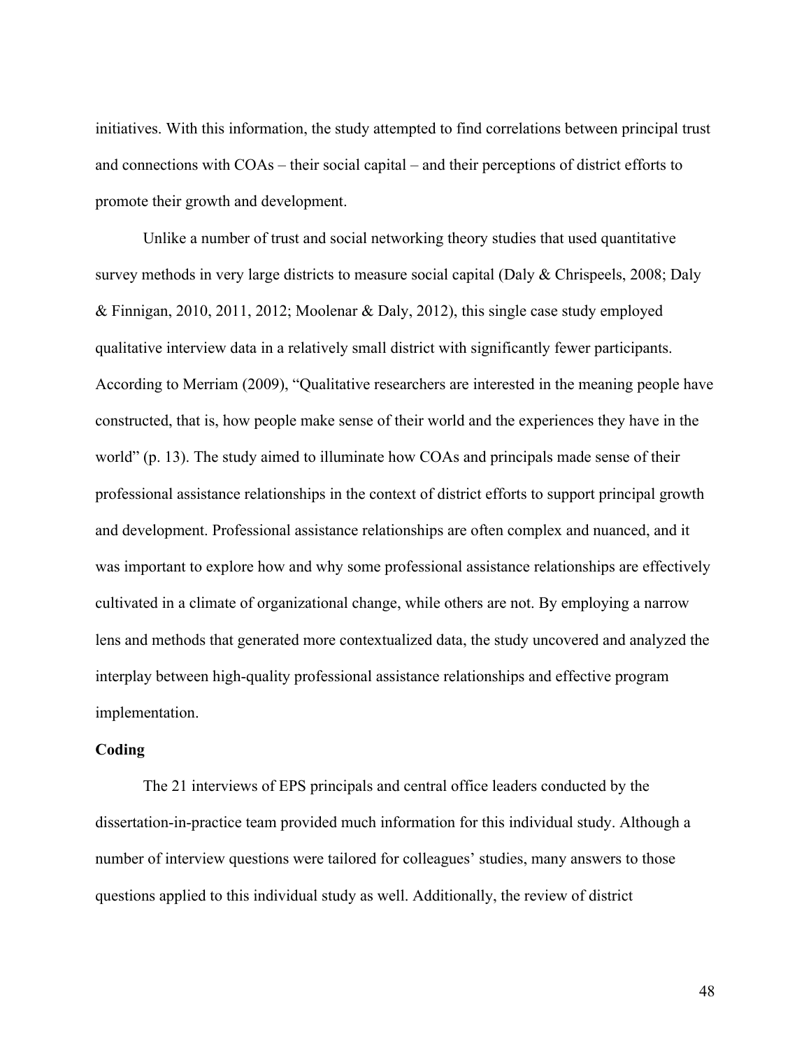initiatives. With this information, the study attempted to find correlations between principal trust and connections with COAs – their social capital – and their perceptions of district efforts to promote their growth and development.

Unlike a number of trust and social networking theory studies that used quantitative survey methods in very large districts to measure social capital (Daly & Chrispeels, 2008; Daly & Finnigan, 2010, 2011, 2012; Moolenar & Daly, 2012), this single case study employed qualitative interview data in a relatively small district with significantly fewer participants. According to Merriam (2009), "Qualitative researchers are interested in the meaning people have constructed, that is, how people make sense of their world and the experiences they have in the world" (p. 13). The study aimed to illuminate how COAs and principals made sense of their professional assistance relationships in the context of district efforts to support principal growth and development. Professional assistance relationships are often complex and nuanced, and it was important to explore how and why some professional assistance relationships are effectively cultivated in a climate of organizational change, while others are not. By employing a narrow lens and methods that generated more contextualized data, the study uncovered and analyzed the interplay between high-quality professional assistance relationships and effective program implementation.

**Coding**

The 21 interviews of EPS principals and central office leaders conducted by the dissertation-in-practice team provided much information for this individual study. Although a number of interview questions were tailored for colleagues' studies, many answers to those questions applied to this individual study as well. Additionally, the review of district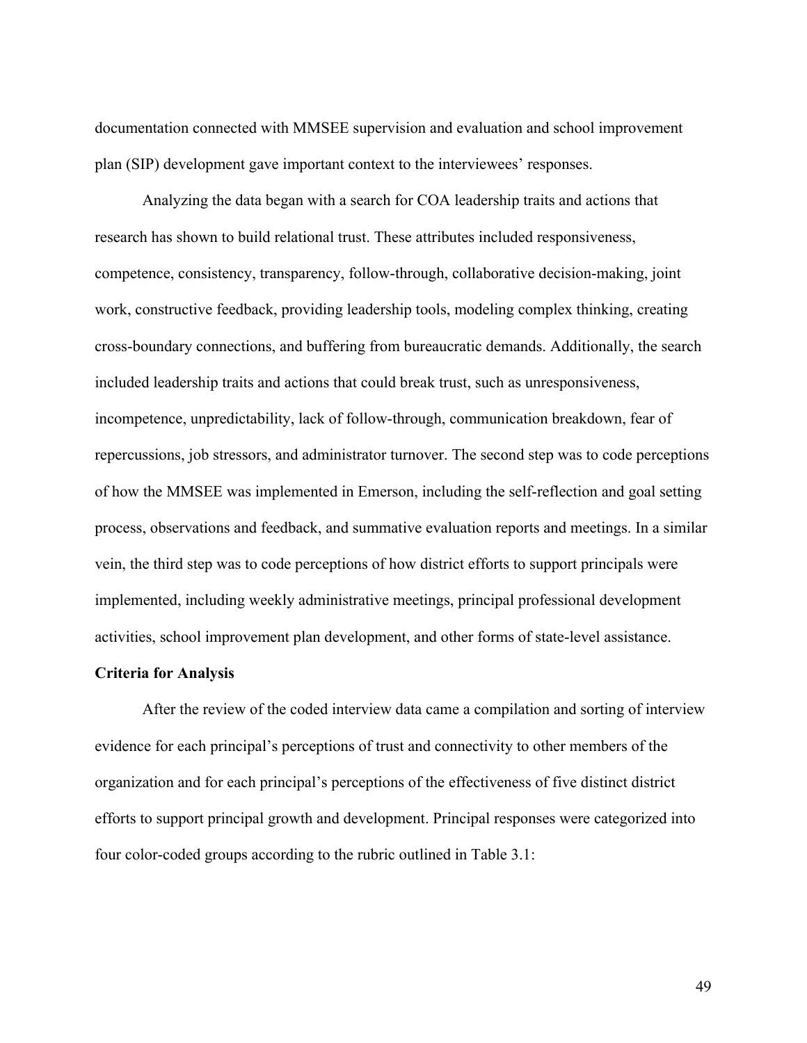documentation connected with MMSEE supervision and evaluation and school improvement plan (SIP) development gave important context to the interviewees' responses.

Analyzing the data began with a search for COA leadership traits and actions that research has shown to build relational trust. These attributes included responsiveness, competence, consistency, transparency, follow-through, collaborative decision-making, joint work, constructive feedback, providing leadership tools, modeling complex thinking, creating cross-boundary connections, and buffering from bureaucratic demands. Additionally, the search included leadership traits and actions that could break trust, such as unresponsiveness, incompetence, unpredictability, lack of follow-through, communication breakdown, fear of repercussions, job stressors, and administrator turnover. The second step was to code perceptions of how the MMSEE was implemented in Emerson, including the self-reflection and goal setting process, observations and feedback, and summative evaluation reports and meetings. In a similar vein, the third step was to code perceptions of how district efforts to support principals were implemented, including weekly administrative meetings, principal professional development activities, school improvement plan development, and other forms of state-level assistance.

**Criteria for Analysis**

After the review of the coded interview data came a compilation and sorting of interview evidence for each principal's perceptions of trust and connectivity to other members of the organization and for each principal's perceptions of the effectiveness of five distinct district efforts to support principal growth and development. Principal responses were categorized into four color-coded groups according to the rubric outlined in Table 3.1: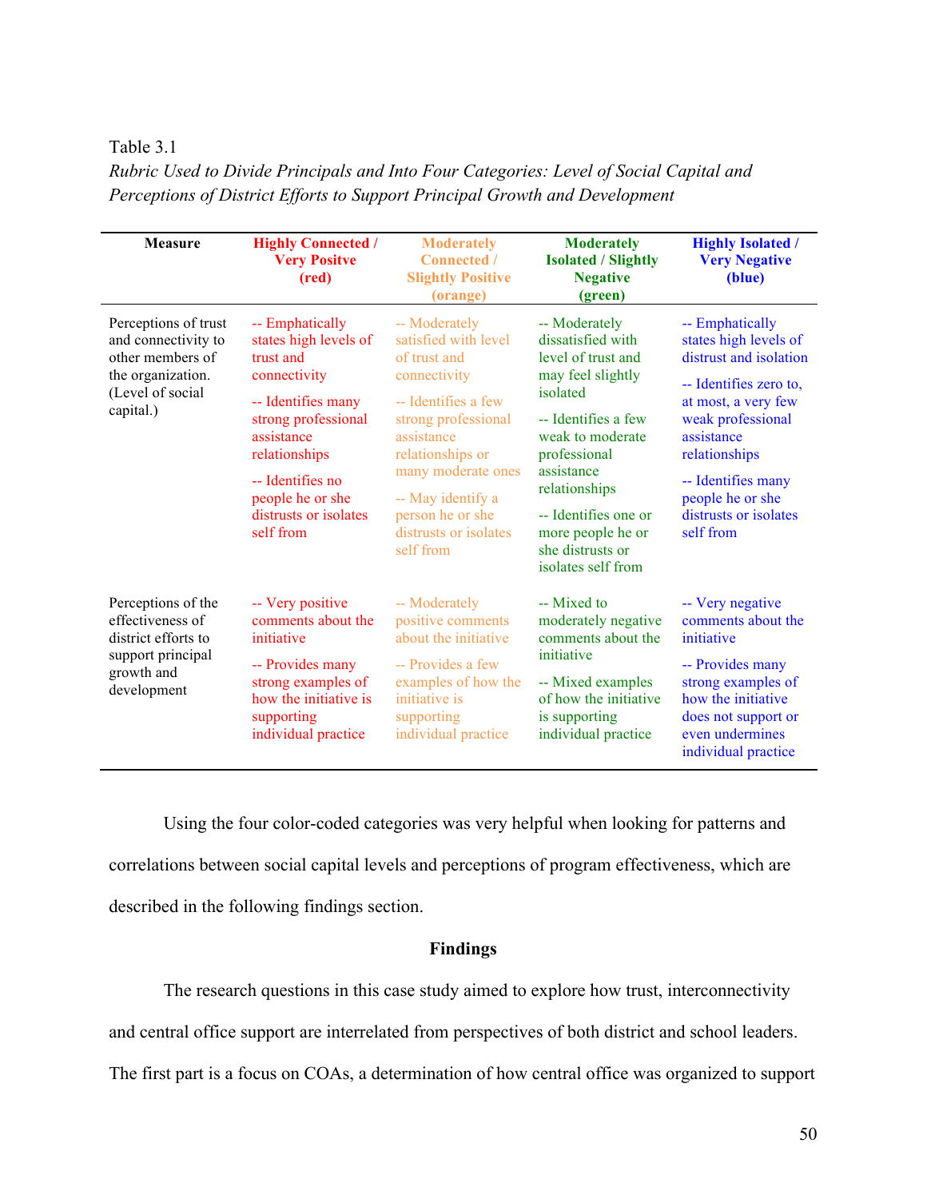Table 3.1

*Rubric Used to Divide Principals and Into Four Categories: Level of Social Capital and Perceptions of District Efforts to Support Principal Growth and Development*

| Measure | Highly Connected / Very Positve (red) | Moderately Connected / Slightly Positive (orange) | Moderately Isolated / Slightly Negative (green) | Highly Isolated / Very Negative (blue) |
|---|---|---|---|---|
| Perceptions of trust and connectivity to other members of the organization. (Level of social capital.) | -- Emphatically states high levels of trust and connectivity<br>-- Identifies many strong professional assistance relationships<br>-- Identifies no people he or she distrusts or isolates self from | -- Moderately satisfied with level of trust and connectivity<br>-- Identifies a few strong professional assistance relationships or many moderate ones<br>-- May identify a person he or she distrusts or isolates self from | -- Moderately dissatisfied with level of trust and may feel slightly isolated<br>-- Identifies a few weak to moderate professional assistance relationships<br>-- Identifies one or more people he or she distrusts or isolates self from | -- Emphatically states high levels of distrust and isolation<br>-- Identifies zero to, at most, a very few weak professional assistance relationships<br>-- Identifies many people he or she distrusts or isolates self from |
| Perceptions of the effectiveness of district efforts to support principal growth and development | -- Very positive comments about the initiative<br>-- Provides many strong examples of how the initiative is supporting individual practice | -- Moderately positive comments about the initiative<br>-- Provides a few examples of how the initiative is supporting individual practice | -- Mixed to moderately negative comments about the initiative<br>-- Mixed examples of how the initiative is supporting individual practice | -- Very negative comments about the initiative<br>-- Provides many strong examples of how the initiative does not support or even undermines individual practice |

Using the four color-coded categories was very helpful when looking for patterns and correlations between social capital levels and perceptions of program effectiveness, which are described in the following findings section.

## Findings

The research questions in this case study aimed to explore how trust, interconnectivity and central office support are interrelated from perspectives of both district and school leaders. The first part is a focus on COAs, a determination of how central office was organized to support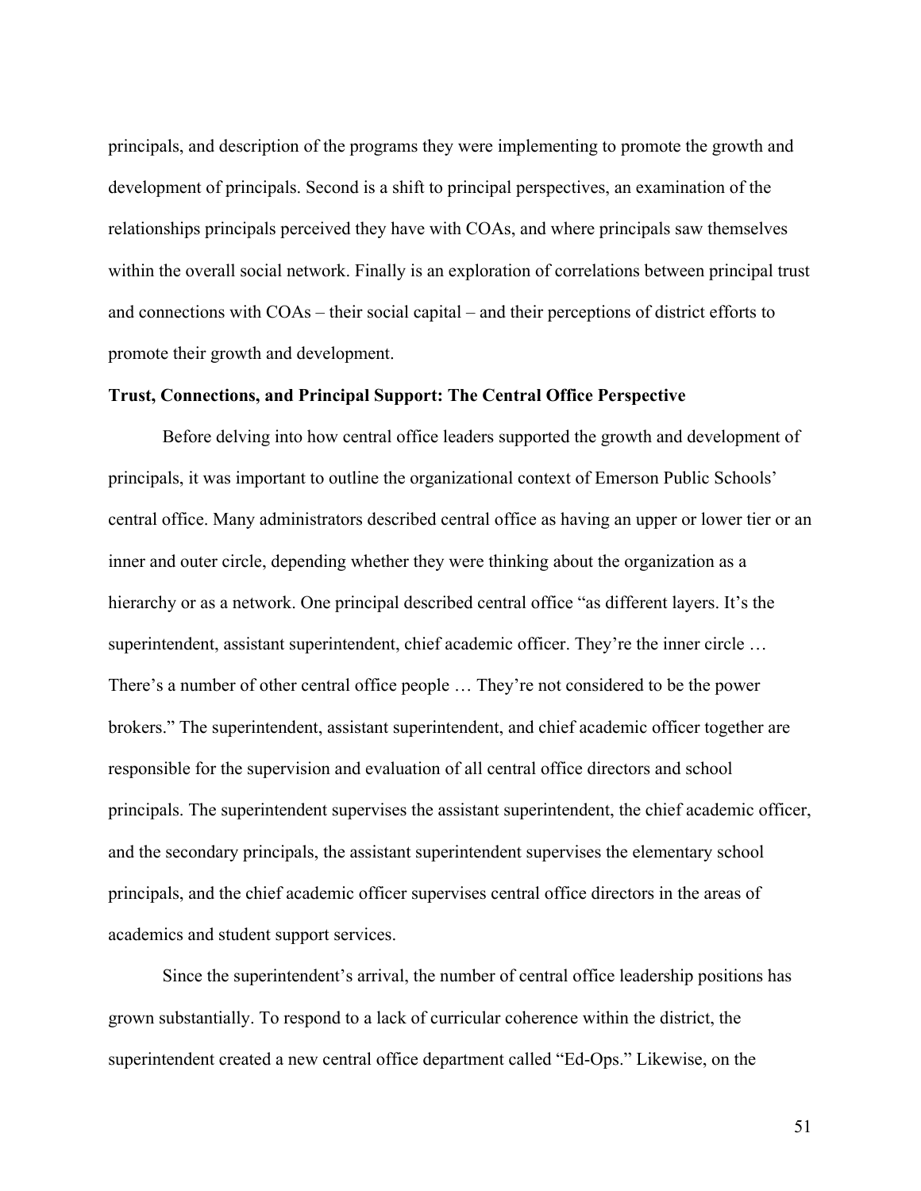principals, and description of the programs they were implementing to promote the growth and development of principals. Second is a shift to principal perspectives, an examination of the relationships principals perceived they have with COAs, and where principals saw themselves within the overall social network. Finally is an exploration of correlations between principal trust and connections with COAs – their social capital – and their perceptions of district efforts to promote their growth and development.

**Trust, Connections, and Principal Support: The Central Office Perspective**

Before delving into how central office leaders supported the growth and development of principals, it was important to outline the organizational context of Emerson Public Schools' central office. Many administrators described central office as having an upper or lower tier or an inner and outer circle, depending whether they were thinking about the organization as a hierarchy or as a network. One principal described central office "as different layers. It's the superintendent, assistant superintendent, chief academic officer. They're the inner circle … There's a number of other central office people … They're not considered to be the power brokers." The superintendent, assistant superintendent, and chief academic officer together are responsible for the supervision and evaluation of all central office directors and school principals. The superintendent supervises the assistant superintendent, the chief academic officer, and the secondary principals, the assistant superintendent supervises the elementary school principals, and the chief academic officer supervises central office directors in the areas of academics and student support services.

Since the superintendent's arrival, the number of central office leadership positions has grown substantially. To respond to a lack of curricular coherence within the district, the superintendent created a new central office department called "Ed-Ops." Likewise, on the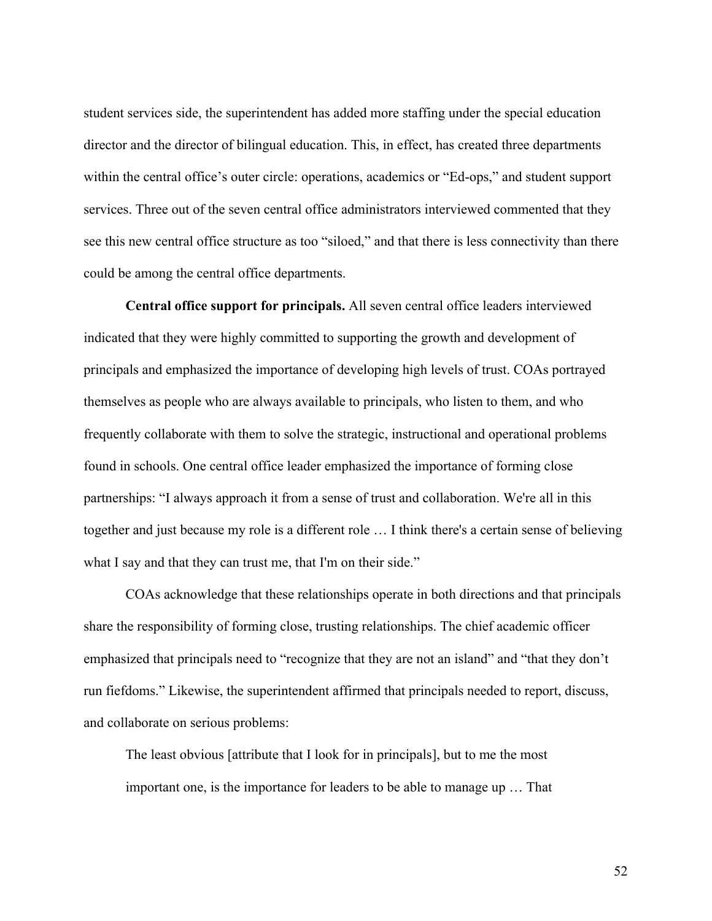student services side, the superintendent has added more staffing under the special education director and the director of bilingual education. This, in effect, has created three departments within the central office's outer circle: operations, academics or "Ed-ops," and student support services. Three out of the seven central office administrators interviewed commented that they see this new central office structure as too "siloed," and that there is less connectivity than there could be among the central office departments.

**Central office support for principals.** All seven central office leaders interviewed indicated that they were highly committed to supporting the growth and development of principals and emphasized the importance of developing high levels of trust. COAs portrayed themselves as people who are always available to principals, who listen to them, and who frequently collaborate with them to solve the strategic, instructional and operational problems found in schools. One central office leader emphasized the importance of forming close partnerships: "I always approach it from a sense of trust and collaboration. We're all in this together and just because my role is a different role … I think there's a certain sense of believing what I say and that they can trust me, that I'm on their side."

COAs acknowledge that these relationships operate in both directions and that principals share the responsibility of forming close, trusting relationships. The chief academic officer emphasized that principals need to "recognize that they are not an island" and "that they don't run fiefdoms." Likewise, the superintendent affirmed that principals needed to report, discuss, and collaborate on serious problems:

> The least obvious [attribute that I look for in principals], but to me the most important one, is the importance for leaders to be able to manage up … That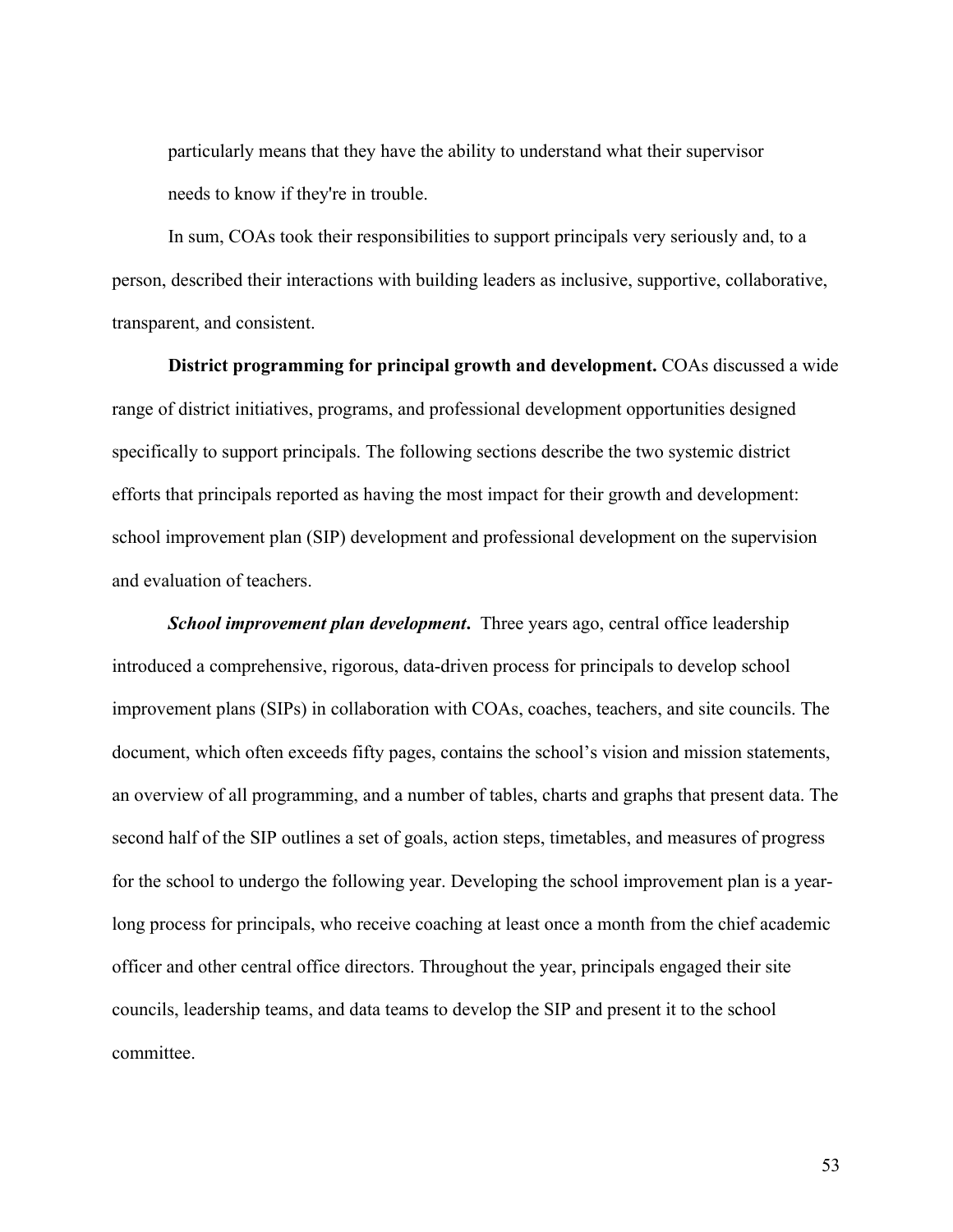particularly means that they have the ability to understand what their supervisor needs to know if they're in trouble.

In sum, COAs took their responsibilities to support principals very seriously and, to a person, described their interactions with building leaders as inclusive, supportive, collaborative, transparent, and consistent.

**District programming for principal growth and development.** COAs discussed a wide range of district initiatives, programs, and professional development opportunities designed specifically to support principals. The following sections describe the two systemic district efforts that principals reported as having the most impact for their growth and development: school improvement plan (SIP) development and professional development on the supervision and evaluation of teachers.

***School improvement plan development*.** Three years ago, central office leadership introduced a comprehensive, rigorous, data-driven process for principals to develop school improvement plans (SIPs) in collaboration with COAs, coaches, teachers, and site councils. The document, which often exceeds fifty pages, contains the school's vision and mission statements, an overview of all programming, and a number of tables, charts and graphs that present data. The second half of the SIP outlines a set of goals, action steps, timetables, and measures of progress for the school to undergo the following year. Developing the school improvement plan is a year-long process for principals, who receive coaching at least once a month from the chief academic officer and other central office directors. Throughout the year, principals engaged their site councils, leadership teams, and data teams to develop the SIP and present it to the school committee.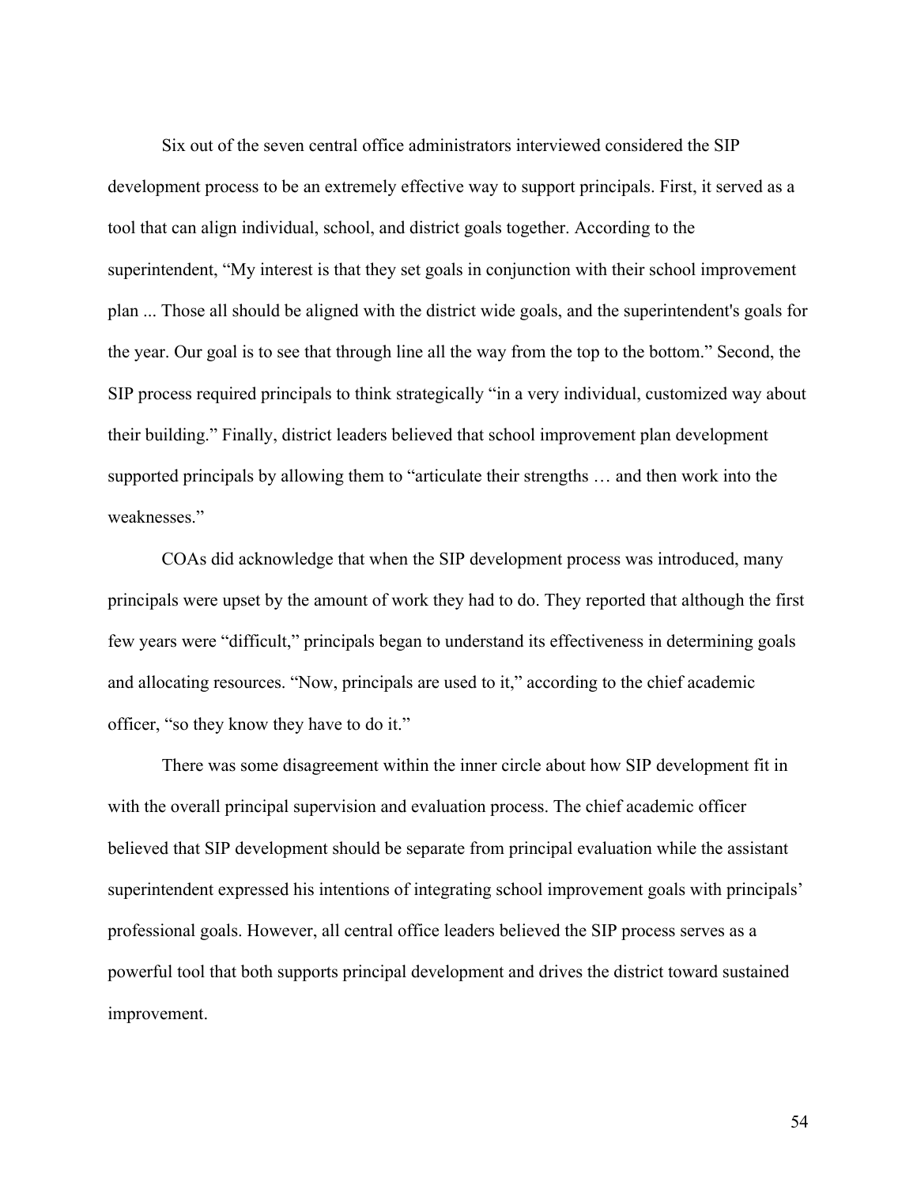Six out of the seven central office administrators interviewed considered the SIP development process to be an extremely effective way to support principals. First, it served as a tool that can align individual, school, and district goals together. According to the superintendent, “My interest is that they set goals in conjunction with their school improvement plan ... Those all should be aligned with the district wide goals, and the superintendent's goals for the year. Our goal is to see that through line all the way from the top to the bottom.” Second, the SIP process required principals to think strategically “in a very individual, customized way about their building.” Finally, district leaders believed that school improvement plan development supported principals by allowing them to “articulate their strengths … and then work into the weaknesses.”

COAs did acknowledge that when the SIP development process was introduced, many principals were upset by the amount of work they had to do. They reported that although the first few years were “difficult,” principals began to understand its effectiveness in determining goals and allocating resources. “Now, principals are used to it,” according to the chief academic officer, “so they know they have to do it.”

There was some disagreement within the inner circle about how SIP development fit in with the overall principal supervision and evaluation process. The chief academic officer believed that SIP development should be separate from principal evaluation while the assistant superintendent expressed his intentions of integrating school improvement goals with principals' professional goals. However, all central office leaders believed the SIP process serves as a powerful tool that both supports principal development and drives the district toward sustained improvement.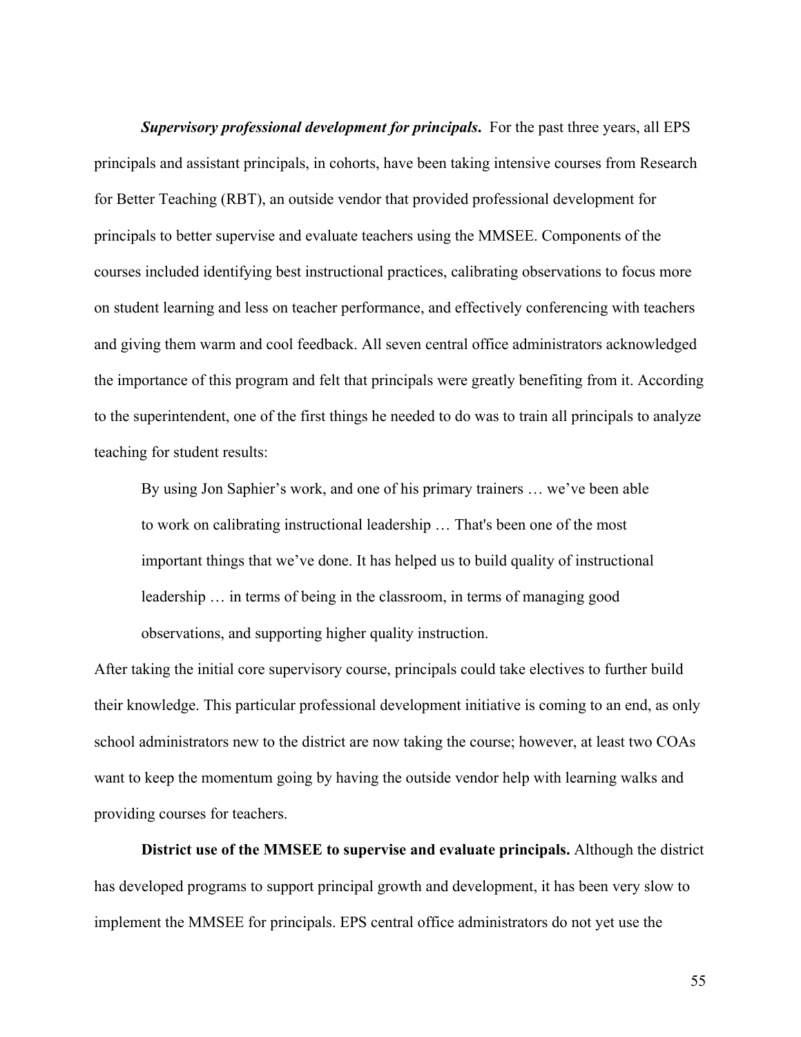***Supervisory professional development for principals.*** For the past three years, all EPS principals and assistant principals, in cohorts, have been taking intensive courses from Research for Better Teaching (RBT), an outside vendor that provided professional development for principals to better supervise and evaluate teachers using the MMSEE. Components of the courses included identifying best instructional practices, calibrating observations to focus more on student learning and less on teacher performance, and effectively conferencing with teachers and giving them warm and cool feedback. All seven central office administrators acknowledged the importance of this program and felt that principals were greatly benefiting from it. According to the superintendent, one of the first things he needed to do was to train all principals to analyze teaching for student results:

> By using Jon Saphier's work, and one of his primary trainers … we've been able to work on calibrating instructional leadership … That's been one of the most important things that we've done. It has helped us to build quality of instructional leadership … in terms of being in the classroom, in terms of managing good observations, and supporting higher quality instruction.

After taking the initial core supervisory course, principals could take electives to further build their knowledge. This particular professional development initiative is coming to an end, as only school administrators new to the district are now taking the course; however, at least two COAs want to keep the momentum going by having the outside vendor help with learning walks and providing courses for teachers.

**District use of the MMSEE to supervise and evaluate principals.** Although the district has developed programs to support principal growth and development, it has been very slow to implement the MMSEE for principals. EPS central office administrators do not yet use the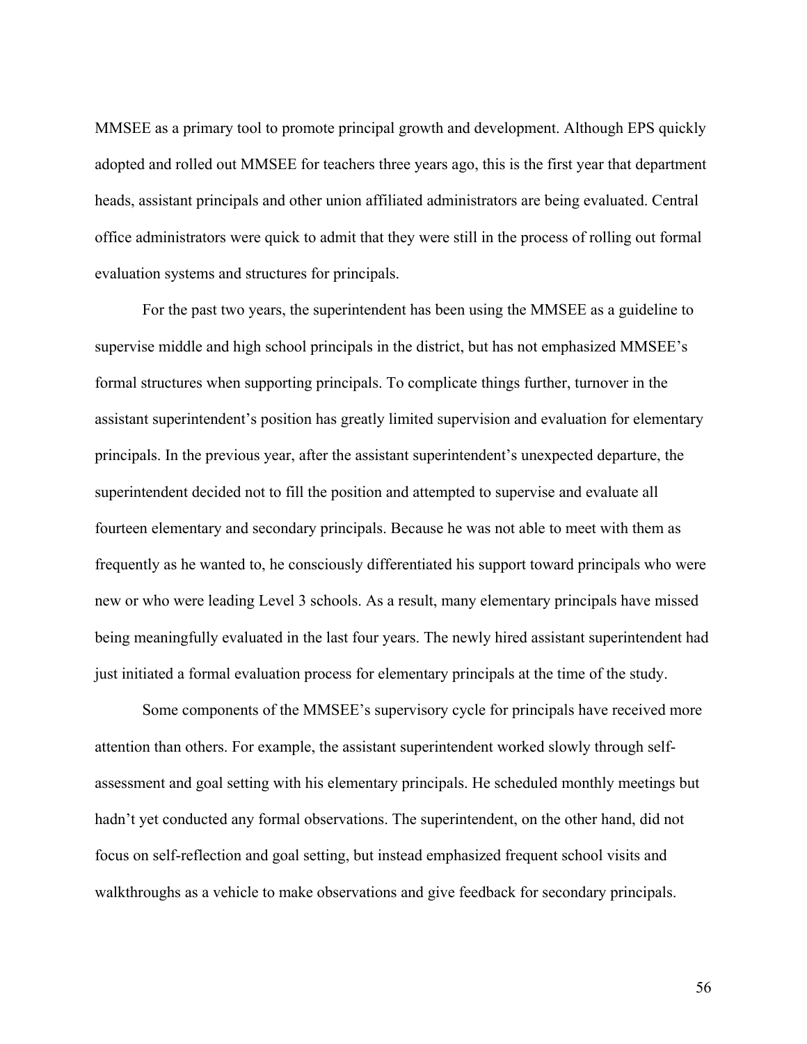MMSEE as a primary tool to promote principal growth and development. Although EPS quickly adopted and rolled out MMSEE for teachers three years ago, this is the first year that department heads, assistant principals and other union affiliated administrators are being evaluated. Central office administrators were quick to admit that they were still in the process of rolling out formal evaluation systems and structures for principals.

For the past two years, the superintendent has been using the MMSEE as a guideline to supervise middle and high school principals in the district, but has not emphasized MMSEE's formal structures when supporting principals. To complicate things further, turnover in the assistant superintendent's position has greatly limited supervision and evaluation for elementary principals. In the previous year, after the assistant superintendent's unexpected departure, the superintendent decided not to fill the position and attempted to supervise and evaluate all fourteen elementary and secondary principals. Because he was not able to meet with them as frequently as he wanted to, he consciously differentiated his support toward principals who were new or who were leading Level 3 schools. As a result, many elementary principals have missed being meaningfully evaluated in the last four years. The newly hired assistant superintendent had just initiated a formal evaluation process for elementary principals at the time of the study.

Some components of the MMSEE's supervisory cycle for principals have received more attention than others. For example, the assistant superintendent worked slowly through self-assessment and goal setting with his elementary principals. He scheduled monthly meetings but hadn't yet conducted any formal observations. The superintendent, on the other hand, did not focus on self-reflection and goal setting, but instead emphasized frequent school visits and walkthroughs as a vehicle to make observations and give feedback for secondary principals.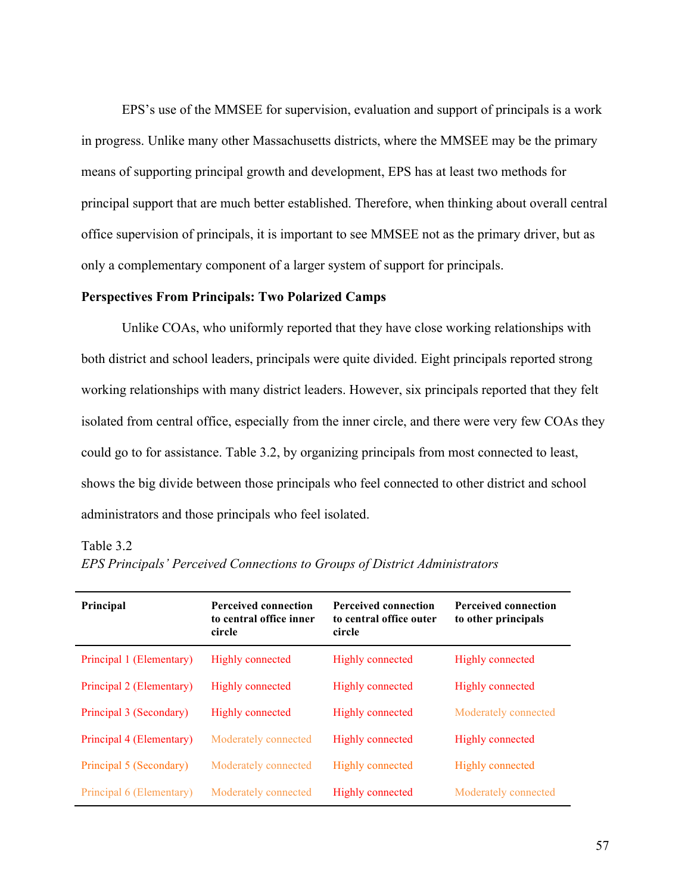EPS's use of the MMSEE for supervision, evaluation and support of principals is a work in progress. Unlike many other Massachusetts districts, where the MMSEE may be the primary means of supporting principal growth and development, EPS has at least two methods for principal support that are much better established. Therefore, when thinking about overall central office supervision of principals, it is important to see MMSEE not as the primary driver, but as only a complementary component of a larger system of support for principals.

**Perspectives From Principals: Two Polarized Camps**

Unlike COAs, who uniformly reported that they have close working relationships with both district and school leaders, principals were quite divided. Eight principals reported strong working relationships with many district leaders. However, six principals reported that they felt isolated from central office, especially from the inner circle, and there were very few COAs they could go to for assistance. Table 3.2, by organizing principals from most connected to least, shows the big divide between those principals who feel connected to other district and school administrators and those principals who feel isolated.

Table 3.2
*EPS Principals' Perceived Connections to Groups of District Administrators*

| Principal | Perceived connection to central office inner circle | Perceived connection to central office outer circle | Perceived connection to other principals |
|---|---|---|---|
| Principal 1 (Elementary) | Highly connected | Highly connected | Highly connected |
| Principal 2 (Elementary) | Highly connected | Highly connected | Highly connected |
| Principal 3 (Secondary) | Highly connected | Highly connected | Moderately connected |
| Principal 4 (Elementary) | Moderately connected | Highly connected | Highly connected |
| Principal 5 (Secondary) | Moderately connected | Highly connected | Highly connected |
| Principal 6 (Elementary) | Moderately connected | Highly connected | Moderately connected |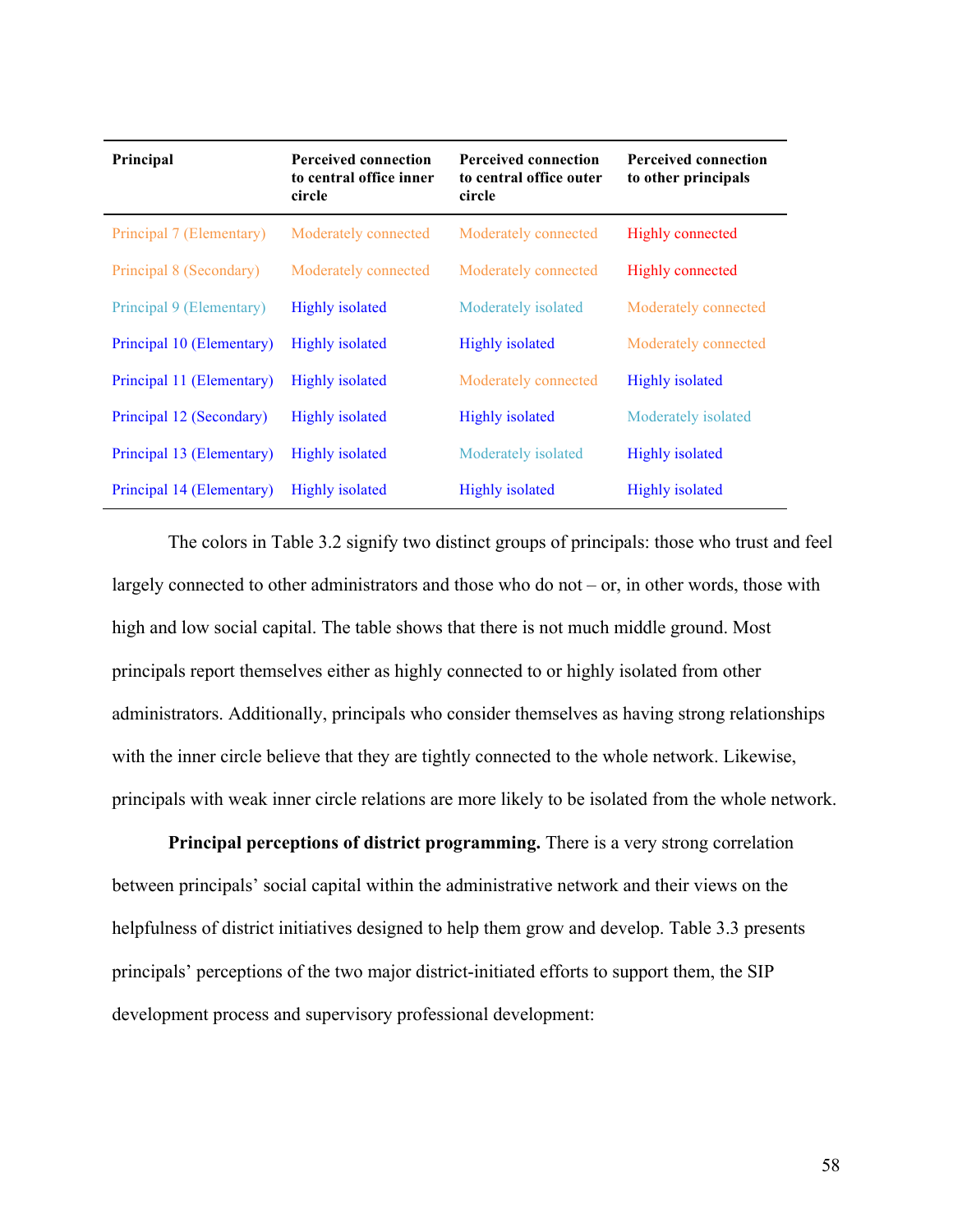| Principal | Perceived connection to central office inner circle | Perceived connection to central office outer circle | Perceived connection to other principals |
|---|---|---|---|
| Principal 7 (Elementary) | Moderately connected | Moderately connected | Highly connected |
| Principal 8 (Secondary) | Moderately connected | Moderately connected | Highly connected |
| Principal 9 (Elementary) | Highly isolated | Moderately isolated | Moderately connected |
| Principal 10 (Elementary) | Highly isolated | Highly isolated | Moderately connected |
| Principal 11 (Elementary) | Highly isolated | Moderately connected | Highly isolated |
| Principal 12 (Secondary) | Highly isolated | Highly isolated | Moderately isolated |
| Principal 13 (Elementary) | Highly isolated | Moderately isolated | Highly isolated |
| Principal 14 (Elementary) | Highly isolated | Highly isolated | Highly isolated |

The colors in Table 3.2 signify two distinct groups of principals: those who trust and feel largely connected to other administrators and those who do not – or, in other words, those with high and low social capital. The table shows that there is not much middle ground. Most principals report themselves either as highly connected to or highly isolated from other administrators. Additionally, principals who consider themselves as having strong relationships with the inner circle believe that they are tightly connected to the whole network. Likewise, principals with weak inner circle relations are more likely to be isolated from the whole network.

**Principal perceptions of district programming.** There is a very strong correlation between principals' social capital within the administrative network and their views on the helpfulness of district initiatives designed to help them grow and develop. Table 3.3 presents principals' perceptions of the two major district-initiated efforts to support them, the SIP development process and supervisory professional development: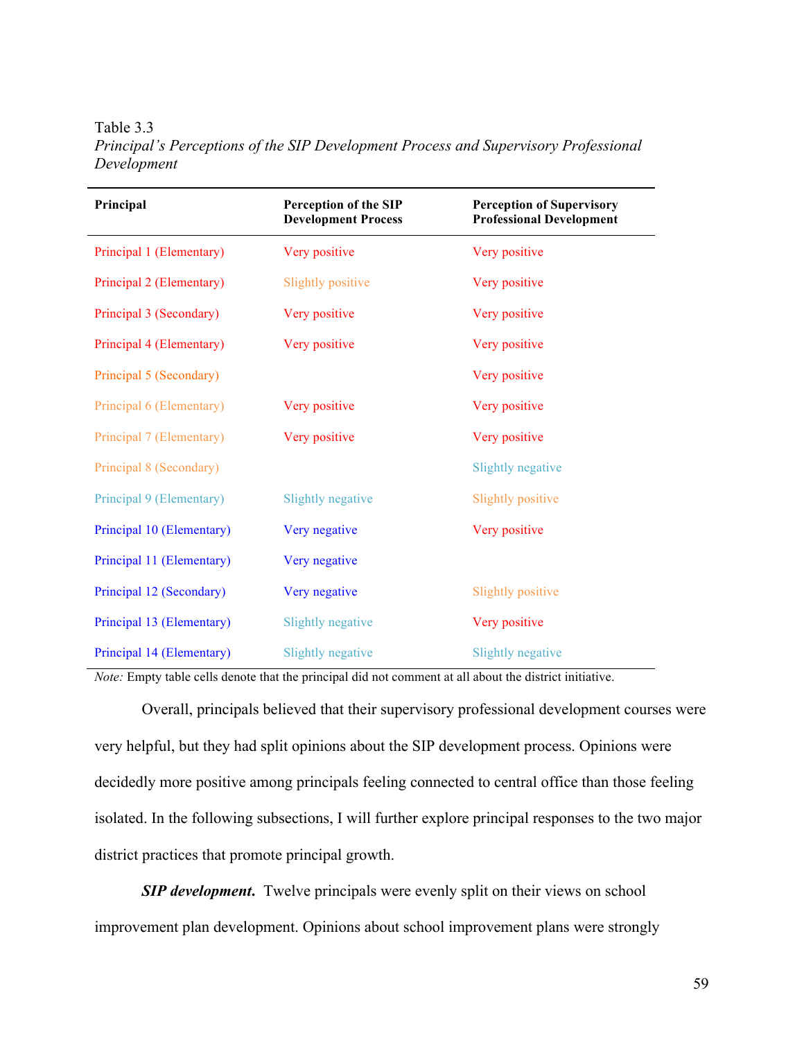Table 3.3

*Principal's Perceptions of the SIP Development Process and Supervisory Professional Development*

| Principal | Perception of the SIP Development Process | Perception of Supervisory Professional Development |
|---|---|---|
| Principal 1 (Elementary) | Very positive | Very positive |
| Principal 2 (Elementary) | Slightly positive | Very positive |
| Principal 3 (Secondary) | Very positive | Very positive |
| Principal 4 (Elementary) | Very positive | Very positive |
| Principal 5 (Secondary) | | Very positive |
| Principal 6 (Elementary) | Very positive | Very positive |
| Principal 7 (Elementary) | Very positive | Very positive |
| Principal 8 (Secondary) | | Slightly negative |
| Principal 9 (Elementary) | Slightly negative | Slightly positive |
| Principal 10 (Elementary) | Very negative | Very positive |
| Principal 11 (Elementary) | Very negative | |
| Principal 12 (Secondary) | Very negative | Slightly positive |
| Principal 13 (Elementary) | Slightly negative | Very positive |
| Principal 14 (Elementary) | Slightly negative | Slightly negative |

*Note:* Empty table cells denote that the principal did not comment at all about the district initiative.

Overall, principals believed that their supervisory professional development courses were very helpful, but they had split opinions about the SIP development process. Opinions were decidedly more positive among principals feeling connected to central office than those feeling isolated. In the following subsections, I will further explore principal responses to the two major district practices that promote principal growth.

***SIP development.*** Twelve principals were evenly split on their views on school improvement plan development. Opinions about school improvement plans were strongly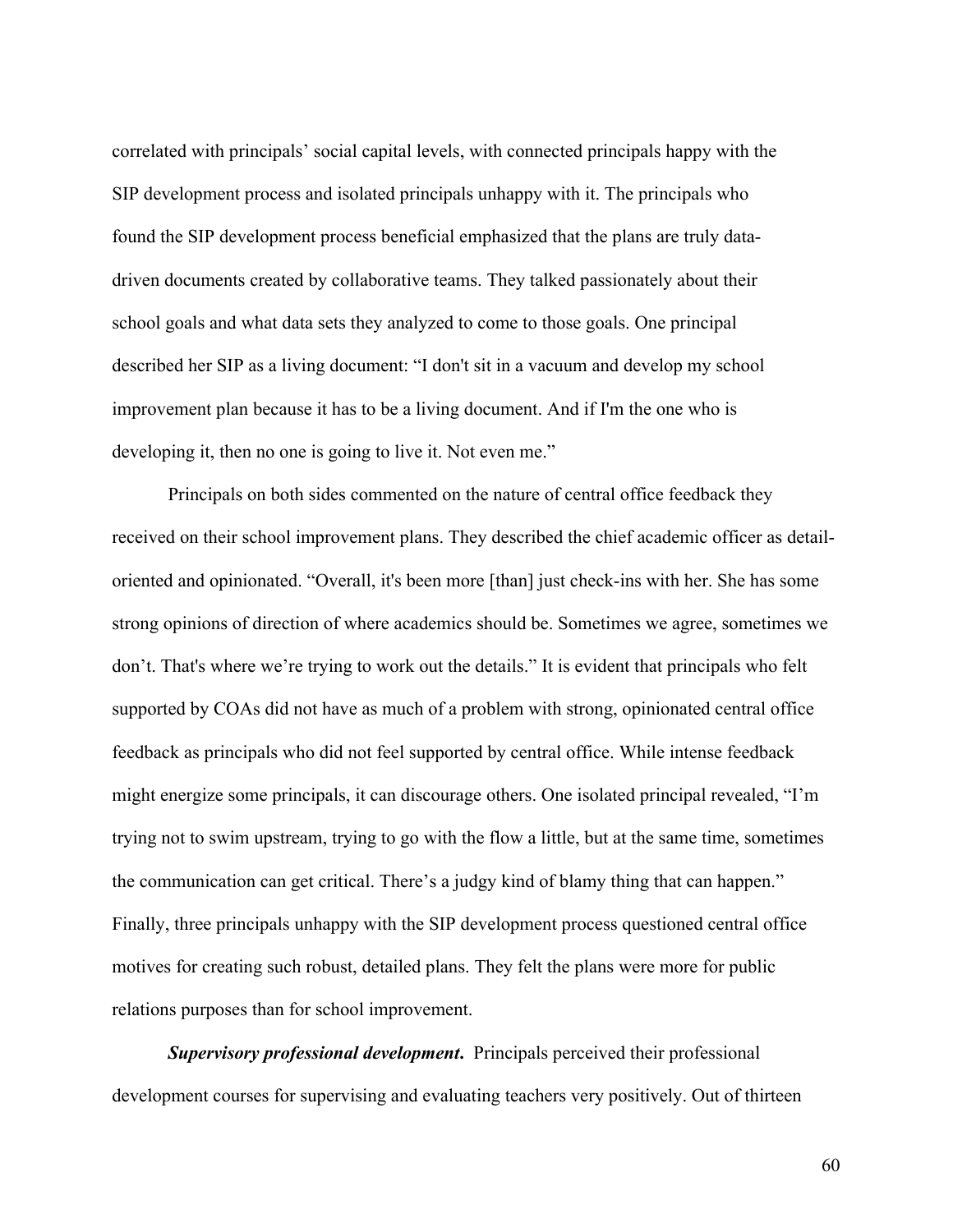correlated with principals' social capital levels, with connected principals happy with the SIP development process and isolated principals unhappy with it. The principals who found the SIP development process beneficial emphasized that the plans are truly data-driven documents created by collaborative teams. They talked passionately about their school goals and what data sets they analyzed to come to those goals. One principal described her SIP as a living document: "I don't sit in a vacuum and develop my school improvement plan because it has to be a living document. And if I'm the one who is developing it, then no one is going to live it. Not even me."

Principals on both sides commented on the nature of central office feedback they received on their school improvement plans. They described the chief academic officer as detail-oriented and opinionated. "Overall, it's been more [than] just check-ins with her. She has some strong opinions of direction of where academics should be. Sometimes we agree, sometimes we don't. That's where we're trying to work out the details." It is evident that principals who felt supported by COAs did not have as much of a problem with strong, opinionated central office feedback as principals who did not feel supported by central office. While intense feedback might energize some principals, it can discourage others. One isolated principal revealed, "I'm trying not to swim upstream, trying to go with the flow a little, but at the same time, sometimes the communication can get critical. There's a judgy kind of blamy thing that can happen." Finally, three principals unhappy with the SIP development process questioned central office motives for creating such robust, detailed plans. They felt the plans were more for public relations purposes than for school improvement.

***Supervisory professional development.*** Principals perceived their professional development courses for supervising and evaluating teachers very positively. Out of thirteen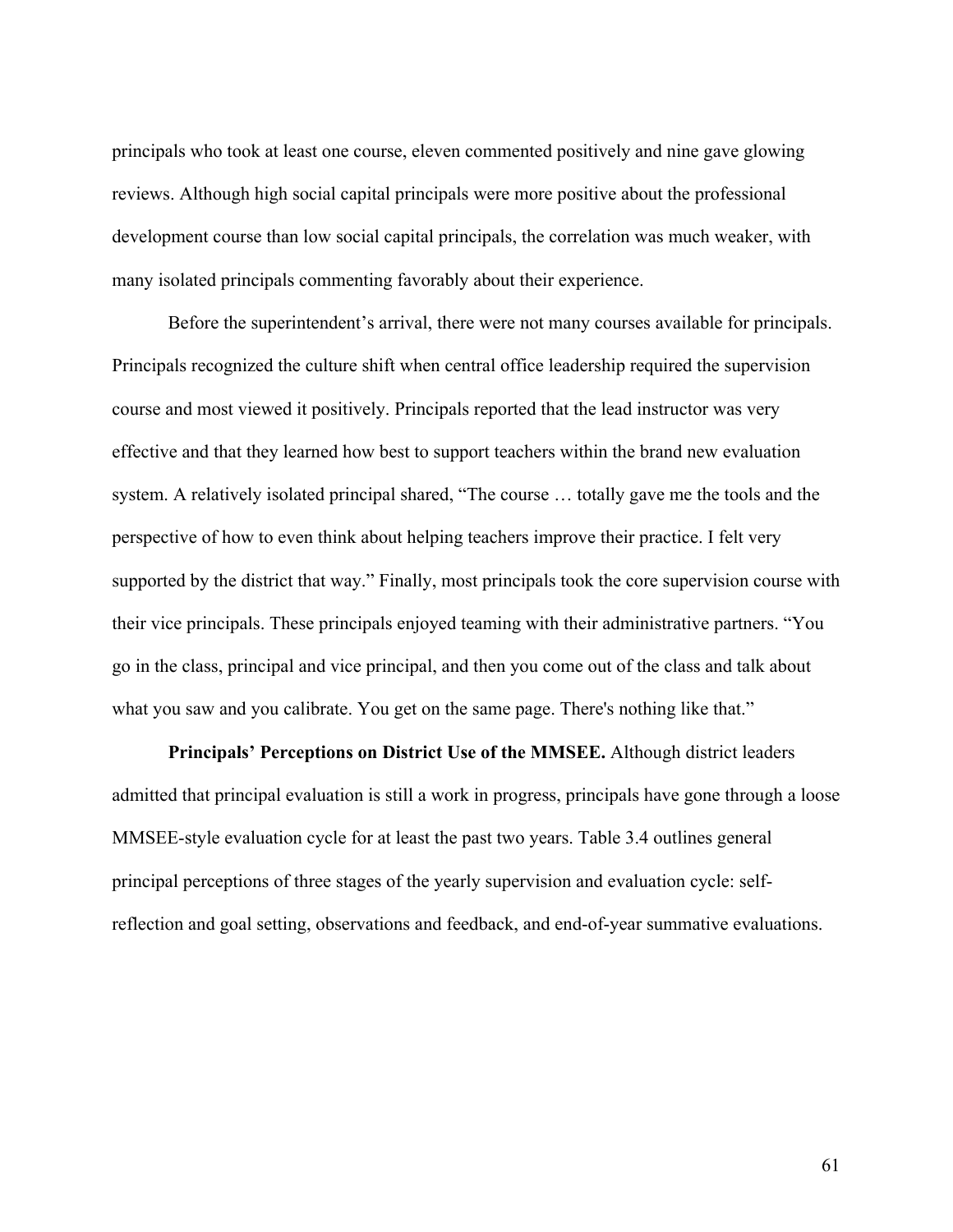principals who took at least one course, eleven commented positively and nine gave glowing reviews. Although high social capital principals were more positive about the professional development course than low social capital principals, the correlation was much weaker, with many isolated principals commenting favorably about their experience.

Before the superintendent's arrival, there were not many courses available for principals. Principals recognized the culture shift when central office leadership required the supervision course and most viewed it positively. Principals reported that the lead instructor was very effective and that they learned how best to support teachers within the brand new evaluation system. A relatively isolated principal shared, "The course … totally gave me the tools and the perspective of how to even think about helping teachers improve their practice. I felt very supported by the district that way." Finally, most principals took the core supervision course with their vice principals. These principals enjoyed teaming with their administrative partners. "You go in the class, principal and vice principal, and then you come out of the class and talk about what you saw and you calibrate. You get on the same page. There's nothing like that."

**Principals' Perceptions on District Use of the MMSEE.** Although district leaders admitted that principal evaluation is still a work in progress, principals have gone through a loose MMSEE-style evaluation cycle for at least the past two years. Table 3.4 outlines general principal perceptions of three stages of the yearly supervision and evaluation cycle: self-reflection and goal setting, observations and feedback, and end-of-year summative evaluations.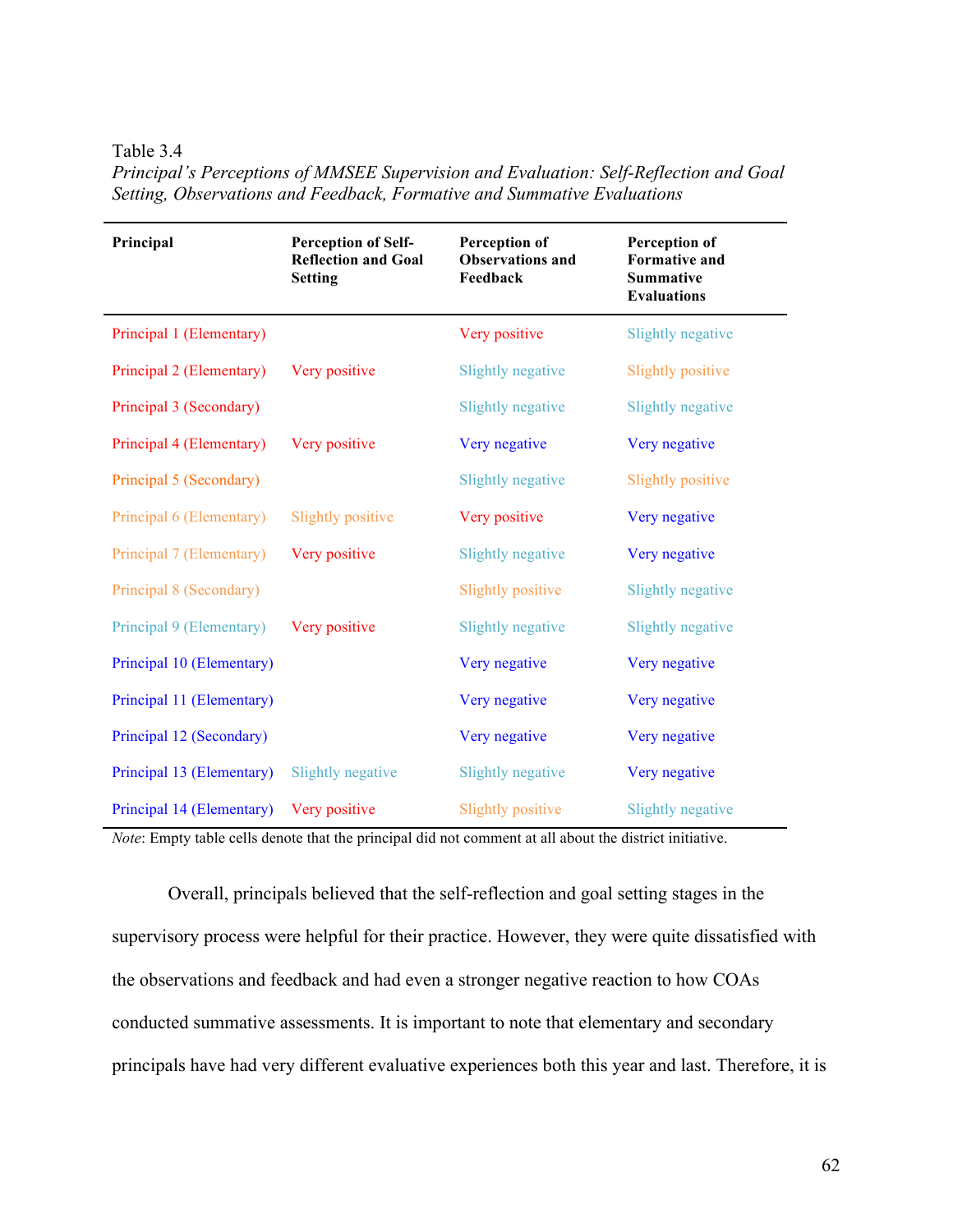Table 3.4

*Principal's Perceptions of MMSEE Supervision and Evaluation: Self-Reflection and Goal Setting, Observations and Feedback, Formative and Summative Evaluations*

| Principal | Perception of Self-Reflection and Goal Setting | Perception of Observations and Feedback | Perception of Formative and Summative Evaluations |
|---|---|---|---|
| Principal 1 (Elementary) | | Very positive | Slightly negative |
| Principal 2 (Elementary) | Very positive | Slightly negative | Slightly positive |
| Principal 3 (Secondary) | | Slightly negative | Slightly negative |
| Principal 4 (Elementary) | Very positive | Very negative | Very negative |
| Principal 5 (Secondary) | | Slightly negative | Slightly positive |
| Principal 6 (Elementary) | Slightly positive | Very positive | Very negative |
| Principal 7 (Elementary) | Very positive | Slightly negative | Very negative |
| Principal 8 (Secondary) | | Slightly positive | Slightly negative |
| Principal 9 (Elementary) | Very positive | Slightly negative | Slightly negative |
| Principal 10 (Elementary) | | Very negative | Very negative |
| Principal 11 (Elementary) | | Very negative | Very negative |
| Principal 12 (Secondary) | | Very negative | Very negative |
| Principal 13 (Elementary) | Slightly negative | Slightly negative | Very negative |
| Principal 14 (Elementary) | Very positive | Slightly positive | Slightly negative |

*Note*: Empty table cells denote that the principal did not comment at all about the district initiative.

Overall, principals believed that the self-reflection and goal setting stages in the supervisory process were helpful for their practice. However, they were quite dissatisfied with the observations and feedback and had even a stronger negative reaction to how COAs conducted summative assessments. It is important to note that elementary and secondary principals have had very different evaluative experiences both this year and last. Therefore, it is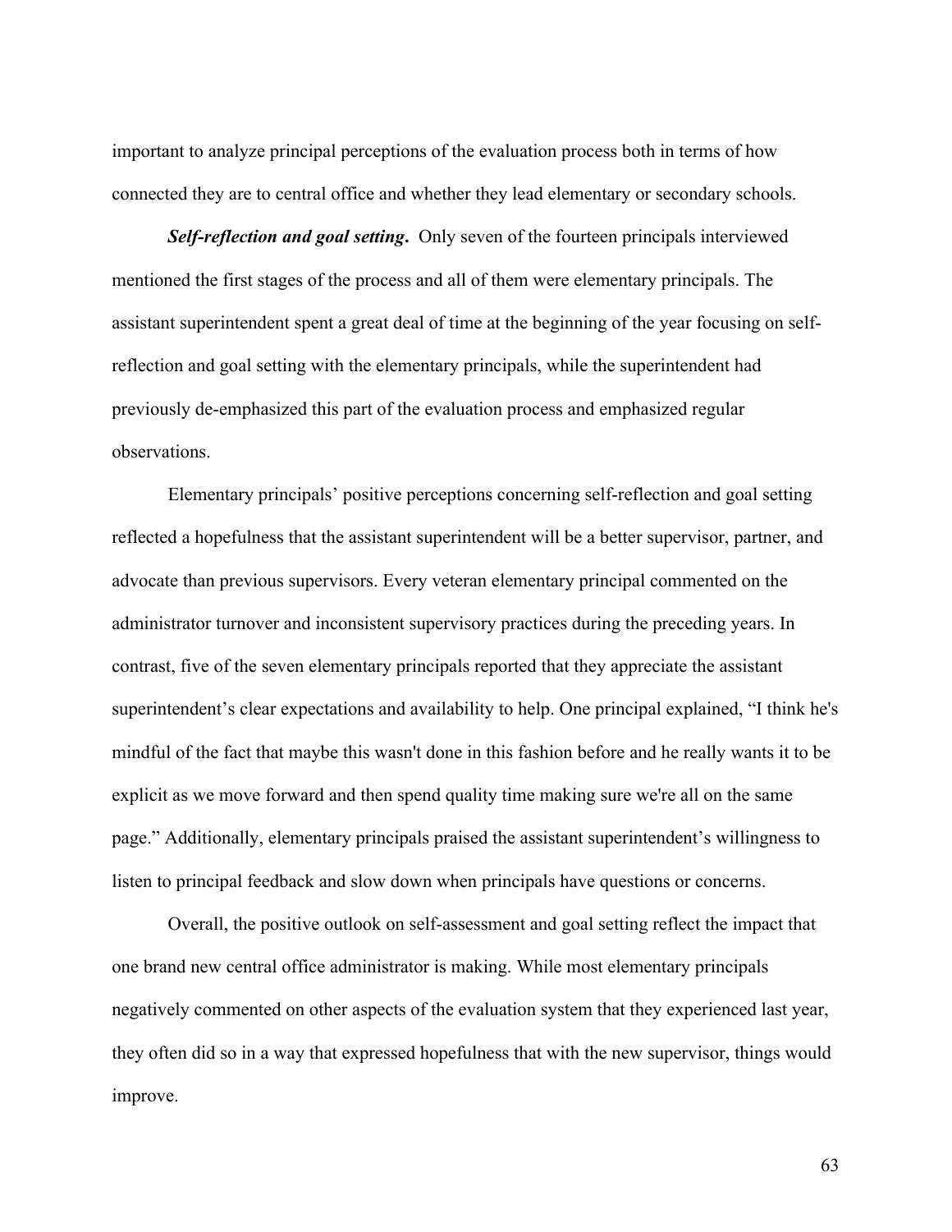important to analyze principal perceptions of the evaluation process both in terms of how connected they are to central office and whether they lead elementary or secondary schools.

***Self-reflection and goal setting*.** Only seven of the fourteen principals interviewed mentioned the first stages of the process and all of them were elementary principals. The assistant superintendent spent a great deal of time at the beginning of the year focusing on self-reflection and goal setting with the elementary principals, while the superintendent had previously de-emphasized this part of the evaluation process and emphasized regular observations.

Elementary principals' positive perceptions concerning self-reflection and goal setting reflected a hopefulness that the assistant superintendent will be a better supervisor, partner, and advocate than previous supervisors. Every veteran elementary principal commented on the administrator turnover and inconsistent supervisory practices during the preceding years. In contrast, five of the seven elementary principals reported that they appreciate the assistant superintendent's clear expectations and availability to help. One principal explained, "I think he's mindful of the fact that maybe this wasn't done in this fashion before and he really wants it to be explicit as we move forward and then spend quality time making sure we're all on the same page." Additionally, elementary principals praised the assistant superintendent's willingness to listen to principal feedback and slow down when principals have questions or concerns.

Overall, the positive outlook on self-assessment and goal setting reflect the impact that one brand new central office administrator is making. While most elementary principals negatively commented on other aspects of the evaluation system that they experienced last year, they often did so in a way that expressed hopefulness that with the new supervisor, things would improve.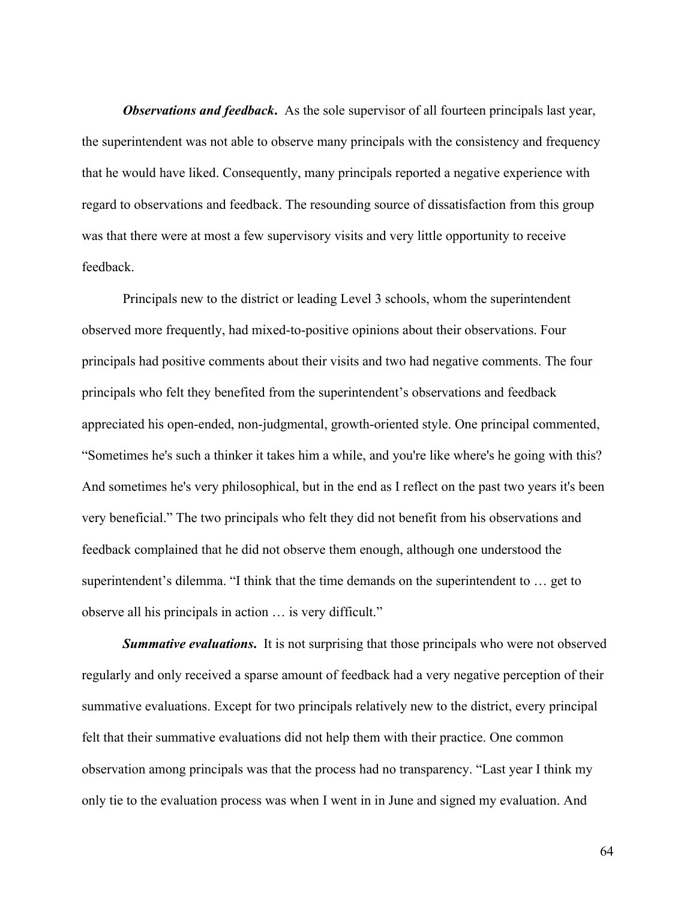***Observations and feedback*.** As the sole supervisor of all fourteen principals last year, the superintendent was not able to observe many principals with the consistency and frequency that he would have liked. Consequently, many principals reported a negative experience with regard to observations and feedback. The resounding source of dissatisfaction from this group was that there were at most a few supervisory visits and very little opportunity to receive feedback.

Principals new to the district or leading Level 3 schools, whom the superintendent observed more frequently, had mixed-to-positive opinions about their observations. Four principals had positive comments about their visits and two had negative comments. The four principals who felt they benefited from the superintendent's observations and feedback appreciated his open-ended, non-judgmental, growth-oriented style. One principal commented, "Sometimes he's such a thinker it takes him a while, and you're like where's he going with this? And sometimes he's very philosophical, but in the end as I reflect on the past two years it's been very beneficial." The two principals who felt they did not benefit from his observations and feedback complained that he did not observe them enough, although one understood the superintendent's dilemma. "I think that the time demands on the superintendent to … get to observe all his principals in action … is very difficult."

***Summative evaluations*.** It is not surprising that those principals who were not observed regularly and only received a sparse amount of feedback had a very negative perception of their summative evaluations. Except for two principals relatively new to the district, every principal felt that their summative evaluations did not help them with their practice. One common observation among principals was that the process had no transparency. "Last year I think my only tie to the evaluation process was when I went in in June and signed my evaluation. And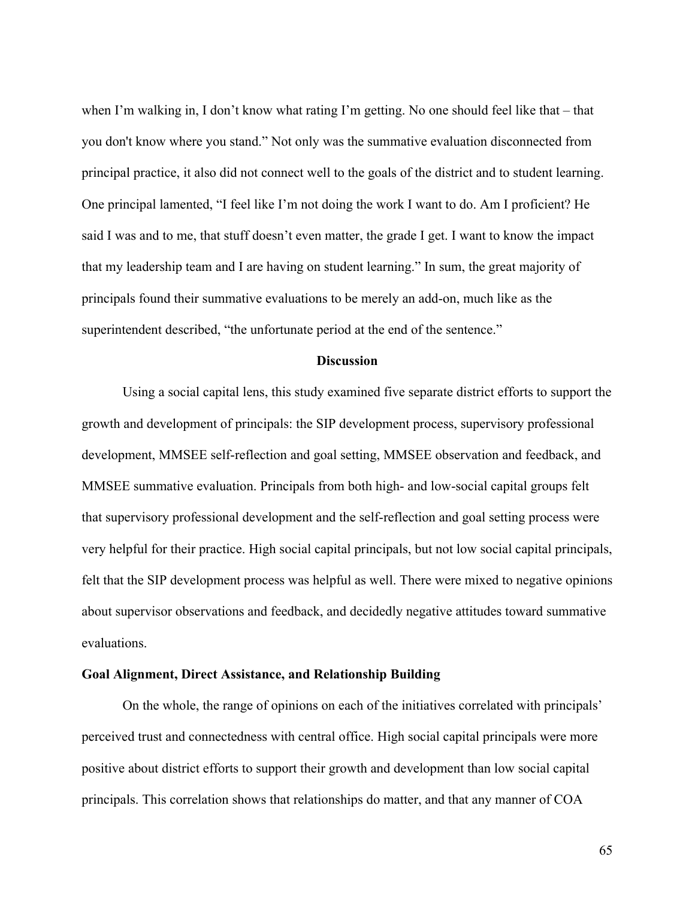when I'm walking in, I don't know what rating I'm getting. No one should feel like that – that you don't know where you stand." Not only was the summative evaluation disconnected from principal practice, it also did not connect well to the goals of the district and to student learning. One principal lamented, "I feel like I'm not doing the work I want to do. Am I proficient? He said I was and to me, that stuff doesn't even matter, the grade I get. I want to know the impact that my leadership team and I are having on student learning." In sum, the great majority of principals found their summative evaluations to be merely an add-on, much like as the superintendent described, "the unfortunate period at the end of the sentence."

## Discussion

Using a social capital lens, this study examined five separate district efforts to support the growth and development of principals: the SIP development process, supervisory professional development, MMSEE self-reflection and goal setting, MMSEE observation and feedback, and MMSEE summative evaluation. Principals from both high- and low-social capital groups felt that supervisory professional development and the self-reflection and goal setting process were very helpful for their practice. High social capital principals, but not low social capital principals, felt that the SIP development process was helpful as well. There were mixed to negative opinions about supervisor observations and feedback, and decidedly negative attitudes toward summative evaluations.

### Goal Alignment, Direct Assistance, and Relationship Building

On the whole, the range of opinions on each of the initiatives correlated with principals' perceived trust and connectedness with central office. High social capital principals were more positive about district efforts to support their growth and development than low social capital principals. This correlation shows that relationships do matter, and that any manner of COA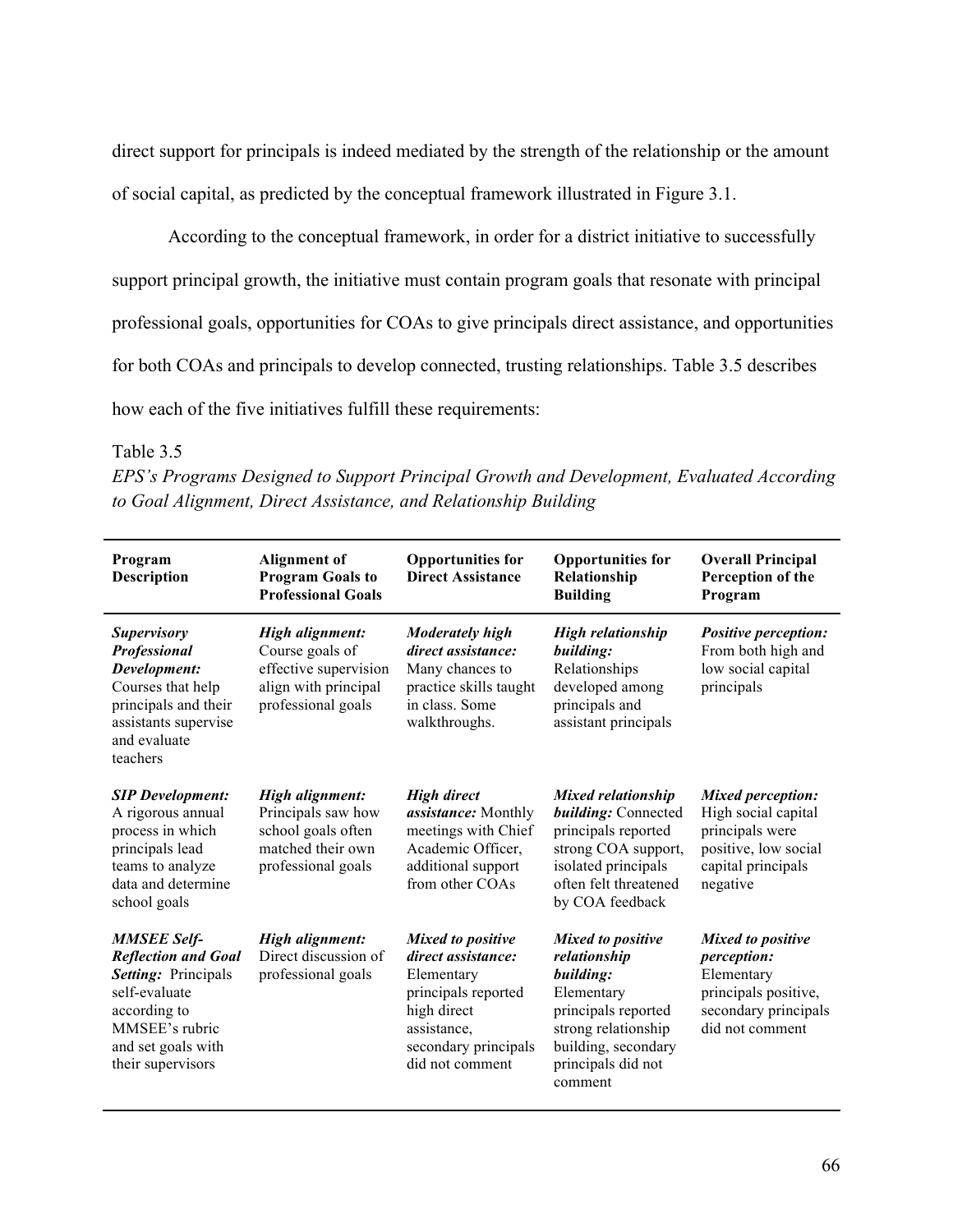direct support for principals is indeed mediated by the strength of the relationship or the amount of social capital, as predicted by the conceptual framework illustrated in Figure 3.1.

According to the conceptual framework, in order for a district initiative to successfully support principal growth, the initiative must contain program goals that resonate with principal professional goals, opportunities for COAs to give principals direct assistance, and opportunities for both COAs and principals to develop connected, trusting relationships. Table 3.5 describes how each of the five initiatives fulfill these requirements:

Table 3.5

*EPS's Programs Designed to Support Principal Growth and Development, Evaluated According to Goal Alignment, Direct Assistance, and Relationship Building*

| Program Description | Alignment of Program Goals to Professional Goals | Opportunities for Direct Assistance | Opportunities for Relationship Building | Overall Principal Perception of the Program |
|---|---|---|---|---|
| ***Supervisory Professional Development:*** Courses that help principals and their assistants supervise and evaluate teachers | ***High alignment:*** Course goals of effective supervision align with principal professional goals | ***Moderately high direct assistance:*** Many chances to practice skills taught in class. Some walkthroughs. | ***High relationship building:*** Relationships developed among principals and assistant principals | ***Positive perception:*** From both high and low social capital principals |
| ***SIP Development:*** A rigorous annual process in which principals lead teams to analyze data and determine school goals | ***High alignment:*** Principals saw how school goals often matched their own professional goals | ***High direct assistance:*** Monthly meetings with Chief Academic Officer, additional support from other COAs | ***Mixed relationship building:*** Connected principals reported strong COA support, isolated principals often felt threatened by COA feedback | ***Mixed perception:*** High social capital principals were positive, low social capital principals negative |
| ***MMSEE Self-Reflection and Goal Setting:*** Principals self-evaluate according to MMSEE's rubric and set goals with their supervisors | ***High alignment:*** Direct discussion of professional goals | ***Mixed to positive direct assistance:*** Elementary principals reported high direct assistance, secondary principals did not comment | ***Mixed to positive relationship building:*** Elementary principals reported strong relationship building, secondary principals did not comment | ***Mixed to positive perception:*** Elementary principals positive, secondary principals did not comment |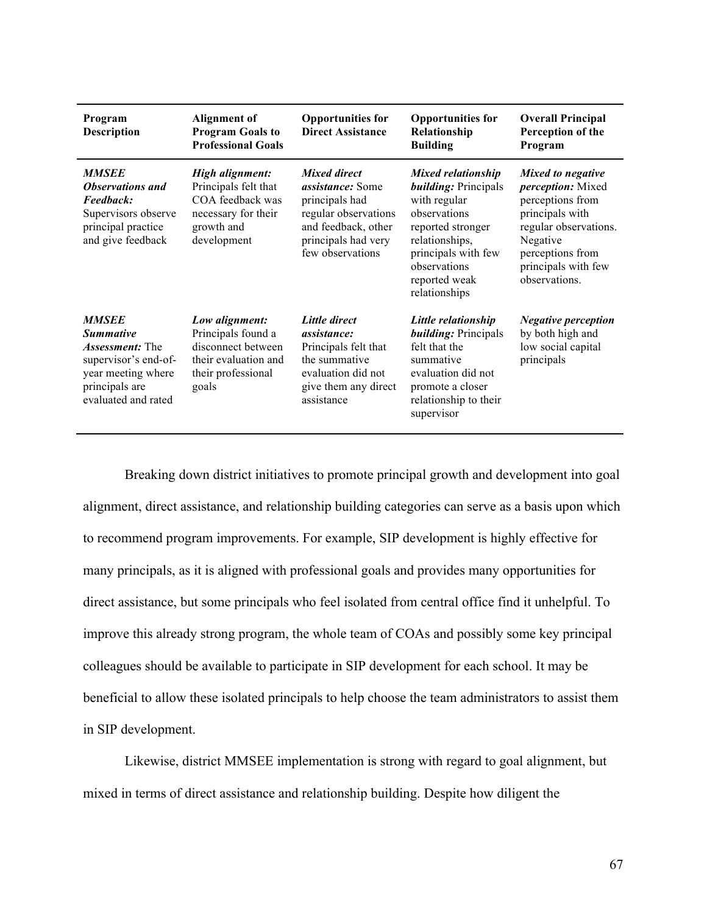| Program Description | Alignment of Program Goals to Professional Goals | Opportunities for Direct Assistance | Opportunities for Relationship Building | Overall Principal Perception of the Program |
|---|---|---|---|---|
| ***MMSEE Observations and Feedback:*** Supervisors observe principal practice and give feedback | ***High alignment:*** Principals felt that COA feedback was necessary for their growth and development | ***Mixed direct assistance:*** Some principals had regular observations and feedback, other principals had very few observations | ***Mixed relationship building:*** Principals with regular observations reported stronger relationships, principals with few observations reported weak relationships | ***Mixed to negative perception:*** Mixed perceptions from principals with regular observations. Negative perceptions from principals with few observations. |
| ***MMSEE Summative Assessment:*** The supervisor's end-of-year meeting where principals are evaluated and rated | ***Low alignment:*** Principals found a disconnect between their evaluation and their professional goals | ***Little direct assistance:*** Principals felt that the summative evaluation did not give them any direct assistance | ***Little relationship building:*** Principals felt that the summative evaluation did not promote a closer relationship to their supervisor | ***Negative perception*** by both high and low social capital principals |

Breaking down district initiatives to promote principal growth and development into goal alignment, direct assistance, and relationship building categories can serve as a basis upon which to recommend program improvements. For example, SIP development is highly effective for many principals, as it is aligned with professional goals and provides many opportunities for direct assistance, but some principals who feel isolated from central office find it unhelpful. To improve this already strong program, the whole team of COAs and possibly some key principal colleagues should be available to participate in SIP development for each school. It may be beneficial to allow these isolated principals to help choose the team administrators to assist them in SIP development.

Likewise, district MMSEE implementation is strong with regard to goal alignment, but mixed in terms of direct assistance and relationship building. Despite how diligent the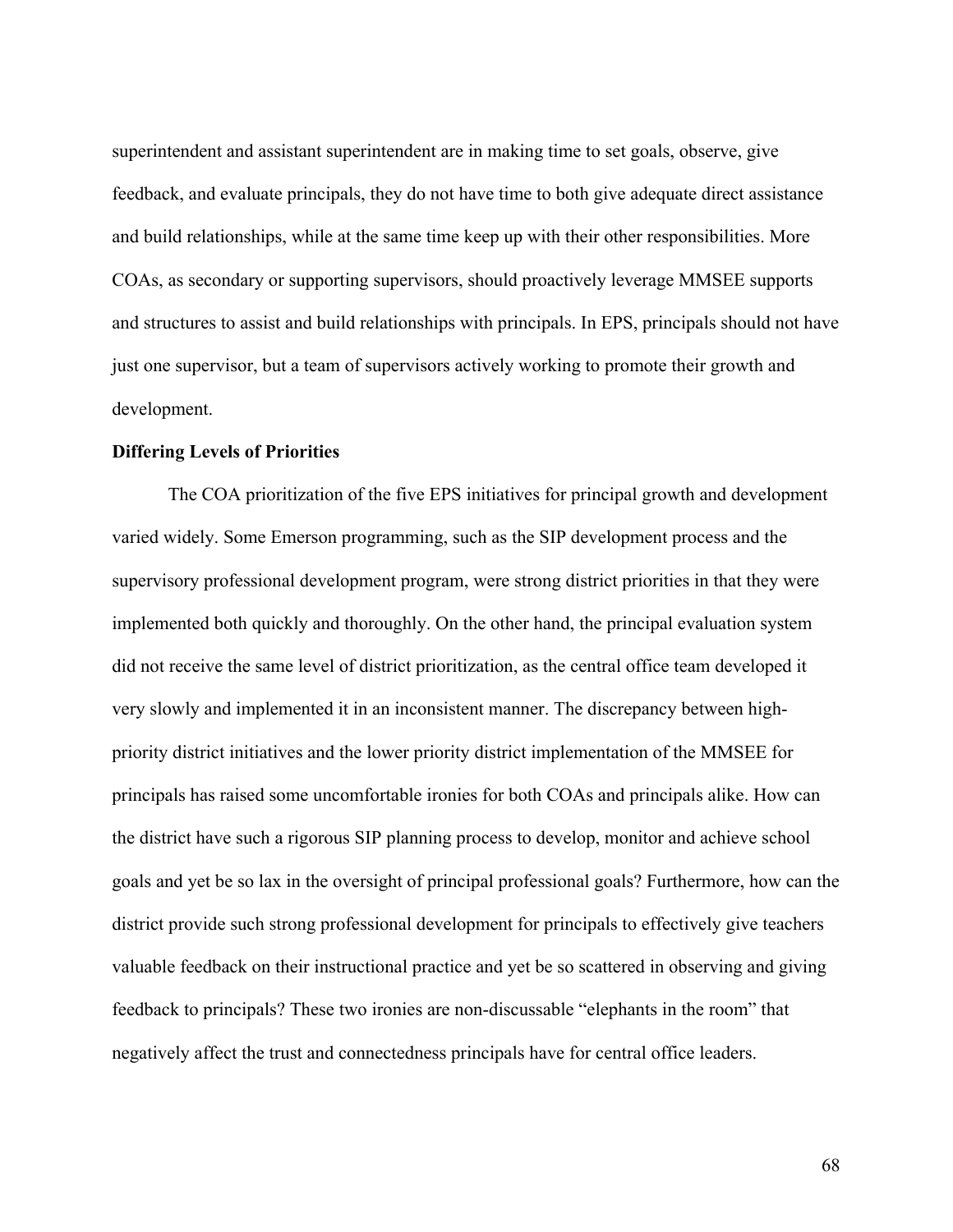superintendent and assistant superintendent are in making time to set goals, observe, give feedback, and evaluate principals, they do not have time to both give adequate direct assistance and build relationships, while at the same time keep up with their other responsibilities. More COAs, as secondary or supporting supervisors, should proactively leverage MMSEE supports and structures to assist and build relationships with principals. In EPS, principals should not have just one supervisor, but a team of supervisors actively working to promote their growth and development.

**Differing Levels of Priorities**

The COA prioritization of the five EPS initiatives for principal growth and development varied widely. Some Emerson programming, such as the SIP development process and the supervisory professional development program, were strong district priorities in that they were implemented both quickly and thoroughly. On the other hand, the principal evaluation system did not receive the same level of district prioritization, as the central office team developed it very slowly and implemented it in an inconsistent manner. The discrepancy between high-priority district initiatives and the lower priority district implementation of the MMSEE for principals has raised some uncomfortable ironies for both COAs and principals alike. How can the district have such a rigorous SIP planning process to develop, monitor and achieve school goals and yet be so lax in the oversight of principal professional goals? Furthermore, how can the district provide such strong professional development for principals to effectively give teachers valuable feedback on their instructional practice and yet be so scattered in observing and giving feedback to principals? These two ironies are non-discussable "elephants in the room" that negatively affect the trust and connectedness principals have for central office leaders.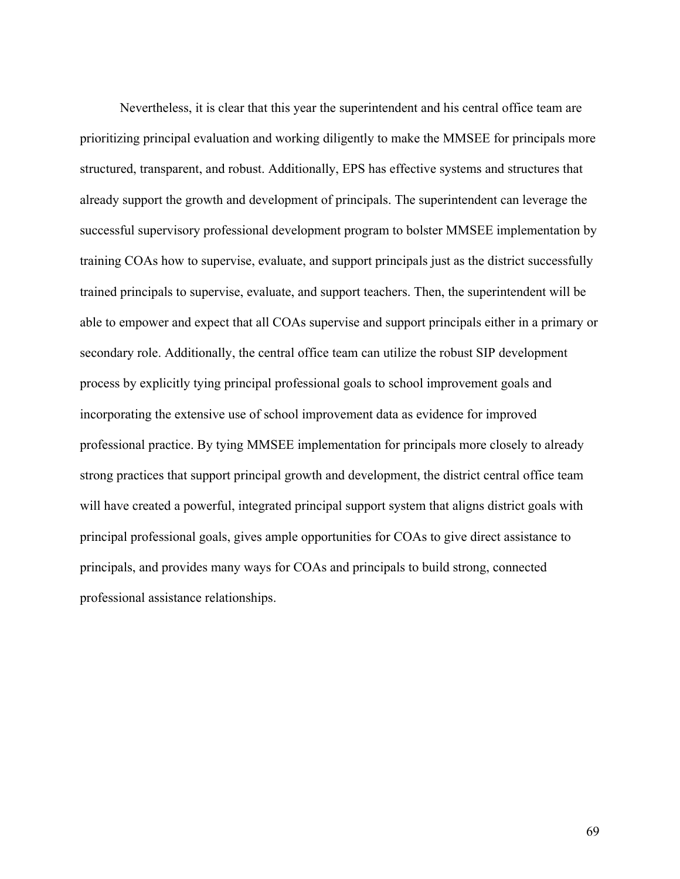Nevertheless, it is clear that this year the superintendent and his central office team are prioritizing principal evaluation and working diligently to make the MMSEE for principals more structured, transparent, and robust. Additionally, EPS has effective systems and structures that already support the growth and development of principals. The superintendent can leverage the successful supervisory professional development program to bolster MMSEE implementation by training COAs how to supervise, evaluate, and support principals just as the district successfully trained principals to supervise, evaluate, and support teachers. Then, the superintendent will be able to empower and expect that all COAs supervise and support principals either in a primary or secondary role. Additionally, the central office team can utilize the robust SIP development process by explicitly tying principal professional goals to school improvement goals and incorporating the extensive use of school improvement data as evidence for improved professional practice. By tying MMSEE implementation for principals more closely to already strong practices that support principal growth and development, the district central office team will have created a powerful, integrated principal support system that aligns district goals with principal professional goals, gives ample opportunities for COAs to give direct assistance to principals, and provides many ways for COAs and principals to build strong, connected professional assistance relationships.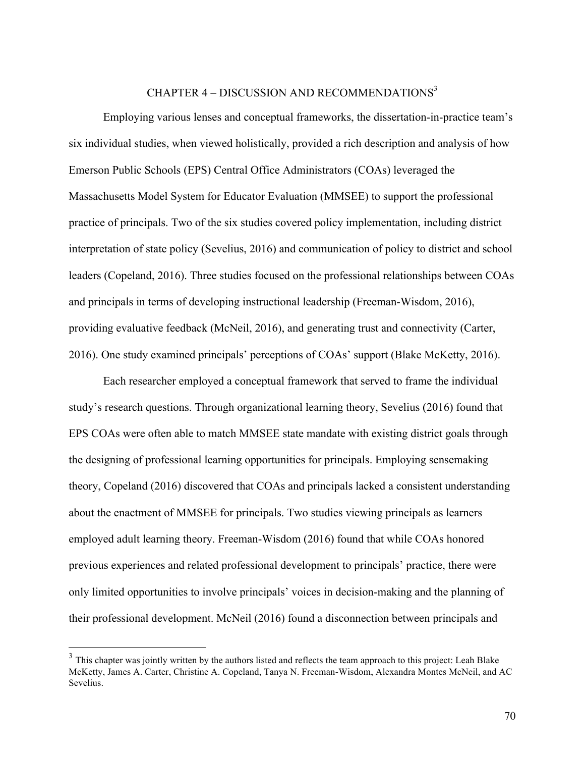# CHAPTER 4 – DISCUSSION AND RECOMMENDATIONS[3]

Employing various lenses and conceptual frameworks, the dissertation-in-practice team's six individual studies, when viewed holistically, provided a rich description and analysis of how Emerson Public Schools (EPS) Central Office Administrators (COAs) leveraged the Massachusetts Model System for Educator Evaluation (MMSEE) to support the professional practice of principals. Two of the six studies covered policy implementation, including district interpretation of state policy (Sevelius, 2016) and communication of policy to district and school leaders (Copeland, 2016). Three studies focused on the professional relationships between COAs and principals in terms of developing instructional leadership (Freeman-Wisdom, 2016), providing evaluative feedback (McNeil, 2016), and generating trust and connectivity (Carter, 2016). One study examined principals' perceptions of COAs' support (Blake McKetty, 2016).

Each researcher employed a conceptual framework that served to frame the individual study's research questions. Through organizational learning theory, Sevelius (2016) found that EPS COAs were often able to match MMSEE state mandate with existing district goals through the designing of professional learning opportunities for principals. Employing sensemaking theory, Copeland (2016) discovered that COAs and principals lacked a consistent understanding about the enactment of MMSEE for principals. Two studies viewing principals as learners employed adult learning theory. Freeman-Wisdom (2016) found that while COAs honored previous experiences and related professional development to principals' practice, there were only limited opportunities to involve principals' voices in decision-making and the planning of their professional development. McNeil (2016) found a disconnection between principals and

---

[3] This chapter was jointly written by the authors listed and reflects the team approach to this project: Leah Blake McKetty, James A. Carter, Christine A. Copeland, Tanya N. Freeman-Wisdom, Alexandra Montes McNeil, and AC Sevelius.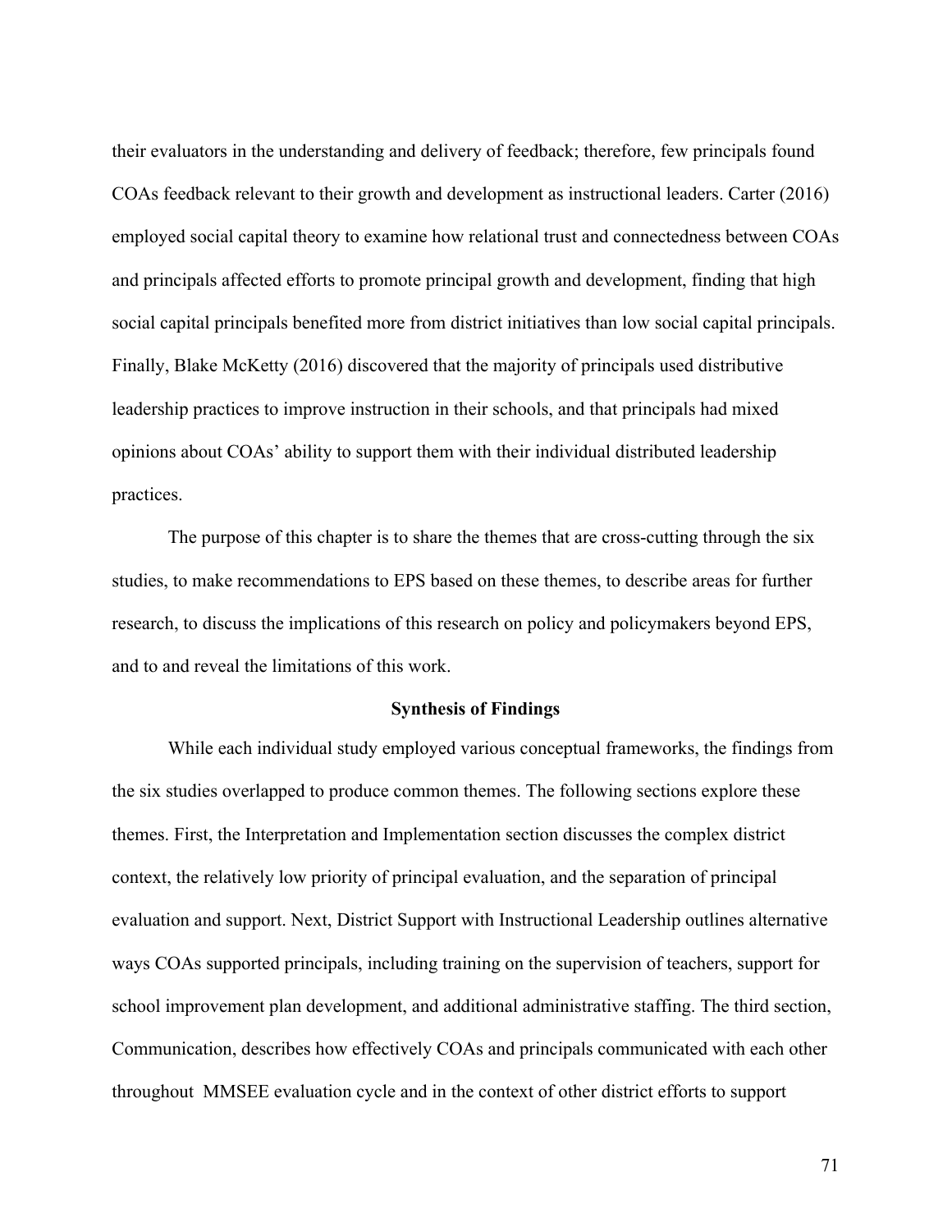their evaluators in the understanding and delivery of feedback; therefore, few principals found COAs feedback relevant to their growth and development as instructional leaders. Carter (2016) employed social capital theory to examine how relational trust and connectedness between COAs and principals affected efforts to promote principal growth and development, finding that high social capital principals benefited more from district initiatives than low social capital principals. Finally, Blake McKetty (2016) discovered that the majority of principals used distributive leadership practices to improve instruction in their schools, and that principals had mixed opinions about COAs' ability to support them with their individual distributed leadership practices.

The purpose of this chapter is to share the themes that are cross-cutting through the six studies, to make recommendations to EPS based on these themes, to describe areas for further research, to discuss the implications of this research on policy and policymakers beyond EPS, and to and reveal the limitations of this work.

## Synthesis of Findings

While each individual study employed various conceptual frameworks, the findings from the six studies overlapped to produce common themes. The following sections explore these themes. First, the Interpretation and Implementation section discusses the complex district context, the relatively low priority of principal evaluation, and the separation of principal evaluation and support. Next, District Support with Instructional Leadership outlines alternative ways COAs supported principals, including training on the supervision of teachers, support for school improvement plan development, and additional administrative staffing. The third section, Communication, describes how effectively COAs and principals communicated with each other throughout MMSEE evaluation cycle and in the context of other district efforts to support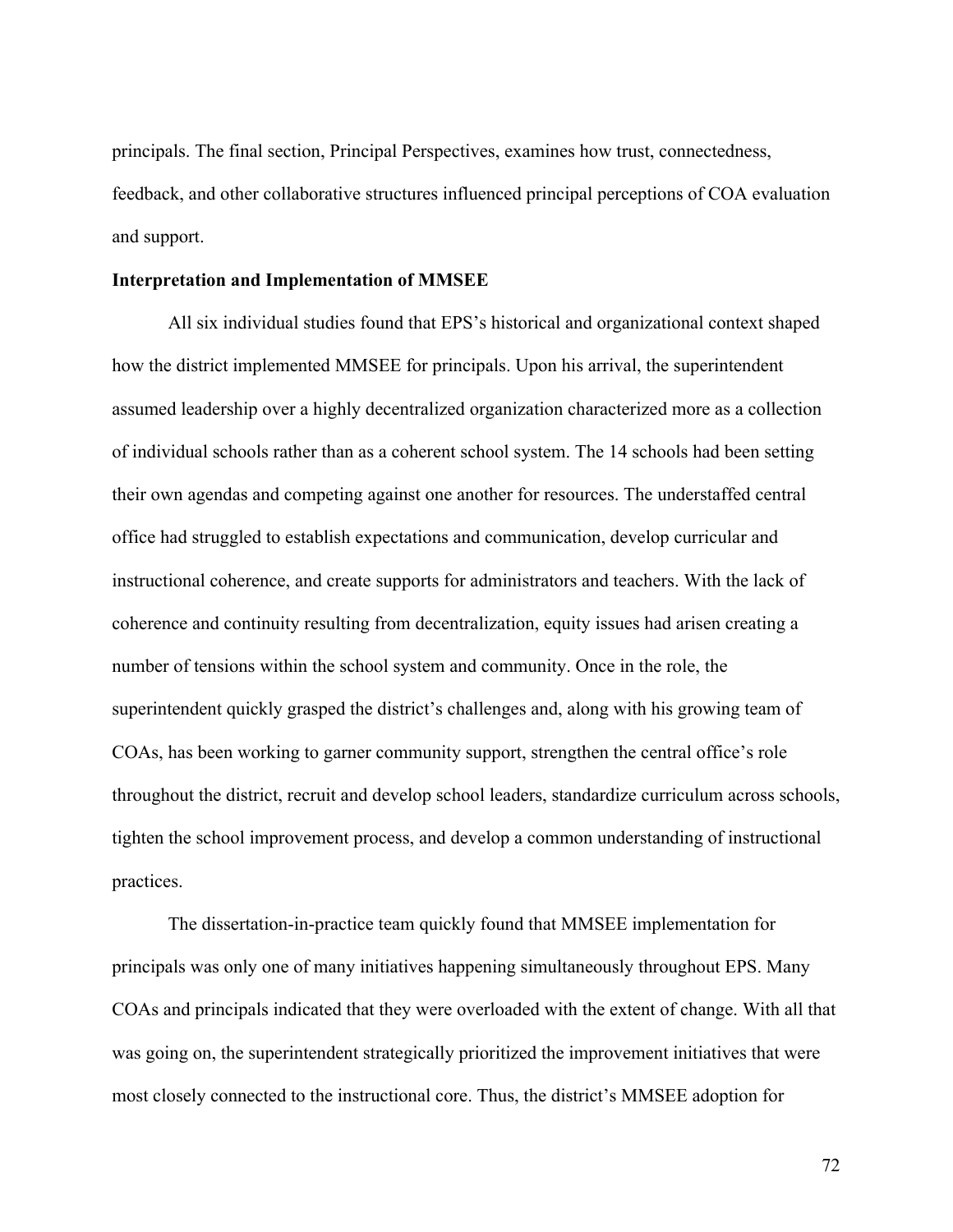principals. The final section, Principal Perspectives, examines how trust, connectedness, feedback, and other collaborative structures influenced principal perceptions of COA evaluation and support.

## Interpretation and Implementation of MMSEE

All six individual studies found that EPS's historical and organizational context shaped how the district implemented MMSEE for principals. Upon his arrival, the superintendent assumed leadership over a highly decentralized organization characterized more as a collection of individual schools rather than as a coherent school system. The 14 schools had been setting their own agendas and competing against one another for resources. The understaffed central office had struggled to establish expectations and communication, develop curricular and instructional coherence, and create supports for administrators and teachers. With the lack of coherence and continuity resulting from decentralization, equity issues had arisen creating a number of tensions within the school system and community. Once in the role, the superintendent quickly grasped the district's challenges and, along with his growing team of COAs, has been working to garner community support, strengthen the central office's role throughout the district, recruit and develop school leaders, standardize curriculum across schools, tighten the school improvement process, and develop a common understanding of instructional practices.

The dissertation-in-practice team quickly found that MMSEE implementation for principals was only one of many initiatives happening simultaneously throughout EPS. Many COAs and principals indicated that they were overloaded with the extent of change. With all that was going on, the superintendent strategically prioritized the improvement initiatives that were most closely connected to the instructional core. Thus, the district's MMSEE adoption for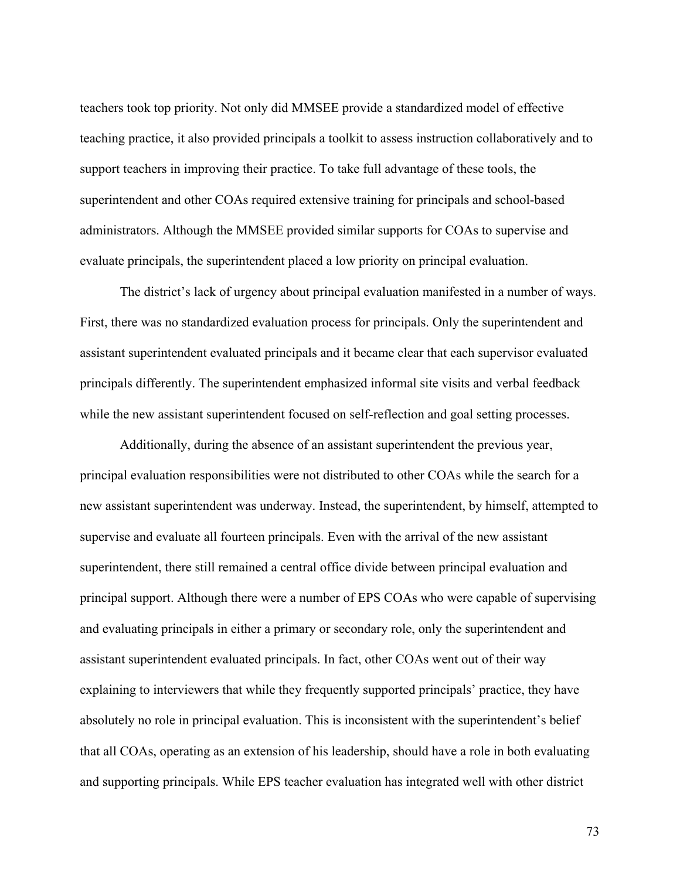teachers took top priority. Not only did MMSEE provide a standardized model of effective teaching practice, it also provided principals a toolkit to assess instruction collaboratively and to support teachers in improving their practice. To take full advantage of these tools, the superintendent and other COAs required extensive training for principals and school-based administrators. Although the MMSEE provided similar supports for COAs to supervise and evaluate principals, the superintendent placed a low priority on principal evaluation.

The district's lack of urgency about principal evaluation manifested in a number of ways. First, there was no standardized evaluation process for principals. Only the superintendent and assistant superintendent evaluated principals and it became clear that each supervisor evaluated principals differently. The superintendent emphasized informal site visits and verbal feedback while the new assistant superintendent focused on self-reflection and goal setting processes.

Additionally, during the absence of an assistant superintendent the previous year, principal evaluation responsibilities were not distributed to other COAs while the search for a new assistant superintendent was underway. Instead, the superintendent, by himself, attempted to supervise and evaluate all fourteen principals. Even with the arrival of the new assistant superintendent, there still remained a central office divide between principal evaluation and principal support. Although there were a number of EPS COAs who were capable of supervising and evaluating principals in either a primary or secondary role, only the superintendent and assistant superintendent evaluated principals. In fact, other COAs went out of their way explaining to interviewers that while they frequently supported principals' practice, they have absolutely no role in principal evaluation. This is inconsistent with the superintendent's belief that all COAs, operating as an extension of his leadership, should have a role in both evaluating and supporting principals. While EPS teacher evaluation has integrated well with other district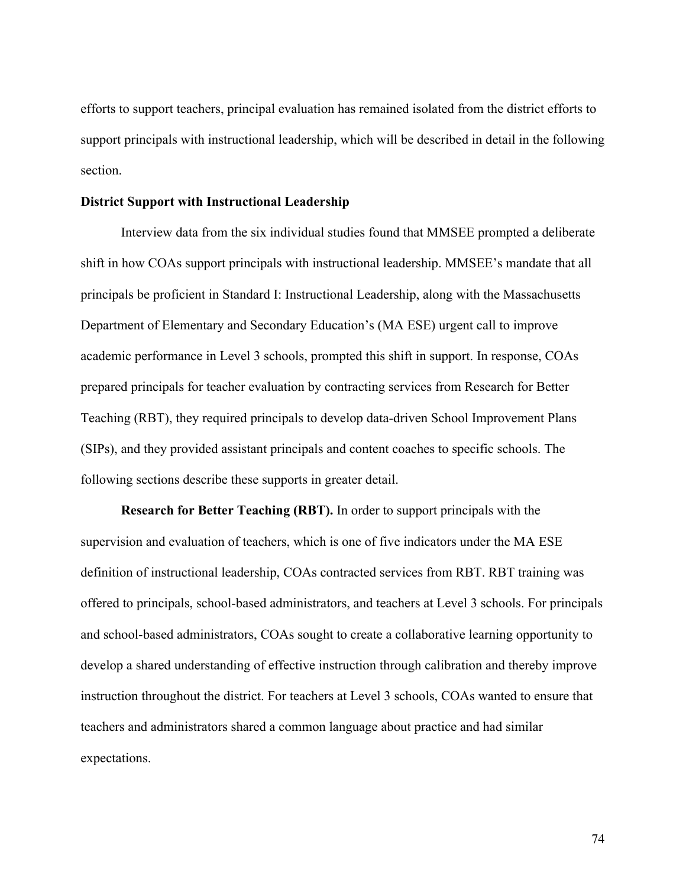efforts to support teachers, principal evaluation has remained isolated from the district efforts to support principals with instructional leadership, which will be described in detail in the following section.

## District Support with Instructional Leadership

Interview data from the six individual studies found that MMSEE prompted a deliberate shift in how COAs support principals with instructional leadership. MMSEE's mandate that all principals be proficient in Standard I: Instructional Leadership, along with the Massachusetts Department of Elementary and Secondary Education's (MA ESE) urgent call to improve academic performance in Level 3 schools, prompted this shift in support. In response, COAs prepared principals for teacher evaluation by contracting services from Research for Better Teaching (RBT), they required principals to develop data-driven School Improvement Plans (SIPs), and they provided assistant principals and content coaches to specific schools. The following sections describe these supports in greater detail.

**Research for Better Teaching (RBT).** In order to support principals with the supervision and evaluation of teachers, which is one of five indicators under the MA ESE definition of instructional leadership, COAs contracted services from RBT. RBT training was offered to principals, school-based administrators, and teachers at Level 3 schools. For principals and school-based administrators, COAs sought to create a collaborative learning opportunity to develop a shared understanding of effective instruction through calibration and thereby improve instruction throughout the district. For teachers at Level 3 schools, COAs wanted to ensure that teachers and administrators shared a common language about practice and had similar expectations.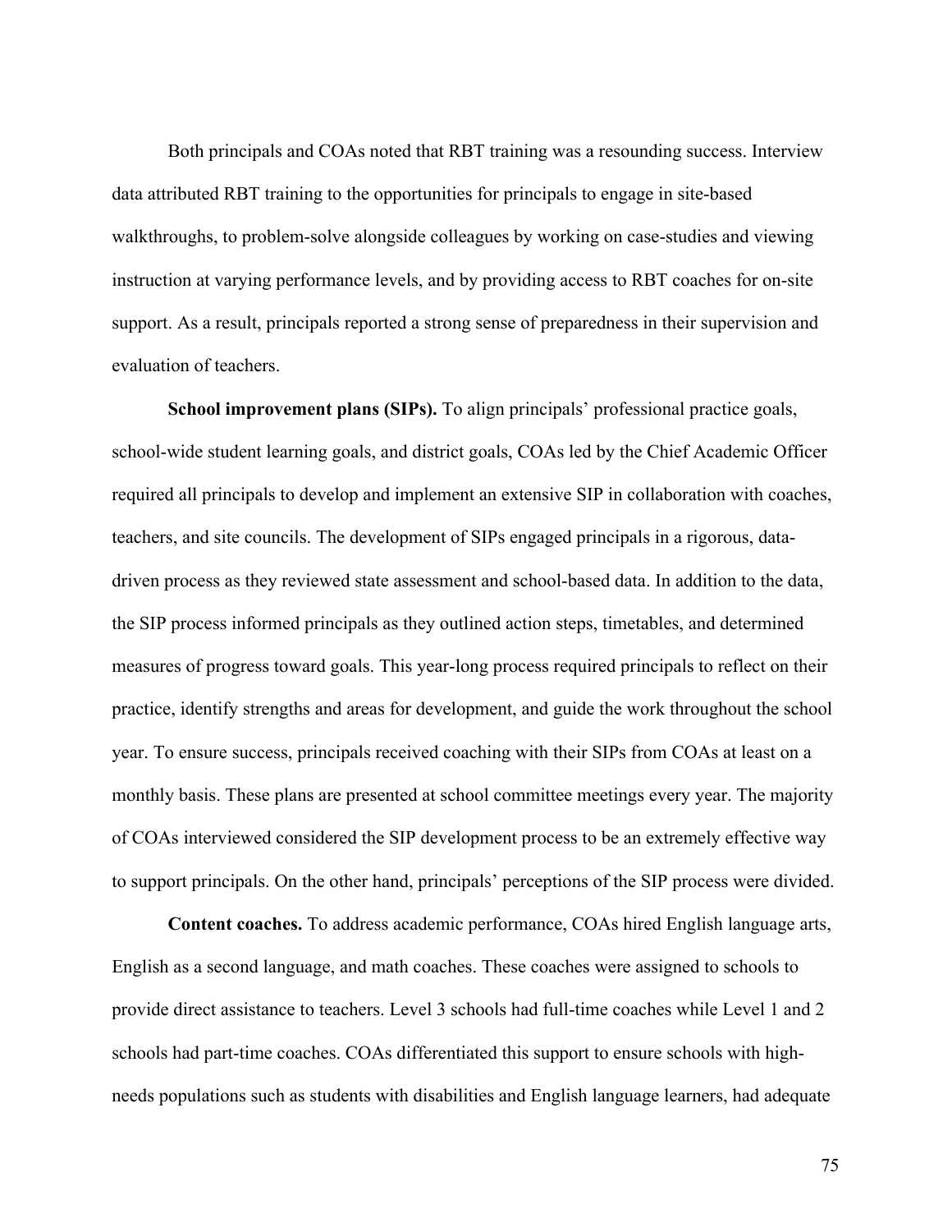Both principals and COAs noted that RBT training was a resounding success. Interview data attributed RBT training to the opportunities for principals to engage in site-based walkthroughs, to problem-solve alongside colleagues by working on case-studies and viewing instruction at varying performance levels, and by providing access to RBT coaches for on-site support. As a result, principals reported a strong sense of preparedness in their supervision and evaluation of teachers.

**School improvement plans (SIPs).** To align principals' professional practice goals, school-wide student learning goals, and district goals, COAs led by the Chief Academic Officer required all principals to develop and implement an extensive SIP in collaboration with coaches, teachers, and site councils. The development of SIPs engaged principals in a rigorous, data-driven process as they reviewed state assessment and school-based data. In addition to the data, the SIP process informed principals as they outlined action steps, timetables, and determined measures of progress toward goals. This year-long process required principals to reflect on their practice, identify strengths and areas for development, and guide the work throughout the school year. To ensure success, principals received coaching with their SIPs from COAs at least on a monthly basis. These plans are presented at school committee meetings every year. The majority of COAs interviewed considered the SIP development process to be an extremely effective way to support principals. On the other hand, principals' perceptions of the SIP process were divided.

**Content coaches.** To address academic performance, COAs hired English language arts, English as a second language, and math coaches. These coaches were assigned to schools to provide direct assistance to teachers. Level 3 schools had full-time coaches while Level 1 and 2 schools had part-time coaches. COAs differentiated this support to ensure schools with high-needs populations such as students with disabilities and English language learners, had adequate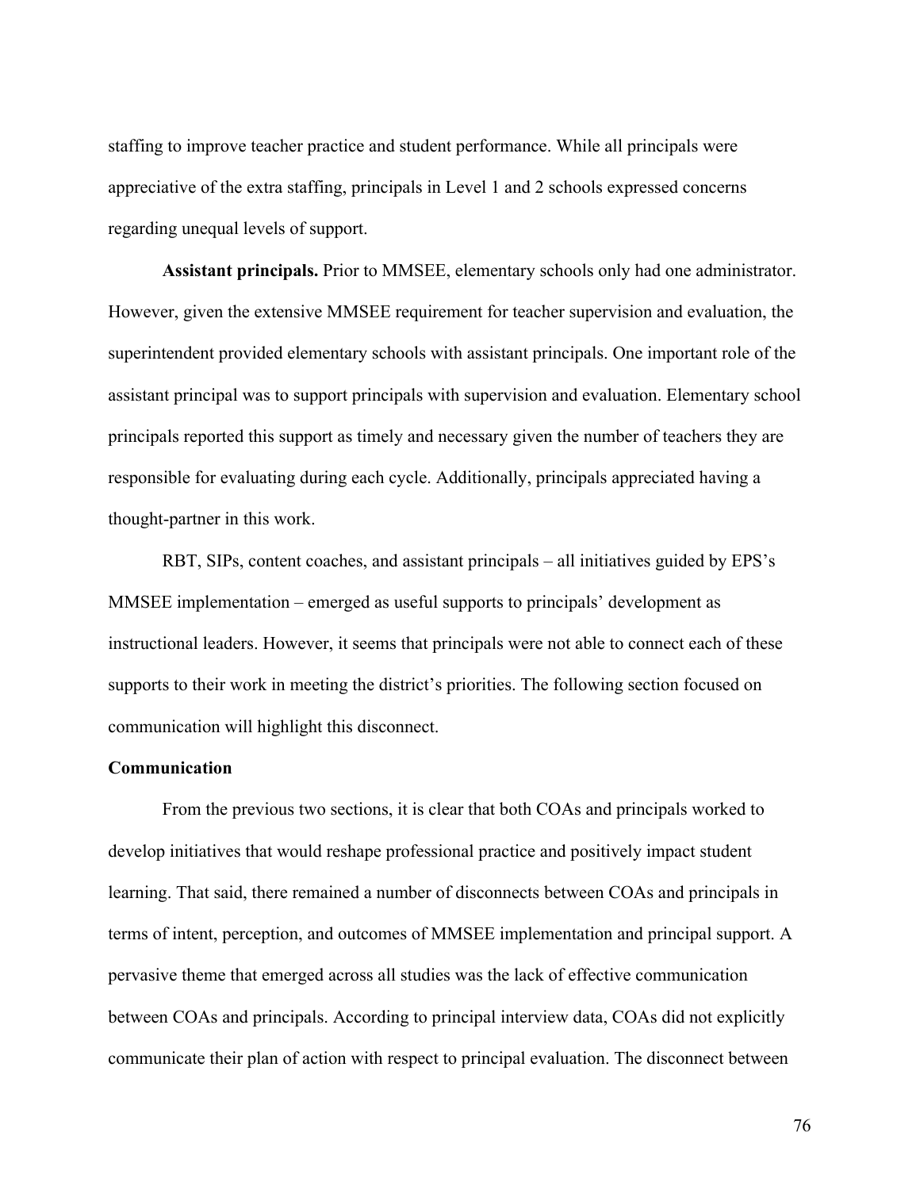staffing to improve teacher practice and student performance. While all principals were appreciative of the extra staffing, principals in Level 1 and 2 schools expressed concerns regarding unequal levels of support.

**Assistant principals.** Prior to MMSEE, elementary schools only had one administrator. However, given the extensive MMSEE requirement for teacher supervision and evaluation, the superintendent provided elementary schools with assistant principals. One important role of the assistant principal was to support principals with supervision and evaluation. Elementary school principals reported this support as timely and necessary given the number of teachers they are responsible for evaluating during each cycle. Additionally, principals appreciated having a thought-partner in this work.

RBT, SIPs, content coaches, and assistant principals – all initiatives guided by EPS's MMSEE implementation – emerged as useful supports to principals' development as instructional leaders. However, it seems that principals were not able to connect each of these supports to their work in meeting the district's priorities. The following section focused on communication will highlight this disconnect.

### Communication

From the previous two sections, it is clear that both COAs and principals worked to develop initiatives that would reshape professional practice and positively impact student learning. That said, there remained a number of disconnects between COAs and principals in terms of intent, perception, and outcomes of MMSEE implementation and principal support. A pervasive theme that emerged across all studies was the lack of effective communication between COAs and principals. According to principal interview data, COAs did not explicitly communicate their plan of action with respect to principal evaluation. The disconnect between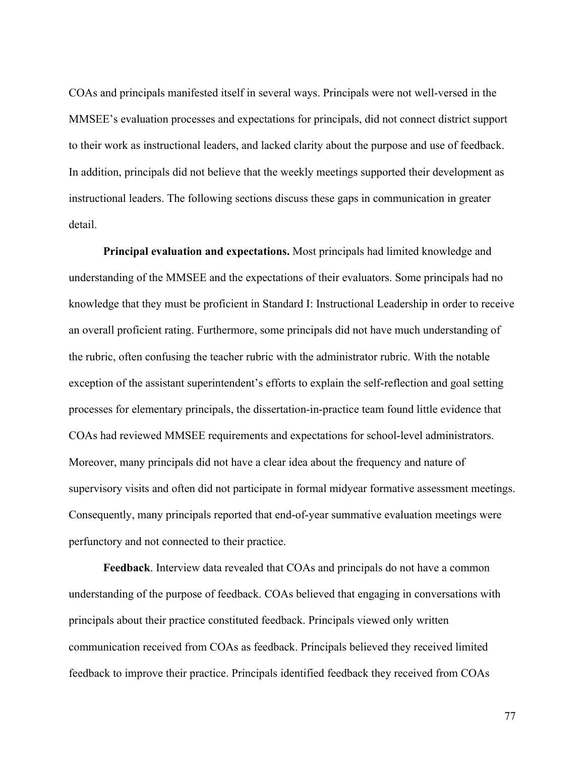COAs and principals manifested itself in several ways. Principals were not well-versed in the MMSEE's evaluation processes and expectations for principals, did not connect district support to their work as instructional leaders, and lacked clarity about the purpose and use of feedback. In addition, principals did not believe that the weekly meetings supported their development as instructional leaders. The following sections discuss these gaps in communication in greater detail.

**Principal evaluation and expectations.** Most principals had limited knowledge and understanding of the MMSEE and the expectations of their evaluators. Some principals had no knowledge that they must be proficient in Standard I: Instructional Leadership in order to receive an overall proficient rating. Furthermore, some principals did not have much understanding of the rubric, often confusing the teacher rubric with the administrator rubric. With the notable exception of the assistant superintendent's efforts to explain the self-reflection and goal setting processes for elementary principals, the dissertation-in-practice team found little evidence that COAs had reviewed MMSEE requirements and expectations for school-level administrators. Moreover, many principals did not have a clear idea about the frequency and nature of supervisory visits and often did not participate in formal midyear formative assessment meetings. Consequently, many principals reported that end-of-year summative evaluation meetings were perfunctory and not connected to their practice.

**Feedback**. Interview data revealed that COAs and principals do not have a common understanding of the purpose of feedback. COAs believed that engaging in conversations with principals about their practice constituted feedback. Principals viewed only written communication received from COAs as feedback. Principals believed they received limited feedback to improve their practice. Principals identified feedback they received from COAs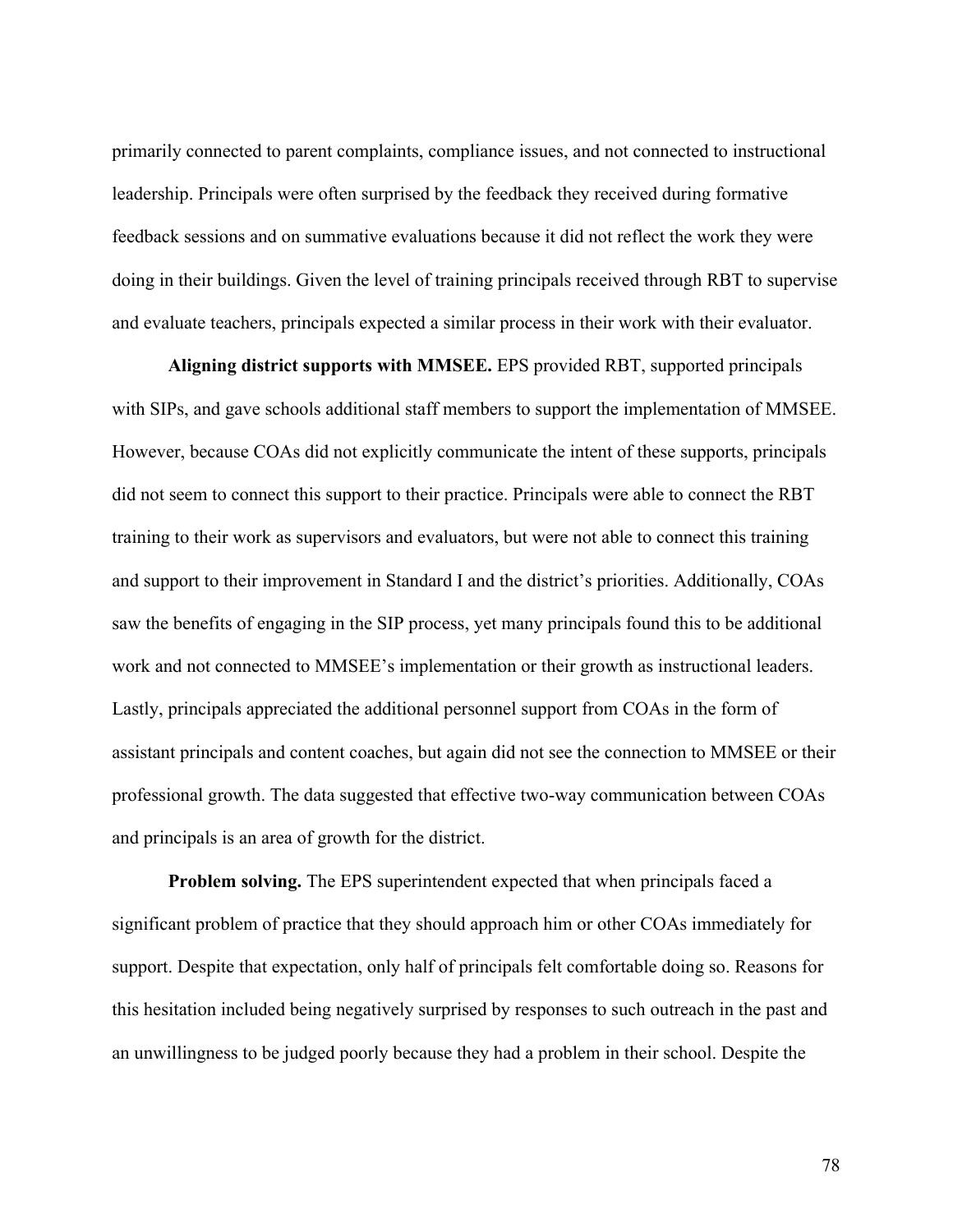primarily connected to parent complaints, compliance issues, and not connected to instructional leadership. Principals were often surprised by the feedback they received during formative feedback sessions and on summative evaluations because it did not reflect the work they were doing in their buildings. Given the level of training principals received through RBT to supervise and evaluate teachers, principals expected a similar process in their work with their evaluator.

**Aligning district supports with MMSEE.** EPS provided RBT, supported principals with SIPs, and gave schools additional staff members to support the implementation of MMSEE. However, because COAs did not explicitly communicate the intent of these supports, principals did not seem to connect this support to their practice. Principals were able to connect the RBT training to their work as supervisors and evaluators, but were not able to connect this training and support to their improvement in Standard I and the district's priorities. Additionally, COAs saw the benefits of engaging in the SIP process, yet many principals found this to be additional work and not connected to MMSEE's implementation or their growth as instructional leaders. Lastly, principals appreciated the additional personnel support from COAs in the form of assistant principals and content coaches, but again did not see the connection to MMSEE or their professional growth. The data suggested that effective two-way communication between COAs and principals is an area of growth for the district.

**Problem solving.** The EPS superintendent expected that when principals faced a significant problem of practice that they should approach him or other COAs immediately for support. Despite that expectation, only half of principals felt comfortable doing so. Reasons for this hesitation included being negatively surprised by responses to such outreach in the past and an unwillingness to be judged poorly because they had a problem in their school. Despite the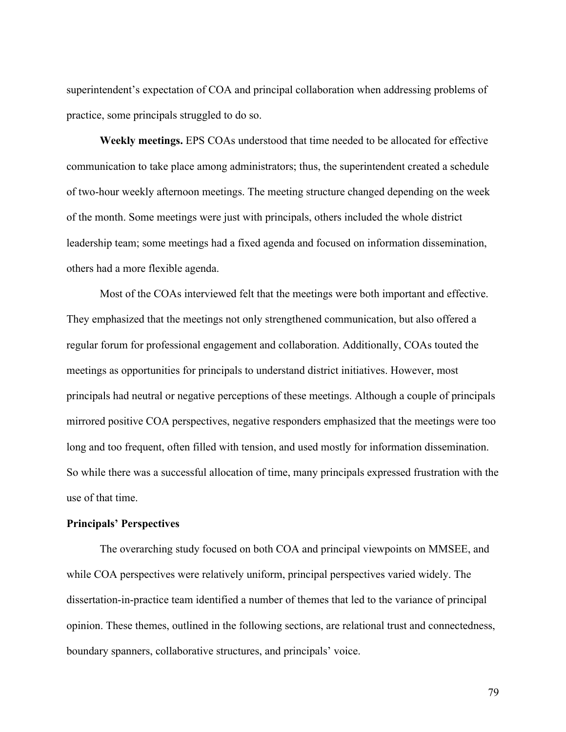superintendent's expectation of COA and principal collaboration when addressing problems of practice, some principals struggled to do so.

**Weekly meetings.** EPS COAs understood that time needed to be allocated for effective communication to take place among administrators; thus, the superintendent created a schedule of two-hour weekly afternoon meetings. The meeting structure changed depending on the week of the month. Some meetings were just with principals, others included the whole district leadership team; some meetings had a fixed agenda and focused on information dissemination, others had a more flexible agenda.

Most of the COAs interviewed felt that the meetings were both important and effective. They emphasized that the meetings not only strengthened communication, but also offered a regular forum for professional engagement and collaboration. Additionally, COAs touted the meetings as opportunities for principals to understand district initiatives. However, most principals had neutral or negative perceptions of these meetings. Although a couple of principals mirrored positive COA perspectives, negative responders emphasized that the meetings were too long and too frequent, often filled with tension, and used mostly for information dissemination. So while there was a successful allocation of time, many principals expressed frustration with the use of that time.

### Principals' Perspectives

The overarching study focused on both COA and principal viewpoints on MMSEE, and while COA perspectives were relatively uniform, principal perspectives varied widely. The dissertation-in-practice team identified a number of themes that led to the variance of principal opinion. These themes, outlined in the following sections, are relational trust and connectedness, boundary spanners, collaborative structures, and principals' voice.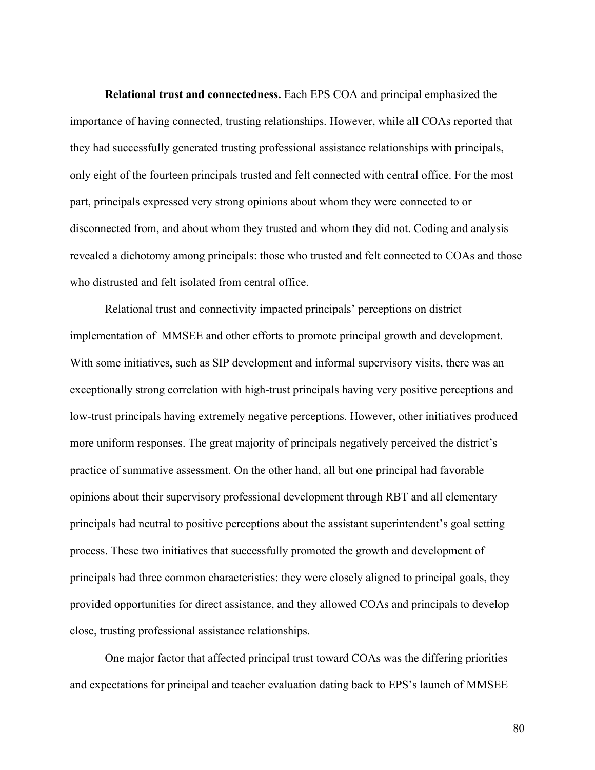**Relational trust and connectedness.** Each EPS COA and principal emphasized the importance of having connected, trusting relationships. However, while all COAs reported that they had successfully generated trusting professional assistance relationships with principals, only eight of the fourteen principals trusted and felt connected with central office. For the most part, principals expressed very strong opinions about whom they were connected to or disconnected from, and about whom they trusted and whom they did not. Coding and analysis revealed a dichotomy among principals: those who trusted and felt connected to COAs and those who distrusted and felt isolated from central office.

Relational trust and connectivity impacted principals' perceptions on district implementation of MMSEE and other efforts to promote principal growth and development. With some initiatives, such as SIP development and informal supervisory visits, there was an exceptionally strong correlation with high-trust principals having very positive perceptions and low-trust principals having extremely negative perceptions. However, other initiatives produced more uniform responses. The great majority of principals negatively perceived the district's practice of summative assessment. On the other hand, all but one principal had favorable opinions about their supervisory professional development through RBT and all elementary principals had neutral to positive perceptions about the assistant superintendent's goal setting process. These two initiatives that successfully promoted the growth and development of principals had three common characteristics: they were closely aligned to principal goals, they provided opportunities for direct assistance, and they allowed COAs and principals to develop close, trusting professional assistance relationships.

One major factor that affected principal trust toward COAs was the differing priorities and expectations for principal and teacher evaluation dating back to EPS's launch of MMSEE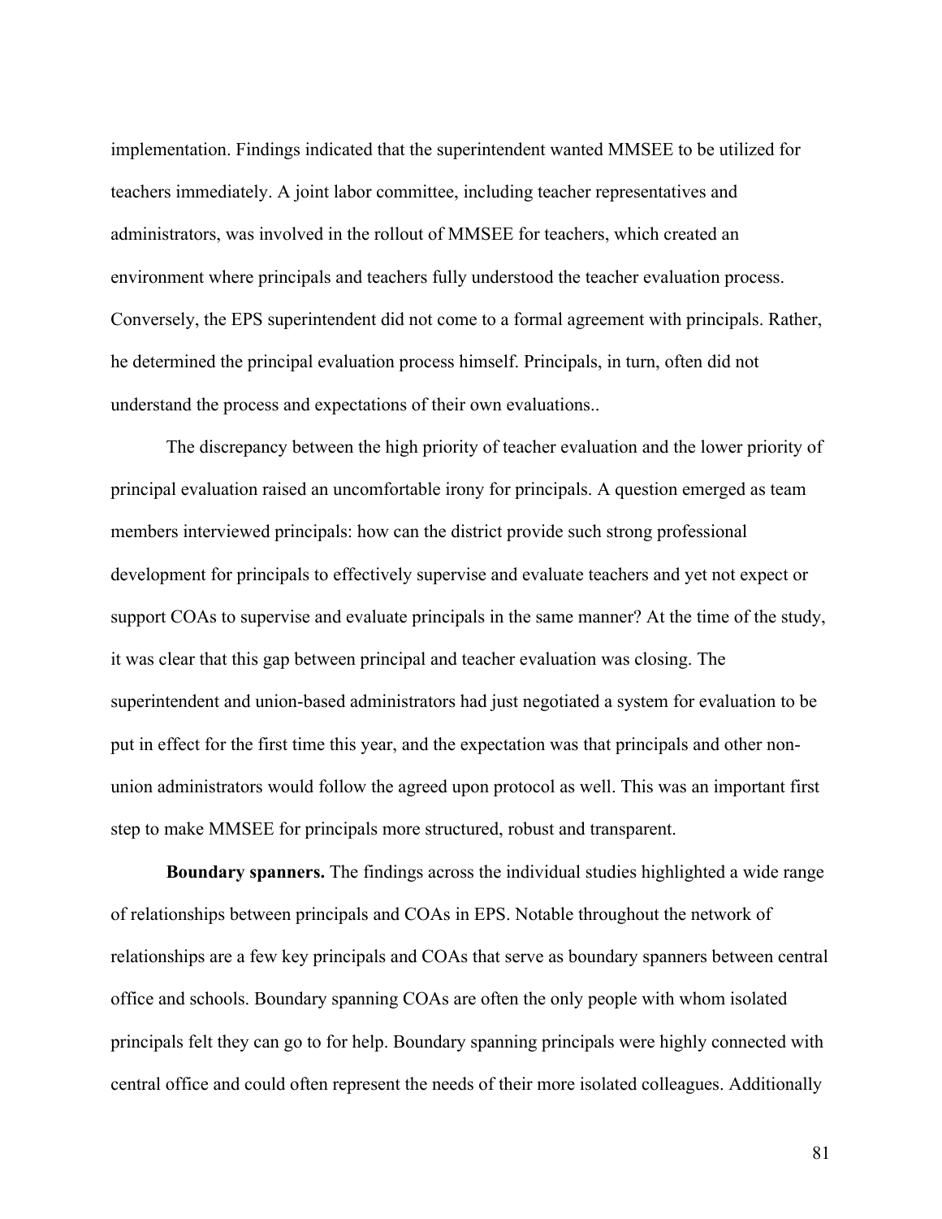implementation. Findings indicated that the superintendent wanted MMSEE to be utilized for teachers immediately. A joint labor committee, including teacher representatives and administrators, was involved in the rollout of MMSEE for teachers, which created an environment where principals and teachers fully understood the teacher evaluation process. Conversely, the EPS superintendent did not come to a formal agreement with principals. Rather, he determined the principal evaluation process himself. Principals, in turn, often did not understand the process and expectations of their own evaluations..

The discrepancy between the high priority of teacher evaluation and the lower priority of principal evaluation raised an uncomfortable irony for principals. A question emerged as team members interviewed principals: how can the district provide such strong professional development for principals to effectively supervise and evaluate teachers and yet not expect or support COAs to supervise and evaluate principals in the same manner? At the time of the study, it was clear that this gap between principal and teacher evaluation was closing. The superintendent and union-based administrators had just negotiated a system for evaluation to be put in effect for the first time this year, and the expectation was that principals and other non-union administrators would follow the agreed upon protocol as well. This was an important first step to make MMSEE for principals more structured, robust and transparent.

**Boundary spanners.** The findings across the individual studies highlighted a wide range of relationships between principals and COAs in EPS. Notable throughout the network of relationships are a few key principals and COAs that serve as boundary spanners between central office and schools. Boundary spanning COAs are often the only people with whom isolated principals felt they can go to for help. Boundary spanning principals were highly connected with central office and could often represent the needs of their more isolated colleagues. Additionally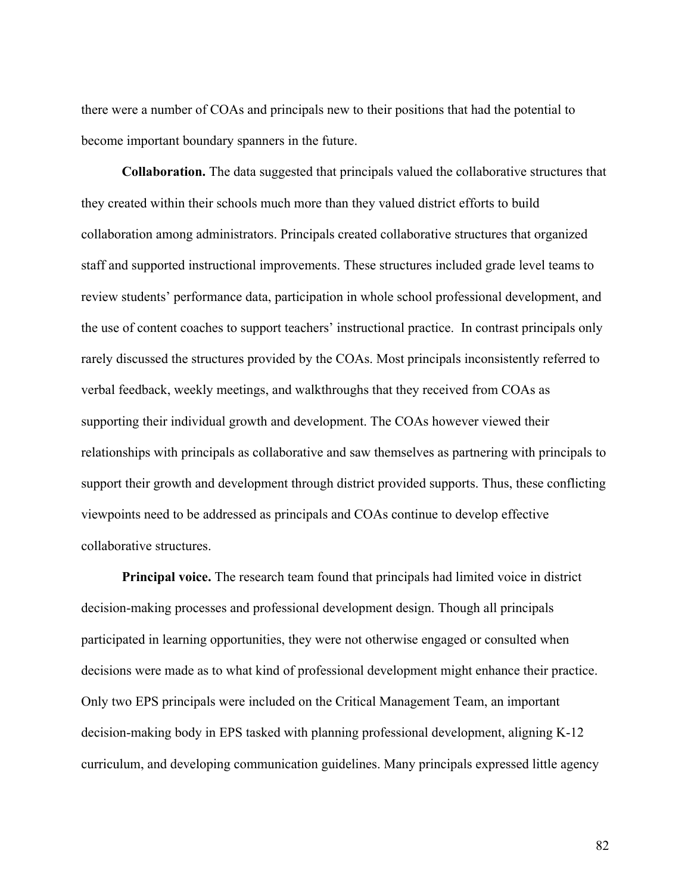there were a number of COAs and principals new to their positions that had the potential to become important boundary spanners in the future.

**Collaboration.** The data suggested that principals valued the collaborative structures that they created within their schools much more than they valued district efforts to build collaboration among administrators. Principals created collaborative structures that organized staff and supported instructional improvements. These structures included grade level teams to review students' performance data, participation in whole school professional development, and the use of content coaches to support teachers' instructional practice. In contrast principals only rarely discussed the structures provided by the COAs. Most principals inconsistently referred to verbal feedback, weekly meetings, and walkthroughs that they received from COAs as supporting their individual growth and development. The COAs however viewed their relationships with principals as collaborative and saw themselves as partnering with principals to support their growth and development through district provided supports. Thus, these conflicting viewpoints need to be addressed as principals and COAs continue to develop effective collaborative structures.

**Principal voice.** The research team found that principals had limited voice in district decision-making processes and professional development design. Though all principals participated in learning opportunities, they were not otherwise engaged or consulted when decisions were made as to what kind of professional development might enhance their practice. Only two EPS principals were included on the Critical Management Team, an important decision-making body in EPS tasked with planning professional development, aligning K-12 curriculum, and developing communication guidelines. Many principals expressed little agency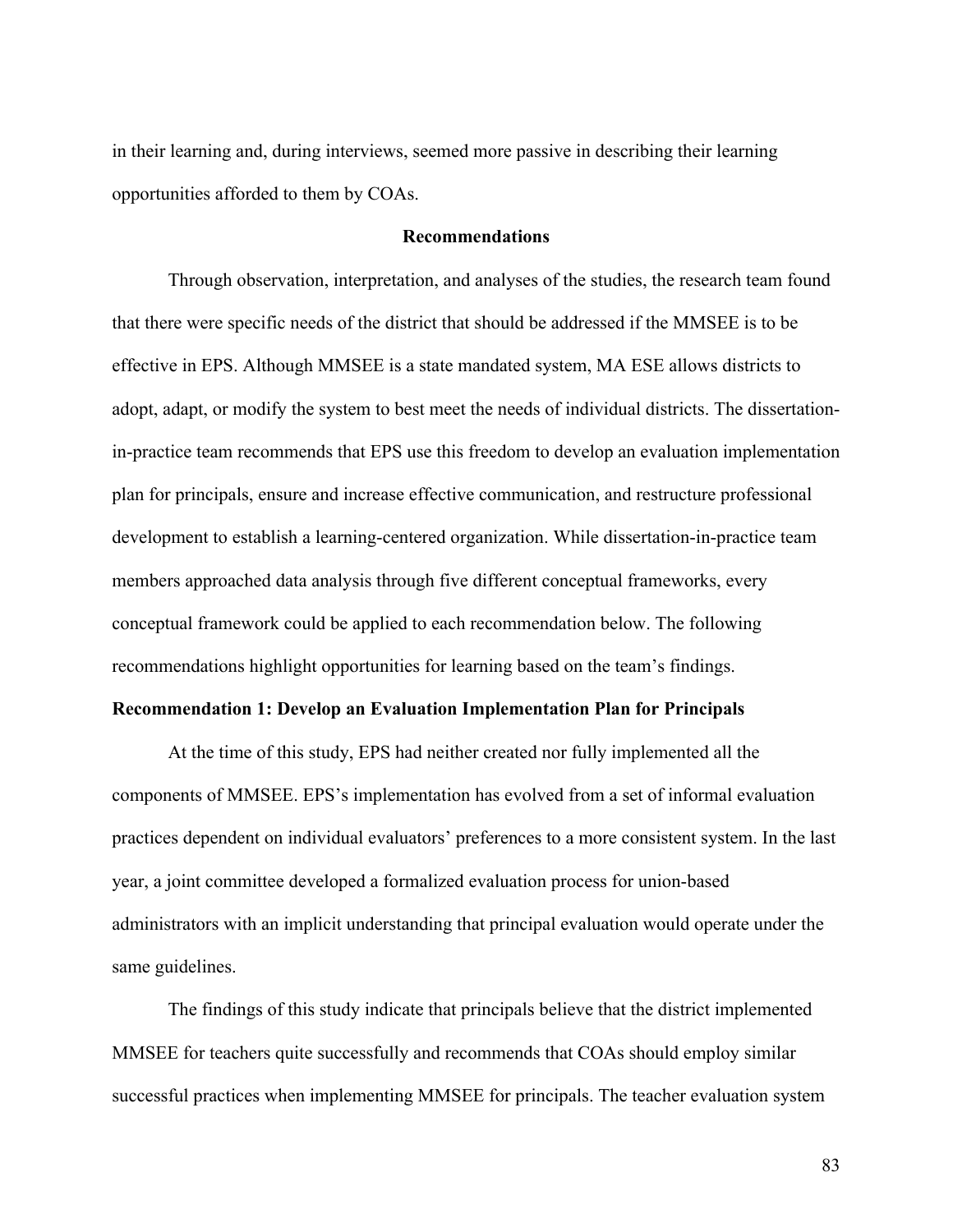in their learning and, during interviews, seemed more passive in describing their learning opportunities afforded to them by COAs.

## Recommendations

Through observation, interpretation, and analyses of the studies, the research team found that there were specific needs of the district that should be addressed if the MMSEE is to be effective in EPS. Although MMSEE is a state mandated system, MA ESE allows districts to adopt, adapt, or modify the system to best meet the needs of individual districts. The dissertation-in-practice team recommends that EPS use this freedom to develop an evaluation implementation plan for principals, ensure and increase effective communication, and restructure professional development to establish a learning-centered organization. While dissertation-in-practice team members approached data analysis through five different conceptual frameworks, every conceptual framework could be applied to each recommendation below. The following recommendations highlight opportunities for learning based on the team's findings.

### Recommendation 1: Develop an Evaluation Implementation Plan for Principals

At the time of this study, EPS had neither created nor fully implemented all the components of MMSEE. EPS's implementation has evolved from a set of informal evaluation practices dependent on individual evaluators' preferences to a more consistent system. In the last year, a joint committee developed a formalized evaluation process for union-based administrators with an implicit understanding that principal evaluation would operate under the same guidelines.

The findings of this study indicate that principals believe that the district implemented MMSEE for teachers quite successfully and recommends that COAs should employ similar successful practices when implementing MMSEE for principals. The teacher evaluation system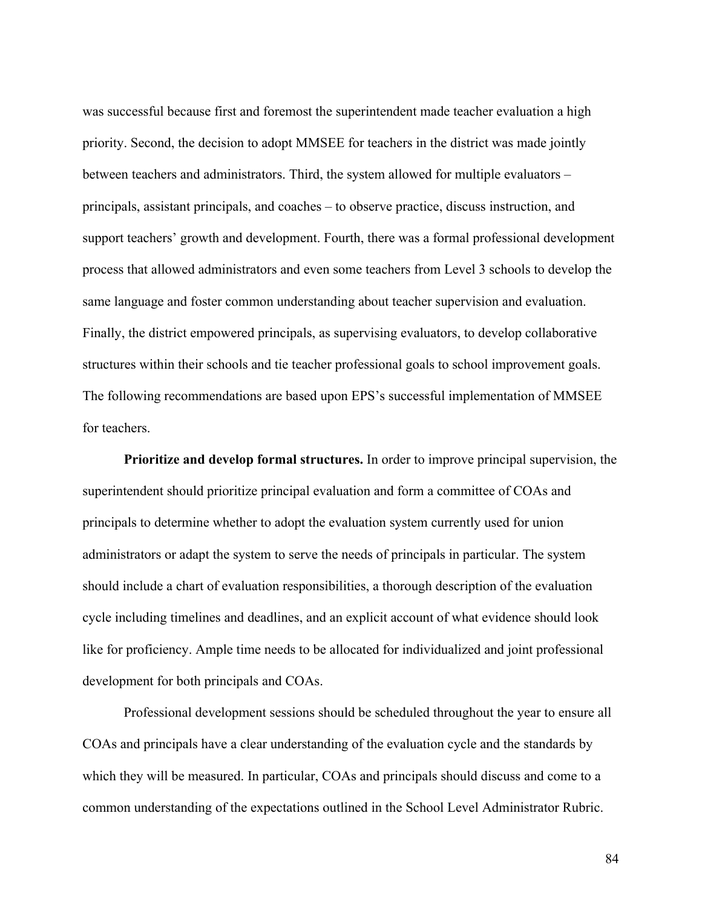was successful because first and foremost the superintendent made teacher evaluation a high priority. Second, the decision to adopt MMSEE for teachers in the district was made jointly between teachers and administrators. Third, the system allowed for multiple evaluators – principals, assistant principals, and coaches – to observe practice, discuss instruction, and support teachers' growth and development. Fourth, there was a formal professional development process that allowed administrators and even some teachers from Level 3 schools to develop the same language and foster common understanding about teacher supervision and evaluation. Finally, the district empowered principals, as supervising evaluators, to develop collaborative structures within their schools and tie teacher professional goals to school improvement goals. The following recommendations are based upon EPS's successful implementation of MMSEE for teachers.

**Prioritize and develop formal structures.** In order to improve principal supervision, the superintendent should prioritize principal evaluation and form a committee of COAs and principals to determine whether to adopt the evaluation system currently used for union administrators or adapt the system to serve the needs of principals in particular. The system should include a chart of evaluation responsibilities, a thorough description of the evaluation cycle including timelines and deadlines, and an explicit account of what evidence should look like for proficiency. Ample time needs to be allocated for individualized and joint professional development for both principals and COAs.

Professional development sessions should be scheduled throughout the year to ensure all COAs and principals have a clear understanding of the evaluation cycle and the standards by which they will be measured. In particular, COAs and principals should discuss and come to a common understanding of the expectations outlined in the School Level Administrator Rubric.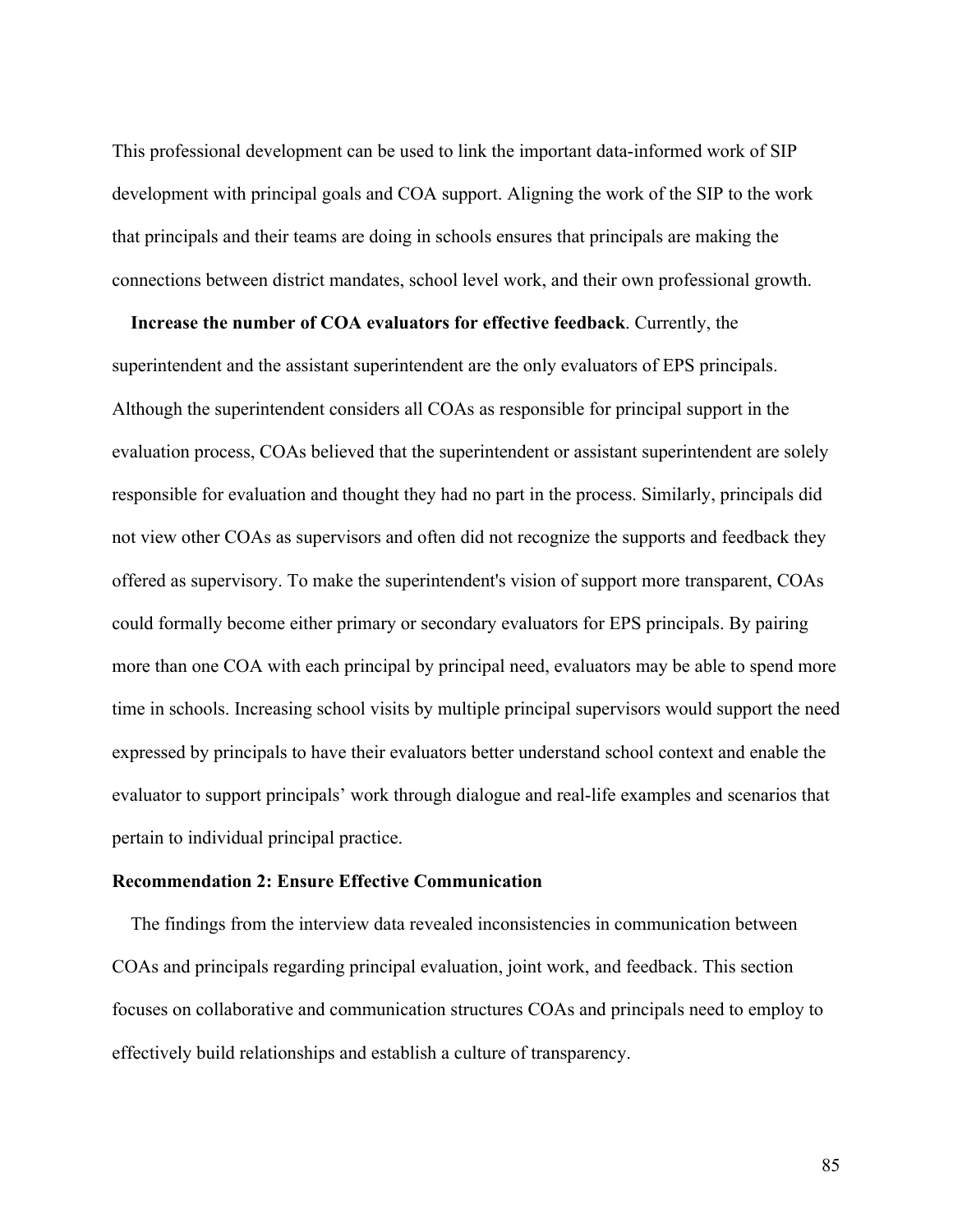This professional development can be used to link the important data-informed work of SIP development with principal goals and COA support. Aligning the work of the SIP to the work that principals and their teams are doing in schools ensures that principals are making the connections between district mandates, school level work, and their own professional growth.

**Increase the number of COA evaluators for effective feedback**. Currently, the superintendent and the assistant superintendent are the only evaluators of EPS principals. Although the superintendent considers all COAs as responsible for principal support in the evaluation process, COAs believed that the superintendent or assistant superintendent are solely responsible for evaluation and thought they had no part in the process. Similarly, principals did not view other COAs as supervisors and often did not recognize the supports and feedback they offered as supervisory. To make the superintendent's vision of support more transparent, COAs could formally become either primary or secondary evaluators for EPS principals. By pairing more than one COA with each principal by principal need, evaluators may be able to spend more time in schools. Increasing school visits by multiple principal supervisors would support the need expressed by principals to have their evaluators better understand school context and enable the evaluator to support principals' work through dialogue and real-life examples and scenarios that pertain to individual principal practice.

### Recommendation 2: Ensure Effective Communication

The findings from the interview data revealed inconsistencies in communication between COAs and principals regarding principal evaluation, joint work, and feedback. This section focuses on collaborative and communication structures COAs and principals need to employ to effectively build relationships and establish a culture of transparency.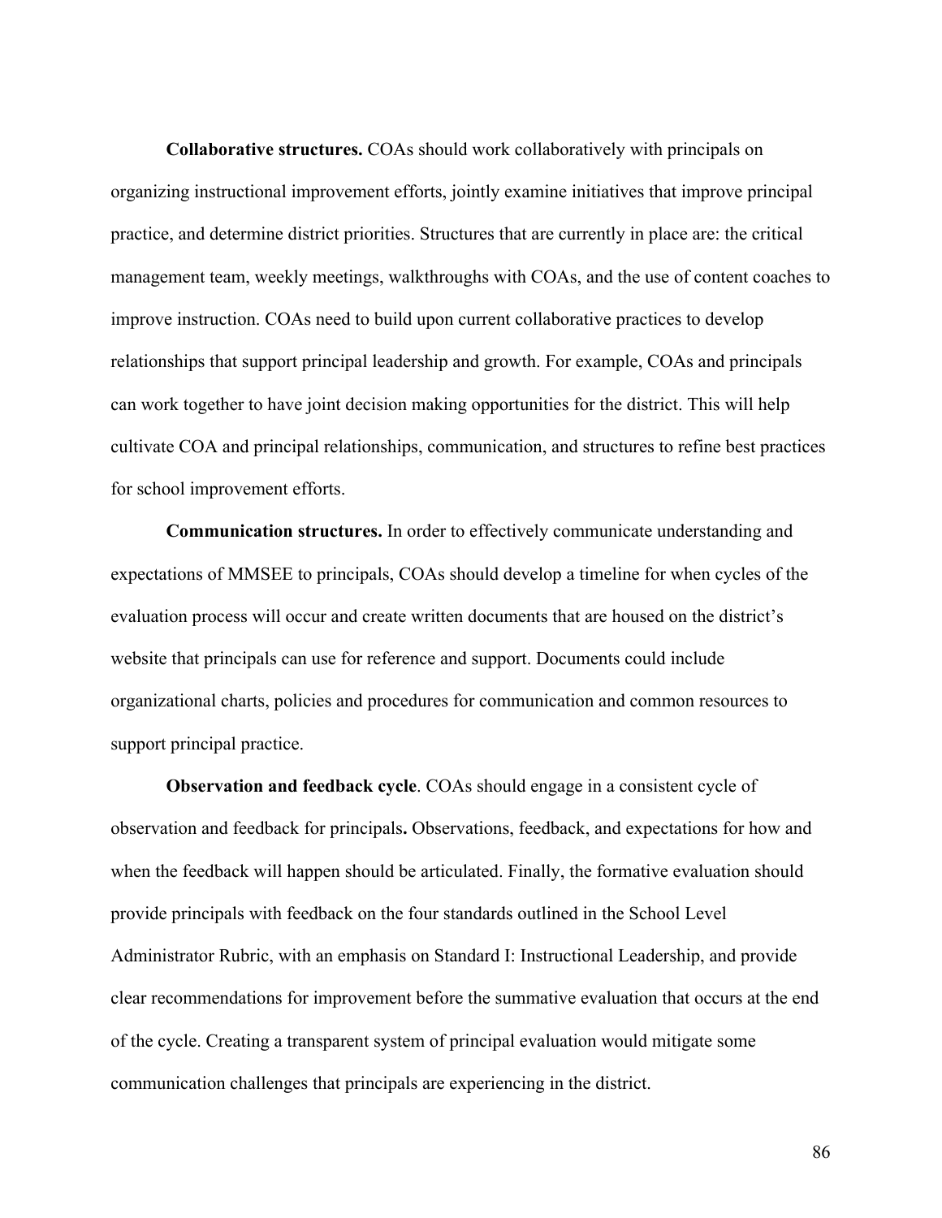**Collaborative structures.** COAs should work collaboratively with principals on organizing instructional improvement efforts, jointly examine initiatives that improve principal practice, and determine district priorities. Structures that are currently in place are: the critical management team, weekly meetings, walkthroughs with COAs, and the use of content coaches to improve instruction. COAs need to build upon current collaborative practices to develop relationships that support principal leadership and growth. For example, COAs and principals can work together to have joint decision making opportunities for the district. This will help cultivate COA and principal relationships, communication, and structures to refine best practices for school improvement efforts.

**Communication structures.** In order to effectively communicate understanding and expectations of MMSEE to principals, COAs should develop a timeline for when cycles of the evaluation process will occur and create written documents that are housed on the district's website that principals can use for reference and support. Documents could include organizational charts, policies and procedures for communication and common resources to support principal practice.

**Observation and feedback cycle**. COAs should engage in a consistent cycle of observation and feedback for principals**.** Observations, feedback, and expectations for how and when the feedback will happen should be articulated. Finally, the formative evaluation should provide principals with feedback on the four standards outlined in the School Level Administrator Rubric, with an emphasis on Standard I: Instructional Leadership, and provide clear recommendations for improvement before the summative evaluation that occurs at the end of the cycle. Creating a transparent system of principal evaluation would mitigate some communication challenges that principals are experiencing in the district.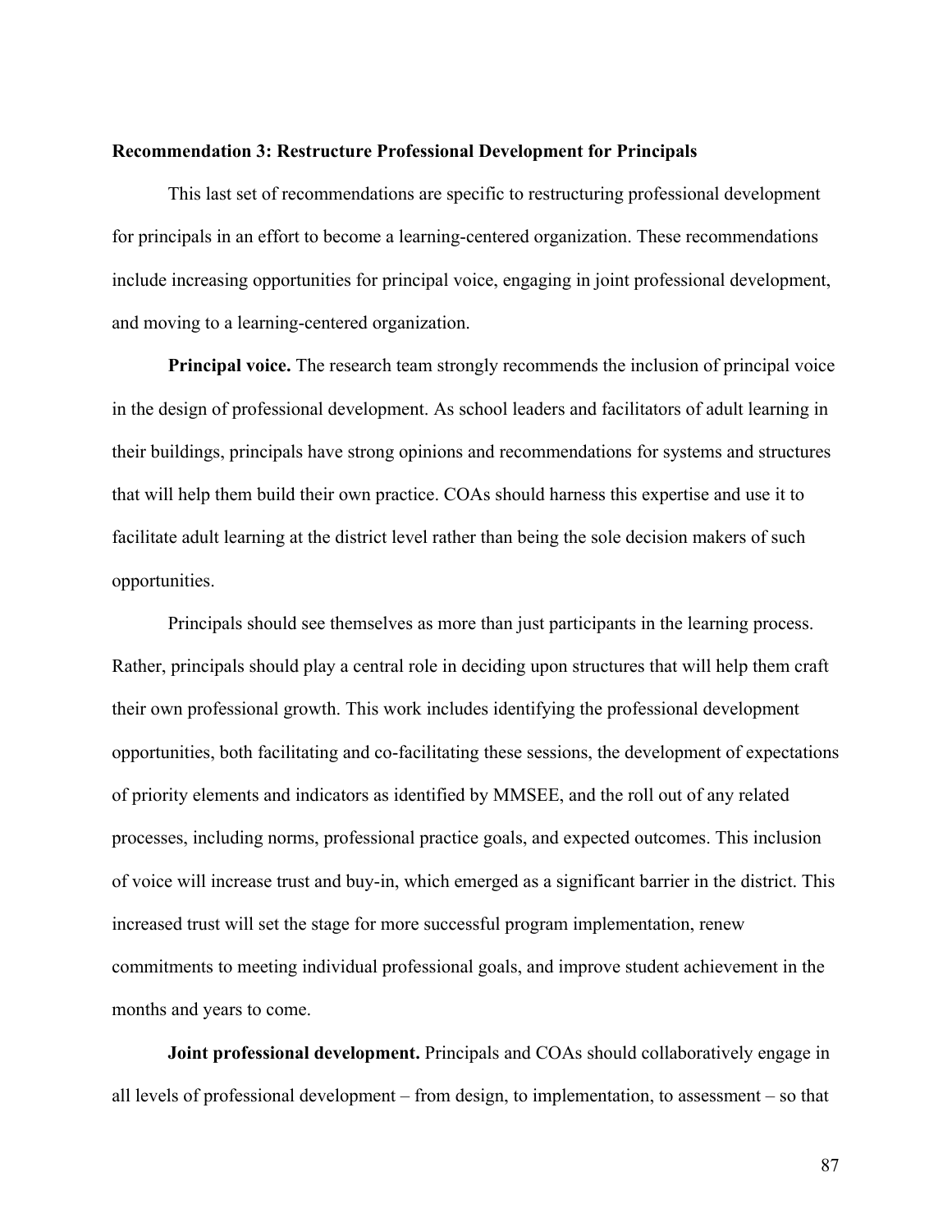**Recommendation 3: Restructure Professional Development for Principals**

This last set of recommendations are specific to restructuring professional development for principals in an effort to become a learning-centered organization. These recommendations include increasing opportunities for principal voice, engaging in joint professional development, and moving to a learning-centered organization.

**Principal voice.** The research team strongly recommends the inclusion of principal voice in the design of professional development. As school leaders and facilitators of adult learning in their buildings, principals have strong opinions and recommendations for systems and structures that will help them build their own practice. COAs should harness this expertise and use it to facilitate adult learning at the district level rather than being the sole decision makers of such opportunities.

Principals should see themselves as more than just participants in the learning process. Rather, principals should play a central role in deciding upon structures that will help them craft their own professional growth. This work includes identifying the professional development opportunities, both facilitating and co-facilitating these sessions, the development of expectations of priority elements and indicators as identified by MMSEE, and the roll out of any related processes, including norms, professional practice goals, and expected outcomes. This inclusion of voice will increase trust and buy-in, which emerged as a significant barrier in the district. This increased trust will set the stage for more successful program implementation, renew commitments to meeting individual professional goals, and improve student achievement in the months and years to come.

**Joint professional development.** Principals and COAs should collaboratively engage in all levels of professional development – from design, to implementation, to assessment – so that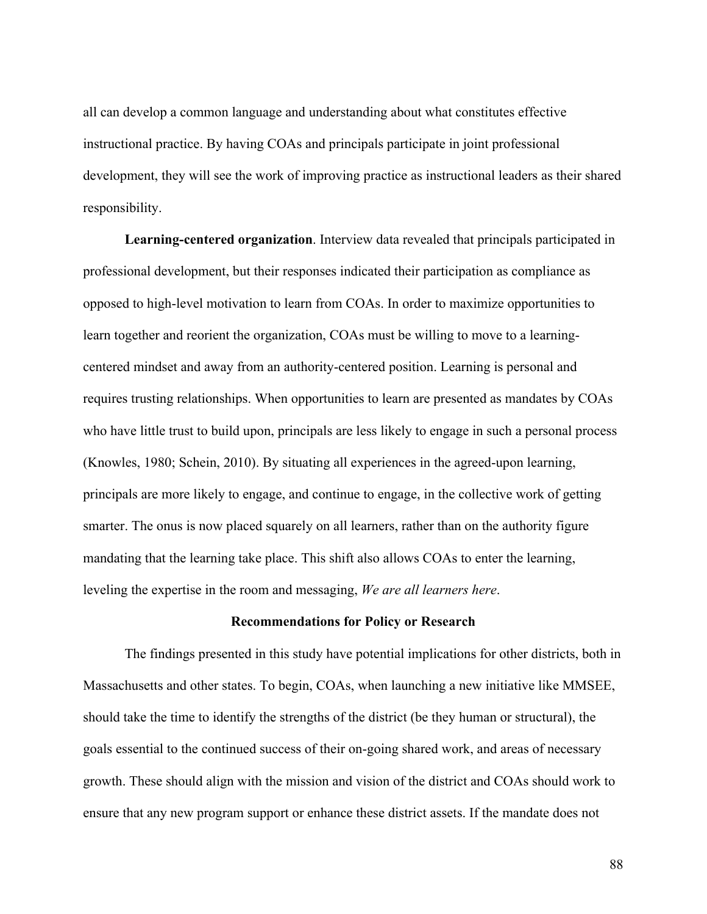all can develop a common language and understanding about what constitutes effective instructional practice. By having COAs and principals participate in joint professional development, they will see the work of improving practice as instructional leaders as their shared responsibility.

**Learning-centered organization**. Interview data revealed that principals participated in professional development, but their responses indicated their participation as compliance as opposed to high-level motivation to learn from COAs. In order to maximize opportunities to learn together and reorient the organization, COAs must be willing to move to a learning-centered mindset and away from an authority-centered position. Learning is personal and requires trusting relationships. When opportunities to learn are presented as mandates by COAs who have little trust to build upon, principals are less likely to engage in such a personal process (Knowles, 1980; Schein, 2010). By situating all experiences in the agreed-upon learning, principals are more likely to engage, and continue to engage, in the collective work of getting smarter. The onus is now placed squarely on all learners, rather than on the authority figure mandating that the learning take place. This shift also allows COAs to enter the learning, leveling the expertise in the room and messaging, *We are all learners here*.

## Recommendations for Policy or Research

The findings presented in this study have potential implications for other districts, both in Massachusetts and other states. To begin, COAs, when launching a new initiative like MMSEE, should take the time to identify the strengths of the district (be they human or structural), the goals essential to the continued success of their on-going shared work, and areas of necessary growth. These should align with the mission and vision of the district and COAs should work to ensure that any new program support or enhance these district assets. If the mandate does not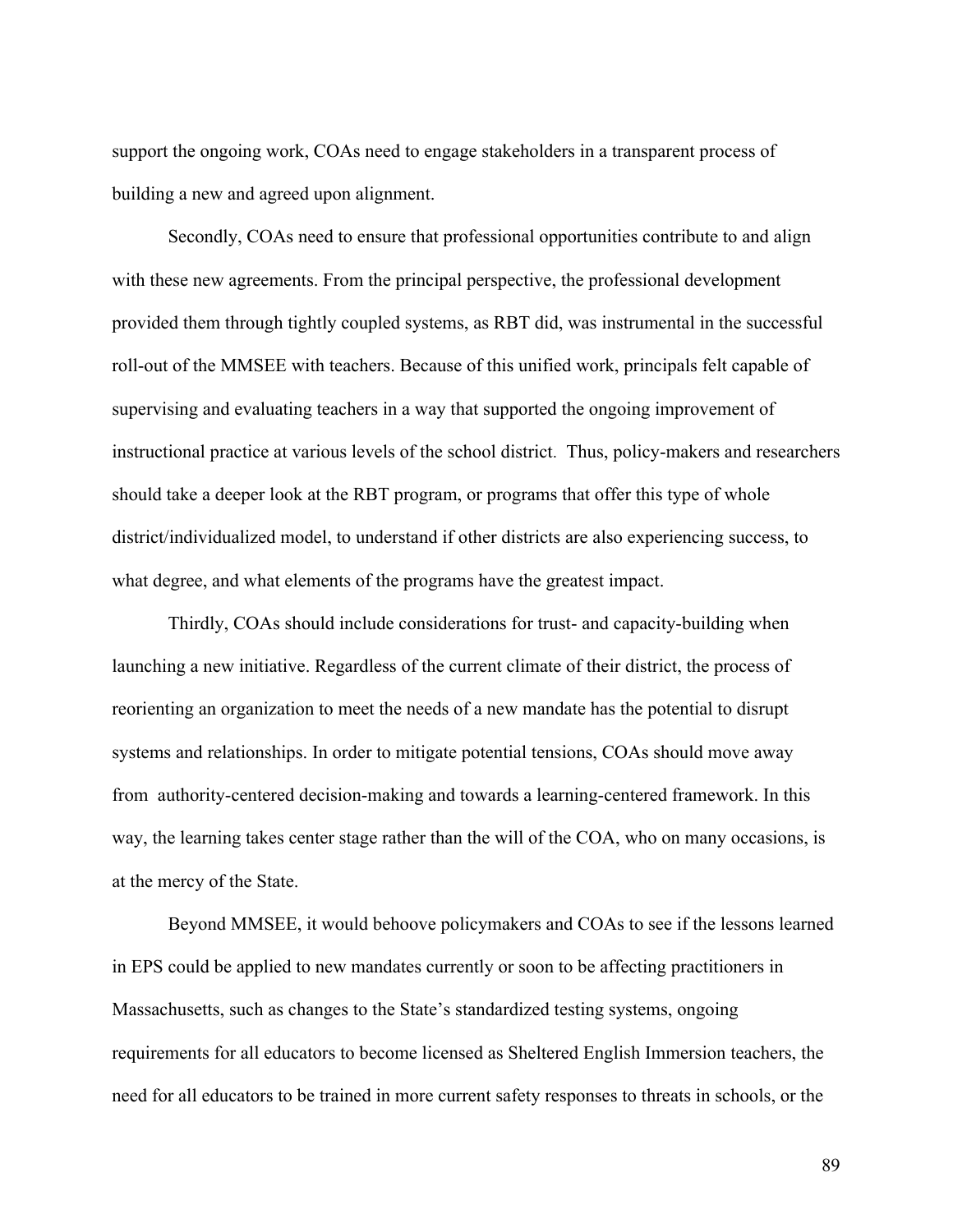support the ongoing work, COAs need to engage stakeholders in a transparent process of building a new and agreed upon alignment.

Secondly, COAs need to ensure that professional opportunities contribute to and align with these new agreements. From the principal perspective, the professional development provided them through tightly coupled systems, as RBT did, was instrumental in the successful roll-out of the MMSEE with teachers. Because of this unified work, principals felt capable of supervising and evaluating teachers in a way that supported the ongoing improvement of instructional practice at various levels of the school district. Thus, policy-makers and researchers should take a deeper look at the RBT program, or programs that offer this type of whole district/individualized model, to understand if other districts are also experiencing success, to what degree, and what elements of the programs have the greatest impact.

Thirdly, COAs should include considerations for trust- and capacity-building when launching a new initiative. Regardless of the current climate of their district, the process of reorienting an organization to meet the needs of a new mandate has the potential to disrupt systems and relationships. In order to mitigate potential tensions, COAs should move away from authority-centered decision-making and towards a learning-centered framework. In this way, the learning takes center stage rather than the will of the COA, who on many occasions, is at the mercy of the State.

Beyond MMSEE, it would behoove policymakers and COAs to see if the lessons learned in EPS could be applied to new mandates currently or soon to be affecting practitioners in Massachusetts, such as changes to the State's standardized testing systems, ongoing requirements for all educators to become licensed as Sheltered English Immersion teachers, the need for all educators to be trained in more current safety responses to threats in schools, or the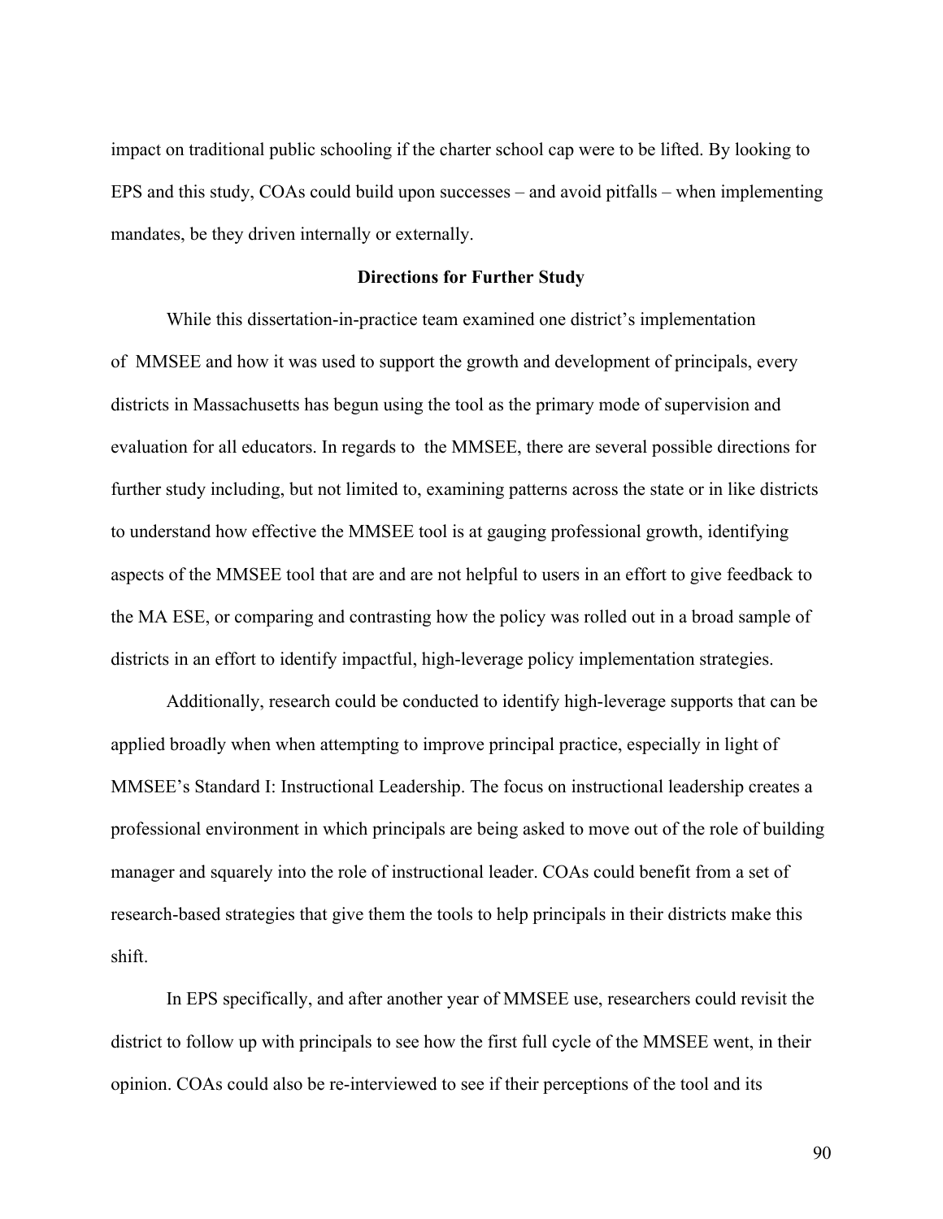impact on traditional public schooling if the charter school cap were to be lifted. By looking to EPS and this study, COAs could build upon successes – and avoid pitfalls – when implementing mandates, be they driven internally or externally.

## Directions for Further Study

While this dissertation-in-practice team examined one district's implementation of MMSEE and how it was used to support the growth and development of principals, every districts in Massachusetts has begun using the tool as the primary mode of supervision and evaluation for all educators. In regards to the MMSEE, there are several possible directions for further study including, but not limited to, examining patterns across the state or in like districts to understand how effective the MMSEE tool is at gauging professional growth, identifying aspects of the MMSEE tool that are and are not helpful to users in an effort to give feedback to the MA ESE, or comparing and contrasting how the policy was rolled out in a broad sample of districts in an effort to identify impactful, high-leverage policy implementation strategies.

Additionally, research could be conducted to identify high-leverage supports that can be applied broadly when when attempting to improve principal practice, especially in light of MMSEE's Standard I: Instructional Leadership. The focus on instructional leadership creates a professional environment in which principals are being asked to move out of the role of building manager and squarely into the role of instructional leader. COAs could benefit from a set of research-based strategies that give them the tools to help principals in their districts make this shift.

In EPS specifically, and after another year of MMSEE use, researchers could revisit the district to follow up with principals to see how the first full cycle of the MMSEE went, in their opinion. COAs could also be re-interviewed to see if their perceptions of the tool and its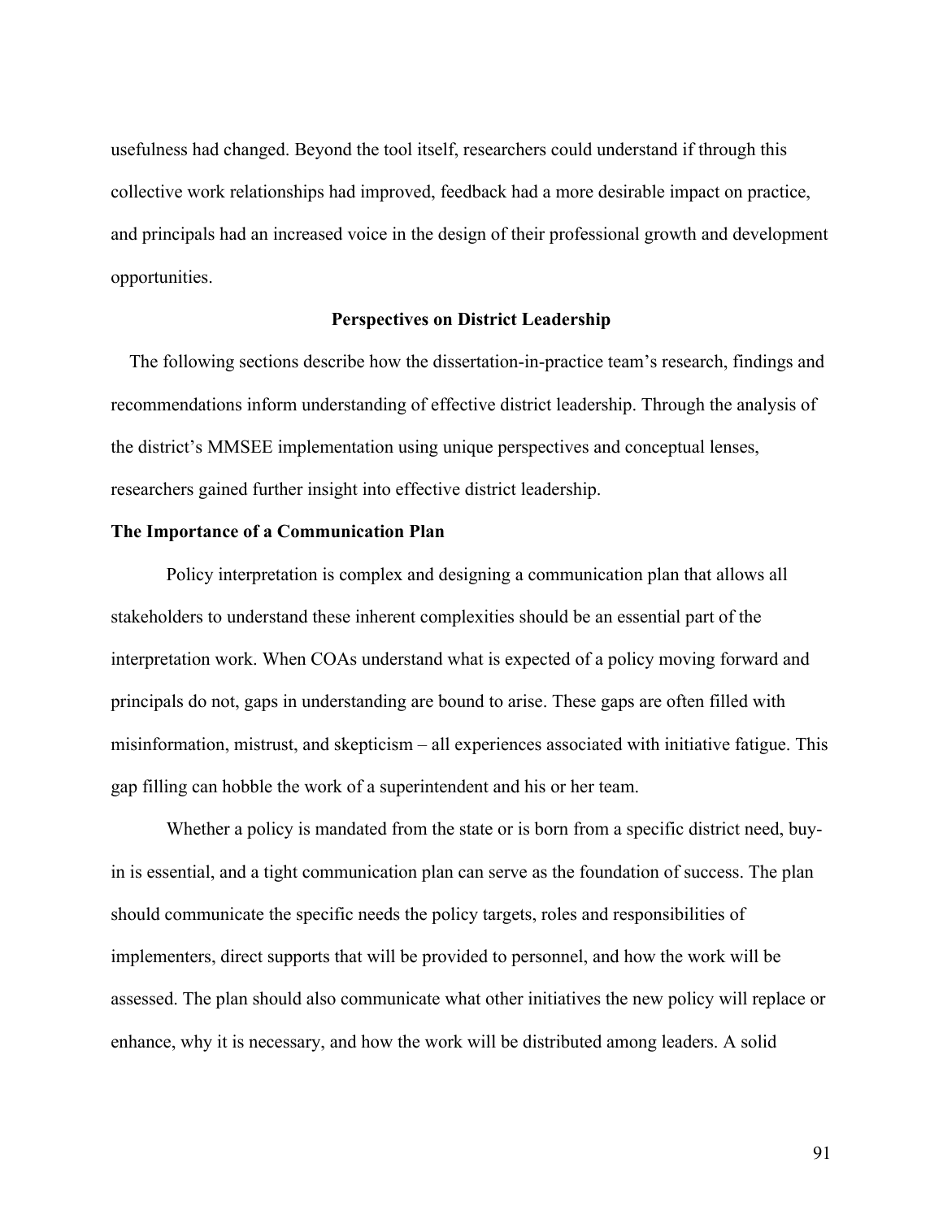usefulness had changed. Beyond the tool itself, researchers could understand if through this collective work relationships had improved, feedback had a more desirable impact on practice, and principals had an increased voice in the design of their professional growth and development opportunities.

## Perspectives on District Leadership

The following sections describe how the dissertation-in-practice team's research, findings and recommendations inform understanding of effective district leadership. Through the analysis of the district's MMSEE implementation using unique perspectives and conceptual lenses, researchers gained further insight into effective district leadership.

### The Importance of a Communication Plan

Policy interpretation is complex and designing a communication plan that allows all stakeholders to understand these inherent complexities should be an essential part of the interpretation work. When COAs understand what is expected of a policy moving forward and principals do not, gaps in understanding are bound to arise. These gaps are often filled with misinformation, mistrust, and skepticism – all experiences associated with initiative fatigue. This gap filling can hobble the work of a superintendent and his or her team.

Whether a policy is mandated from the state or is born from a specific district need, buy-in is essential, and a tight communication plan can serve as the foundation of success. The plan should communicate the specific needs the policy targets, roles and responsibilities of implementers, direct supports that will be provided to personnel, and how the work will be assessed. The plan should also communicate what other initiatives the new policy will replace or enhance, why it is necessary, and how the work will be distributed among leaders. A solid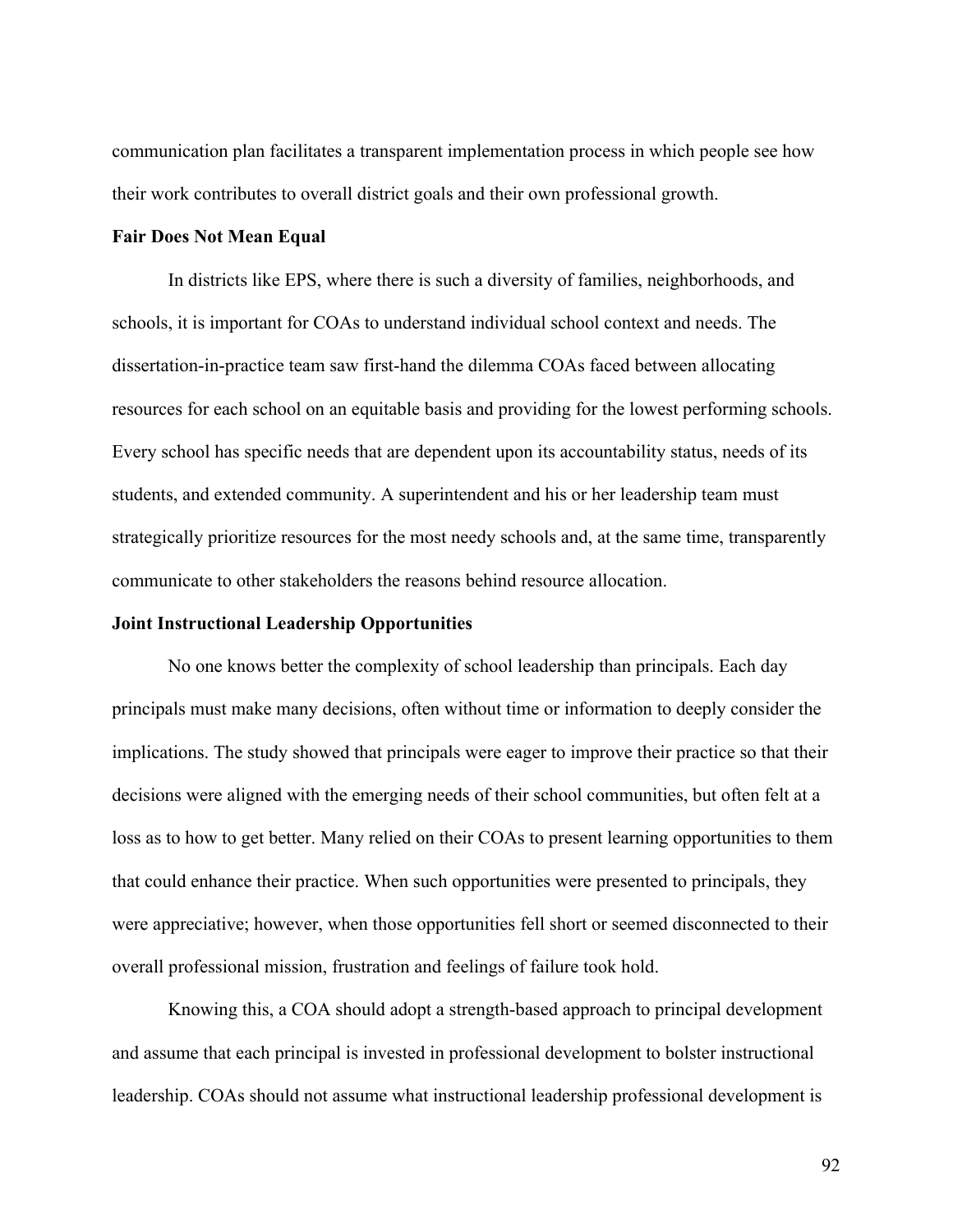communication plan facilitates a transparent implementation process in which people see how their work contributes to overall district goals and their own professional growth.

### Fair Does Not Mean Equal

In districts like EPS, where there is such a diversity of families, neighborhoods, and schools, it is important for COAs to understand individual school context and needs. The dissertation-in-practice team saw first-hand the dilemma COAs faced between allocating resources for each school on an equitable basis and providing for the lowest performing schools. Every school has specific needs that are dependent upon its accountability status, needs of its students, and extended community. A superintendent and his or her leadership team must strategically prioritize resources for the most needy schools and, at the same time, transparently communicate to other stakeholders the reasons behind resource allocation.

### Joint Instructional Leadership Opportunities

No one knows better the complexity of school leadership than principals. Each day principals must make many decisions, often without time or information to deeply consider the implications. The study showed that principals were eager to improve their practice so that their decisions were aligned with the emerging needs of their school communities, but often felt at a loss as to how to get better. Many relied on their COAs to present learning opportunities to them that could enhance their practice. When such opportunities were presented to principals, they were appreciative; however, when those opportunities fell short or seemed disconnected to their overall professional mission, frustration and feelings of failure took hold.

Knowing this, a COA should adopt a strength-based approach to principal development and assume that each principal is invested in professional development to bolster instructional leadership. COAs should not assume what instructional leadership professional development is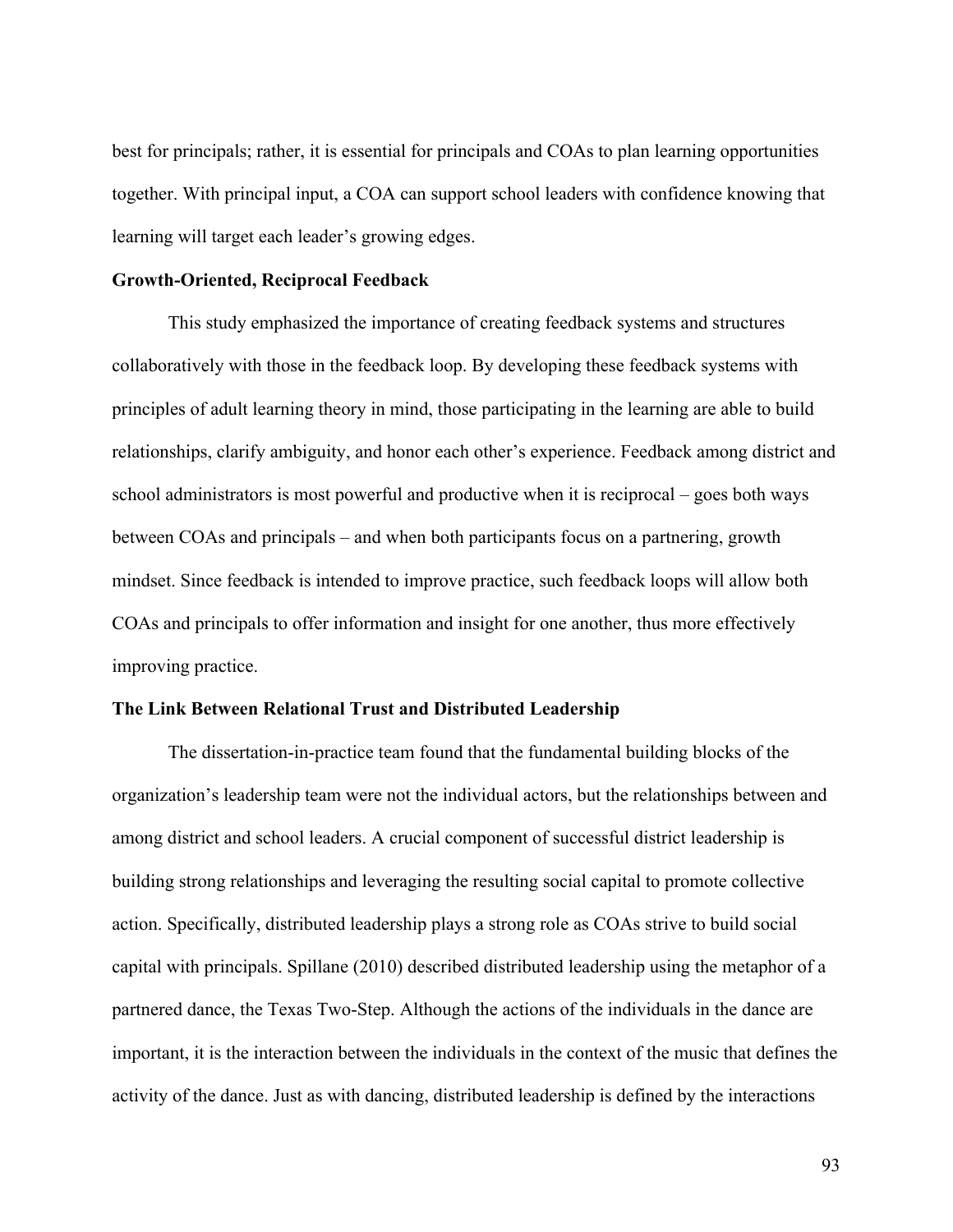best for principals; rather, it is essential for principals and COAs to plan learning opportunities together. With principal input, a COA can support school leaders with confidence knowing that learning will target each leader's growing edges.

**Growth-Oriented, Reciprocal Feedback**

This study emphasized the importance of creating feedback systems and structures collaboratively with those in the feedback loop. By developing these feedback systems with principles of adult learning theory in mind, those participating in the learning are able to build relationships, clarify ambiguity, and honor each other's experience. Feedback among district and school administrators is most powerful and productive when it is reciprocal – goes both ways between COAs and principals – and when both participants focus on a partnering, growth mindset. Since feedback is intended to improve practice, such feedback loops will allow both COAs and principals to offer information and insight for one another, thus more effectively improving practice.

**The Link Between Relational Trust and Distributed Leadership**

The dissertation-in-practice team found that the fundamental building blocks of the organization's leadership team were not the individual actors, but the relationships between and among district and school leaders. A crucial component of successful district leadership is building strong relationships and leveraging the resulting social capital to promote collective action. Specifically, distributed leadership plays a strong role as COAs strive to build social capital with principals. Spillane (2010) described distributed leadership using the metaphor of a partnered dance, the Texas Two-Step. Although the actions of the individuals in the dance are important, it is the interaction between the individuals in the context of the music that defines the activity of the dance. Just as with dancing, distributed leadership is defined by the interactions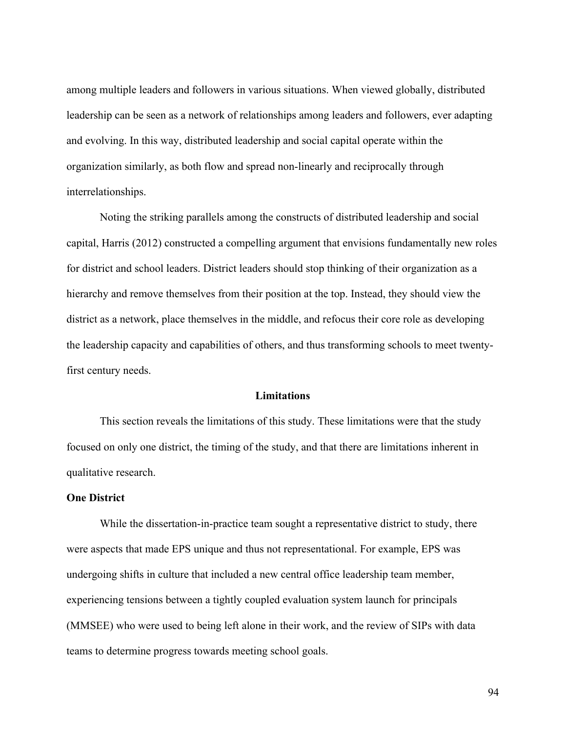among multiple leaders and followers in various situations. When viewed globally, distributed leadership can be seen as a network of relationships among leaders and followers, ever adapting and evolving. In this way, distributed leadership and social capital operate within the organization similarly, as both flow and spread non-linearly and reciprocally through interrelationships.

Noting the striking parallels among the constructs of distributed leadership and social capital, Harris (2012) constructed a compelling argument that envisions fundamentally new roles for district and school leaders. District leaders should stop thinking of their organization as a hierarchy and remove themselves from their position at the top. Instead, they should view the district as a network, place themselves in the middle, and refocus their core role as developing the leadership capacity and capabilities of others, and thus transforming schools to meet twenty-first century needs.

## Limitations

This section reveals the limitations of this study. These limitations were that the study focused on only one district, the timing of the study, and that there are limitations inherent in qualitative research.

### One District

While the dissertation-in-practice team sought a representative district to study, there were aspects that made EPS unique and thus not representational. For example, EPS was undergoing shifts in culture that included a new central office leadership team member, experiencing tensions between a tightly coupled evaluation system launch for principals (MMSEE) who were used to being left alone in their work, and the review of SIPs with data teams to determine progress towards meeting school goals.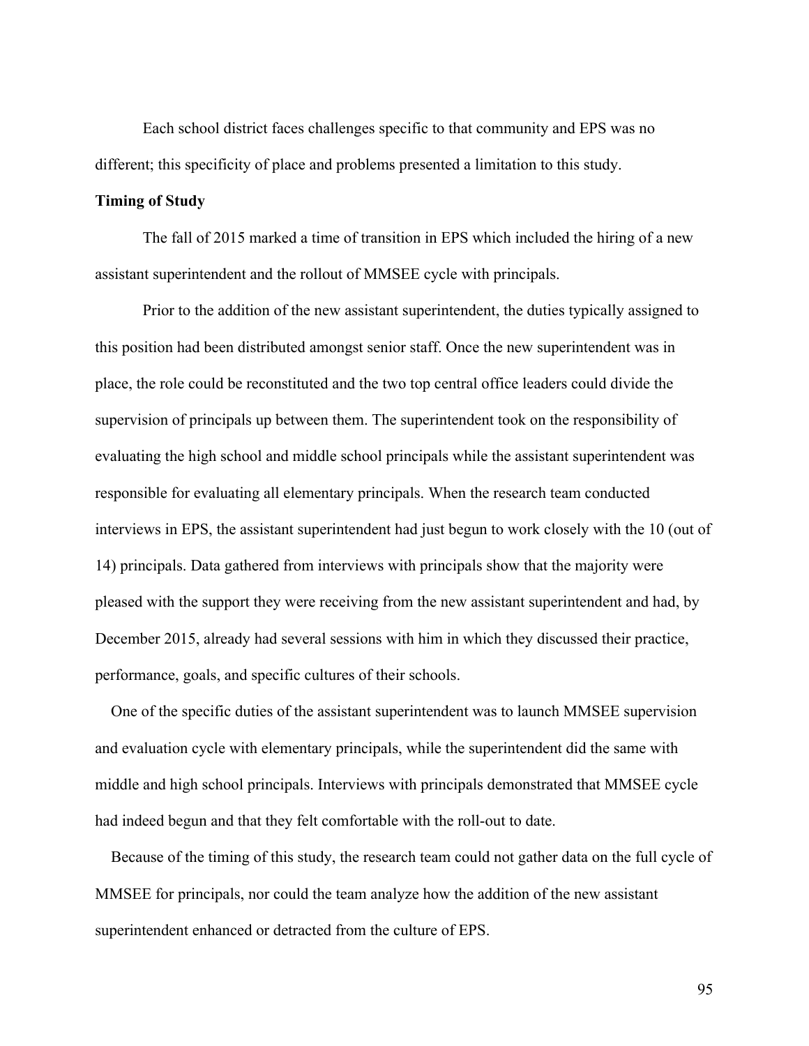Each school district faces challenges specific to that community and EPS was no different; this specificity of place and problems presented a limitation to this study.

**Timing of Study**

The fall of 2015 marked a time of transition in EPS which included the hiring of a new assistant superintendent and the rollout of MMSEE cycle with principals.

Prior to the addition of the new assistant superintendent, the duties typically assigned to this position had been distributed amongst senior staff. Once the new superintendent was in place, the role could be reconstituted and the two top central office leaders could divide the supervision of principals up between them. The superintendent took on the responsibility of evaluating the high school and middle school principals while the assistant superintendent was responsible for evaluating all elementary principals. When the research team conducted interviews in EPS, the assistant superintendent had just begun to work closely with the 10 (out of 14) principals. Data gathered from interviews with principals show that the majority were pleased with the support they were receiving from the new assistant superintendent and had, by December 2015, already had several sessions with him in which they discussed their practice, performance, goals, and specific cultures of their schools.

One of the specific duties of the assistant superintendent was to launch MMSEE supervision and evaluation cycle with elementary principals, while the superintendent did the same with middle and high school principals. Interviews with principals demonstrated that MMSEE cycle had indeed begun and that they felt comfortable with the roll-out to date.

Because of the timing of this study, the research team could not gather data on the full cycle of MMSEE for principals, nor could the team analyze how the addition of the new assistant superintendent enhanced or detracted from the culture of EPS.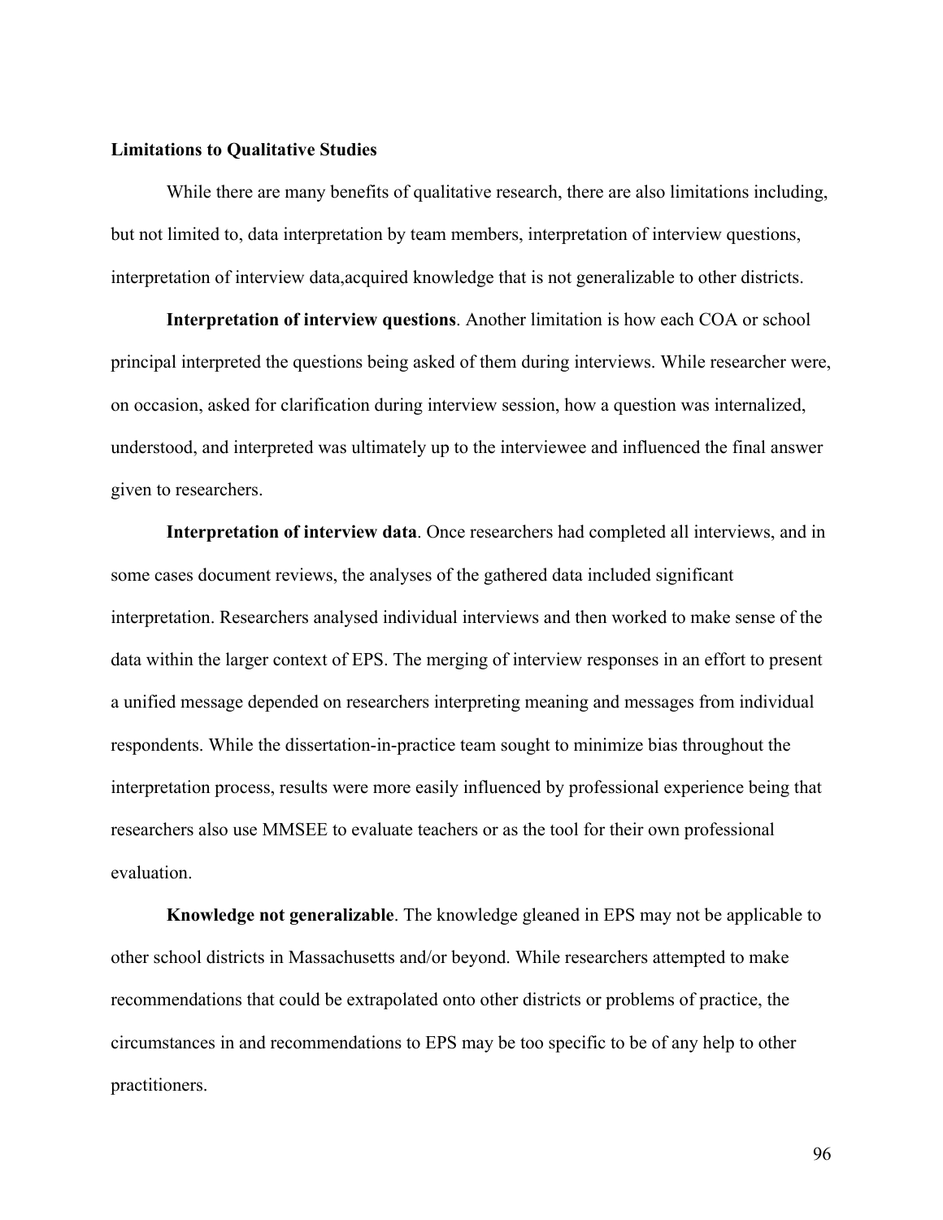**Limitations to Qualitative Studies**

While there are many benefits of qualitative research, there are also limitations including, but not limited to, data interpretation by team members, interpretation of interview questions, interpretation of interview data,acquired knowledge that is not generalizable to other districts.

**Interpretation of interview questions**. Another limitation is how each COA or school principal interpreted the questions being asked of them during interviews. While researcher were, on occasion, asked for clarification during interview session, how a question was internalized, understood, and interpreted was ultimately up to the interviewee and influenced the final answer given to researchers.

**Interpretation of interview data**. Once researchers had completed all interviews, and in some cases document reviews, the analyses of the gathered data included significant interpretation. Researchers analysed individual interviews and then worked to make sense of the data within the larger context of EPS. The merging of interview responses in an effort to present a unified message depended on researchers interpreting meaning and messages from individual respondents. While the dissertation-in-practice team sought to minimize bias throughout the interpretation process, results were more easily influenced by professional experience being that researchers also use MMSEE to evaluate teachers or as the tool for their own professional evaluation.

**Knowledge not generalizable**. The knowledge gleaned in EPS may not be applicable to other school districts in Massachusetts and/or beyond. While researchers attempted to make recommendations that could be extrapolated onto other districts or problems of practice, the circumstances in and recommendations to EPS may be too specific to be of any help to other practitioners.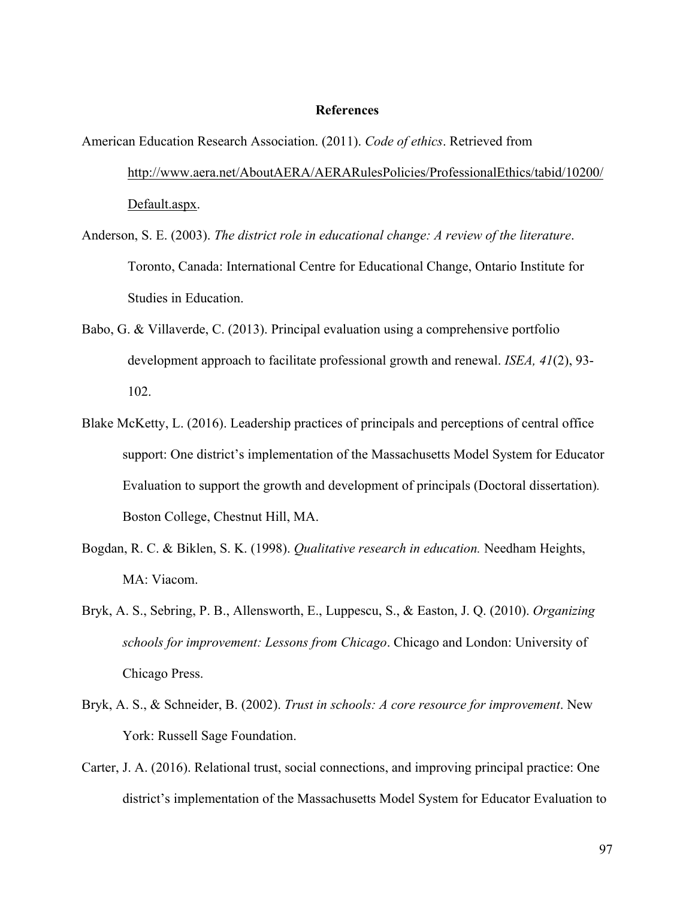# References

American Education Research Association. (2011). *Code of ethics*. Retrieved from http://www.aera.net/AboutAERA/AERARulesPolicies/ProfessionalEthics/tabid/10200/Default.aspx.

Anderson, S. E. (2003). *The district role in educational change: A review of the literature*. Toronto, Canada: International Centre for Educational Change, Ontario Institute for Studies in Education.

Babo, G. & Villaverde, C. (2013). Principal evaluation using a comprehensive portfolio development approach to facilitate professional growth and renewal. *ISEA, 41*(2), 93-102.

Blake McKetty, L. (2016). Leadership practices of principals and perceptions of central office support: One district's implementation of the Massachusetts Model System for Educator Evaluation to support the growth and development of principals (Doctoral dissertation). Boston College, Chestnut Hill, MA.

Bogdan, R. C. & Biklen, S. K. (1998). *Qualitative research in education.* Needham Heights, MA: Viacom.

Bryk, A. S., Sebring, P. B., Allensworth, E., Luppescu, S., & Easton, J. Q. (2010). *Organizing schools for improvement: Lessons from Chicago*. Chicago and London: University of Chicago Press.

Bryk, A. S., & Schneider, B. (2002). *Trust in schools: A core resource for improvement*. New York: Russell Sage Foundation.

Carter, J. A. (2016). Relational trust, social connections, and improving principal practice: One district's implementation of the Massachusetts Model System for Educator Evaluation to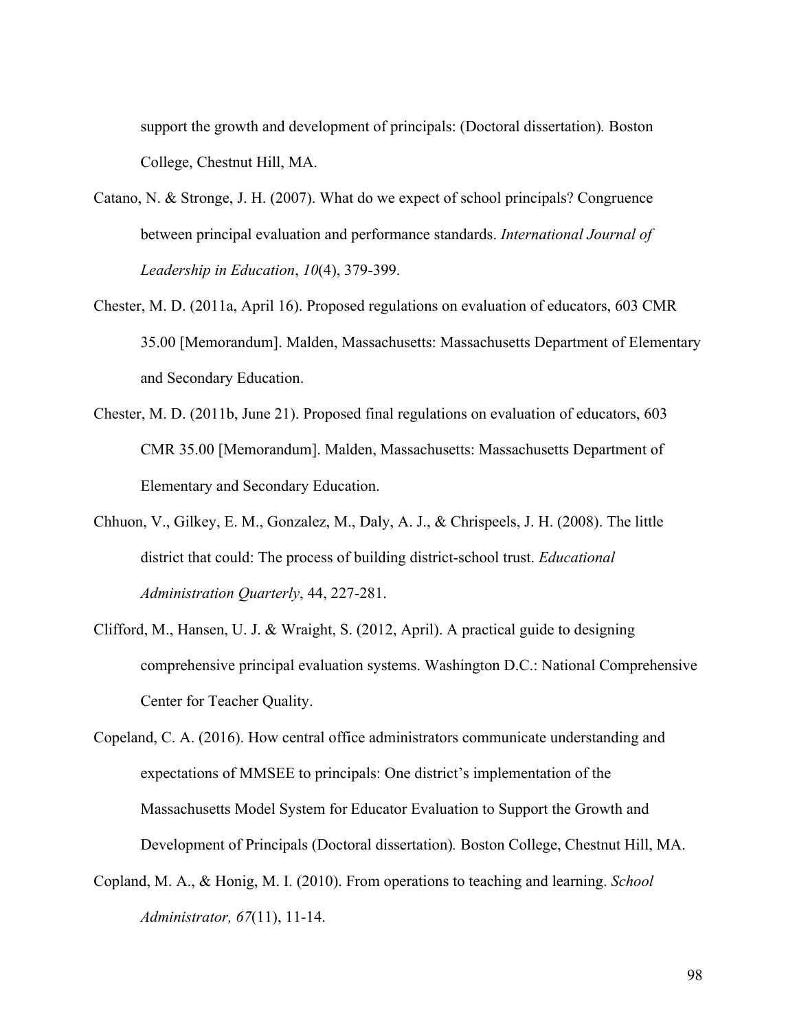support the growth and development of principals: (Doctoral dissertation)*.* Boston College, Chestnut Hill, MA.

Catano, N. & Stronge, J. H. (2007). What do we expect of school principals? Congruence between principal evaluation and performance standards. *International Journal of Leadership in Education*, *10*(4), 379-399.

Chester, M. D. (2011a, April 16). Proposed regulations on evaluation of educators, 603 CMR 35.00 [Memorandum]. Malden, Massachusetts: Massachusetts Department of Elementary and Secondary Education.

Chester, M. D. (2011b, June 21). Proposed final regulations on evaluation of educators, 603 CMR 35.00 [Memorandum]. Malden, Massachusetts: Massachusetts Department of Elementary and Secondary Education.

Chhuon, V., Gilkey, E. M., Gonzalez, M., Daly, A. J., & Chrispeels, J. H. (2008). The little district that could: The process of building district-school trust. *Educational Administration Quarterly*, 44, 227-281.

Clifford, M., Hansen, U. J. & Wraight, S. (2012, April). A practical guide to designing comprehensive principal evaluation systems. Washington D.C.: National Comprehensive Center for Teacher Quality.

Copeland, C. A. (2016). How central office administrators communicate understanding and expectations of MMSEE to principals: One district's implementation of the Massachusetts Model System for Educator Evaluation to Support the Growth and Development of Principals (Doctoral dissertation)*.* Boston College, Chestnut Hill, MA.

Copland, M. A., & Honig, M. I. (2010). From operations to teaching and learning. *School Administrator, 67*(11), 11-14.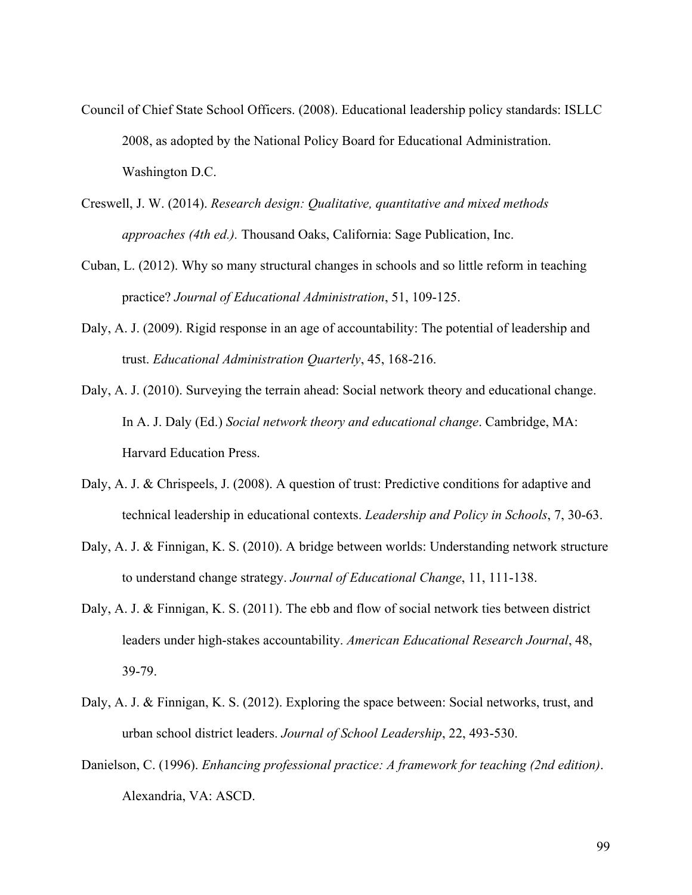Council of Chief State School Officers. (2008). Educational leadership policy standards: ISLLC 2008, as adopted by the National Policy Board for Educational Administration. Washington D.C.

Creswell, J. W. (2014). *Research design: Qualitative, quantitative and mixed methods approaches (4th ed.).* Thousand Oaks, California: Sage Publication, Inc.

Cuban, L. (2012). Why so many structural changes in schools and so little reform in teaching practice? *Journal of Educational Administration*, 51, 109-125.

Daly, A. J. (2009). Rigid response in an age of accountability: The potential of leadership and trust. *Educational Administration Quarterly*, 45, 168-216.

Daly, A. J. (2010). Surveying the terrain ahead: Social network theory and educational change. In A. J. Daly (Ed.) *Social network theory and educational change*. Cambridge, MA: Harvard Education Press.

Daly, A. J. & Chrispeels, J. (2008). A question of trust: Predictive conditions for adaptive and technical leadership in educational contexts. *Leadership and Policy in Schools*, 7, 30-63.

Daly, A. J. & Finnigan, K. S. (2010). A bridge between worlds: Understanding network structure to understand change strategy. *Journal of Educational Change*, 11, 111-138.

Daly, A. J. & Finnigan, K. S. (2011). The ebb and flow of social network ties between district leaders under high-stakes accountability. *American Educational Research Journal*, 48, 39-79.

Daly, A. J. & Finnigan, K. S. (2012). Exploring the space between: Social networks, trust, and urban school district leaders. *Journal of School Leadership*, 22, 493-530.

Danielson, C. (1996). *Enhancing professional practice: A framework for teaching (2nd edition)*. Alexandria, VA: ASCD.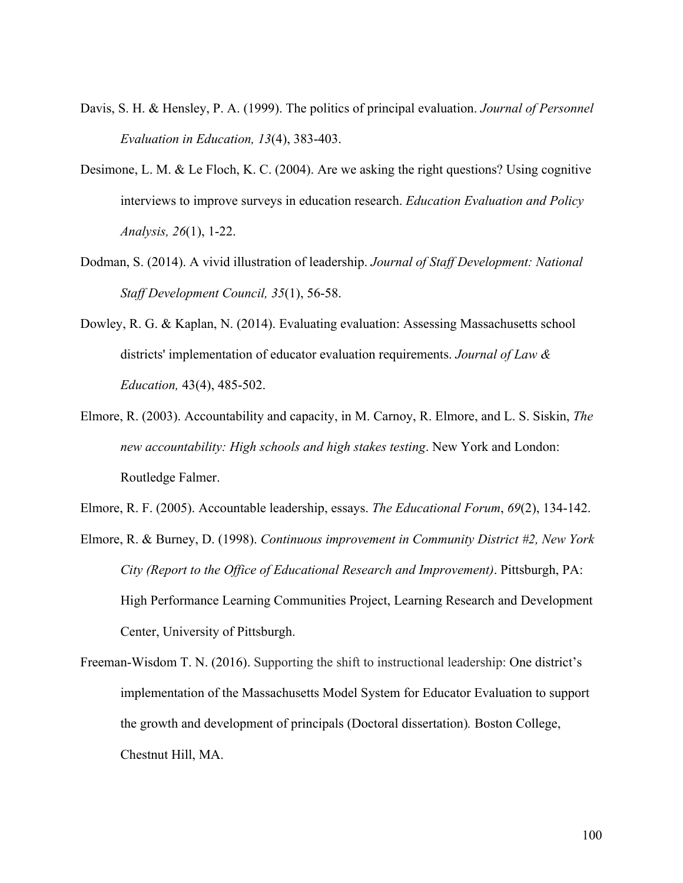Davis, S. H. & Hensley, P. A. (1999). The politics of principal evaluation. *Journal of Personnel Evaluation in Education, 13*(4), 383-403.

Desimone, L. M. & Le Floch, K. C. (2004). Are we asking the right questions? Using cognitive interviews to improve surveys in education research. *Education Evaluation and Policy Analysis, 26*(1), 1-22.

Dodman, S. (2014). A vivid illustration of leadership. *Journal of Staff Development: National Staff Development Council, 35*(1), 56-58.

Dowley, R. G. & Kaplan, N. (2014). Evaluating evaluation: Assessing Massachusetts school districts' implementation of educator evaluation requirements. *Journal of Law & Education,* 43(4), 485-502.

Elmore, R. (2003). Accountability and capacity, in M. Carnoy, R. Elmore, and L. S. Siskin, *The new accountability: High schools and high stakes testing*. New York and London: Routledge Falmer.

Elmore, R. F. (2005). Accountable leadership, essays. *The Educational Forum*, *69*(2), 134-142.

Elmore, R. & Burney, D. (1998). *Continuous improvement in Community District #2, New York City (Report to the Office of Educational Research and Improvement)*. Pittsburgh, PA: High Performance Learning Communities Project, Learning Research and Development Center, University of Pittsburgh.

Freeman-Wisdom T. N. (2016). Supporting the shift to instructional leadership: One district's implementation of the Massachusetts Model System for Educator Evaluation to support the growth and development of principals (Doctoral dissertation)*.* Boston College, Chestnut Hill, MA.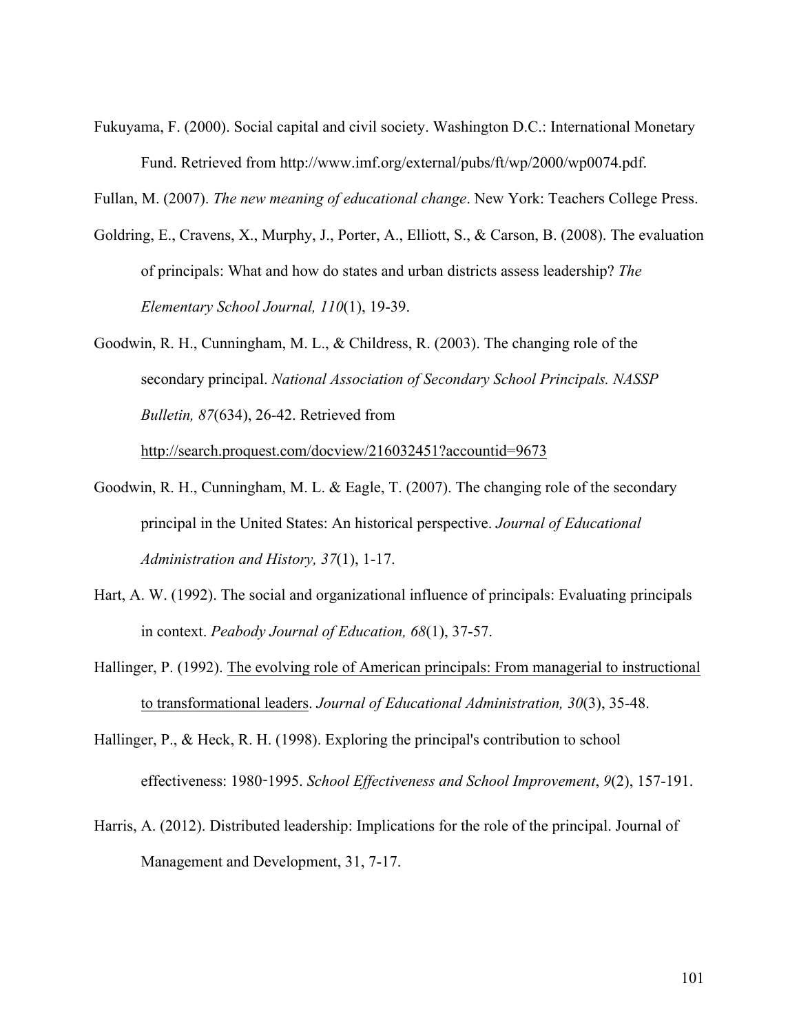Fukuyama, F. (2000). Social capital and civil society. Washington D.C.: International Monetary Fund. Retrieved from http://www.imf.org/external/pubs/ft/wp/2000/wp0074.pdf.

Fullan, M. (2007). *The new meaning of educational change*. New York: Teachers College Press.

Goldring, E., Cravens, X., Murphy, J., Porter, A., Elliott, S., & Carson, B. (2008). The evaluation of principals: What and how do states and urban districts assess leadership? *The Elementary School Journal, 110*(1), 19-39.

Goodwin, R. H., Cunningham, M. L., & Childress, R. (2003). The changing role of the secondary principal. *National Association of Secondary School Principals. NASSP Bulletin, 87*(634), 26-42. Retrieved from http://search.proquest.com/docview/216032451?accountid=9673

Goodwin, R. H., Cunningham, M. L. & Eagle, T. (2007). The changing role of the secondary principal in the United States: An historical perspective. *Journal of Educational Administration and History, 37*(1), 1-17.

Hart, A. W. (1992). The social and organizational influence of principals: Evaluating principals in context. *Peabody Journal of Education, 68*(1), 37-57.

Hallinger, P. (1992). The evolving role of American principals: From managerial to instructional to transformational leaders. *Journal of Educational Administration, 30*(3), 35-48.

Hallinger, P., & Heck, R. H. (1998). Exploring the principal's contribution to school effectiveness: 1980‐1995. *School Effectiveness and School Improvement*, *9*(2), 157-191.

Harris, A. (2012). Distributed leadership: Implications for the role of the principal. Journal of Management and Development, 31, 7-17.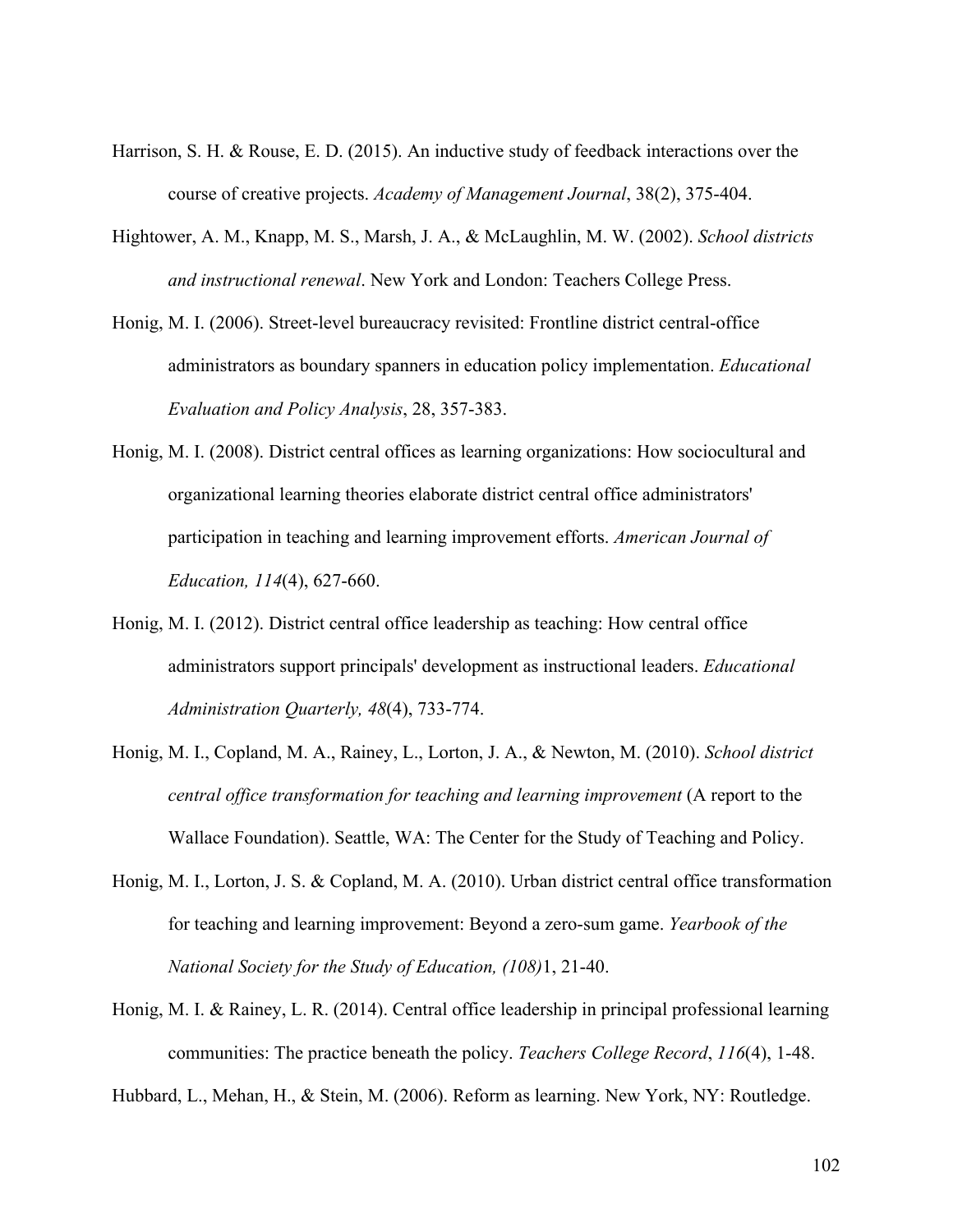Harrison, S. H. & Rouse, E. D. (2015). An inductive study of feedback interactions over the course of creative projects. *Academy of Management Journal*, 38(2), 375-404.

Hightower, A. M., Knapp, M. S., Marsh, J. A., & McLaughlin, M. W. (2002). *School districts and instructional renewal*. New York and London: Teachers College Press.

Honig, M. I. (2006). Street-level bureaucracy revisited: Frontline district central-office administrators as boundary spanners in education policy implementation. *Educational Evaluation and Policy Analysis*, 28, 357-383.

Honig, M. I. (2008). District central offices as learning organizations: How sociocultural and organizational learning theories elaborate district central office administrators' participation in teaching and learning improvement efforts. *American Journal of Education, 114*(4), 627-660.

Honig, M. I. (2012). District central office leadership as teaching: How central office administrators support principals' development as instructional leaders. *Educational Administration Quarterly, 48*(4), 733-774.

Honig, M. I., Copland, M. A., Rainey, L., Lorton, J. A., & Newton, M. (2010). *School district central office transformation for teaching and learning improvement* (A report to the Wallace Foundation). Seattle, WA: The Center for the Study of Teaching and Policy.

Honig, M. I., Lorton, J. S. & Copland, M. A. (2010). Urban district central office transformation for teaching and learning improvement: Beyond a zero-sum game. *Yearbook of the National Society for the Study of Education, (108)*1, 21-40.

Honig, M. I. & Rainey, L. R. (2014). Central office leadership in principal professional learning communities: The practice beneath the policy. *Teachers College Record*, *116*(4), 1-48.

Hubbard, L., Mehan, H., & Stein, M. (2006). Reform as learning. New York, NY: Routledge.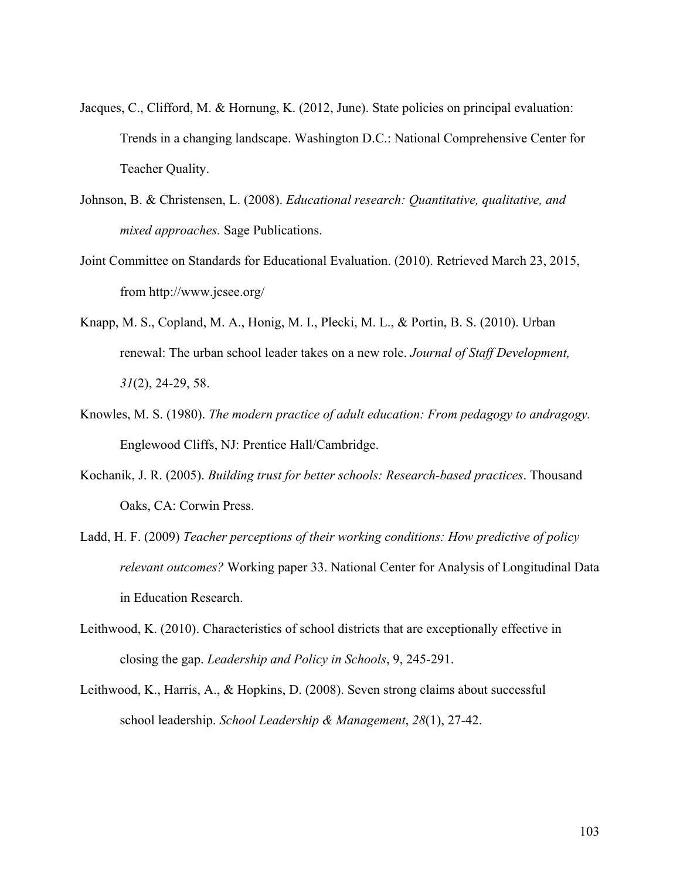Jacques, C., Clifford, M. & Hornung, K. (2012, June). State policies on principal evaluation: Trends in a changing landscape. Washington D.C.: National Comprehensive Center for Teacher Quality.

Johnson, B. & Christensen, L. (2008). *Educational research: Quantitative, qualitative, and mixed approaches.* Sage Publications.

Joint Committee on Standards for Educational Evaluation. (2010). Retrieved March 23, 2015, from http://www.jcsee.org/

Knapp, M. S., Copland, M. A., Honig, M. I., Plecki, M. L., & Portin, B. S. (2010). Urban renewal: The urban school leader takes on a new role. *Journal of Staff Development, 31*(2), 24-29, 58.

Knowles, M. S. (1980). *The modern practice of adult education: From pedagogy to andragogy.* Englewood Cliffs, NJ: Prentice Hall/Cambridge.

Kochanik, J. R. (2005). *Building trust for better schools: Research-based practices*. Thousand Oaks, CA: Corwin Press.

Ladd, H. F. (2009) *Teacher perceptions of their working conditions: How predictive of policy relevant outcomes?* Working paper 33. National Center for Analysis of Longitudinal Data in Education Research.

Leithwood, K. (2010). Characteristics of school districts that are exceptionally effective in closing the gap. *Leadership and Policy in Schools*, 9, 245-291.

Leithwood, K., Harris, A., & Hopkins, D. (2008). Seven strong claims about successful school leadership. *School Leadership & Management*, *28*(1), 27-42.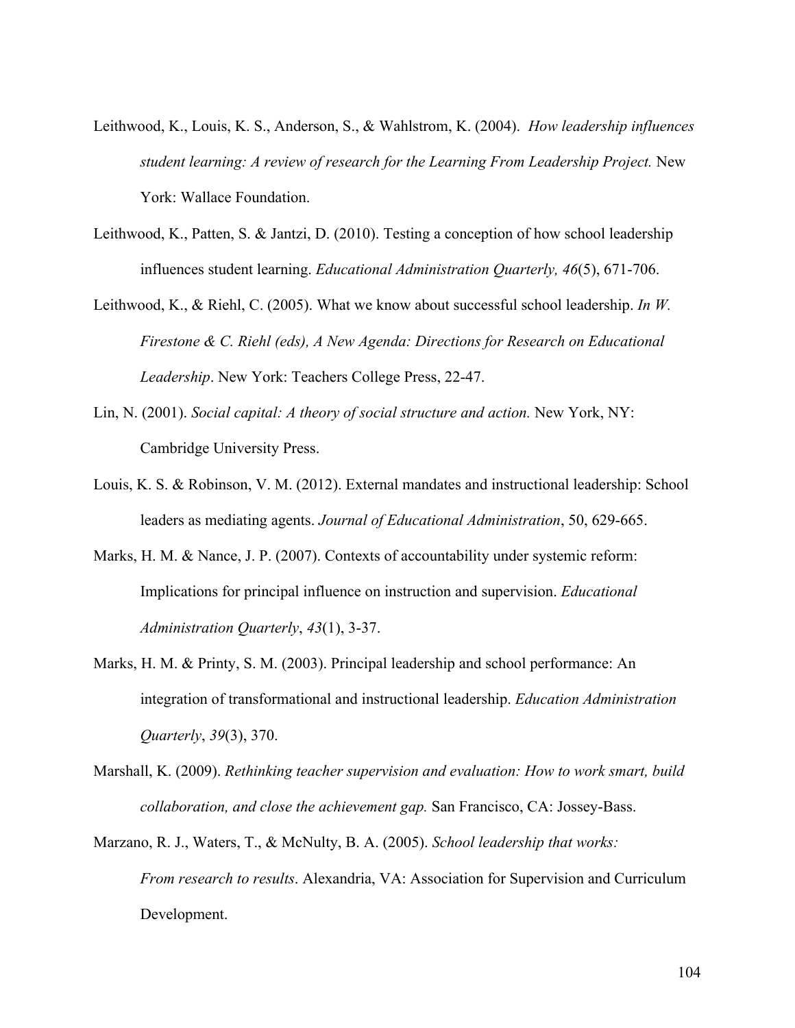Leithwood, K., Louis, K. S., Anderson, S., & Wahlstrom, K. (2004). *How leadership influences student learning: A review of research for the Learning From Leadership Project.* New York: Wallace Foundation.

Leithwood, K., Patten, S. & Jantzi, D. (2010). Testing a conception of how school leadership influences student learning. *Educational Administration Quarterly, 46*(5), 671-706.

Leithwood, K., & Riehl, C. (2005). What we know about successful school leadership. *In W. Firestone & C. Riehl (eds), A New Agenda: Directions for Research on Educational Leadership*. New York: Teachers College Press, 22-47.

Lin, N. (2001). *Social capital: A theory of social structure and action.* New York, NY: Cambridge University Press.

Louis, K. S. & Robinson, V. M. (2012). External mandates and instructional leadership: School leaders as mediating agents. *Journal of Educational Administration*, 50, 629-665.

Marks, H. M. & Nance, J. P. (2007). Contexts of accountability under systemic reform: Implications for principal influence on instruction and supervision. *Educational Administration Quarterly*, *43*(1), 3-37.

Marks, H. M. & Printy, S. M. (2003). Principal leadership and school performance: An integration of transformational and instructional leadership. *Education Administration Quarterly*, *39*(3), 370.

Marshall, K. (2009). *Rethinking teacher supervision and evaluation: How to work smart, build collaboration, and close the achievement gap.* San Francisco, CA: Jossey-Bass.

Marzano, R. J., Waters, T., & McNulty, B. A. (2005). *School leadership that works: From research to results*. Alexandria, VA: Association for Supervision and Curriculum Development.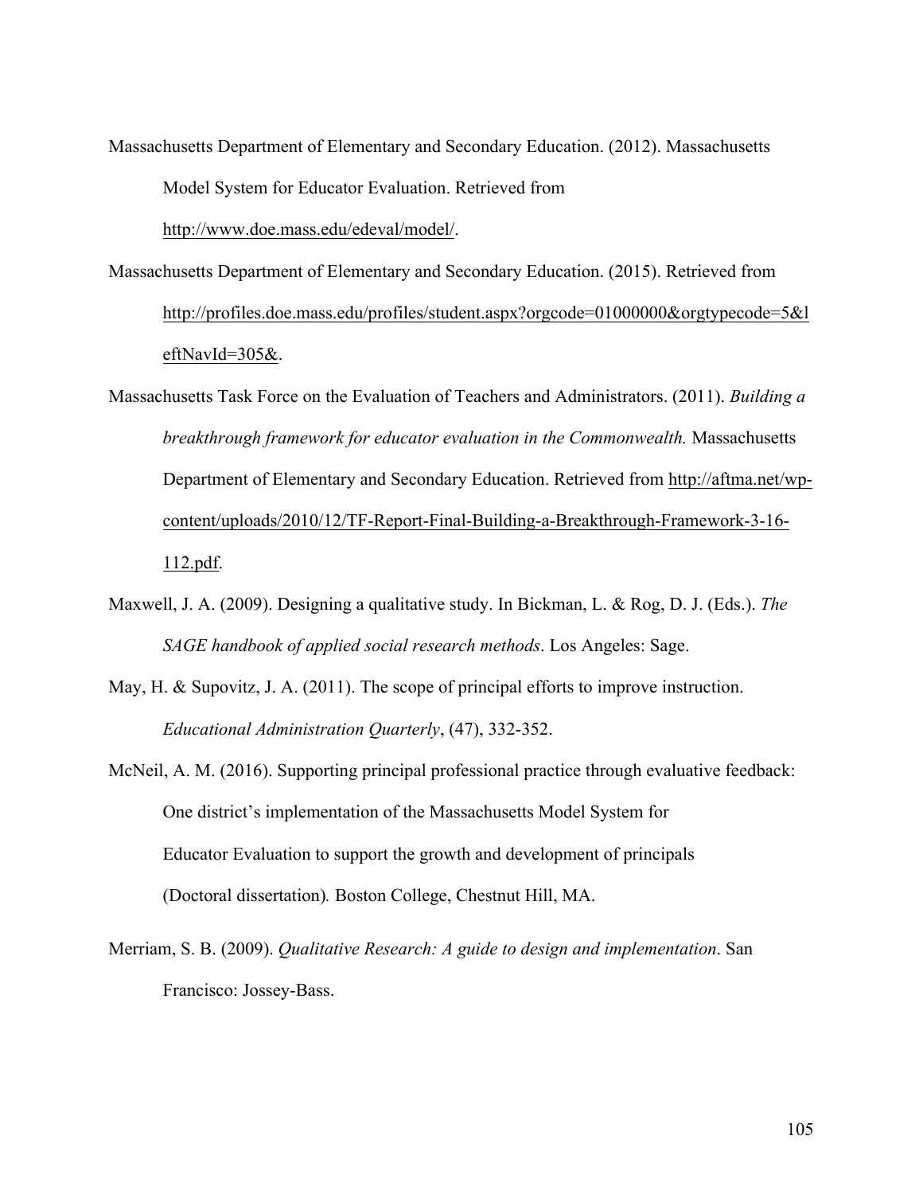Massachusetts Department of Elementary and Secondary Education. (2012). Massachusetts Model System for Educator Evaluation. Retrieved from http://www.doe.mass.edu/edeval/model/.

Massachusetts Department of Elementary and Secondary Education. (2015). Retrieved from http://profiles.doe.mass.edu/profiles/student.aspx?orgcode=01000000&orgtypecode=5&leftNavId=305&.

Massachusetts Task Force on the Evaluation of Teachers and Administrators. (2011). *Building a breakthrough framework for educator evaluation in the Commonwealth.* Massachusetts Department of Elementary and Secondary Education. Retrieved from http://aftma.net/wp-content/uploads/2010/12/TF-Report-Final-Building-a-Breakthrough-Framework-3-16-112.pdf.

Maxwell, J. A. (2009). Designing a qualitative study. In Bickman, L. & Rog, D. J. (Eds.). *The SAGE handbook of applied social research methods*. Los Angeles: Sage.

May, H. & Supovitz, J. A. (2011). The scope of principal efforts to improve instruction. *Educational Administration Quarterly*, (47), 332-352.

McNeil, A. M. (2016). Supporting principal professional practice through evaluative feedback: One district's implementation of the Massachusetts Model System for Educator Evaluation to support the growth and development of principals (Doctoral dissertation)*.* Boston College, Chestnut Hill, MA.

Merriam, S. B. (2009). *Qualitative Research: A guide to design and implementation*. San Francisco: Jossey-Bass.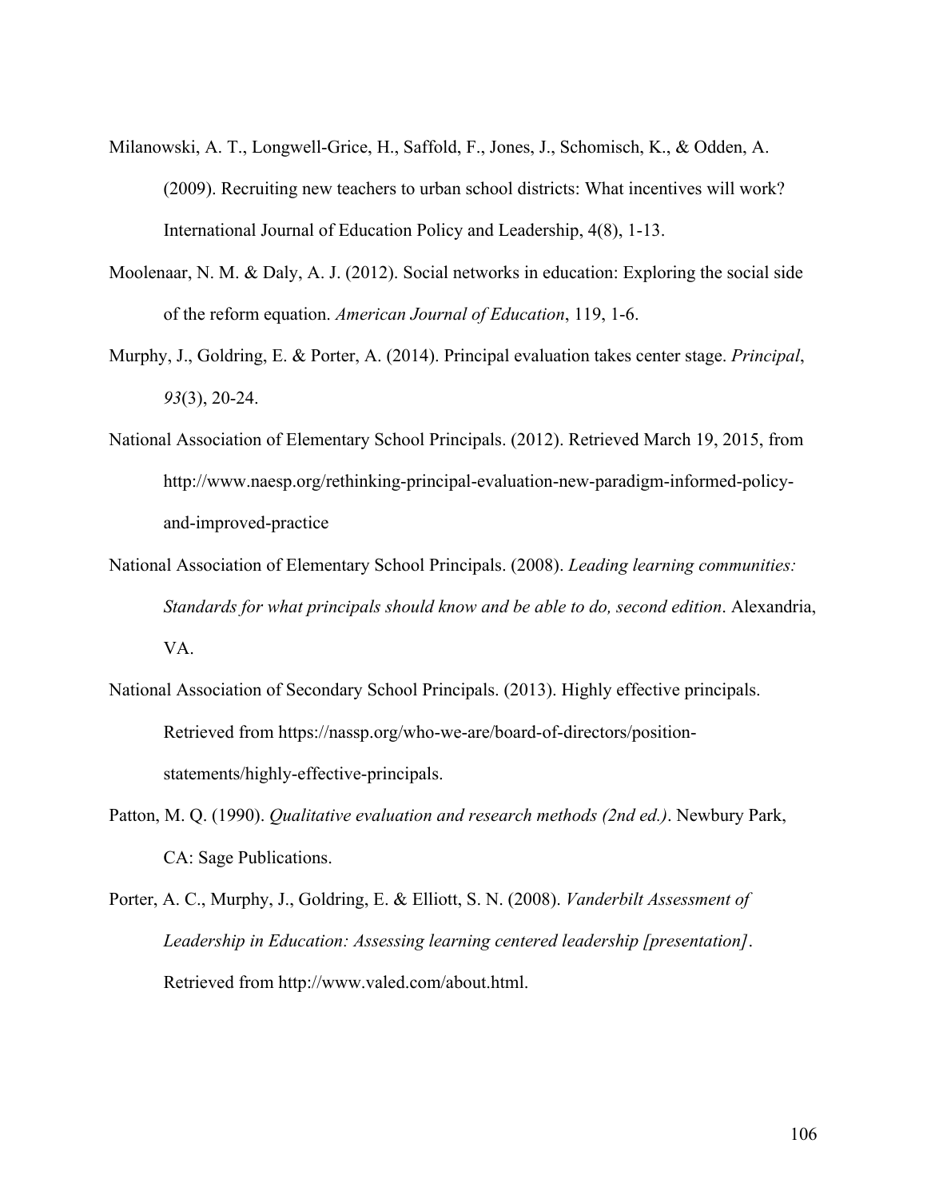Milanowski, A. T., Longwell-Grice, H., Saffold, F., Jones, J., Schomisch, K., & Odden, A. (2009). Recruiting new teachers to urban school districts: What incentives will work? International Journal of Education Policy and Leadership, 4(8), 1-13.

Moolenaar, N. M. & Daly, A. J. (2012). Social networks in education: Exploring the social side of the reform equation. *American Journal of Education*, 119, 1-6.

Murphy, J., Goldring, E. & Porter, A. (2014). Principal evaluation takes center stage. *Principal*, *93*(3), 20-24.

National Association of Elementary School Principals. (2012). Retrieved March 19, 2015, from http://www.naesp.org/rethinking-principal-evaluation-new-paradigm-informed-policy-and-improved-practice

National Association of Elementary School Principals. (2008). *Leading learning communities: Standards for what principals should know and be able to do, second edition*. Alexandria, VA.

National Association of Secondary School Principals. (2013). Highly effective principals. Retrieved from https://nassp.org/who-we-are/board-of-directors/position-statements/highly-effective-principals.

Patton, M. Q. (1990). *Qualitative evaluation and research methods (2nd ed.)*. Newbury Park, CA: Sage Publications.

Porter, A. C., Murphy, J., Goldring, E. & Elliott, S. N. (2008). *Vanderbilt Assessment of Leadership in Education: Assessing learning centered leadership [presentation]*. Retrieved from http://www.valed.com/about.html.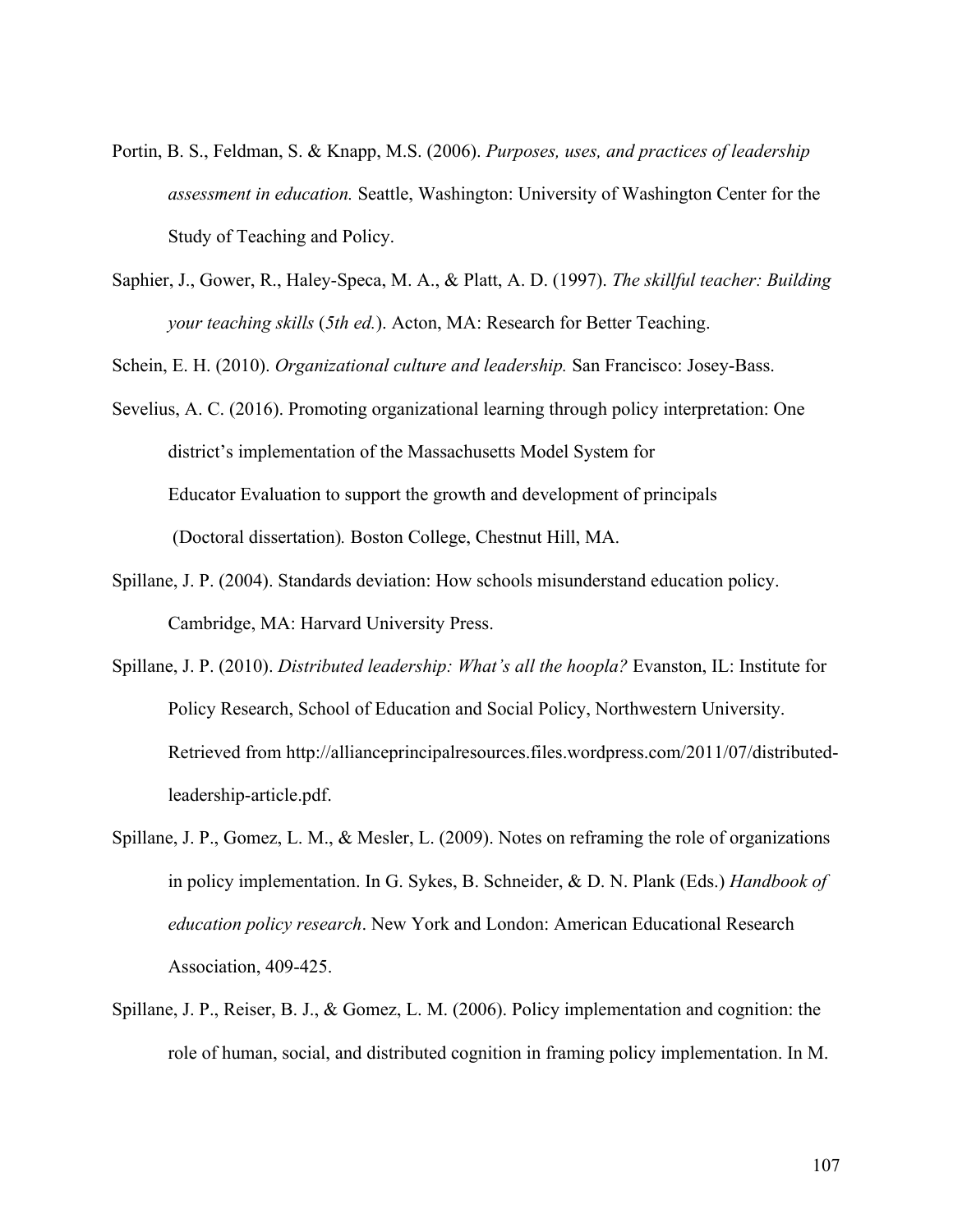Portin, B. S., Feldman, S. & Knapp, M.S. (2006). *Purposes, uses, and practices of leadership assessment in education.* Seattle, Washington: University of Washington Center for the Study of Teaching and Policy.

Saphier, J., Gower, R., Haley-Speca, M. A., & Platt, A. D. (1997). *The skillful teacher: Building your teaching skills* (*5th ed.*). Acton, MA: Research for Better Teaching.

Schein, E. H. (2010). *Organizational culture and leadership.* San Francisco: Josey-Bass.

Sevelius, A. C. (2016). Promoting organizational learning through policy interpretation: One district's implementation of the Massachusetts Model System for Educator Evaluation to support the growth and development of principals (Doctoral dissertation)*.* Boston College, Chestnut Hill, MA.

Spillane, J. P. (2004). Standards deviation: How schools misunderstand education policy. Cambridge, MA: Harvard University Press.

Spillane, J. P. (2010). *Distributed leadership: What's all the hoopla?* Evanston, IL: Institute for Policy Research, School of Education and Social Policy, Northwestern University. Retrieved from http://allianceprincipalresources.files.wordpress.com/2011/07/distributed-leadership-article.pdf.

Spillane, J. P., Gomez, L. M., & Mesler, L. (2009). Notes on reframing the role of organizations in policy implementation. In G. Sykes, B. Schneider, & D. N. Plank (Eds.) *Handbook of education policy research*. New York and London: American Educational Research Association, 409-425.

Spillane, J. P., Reiser, B. J., & Gomez, L. M. (2006). Policy implementation and cognition: the role of human, social, and distributed cognition in framing policy implementation. In M.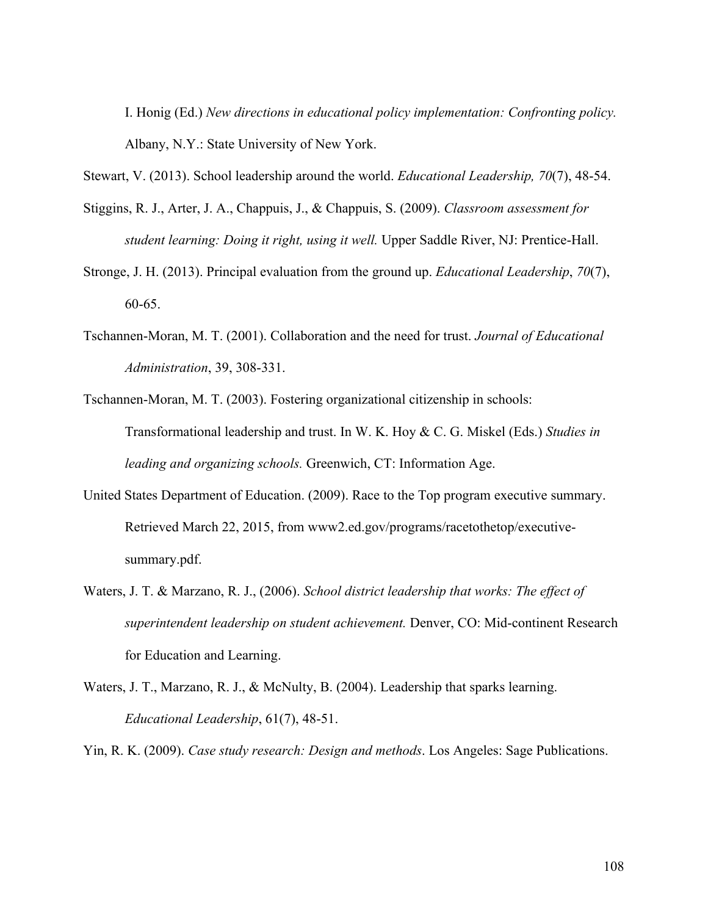I. Honig (Ed.) *New directions in educational policy implementation: Confronting policy.* Albany, N.Y.: State University of New York.

Stewart, V. (2013). School leadership around the world. *Educational Leadership, 70*(7), 48-54.

Stiggins, R. J., Arter, J. A., Chappuis, J., & Chappuis, S. (2009). *Classroom assessment for student learning: Doing it right, using it well.* Upper Saddle River, NJ: Prentice-Hall.

Stronge, J. H. (2013). Principal evaluation from the ground up. *Educational Leadership*, *70*(7), 60-65.

Tschannen-Moran, M. T. (2001). Collaboration and the need for trust. *Journal of Educational Administration*, 39, 308-331.

Tschannen-Moran, M. T. (2003). Fostering organizational citizenship in schools: Transformational leadership and trust. In W. K. Hoy & C. G. Miskel (Eds.) *Studies in leading and organizing schools.* Greenwich, CT: Information Age.

United States Department of Education. (2009). Race to the Top program executive summary. Retrieved March 22, 2015, from www2.ed.gov/programs/racetothetop/executive-summary.pdf.

Waters, J. T. & Marzano, R. J., (2006). *School district leadership that works: The effect of superintendent leadership on student achievement.* Denver, CO: Mid-continent Research for Education and Learning.

Waters, J. T., Marzano, R. J., & McNulty, B. (2004). Leadership that sparks learning. *Educational Leadership*, 61(7), 48-51.

Yin, R. K. (2009). *Case study research: Design and methods*. Los Angeles: Sage Publications.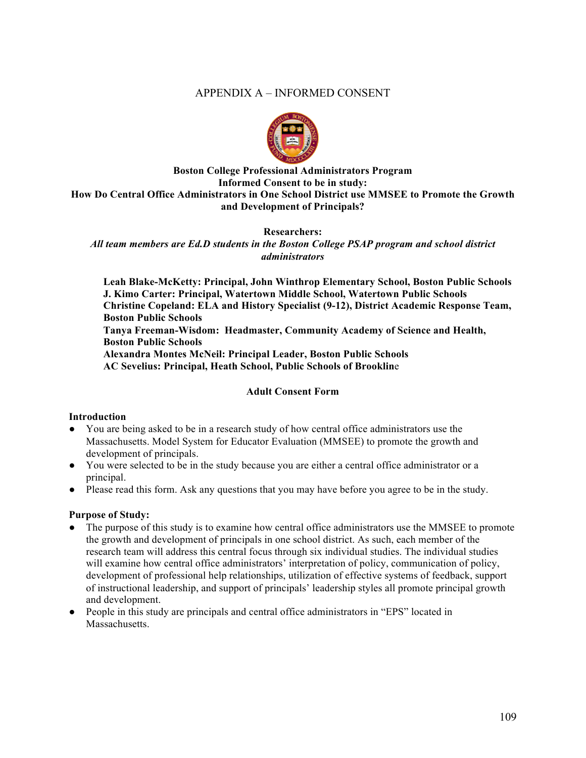APPENDIX A – INFORMED CONSENT

**Boston College Professional Administrators Program**
**Informed Consent to be in study:**
**How Do Central Office Administrators in One School District use MMSEE to Promote the Growth and Development of Principals?**

**Researchers:**
***All team members are Ed.D students in the Boston College PSAP program and school district administrators***

**Leah Blake-McKetty: Principal, John Winthrop Elementary School, Boston Public Schools**
**J. Kimo Carter: Principal, Watertown Middle School, Watertown Public Schools**
**Christine Copeland: ELA and History Specialist (9-12), District Academic Response Team, Boston Public Schools**
**Tanya Freeman-Wisdom: Headmaster, Community Academy of Science and Health, Boston Public Schools**
**Alexandra Montes McNeil: Principal Leader, Boston Public Schools**
**AC Sevelius: Principal, Heath School, Public Schools of Brookline**

**Adult Consent Form**

**Introduction**

- You are being asked to be in a research study of how central office administrators use the Massachusetts. Model System for Educator Evaluation (MMSEE) to promote the growth and development of principals.
- You were selected to be in the study because you are either a central office administrator or a principal.
- Please read this form. Ask any questions that you may have before you agree to be in the study.

**Purpose of Study:**

- The purpose of this study is to examine how central office administrators use the MMSEE to promote the growth and development of principals in one school district. As such, each member of the research team will address this central focus through six individual studies. The individual studies will examine how central office administrators' interpretation of policy, communication of policy, development of professional help relationships, utilization of effective systems of feedback, support of instructional leadership, and support of principals' leadership styles all promote principal growth and development.
- People in this study are principals and central office administrators in "EPS" located in Massachusetts.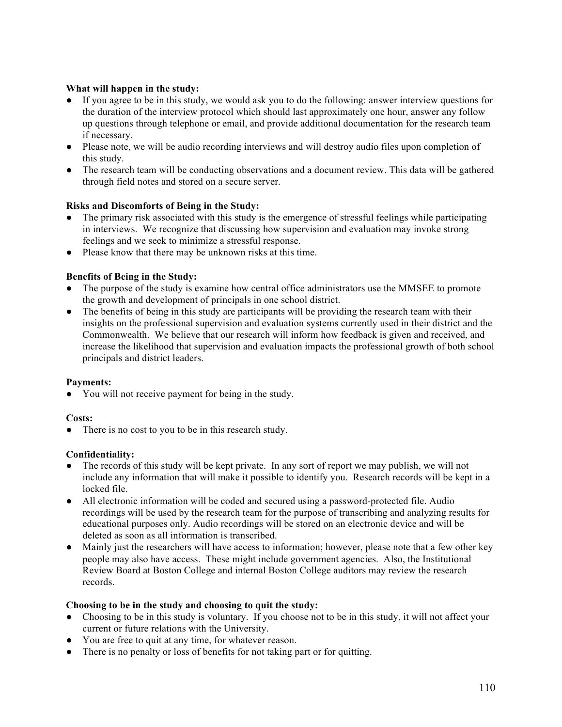**What will happen in the study:**

- If you agree to be in this study, we would ask you to do the following: answer interview questions for the duration of the interview protocol which should last approximately one hour, answer any follow up questions through telephone or email, and provide additional documentation for the research team if necessary.
- Please note, we will be audio recording interviews and will destroy audio files upon completion of this study.
- The research team will be conducting observations and a document review. This data will be gathered through field notes and stored on a secure server.

**Risks and Discomforts of Being in the Study:**

- The primary risk associated with this study is the emergence of stressful feelings while participating in interviews. We recognize that discussing how supervision and evaluation may invoke strong feelings and we seek to minimize a stressful response.
- Please know that there may be unknown risks at this time.

**Benefits of Being in the Study:**

- The purpose of the study is examine how central office administrators use the MMSEE to promote the growth and development of principals in one school district.
- The benefits of being in this study are participants will be providing the research team with their insights on the professional supervision and evaluation systems currently used in their district and the Commonwealth. We believe that our research will inform how feedback is given and received, and increase the likelihood that supervision and evaluation impacts the professional growth of both school principals and district leaders.

**Payments:**

- You will not receive payment for being in the study.

**Costs:**

- There is no cost to you to be in this research study.

**Confidentiality:**

- The records of this study will be kept private. In any sort of report we may publish, we will not include any information that will make it possible to identify you. Research records will be kept in a locked file.
- All electronic information will be coded and secured using a password-protected file. Audio recordings will be used by the research team for the purpose of transcribing and analyzing results for educational purposes only. Audio recordings will be stored on an electronic device and will be deleted as soon as all information is transcribed.
- Mainly just the researchers will have access to information; however, please note that a few other key people may also have access. These might include government agencies. Also, the Institutional Review Board at Boston College and internal Boston College auditors may review the research records.

**Choosing to be in the study and choosing to quit the study:**

- Choosing to be in this study is voluntary. If you choose not to be in this study, it will not affect your current or future relations with the University.
- You are free to quit at any time, for whatever reason.
- There is no penalty or loss of benefits for not taking part or for quitting.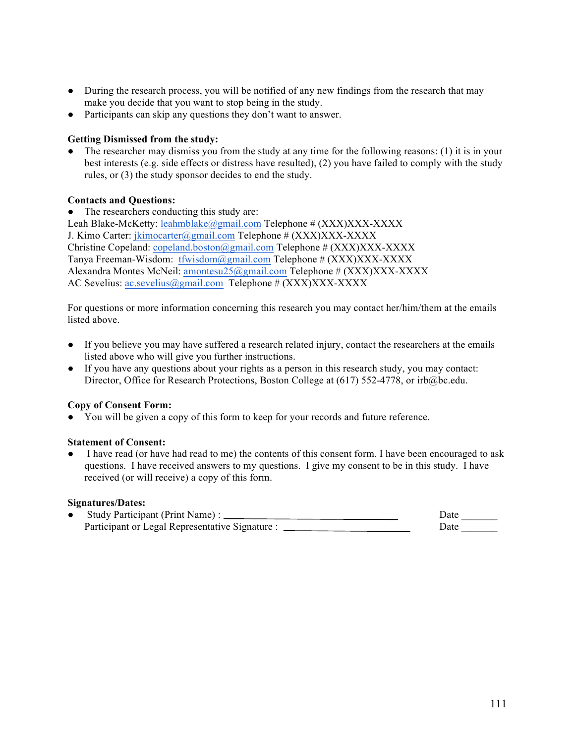- During the research process, you will be notified of any new findings from the research that may make you decide that you want to stop being in the study.
- Participants can skip any questions they don't want to answer.

**Getting Dismissed from the study:**

- The researcher may dismiss you from the study at any time for the following reasons: (1) it is in your best interests (e.g. side effects or distress have resulted), (2) you have failed to comply with the study rules, or (3) the study sponsor decides to end the study.

**Contacts and Questions:**

- The researchers conducting this study are:

Leah Blake-McKetty: leahmblake@gmail.com Telephone # (XXX)XXX-XXXX
J. Kimo Carter: jkimocarter@gmail.com Telephone # (XXX)XXX-XXXX
Christine Copeland: copeland.boston@gmail.com Telephone # (XXX)XXX-XXXX
Tanya Freeman-Wisdom: tfwisdom@gmail.com Telephone # (XXX)XXX-XXXX
Alexandra Montes McNeil: amontesu25@gmail.com Telephone # (XXX)XXX-XXXX
AC Sevelius: ac.sevelius@gmail.com Telephone # (XXX)XXX-XXXX

For questions or more information concerning this research you may contact her/him/them at the emails listed above.

- If you believe you may have suffered a research related injury, contact the researchers at the emails listed above who will give you further instructions.
- If you have any questions about your rights as a person in this research study, you may contact: Director, Office for Research Protections, Boston College at (617) 552-4778, or irb@bc.edu.

**Copy of Consent Form:**

- You will be given a copy of this form to keep for your records and future reference.

**Statement of Consent:**

- I have read (or have had read to me) the contents of this consent form. I have been encouraged to ask questions. I have received answers to my questions. I give my consent to be in this study. I have received (or will receive) a copy of this form.

**Signatures/Dates:**

- Study Participant (Print Name) : ______________________________ Date _______
  Participant or Legal Representative Signature : ______________________ Date _______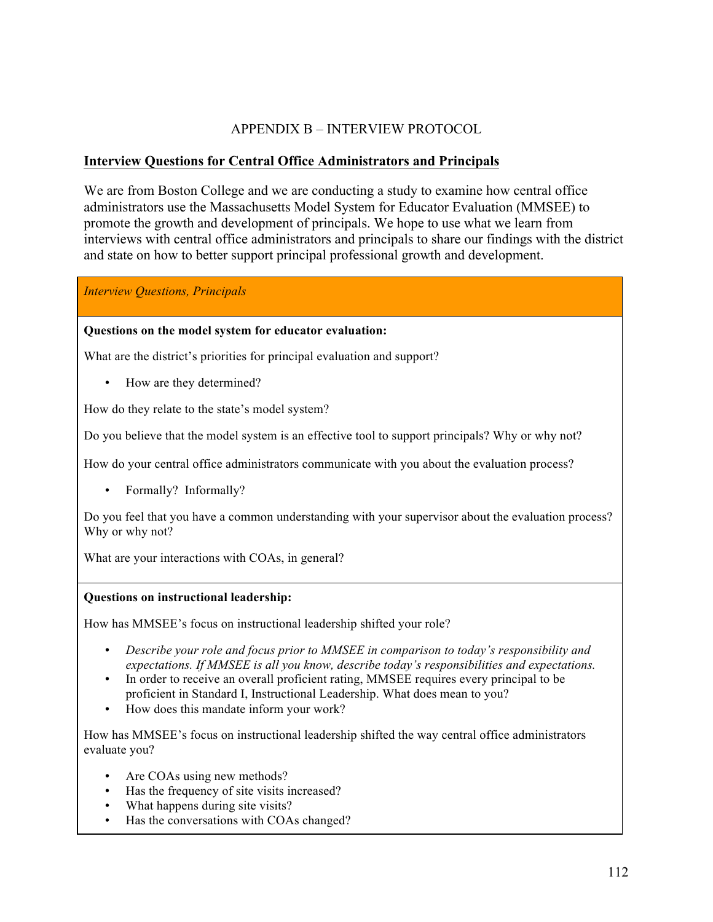# APPENDIX B – INTERVIEW PROTOCOL

**Interview Questions for Central Office Administrators and Principals**

We are from Boston College and we are conducting a study to examine how central office administrators use the Massachusetts Model System for Educator Evaluation (MMSEE) to promote the growth and development of principals. We hope to use what we learn from interviews with central office administrators and principals to share our findings with the district and state on how to better support principal professional growth and development.

*Interview Questions, Principals*

**Questions on the model system for educator evaluation:**

What are the district's priorities for principal evaluation and support?

- How are they determined?

How do they relate to the state's model system?

Do you believe that the model system is an effective tool to support principals? Why or why not?

How do your central office administrators communicate with you about the evaluation process?

- Formally? Informally?

Do you feel that you have a common understanding with your supervisor about the evaluation process? Why or why not?

What are your interactions with COAs, in general?

**Questions on instructional leadership:**

How has MMSEE's focus on instructional leadership shifted your role?

- *Describe your role and focus prior to MMSEE in comparison to today's responsibility and expectations. If MMSEE is all you know, describe today's responsibilities and expectations.*
- In order to receive an overall proficient rating, MMSEE requires every principal to be proficient in Standard I, Instructional Leadership. What does mean to you?
- How does this mandate inform your work?

How has MMSEE's focus on instructional leadership shifted the way central office administrators evaluate you?

- Are COAs using new methods?
- Has the frequency of site visits increased?
- What happens during site visits?
- Has the conversations with COAs changed?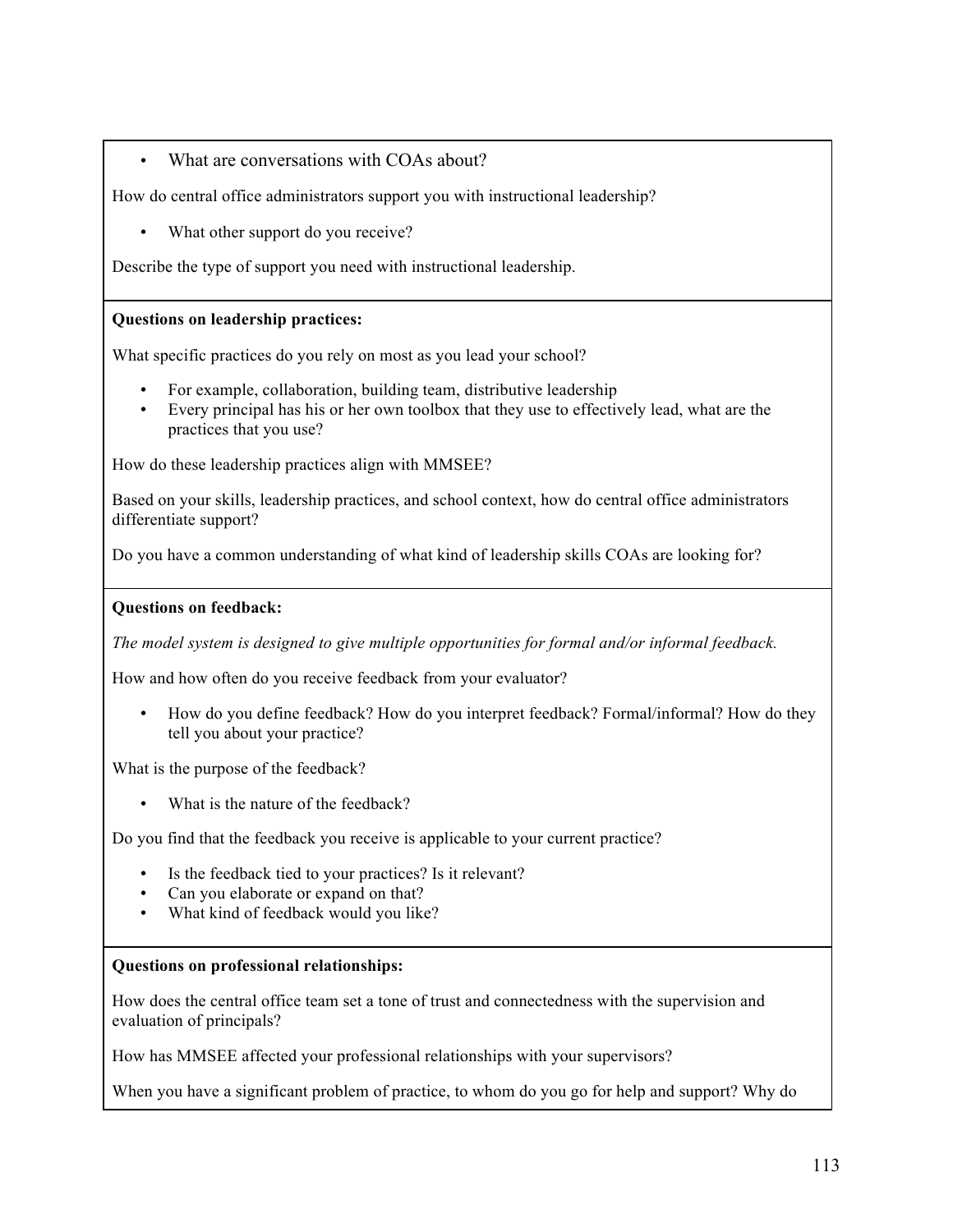- What are conversations with COAs about?

How do central office administrators support you with instructional leadership?

- What other support do you receive?

Describe the type of support you need with instructional leadership.

**Questions on leadership practices:**

What specific practices do you rely on most as you lead your school?

- For example, collaboration, building team, distributive leadership
- Every principal has his or her own toolbox that they use to effectively lead, what are the practices that you use?

How do these leadership practices align with MMSEE?

Based on your skills, leadership practices, and school context, how do central office administrators differentiate support?

Do you have a common understanding of what kind of leadership skills COAs are looking for?

**Questions on feedback:**

*The model system is designed to give multiple opportunities for formal and/or informal feedback.*

How and how often do you receive feedback from your evaluator?

- How do you define feedback? How do you interpret feedback? Formal/informal? How do they tell you about your practice?

What is the purpose of the feedback?

- What is the nature of the feedback?

Do you find that the feedback you receive is applicable to your current practice?

- Is the feedback tied to your practices? Is it relevant?
- Can you elaborate or expand on that?
- What kind of feedback would you like?

**Questions on professional relationships:**

How does the central office team set a tone of trust and connectedness with the supervision and evaluation of principals?

How has MMSEE affected your professional relationships with your supervisors?

When you have a significant problem of practice, to whom do you go for help and support? Why do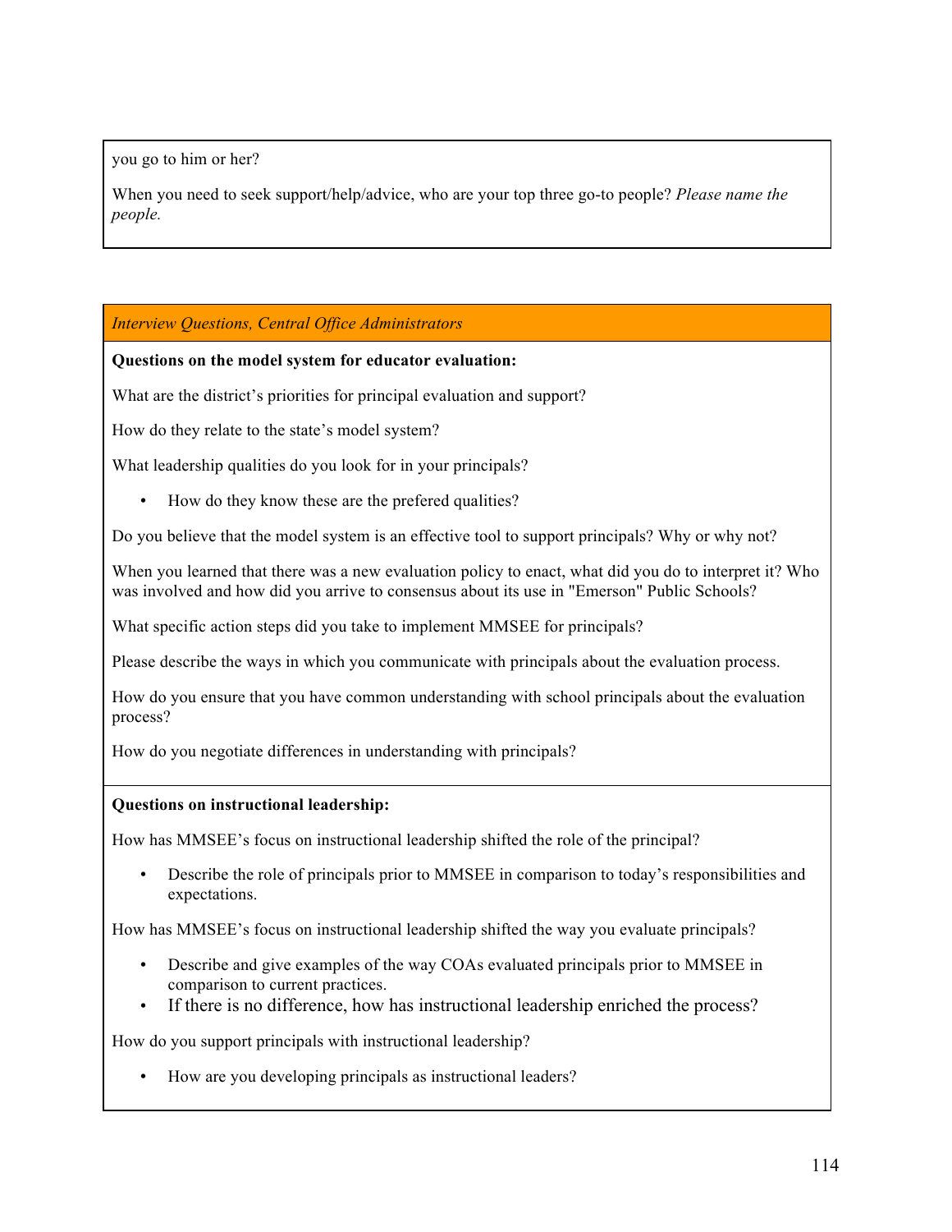you go to him or her?

When you need to seek support/help/advice, who are your top three go-to people? *Please name the people.*

*Interview Questions, Central Office Administrators*

**Questions on the model system for educator evaluation:**

What are the district's priorities for principal evaluation and support?

How do they relate to the state's model system?

What leadership qualities do you look for in your principals?

- How do they know these are the prefered qualities?

Do you believe that the model system is an effective tool to support principals? Why or why not?

When you learned that there was a new evaluation policy to enact, what did you do to interpret it? Who was involved and how did you arrive to consensus about its use in "Emerson" Public Schools?

What specific action steps did you take to implement MMSEE for principals?

Please describe the ways in which you communicate with principals about the evaluation process.

How do you ensure that you have common understanding with school principals about the evaluation process?

How do you negotiate differences in understanding with principals?

**Questions on instructional leadership:**

How has MMSEE's focus on instructional leadership shifted the role of the principal?

- Describe the role of principals prior to MMSEE in comparison to today's responsibilities and expectations.

How has MMSEE's focus on instructional leadership shifted the way you evaluate principals?

- Describe and give examples of the way COAs evaluated principals prior to MMSEE in comparison to current practices.
- If there is no difference, how has instructional leadership enriched the process?

How do you support principals with instructional leadership?

- How are you developing principals as instructional leaders?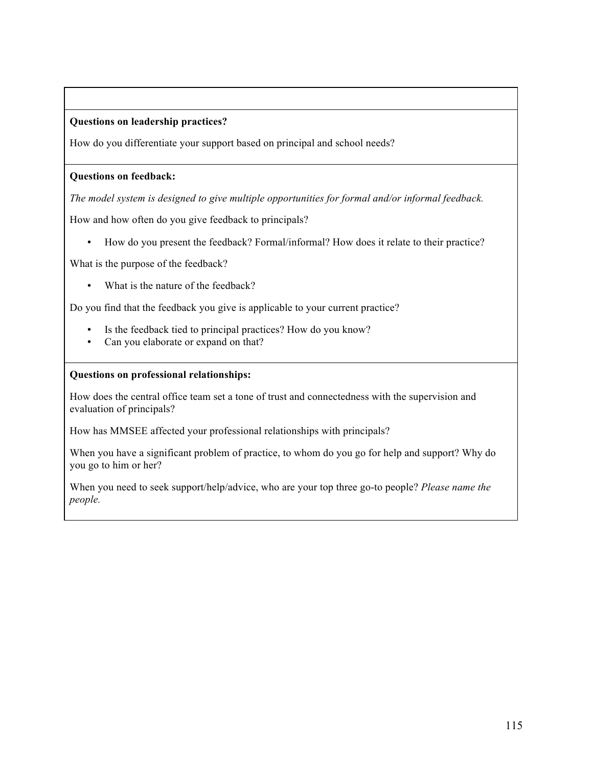**Questions on leadership practices?**

How do you differentiate your support based on principal and school needs?

**Questions on feedback:**

*The model system is designed to give multiple opportunities for formal and/or informal feedback.*

How and how often do you give feedback to principals?

- How do you present the feedback? Formal/informal? How does it relate to their practice?

What is the purpose of the feedback?

- What is the nature of the feedback?

Do you find that the feedback you give is applicable to your current practice?

- Is the feedback tied to principal practices? How do you know?
- Can you elaborate or expand on that?

**Questions on professional relationships:**

How does the central office team set a tone of trust and connectedness with the supervision and evaluation of principals?

How has MMSEE affected your professional relationships with principals?

When you have a significant problem of practice, to whom do you go for help and support? Why do you go to him or her?

When you need to seek support/help/advice, who are your top three go-to people? *Please name the people.*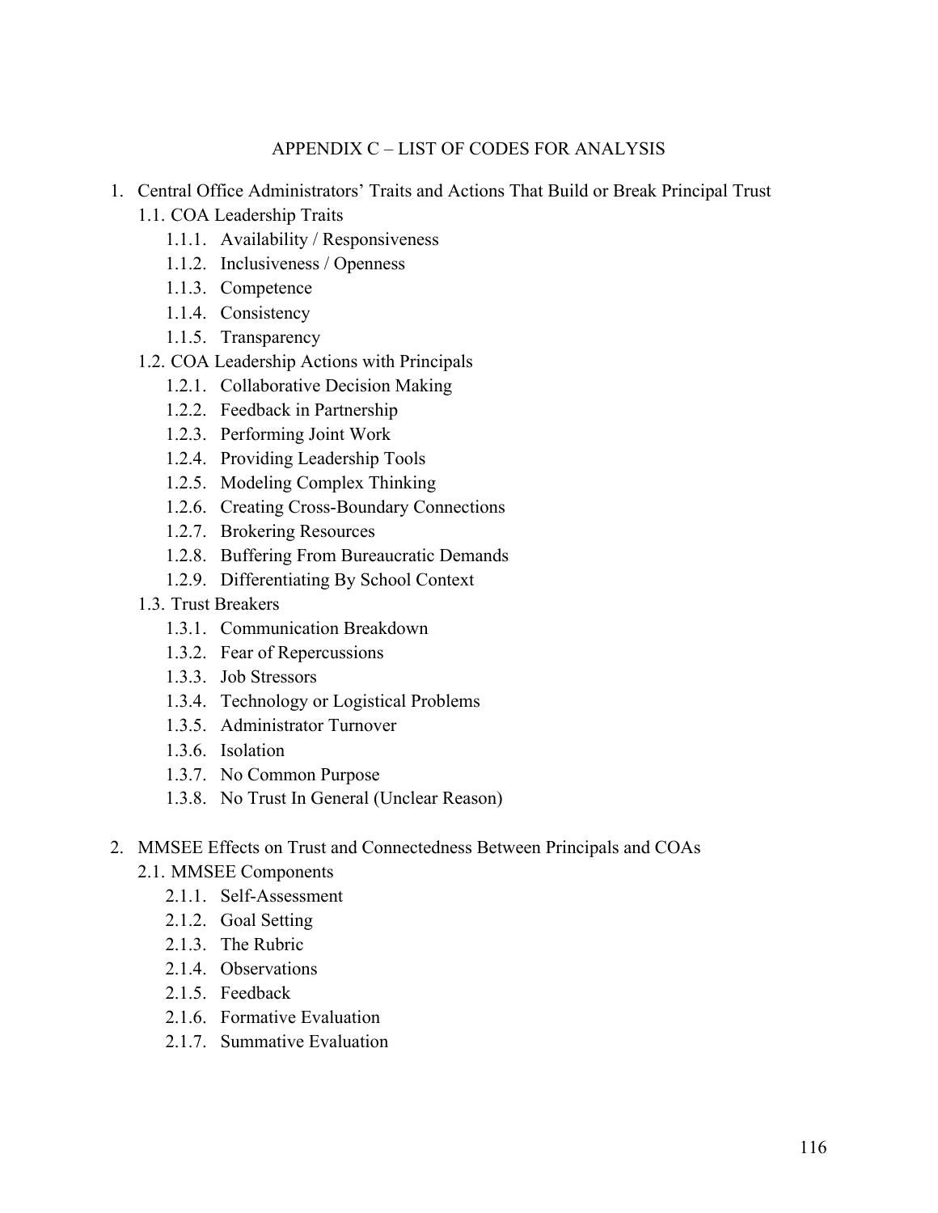# APPENDIX C – LIST OF CODES FOR ANALYSIS

1. Central Office Administrators' Traits and Actions That Build or Break Principal Trust
   - 1.1. COA Leadership Traits
     - 1.1.1. Availability / Responsiveness
     - 1.1.2. Inclusiveness / Openness
     - 1.1.3. Competence
     - 1.1.4. Consistency
     - 1.1.5. Transparency
   - 1.2. COA Leadership Actions with Principals
     - 1.2.1. Collaborative Decision Making
     - 1.2.2. Feedback in Partnership
     - 1.2.3. Performing Joint Work
     - 1.2.4. Providing Leadership Tools
     - 1.2.5. Modeling Complex Thinking
     - 1.2.6. Creating Cross-Boundary Connections
     - 1.2.7. Brokering Resources
     - 1.2.8. Buffering From Bureaucratic Demands
     - 1.2.9. Differentiating By School Context
   - 1.3. Trust Breakers
     - 1.3.1. Communication Breakdown
     - 1.3.2. Fear of Repercussions
     - 1.3.3. Job Stressors
     - 1.3.4. Technology or Logistical Problems
     - 1.3.5. Administrator Turnover
     - 1.3.6. Isolation
     - 1.3.7. No Common Purpose
     - 1.3.8. No Trust In General (Unclear Reason)

2. MMSEE Effects on Trust and Connectedness Between Principals and COAs
   - 2.1. MMSEE Components
     - 2.1.1. Self-Assessment
     - 2.1.2. Goal Setting
     - 2.1.3. The Rubric
     - 2.1.4. Observations
     - 2.1.5. Feedback
     - 2.1.6. Formative Evaluation
     - 2.1.7. Summative Evaluation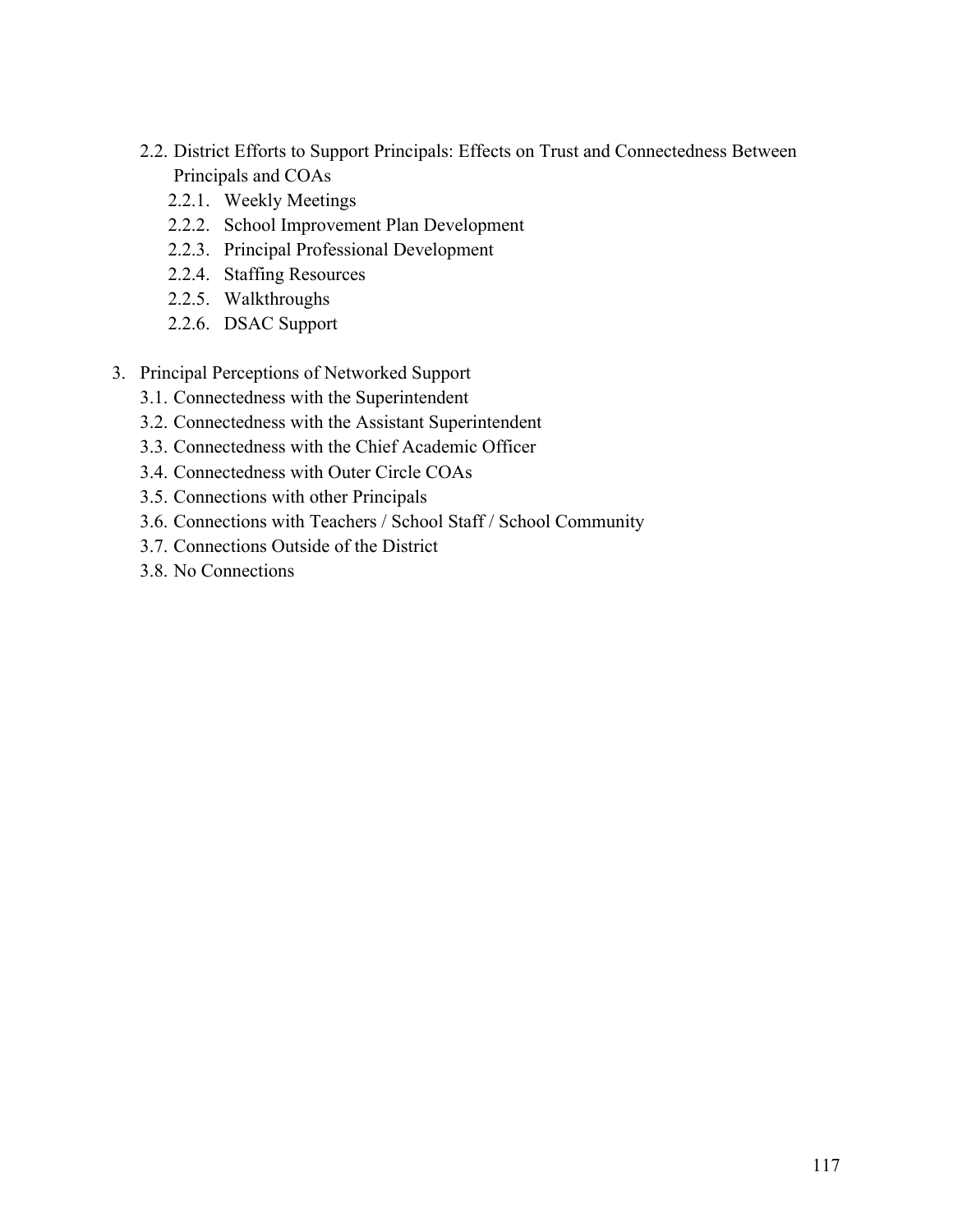- 2.2. District Efforts to Support Principals: Effects on Trust and Connectedness Between Principals and COAs
    - 2.2.1. Weekly Meetings
    - 2.2.2. School Improvement Plan Development
    - 2.2.3. Principal Professional Development
    - 2.2.4. Staffing Resources
    - 2.2.5. Walkthroughs
    - 2.2.6. DSAC Support

3. Principal Perceptions of Networked Support
    - 3.1. Connectedness with the Superintendent
    - 3.2. Connectedness with the Assistant Superintendent
    - 3.3. Connectedness with the Chief Academic Officer
    - 3.4. Connectedness with Outer Circle COAs
    - 3.5. Connections with other Principals
    - 3.6. Connections with Teachers / School Staff / School Community
    - 3.7. Connections Outside of the District
    - 3.8. No Connections